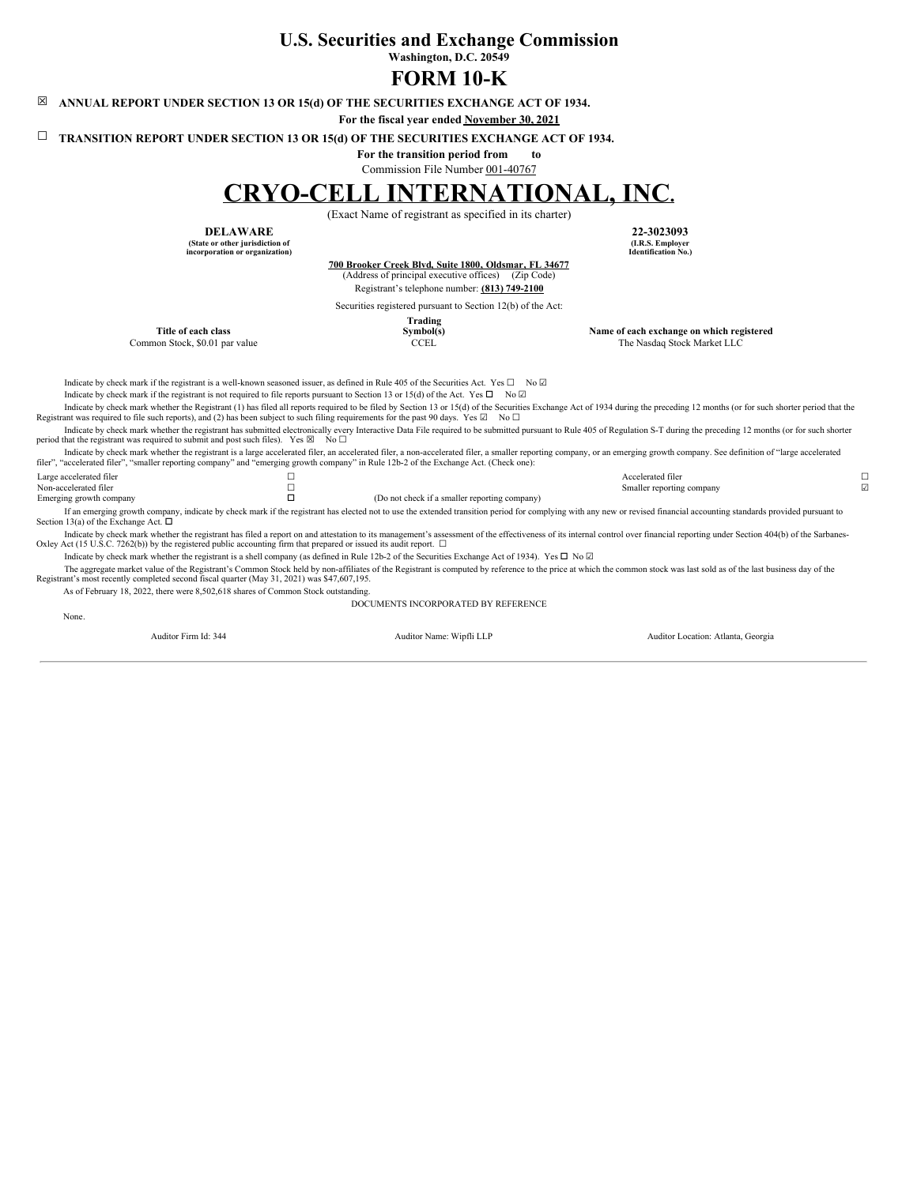# U.S. Securities and Exchange Commission

**Washington, D.C. 20549**

# FORM 10-K

☒ **ANNUAL REPORT UNDER SECTION 13 OR 15(d) OF THE SECURITIES EXCHANGE ACT OF 1934.**

**For the fiscal year ended November 30, 2021**

☐ **TRANSITION REPORT UNDER SECTION 13 OR 15(d) OF THE SECURITIES EXCHANGE ACT OF 1934.**

**For the transition period from to**

Commission File Number 001-40767

# CRYO-CELL INTERNATIONAL, INC.

(Exact Name of registrant as specified in its charter)

| **DELAWARE** | **22-3023093** |
|---|---|
| **(State or other jurisdiction of incorporation or organization)** | **(I.R.S. Employer Identification No.)** |

**700 Brooker Creek Blvd, Suite 1800, Oldsmar, FL 34677**
(Address of principal executive offices) (Zip Code)

Registrant's telephone number: **(813) 749-2100**

Securities registered pursuant to Section 12(b) of the Act:

| Title of each class | Trading Symbol(s) | Name of each exchange on which registered |
|---|---|---|
| Common Stock, $0.01 par value | CCEL | The Nasdaq Stock Market LLC |

Indicate by check mark if the registrant is a well-known seasoned issuer, as defined in Rule 405 of the Securities Act. Yes ☐ No ☑

Indicate by check mark if the registrant is not required to file reports pursuant to Section 13 or 15(d) of the Act. Yes ☐ No ☑

Indicate by check mark whether the Registrant (1) has filed all reports required to be filed by Section 13 or 15(d) of the Securities Exchange Act of 1934 during the preceding 12 months (or for such shorter period that the Registrant was required to file such reports), and (2) has been subject to such filing requirements for the past 90 days. Yes ☑ No ☐

Indicate by check mark whether the registrant has submitted electronically every Interactive Data File required to be submitted pursuant to Rule 405 of Regulation S-T during the preceding 12 months (or for such shorter period that the registrant was required to submit and post such files). Yes ☒ No ☐

Indicate by check mark whether the registrant is a large accelerated filer, an accelerated filer, a non-accelerated filer, a smaller reporting company, or an emerging growth company. See definition of "large accelerated filer", "accelerated filer", "smaller reporting company" and "emerging growth company" in Rule 12b-2 of the Exchange Act. (Check one):

| | | | | |
|---|---|---|---|---|
| Large accelerated filer | ☐ | | Accelerated filer | ☐ |
| Non-accelerated filer | ☐ | | Smaller reporting company | ☑ |
| Emerging growth company | ☐ | (Do not check if a smaller reporting company) | | |

If an emerging growth company, indicate by check mark if the registrant has elected not to use the extended transition period for complying with any new or revised financial accounting standards provided pursuant to Section 13(a) of the Exchange Act. ☐

Indicate by check mark whether the registrant has filed a report on and attestation to its management's assessment of the effectiveness of its internal control over financial reporting under Section 404(b) of the Sarbanes-Oxley Act (15 U.S.C. 7262(b)) by the registered public accounting firm that prepared or issued its audit report. ☐

Indicate by check mark whether the registrant is a shell company (as defined in Rule 12b-2 of the Securities Exchange Act of 1934). Yes ☐ No ☑

The aggregate market value of the Registrant's Common Stock held by non-affiliates of the Registrant is computed by reference to the price at which the common stock was last sold as of the last business day of the Registrant's most recently completed second fiscal quarter (May 31, 2021) was $47,607,195.

As of February 18, 2022, there were 8,502,618 shares of Common Stock outstanding.

DOCUMENTS INCORPORATED BY REFERENCE

None.

| Auditor Firm Id: 344 | Auditor Name: Wipfli LLP | Auditor Location: Atlanta, Georgia |
|---|---|---|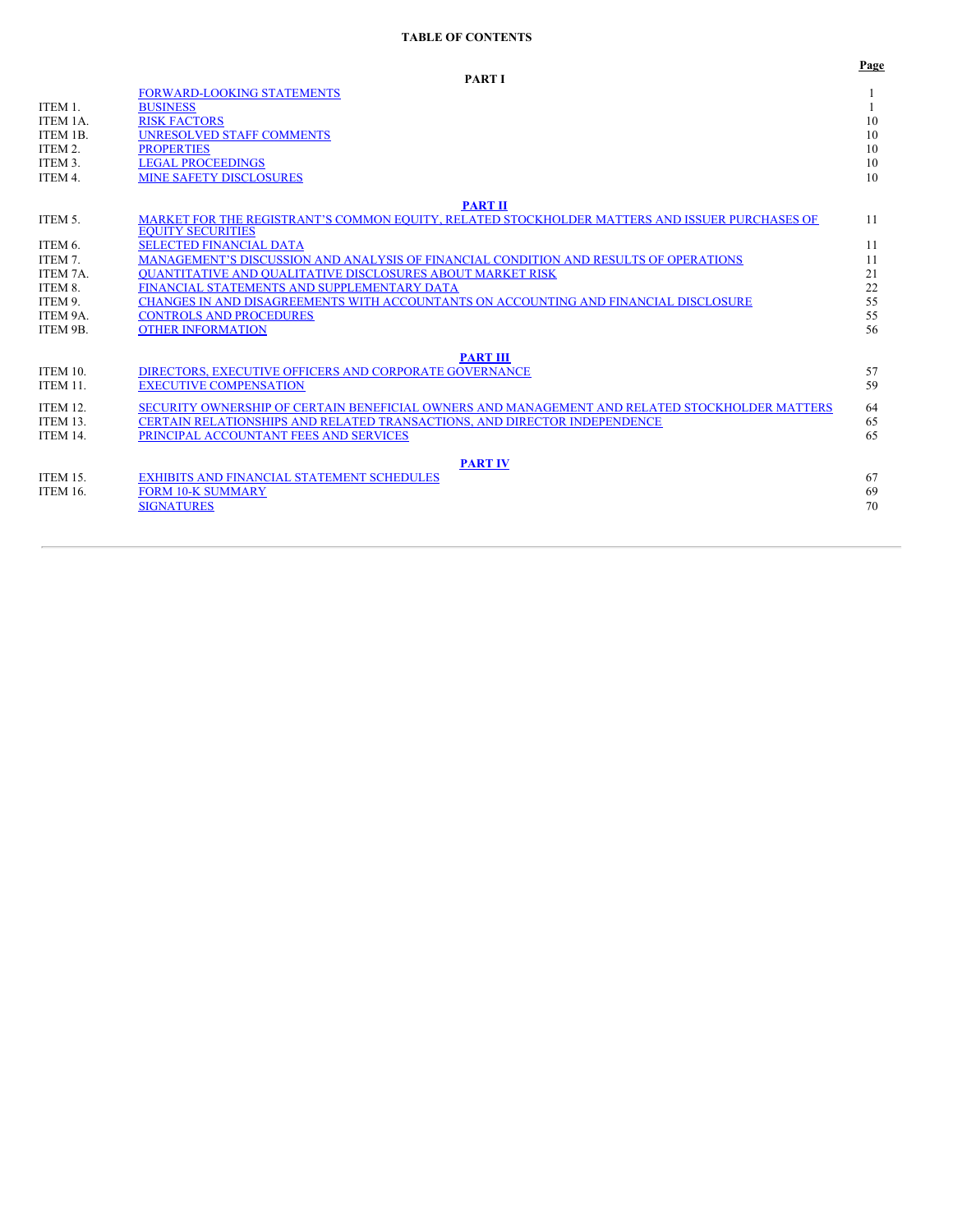# TABLE OF CONTENTS

| | | Page |
|---|---|---|
| | **PART I** | |
| | FORWARD-LOOKING STATEMENTS | 1 |
| ITEM 1. | BUSINESS | 1 |
| ITEM 1A. | RISK FACTORS | 10 |
| ITEM 1B. | UNRESOLVED STAFF COMMENTS | 10 |
| ITEM 2. | PROPERTIES | 10 |
| ITEM 3. | LEGAL PROCEEDINGS | 10 |
| ITEM 4. | MINE SAFETY DISCLOSURES | 10 |
| | **PART II** | |
| ITEM 5. | MARKET FOR THE REGISTRANT'S COMMON EQUITY, RELATED STOCKHOLDER MATTERS AND ISSUER PURCHASES OF EQUITY SECURITIES | 11 |
| ITEM 6. | SELECTED FINANCIAL DATA | 11 |
| ITEM 7. | MANAGEMENT'S DISCUSSION AND ANALYSIS OF FINANCIAL CONDITION AND RESULTS OF OPERATIONS | 11 |
| ITEM 7A. | QUANTITATIVE AND QUALITATIVE DISCLOSURES ABOUT MARKET RISK | 21 |
| ITEM 8. | FINANCIAL STATEMENTS AND SUPPLEMENTARY DATA | 22 |
| ITEM 9. | CHANGES IN AND DISAGREEMENTS WITH ACCOUNTANTS ON ACCOUNTING AND FINANCIAL DISCLOSURE | 55 |
| ITEM 9A. | CONTROLS AND PROCEDURES | 55 |
| ITEM 9B. | OTHER INFORMATION | 56 |
| | **PART III** | |
| ITEM 10. | DIRECTORS, EXECUTIVE OFFICERS AND CORPORATE GOVERNANCE | 57 |
| ITEM 11. | EXECUTIVE COMPENSATION | 59 |
| ITEM 12. | SECURITY OWNERSHIP OF CERTAIN BENEFICIAL OWNERS AND MANAGEMENT AND RELATED STOCKHOLDER MATTERS | 64 |
| ITEM 13. | CERTAIN RELATIONSHIPS AND RELATED TRANSACTIONS, AND DIRECTOR INDEPENDENCE | 65 |
| ITEM 14. | PRINCIPAL ACCOUNTANT FEES AND SERVICES | 65 |
| | **PART IV** | |
| ITEM 15. | EXHIBITS AND FINANCIAL STATEMENT SCHEDULES | 67 |
| ITEM 16. | FORM 10-K SUMMARY | 69 |
| | SIGNATURES | 70 |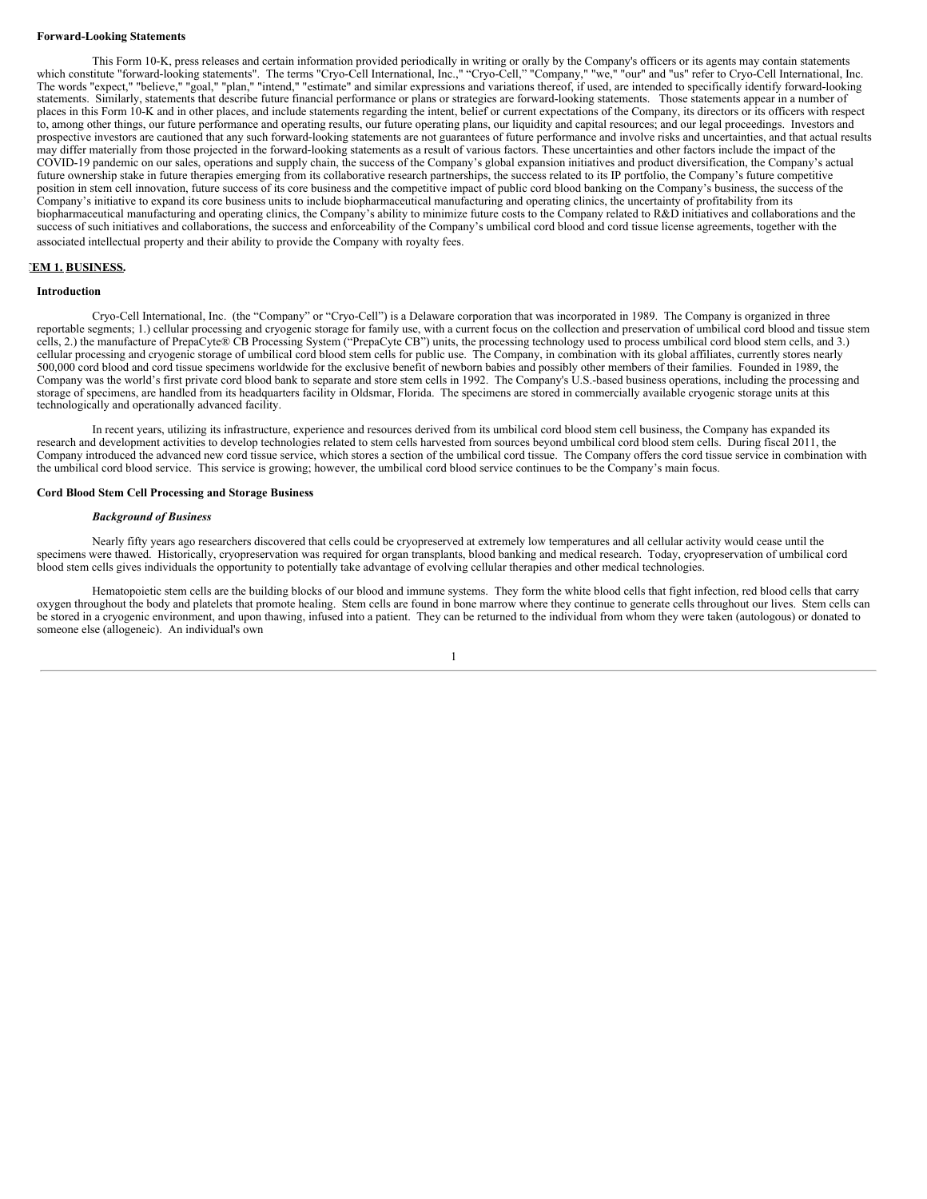**Forward-Looking Statements**

This Form 10-K, press releases and certain information provided periodically in writing or orally by the Company's officers or its agents may contain statements which constitute "forward-looking statements". The terms "Cryo-Cell International, Inc.," "Cryo-Cell," "Company," "we," "our" and "us" refer to Cryo-Cell International, Inc. The words "expect," "believe," "goal," "plan," "intend," "estimate" and similar expressions and variations thereof, if used, are intended to specifically identify forward-looking statements. Similarly, statements that describe future financial performance or plans or strategies are forward-looking statements. Those statements appear in a number of places in this Form 10-K and in other places, and include statements regarding the intent, belief or current expectations of the Company, its directors or its officers with respect to, among other things, our future performance and operating results, our future operating plans, our liquidity and capital resources; and our legal proceedings. Investors and prospective investors are cautioned that any such forward-looking statements are not guarantees of future performance and involve risks and uncertainties, and that actual results may differ materially from those projected in the forward-looking statements as a result of various factors. These uncertainties and other factors include the impact of the COVID-19 pandemic on our sales, operations and supply chain, the success of the Company's global expansion initiatives and product diversification, the Company's actual future ownership stake in future therapies emerging from its collaborative research partnerships, the success related to its IP portfolio, the Company's future competitive position in stem cell innovation, future success of its core business and the competitive impact of public cord blood banking on the Company's business, the success of the Company's initiative to expand its core business units to include biopharmaceutical manufacturing and operating clinics, the uncertainty of profitability from its biopharmaceutical manufacturing and operating clinics, the Company's ability to minimize future costs to the Company related to R&D initiatives and collaborations and the success of such initiatives and collaborations, the success and enforceability of the Company's umbilical cord blood and cord tissue license agreements, together with the associated intellectual property and their ability to provide the Company with royalty fees.

## ITEM 1. BUSINESS.

**Introduction**

Cryo-Cell International, Inc. (the "Company" or "Cryo-Cell") is a Delaware corporation that was incorporated in 1989. The Company is organized in three reportable segments; 1.) cellular processing and cryogenic storage for family use, with a current focus on the collection and preservation of umbilical cord blood and tissue stem cells, 2.) the manufacture of PrepaCyte® CB Processing System ("PrepaCyte CB") units, the processing technology used to process umbilical cord blood stem cells, and 3.) cellular processing and cryogenic storage of umbilical cord blood stem cells for public use. The Company, in combination with its global affiliates, currently stores nearly 500,000 cord blood and cord tissue specimens worldwide for the exclusive benefit of newborn babies and possibly other members of their families. Founded in 1989, the Company was the world's first private cord blood bank to separate and store stem cells in 1992. The Company's U.S.-based business operations, including the processing and storage of specimens, are handled from its headquarters facility in Oldsmar, Florida. The specimens are stored in commercially available cryogenic storage units at this technologically and operationally advanced facility.

In recent years, utilizing its infrastructure, experience and resources derived from its umbilical cord blood stem cell business, the Company has expanded its research and development activities to develop technologies related to stem cells harvested from sources beyond umbilical cord blood stem cells. During fiscal 2011, the Company introduced the advanced new cord tissue service, which stores a section of the umbilical cord tissue. The Company offers the cord tissue service in combination with the umbilical cord blood service. This service is growing; however, the umbilical cord blood service continues to be the Company's main focus.

**Cord Blood Stem Cell Processing and Storage Business**

***Background of Business***

Nearly fifty years ago researchers discovered that cells could be cryopreserved at extremely low temperatures and all cellular activity would cease until the specimens were thawed. Historically, cryopreservation was required for organ transplants, blood banking and medical research. Today, cryopreservation of umbilical cord blood stem cells gives individuals the opportunity to potentially take advantage of evolving cellular therapies and other medical technologies.

Hematopoietic stem cells are the building blocks of our blood and immune systems. They form the white blood cells that fight infection, red blood cells that carry oxygen throughout the body and platelets that promote healing. Stem cells are found in bone marrow where they continue to generate cells throughout our lives. Stem cells can be stored in a cryogenic environment, and upon thawing, infused into a patient. They can be returned to the individual from whom they were taken (autologous) or donated to someone else (allogeneic). An individual's own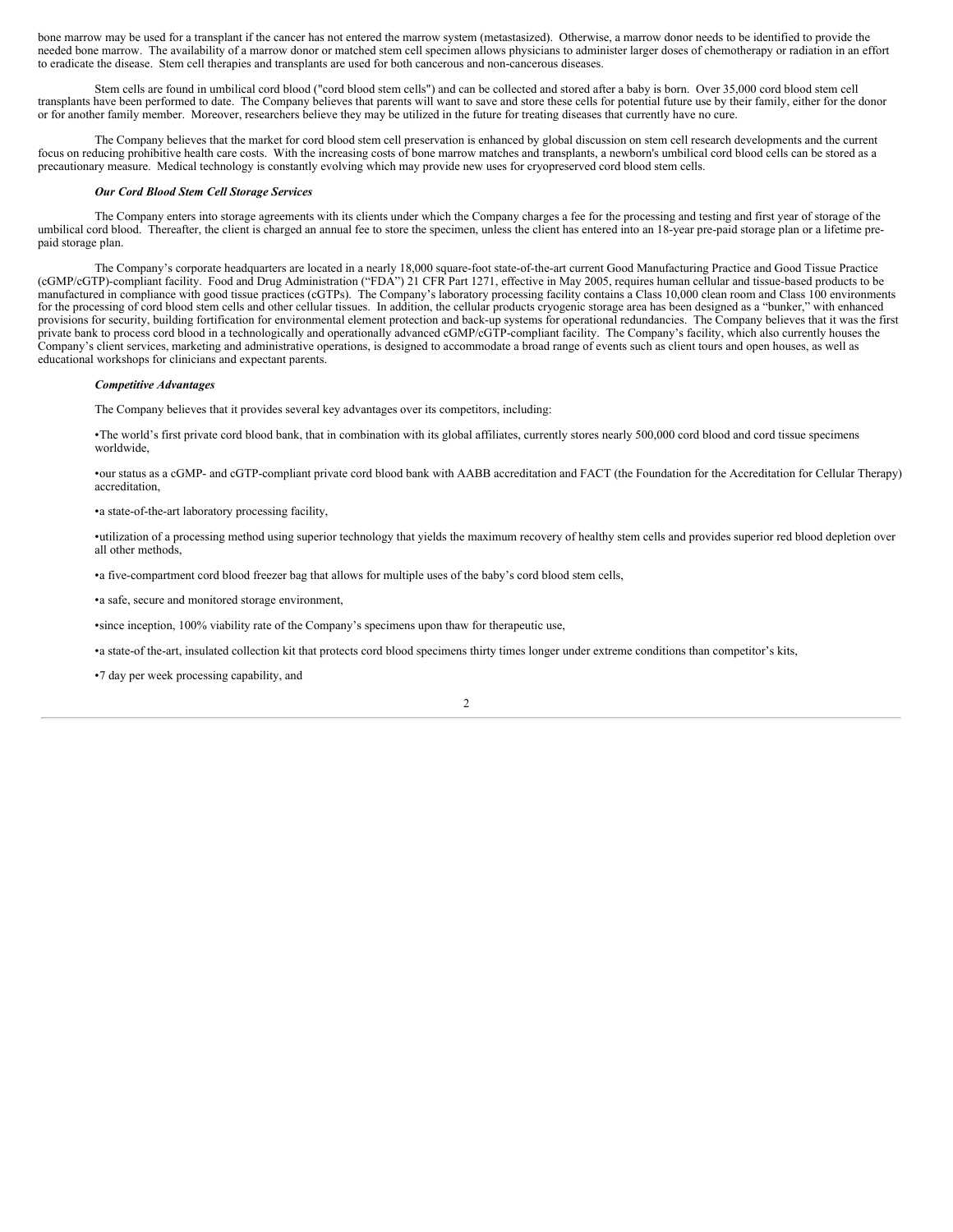bone marrow may be used for a transplant if the cancer has not entered the marrow system (metastasized). Otherwise, a marrow donor needs to be identified to provide the needed bone marrow. The availability of a marrow donor or matched stem cell specimen allows physicians to administer larger doses of chemotherapy or radiation in an effort to eradicate the disease. Stem cell therapies and transplants are used for both cancerous and non-cancerous diseases.

Stem cells are found in umbilical cord blood ("cord blood stem cells") and can be collected and stored after a baby is born. Over 35,000 cord blood stem cell transplants have been performed to date. The Company believes that parents will want to save and store these cells for potential future use by their family, either for the donor or for another family member. Moreover, researchers believe they may be utilized in the future for treating diseases that currently have no cure.

The Company believes that the market for cord blood stem cell preservation is enhanced by global discussion on stem cell research developments and the current focus on reducing prohibitive health care costs. With the increasing costs of bone marrow matches and transplants, a newborn's umbilical cord blood cells can be stored as a precautionary measure. Medical technology is constantly evolving which may provide new uses for cryopreserved cord blood stem cells.

***Our Cord Blood Stem Cell Storage Services***

The Company enters into storage agreements with its clients under which the Company charges a fee for the processing and testing and first year of storage of the umbilical cord blood. Thereafter, the client is charged an annual fee to store the specimen, unless the client has entered into an 18-year pre-paid storage plan or a lifetime pre-paid storage plan.

The Company's corporate headquarters are located in a nearly 18,000 square-foot state-of-the-art current Good Manufacturing Practice and Good Tissue Practice (cGMP/cGTP)-compliant facility. Food and Drug Administration ("FDA") 21 CFR Part 1271, effective in May 2005, requires human cellular and tissue-based products to be manufactured in compliance with good tissue practices (cGTPs). The Company's laboratory processing facility contains a Class 10,000 clean room and Class 100 environments for the processing of cord blood stem cells and other cellular tissues. In addition, the cellular products cryogenic storage area has been designed as a "bunker," with enhanced provisions for security, building fortification for environmental element protection and back-up systems for operational redundancies. The Company believes that it was the first private bank to process cord blood in a technologically and operationally advanced cGMP/cGTP-compliant facility. The Company's facility, which also currently houses the Company's client services, marketing and administrative operations, is designed to accommodate a broad range of events such as client tours and open houses, as well as educational workshops for clinicians and expectant parents.

***Competitive Advantages***

The Company believes that it provides several key advantages over its competitors, including:

- The world's first private cord blood bank, that in combination with its global affiliates, currently stores nearly 500,000 cord blood and cord tissue specimens worldwide,
- our status as a cGMP- and cGTP-compliant private cord blood bank with AABB accreditation and FACT (the Foundation for the Accreditation for Cellular Therapy) accreditation,
- a state-of-the-art laboratory processing facility,
- utilization of a processing method using superior technology that yields the maximum recovery of healthy stem cells and provides superior red blood depletion over all other methods,
- a five-compartment cord blood freezer bag that allows for multiple uses of the baby's cord blood stem cells,
- a safe, secure and monitored storage environment,
- since inception, 100% viability rate of the Company's specimens upon thaw for therapeutic use,
- a state-of-the-art, insulated collection kit that protects cord blood specimens thirty times longer under extreme conditions than competitor's kits,
- 7 day per week processing capability, and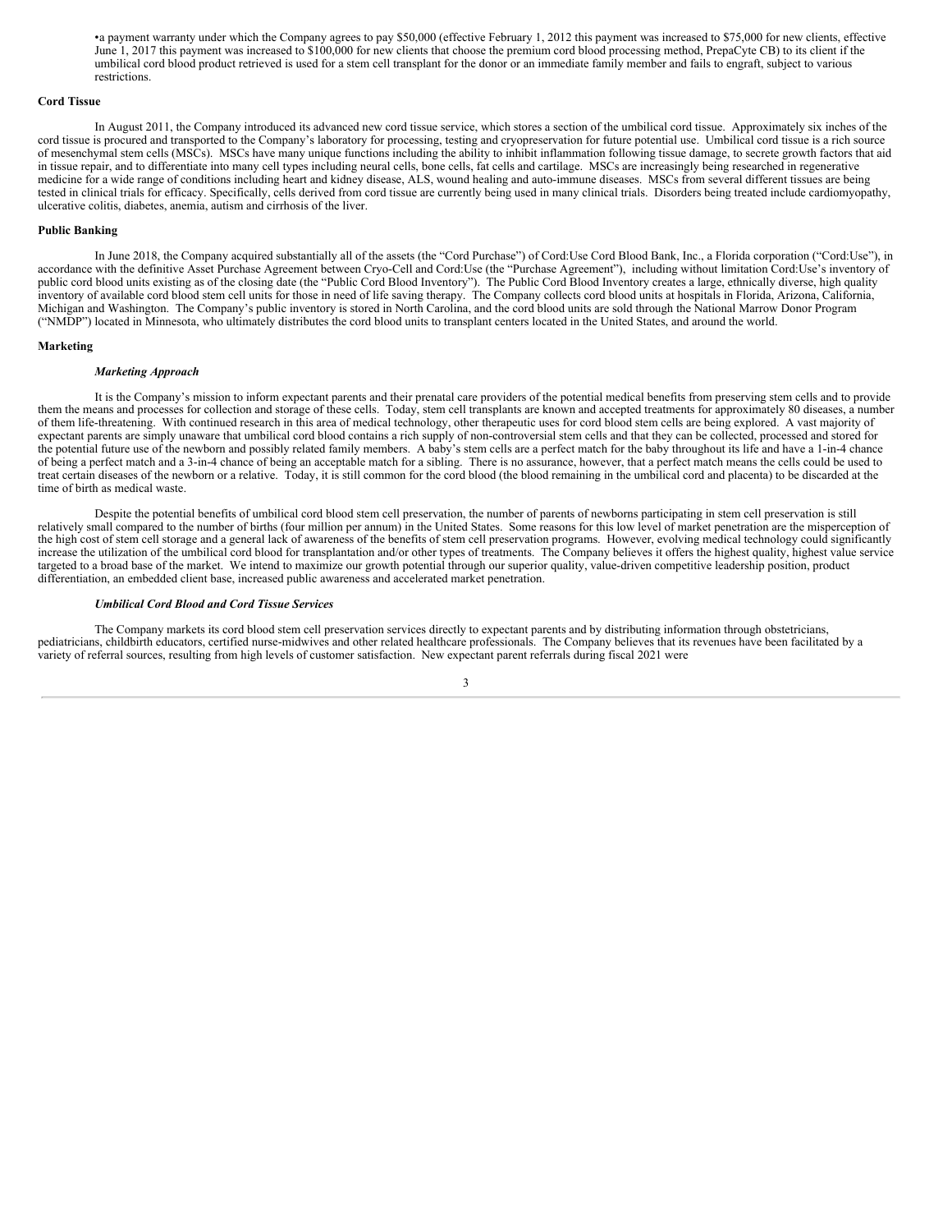•a payment warranty under which the Company agrees to pay $50,000 (effective February 1, 2012 this payment was increased to $75,000 for new clients, effective June 1, 2017 this payment was increased to $100,000 for new clients that choose the premium cord blood processing method, PrepaCyte CB) to its client if the umbilical cord blood product retrieved is used for a stem cell transplant for the donor or an immediate family member and fails to engraft, subject to various restrictions.

**Cord Tissue**

In August 2011, the Company introduced its advanced new cord tissue service, which stores a section of the umbilical cord tissue. Approximately six inches of the cord tissue is procured and transported to the Company's laboratory for processing, testing and cryopreservation for future potential use. Umbilical cord tissue is a rich source of mesenchymal stem cells (MSCs). MSCs have many unique functions including the ability to inhibit inflammation following tissue damage, to secrete growth factors that aid in tissue repair, and to differentiate into many cell types including neural cells, bone cells, fat cells and cartilage. MSCs are increasingly being researched in regenerative medicine for a wide range of conditions including heart and kidney disease, ALS, wound healing and auto-immune diseases. MSCs from several different tissues are being tested in clinical trials for efficacy. Specifically, cells derived from cord tissue are currently being used in many clinical trials. Disorders being treated include cardiomyopathy, ulcerative colitis, diabetes, anemia, autism and cirrhosis of the liver.

**Public Banking**

In June 2018, the Company acquired substantially all of the assets (the "Cord Purchase") of Cord:Use Cord Blood Bank, Inc., a Florida corporation ("Cord:Use"), in accordance with the definitive Asset Purchase Agreement between Cryo-Cell and Cord:Use (the "Purchase Agreement"), including without limitation Cord:Use's inventory of public cord blood units existing as of the closing date (the "Public Cord Blood Inventory"). The Public Cord Blood Inventory creates a large, ethnically diverse, high quality inventory of available cord blood stem cell units for those in need of life saving therapy. The Company collects cord blood units at hospitals in Florida, Arizona, California, Michigan and Washington. The Company's public inventory is stored in North Carolina, and the cord blood units are sold through the National Marrow Donor Program ("NMDP") located in Minnesota, who ultimately distributes the cord blood units to transplant centers located in the United States, and around the world.

**Marketing**

***Marketing Approach***

It is the Company's mission to inform expectant parents and their prenatal care providers of the potential medical benefits from preserving stem cells and to provide them the means and processes for collection and storage of these cells. Today, stem cell transplants are known and accepted treatments for approximately 80 diseases, a number of them life-threatening. With continued research in this area of medical technology, other therapeutic uses for cord blood stem cells are being explored. A vast majority of expectant parents are simply unaware that umbilical cord blood contains a rich supply of non-controversial stem cells and that they can be collected, processed and stored for the potential future use of the newborn and possibly related family members. A baby's stem cells are a perfect match for the baby throughout its life and have a 1-in-4 chance of being a perfect match and a 3-in-4 chance of being an acceptable match for a sibling. There is no assurance, however, that a perfect match means the cells could be used to treat certain diseases of the newborn or a relative. Today, it is still common for the cord blood (the blood remaining in the umbilical cord and placenta) to be discarded at the time of birth as medical waste.

Despite the potential benefits of umbilical cord blood stem cell preservation, the number of parents of newborns participating in stem cell preservation is still relatively small compared to the number of births (four million per annum) in the United States. Some reasons for this low level of market penetration are the misperception of the high cost of stem cell storage and a general lack of awareness of the benefits of stem cell preservation programs. However, evolving medical technology could significantly increase the utilization of the umbilical cord blood for transplantation and/or other types of treatments. The Company believes it offers the highest quality, highest value service targeted to a broad base of the market. We intend to maximize our growth potential through our superior quality, value-driven competitive leadership position, product differentiation, an embedded client base, increased public awareness and accelerated market penetration.

***Umbilical Cord Blood and Cord Tissue Services***

The Company markets its cord blood stem cell preservation services directly to expectant parents and by distributing information through obstetricians, pediatricians, childbirth educators, certified nurse-midwives and other related healthcare professionals. The Company believes that its revenues have been facilitated by a variety of referral sources, resulting from high levels of customer satisfaction. New expectant parent referrals during fiscal 2021 were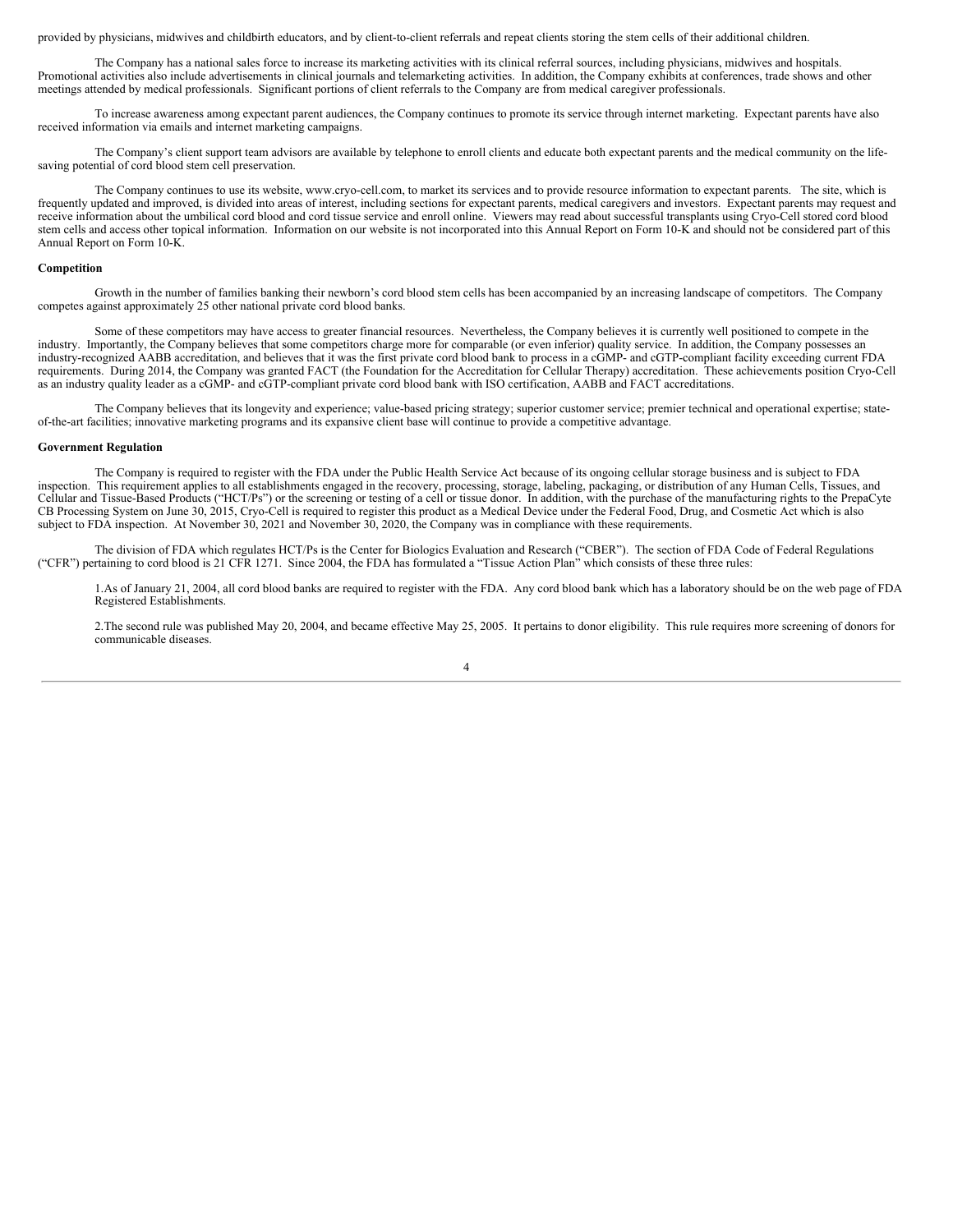provided by physicians, midwives and childbirth educators, and by client-to-client referrals and repeat clients storing the stem cells of their additional children.

The Company has a national sales force to increase its marketing activities with its clinical referral sources, including physicians, midwives and hospitals. Promotional activities also include advertisements in clinical journals and telemarketing activities. In addition, the Company exhibits at conferences, trade shows and other meetings attended by medical professionals. Significant portions of client referrals to the Company are from medical caregiver professionals.

To increase awareness among expectant parent audiences, the Company continues to promote its service through internet marketing. Expectant parents have also received information via emails and internet marketing campaigns.

The Company's client support team advisors are available by telephone to enroll clients and educate both expectant parents and the medical community on the life-saving potential of cord blood stem cell preservation.

The Company continues to use its website, www.cryo-cell.com, to market its services and to provide resource information to expectant parents. The site, which is frequently updated and improved, is divided into areas of interest, including sections for expectant parents, medical caregivers and investors. Expectant parents may request and receive information about the umbilical cord blood and cord tissue service and enroll online. Viewers may read about successful transplants using Cryo-Cell stored cord blood stem cells and access other topical information. Information on our website is not incorporated into this Annual Report on Form 10-K and should not be considered part of this Annual Report on Form 10-K.

**Competition**

Growth in the number of families banking their newborn's cord blood stem cells has been accompanied by an increasing landscape of competitors. The Company competes against approximately 25 other national private cord blood banks.

Some of these competitors may have access to greater financial resources. Nevertheless, the Company believes it is currently well positioned to compete in the industry. Importantly, the Company believes that some competitors charge more for comparable (or even inferior) quality service. In addition, the Company possesses an industry-recognized AABB accreditation, and believes that it was the first private cord blood bank to process in a cGMP- and cGTP-compliant facility exceeding current FDA requirements. During 2014, the Company was granted FACT (the Foundation for the Accreditation for Cellular Therapy) accreditation. These achievements position Cryo-Cell as an industry quality leader as a cGMP- and cGTP-compliant private cord blood bank with ISO certification, AABB and FACT accreditations.

The Company believes that its longevity and experience; value-based pricing strategy; superior customer service; premier technical and operational expertise; state-of-the-art facilities; innovative marketing programs and its expansive client base will continue to provide a competitive advantage.

**Government Regulation**

The Company is required to register with the FDA under the Public Health Service Act because of its ongoing cellular storage business and is subject to FDA inspection. This requirement applies to all establishments engaged in the recovery, processing, storage, labeling, packaging, or distribution of any Human Cells, Tissues, and Cellular and Tissue-Based Products ("HCT/Ps") or the screening or testing of a cell or tissue donor. In addition, with the purchase of the manufacturing rights to the PrepaCyte CB Processing System on June 30, 2015, Cryo-Cell is required to register this product as a Medical Device under the Federal Food, Drug, and Cosmetic Act which is also subject to FDA inspection. At November 30, 2021 and November 30, 2020, the Company was in compliance with these requirements.

The division of FDA which regulates HCT/Ps is the Center for Biologics Evaluation and Research ("CBER"). The section of FDA Code of Federal Regulations ("CFR") pertaining to cord blood is 21 CFR 1271. Since 2004, the FDA has formulated a "Tissue Action Plan" which consists of these three rules:

1. As of January 21, 2004, all cord blood banks are required to register with the FDA. Any cord blood bank which has a laboratory should be on the web page of FDA Registered Establishments.

2. The second rule was published May 20, 2004, and became effective May 25, 2005. It pertains to donor eligibility. This rule requires more screening of donors for communicable diseases.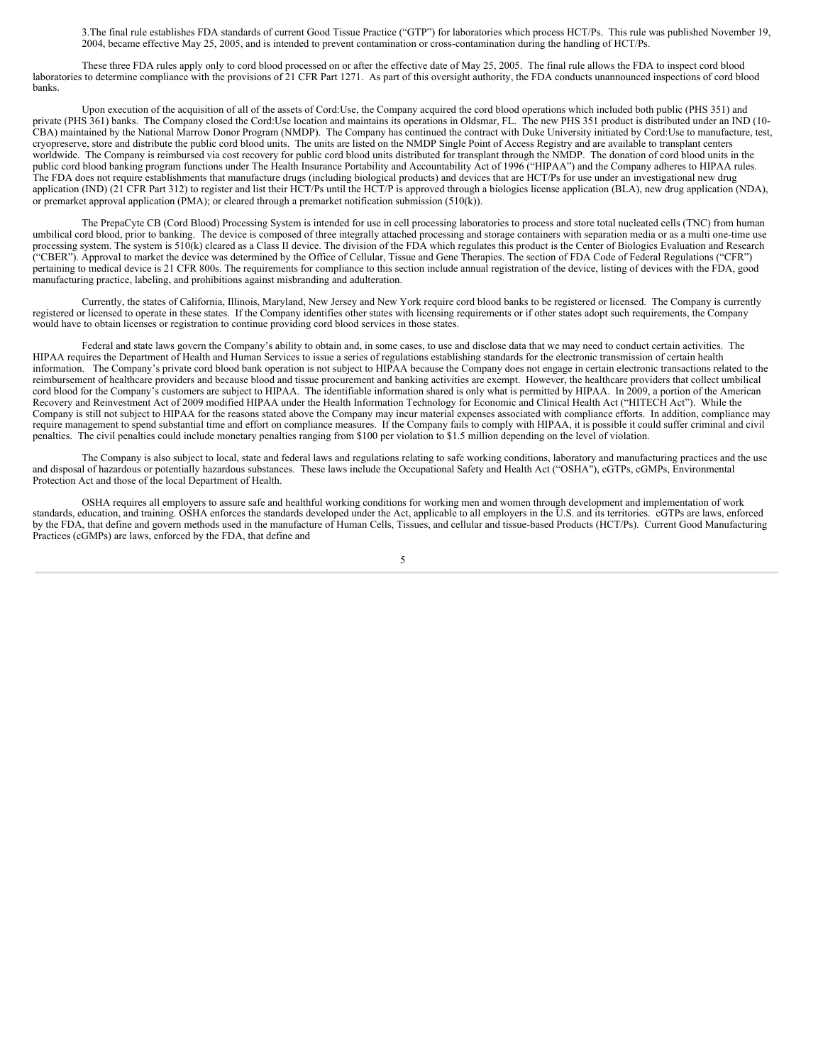3.The final rule establishes FDA standards of current Good Tissue Practice ("GTP") for laboratories which process HCT/Ps. This rule was published November 19, 2004, became effective May 25, 2005, and is intended to prevent contamination or cross-contamination during the handling of HCT/Ps.

These three FDA rules apply only to cord blood processed on or after the effective date of May 25, 2005. The final rule allows the FDA to inspect cord blood laboratories to determine compliance with the provisions of 21 CFR Part 1271. As part of this oversight authority, the FDA conducts unannounced inspections of cord blood banks.

Upon execution of the acquisition of all of the assets of Cord:Use, the Company acquired the cord blood operations which included both public (PHS 351) and private (PHS 361) banks. The Company closed the Cord:Use location and maintains its operations in Oldsmar, FL. The new PHS 351 product is distributed under an IND (10-CBA) maintained by the National Marrow Donor Program (NMDP). The Company has continued the contract with Duke University initiated by Cord:Use to manufacture, test, cryopreserve, store and distribute the public cord blood units. The units are listed on the NMDP Single Point of Access Registry and are available to transplant centers worldwide. The Company is reimbursed via cost recovery for public cord blood units distributed for transplant through the NMDP. The donation of cord blood units in the public cord blood banking program functions under The Health Insurance Portability and Accountability Act of 1996 ("HIPAA") and the Company adheres to HIPAA rules. The FDA does not require establishments that manufacture drugs (including biological products) and devices that are HCT/Ps for use under an investigational new drug application (IND) (21 CFR Part 312) to register and list their HCT/Ps until the HCT/P is approved through a biologics license application (BLA), new drug application (NDA), or premarket approval application (PMA); or cleared through a premarket notification submission (510(k)).

The PrepaCyte CB (Cord Blood) Processing System is intended for use in cell processing laboratories to process and store total nucleated cells (TNC) from human umbilical cord blood, prior to banking. The device is composed of three integrally attached processing and storage containers with separation media or as a multi one-time use processing system. The system is 510(k) cleared as a Class II device. The division of the FDA which regulates this product is the Center of Biologics Evaluation and Research ("CBER"). Approval to market the device was determined by the Office of Cellular, Tissue and Gene Therapies. The section of FDA Code of Federal Regulations ("CFR") pertaining to medical device is 21 CFR 800s. The requirements for compliance to this section include annual registration of the device, listing of devices with the FDA, good manufacturing practice, labeling, and prohibitions against misbranding and adulteration.

Currently, the states of California, Illinois, Maryland, New Jersey and New York require cord blood banks to be registered or licensed. The Company is currently registered or licensed to operate in these states. If the Company identifies other states with licensing requirements or if other states adopt such requirements, the Company would have to obtain licenses or registration to continue providing cord blood services in those states.

Federal and state laws govern the Company's ability to obtain and, in some cases, to use and disclose data that we may need to conduct certain activities. The HIPAA requires the Department of Health and Human Services to issue a series of regulations establishing standards for the electronic transmission of certain health information. The Company's private cord blood bank operation is not subject to HIPAA because the Company does not engage in certain electronic transactions related to the reimbursement of healthcare providers and because blood and tissue procurement and banking activities are exempt. However, the healthcare providers that collect umbilical cord blood for the Company's customers are subject to HIPAA. The identifiable information shared is only what is permitted by HIPAA. In 2009, a portion of the American Recovery and Reinvestment Act of 2009 modified HIPAA under the Health Information Technology for Economic and Clinical Health Act ("HITECH Act"). While the Company is still not subject to HIPAA for the reasons stated above the Company may incur material expenses associated with compliance efforts. In addition, compliance may require management to spend substantial time and effort on compliance measures. If the Company fails to comply with HIPAA, it is possible it could suffer criminal and civil penalties. The civil penalties could include monetary penalties ranging from $100 per violation to $1.5 million depending on the level of violation.

The Company is also subject to local, state and federal laws and regulations relating to safe working conditions, laboratory and manufacturing practices and the use and disposal of hazardous or potentially hazardous substances. These laws include the Occupational Safety and Health Act ("OSHA"), cGTPs, cGMPs, Environmental Protection Act and those of the local Department of Health.

OSHA requires all employers to assure safe and healthful working conditions for working men and women through development and implementation of work standards, education, and training. OSHA enforces the standards developed under the Act, applicable to all employers in the U.S. and its territories. cGTPs are laws, enforced by the FDA, that define and govern methods used in the manufacture of Human Cells, Tissues, and cellular and tissue-based Products (HCT/Ps). Current Good Manufacturing Practices (cGMPs) are laws, enforced by the FDA, that define and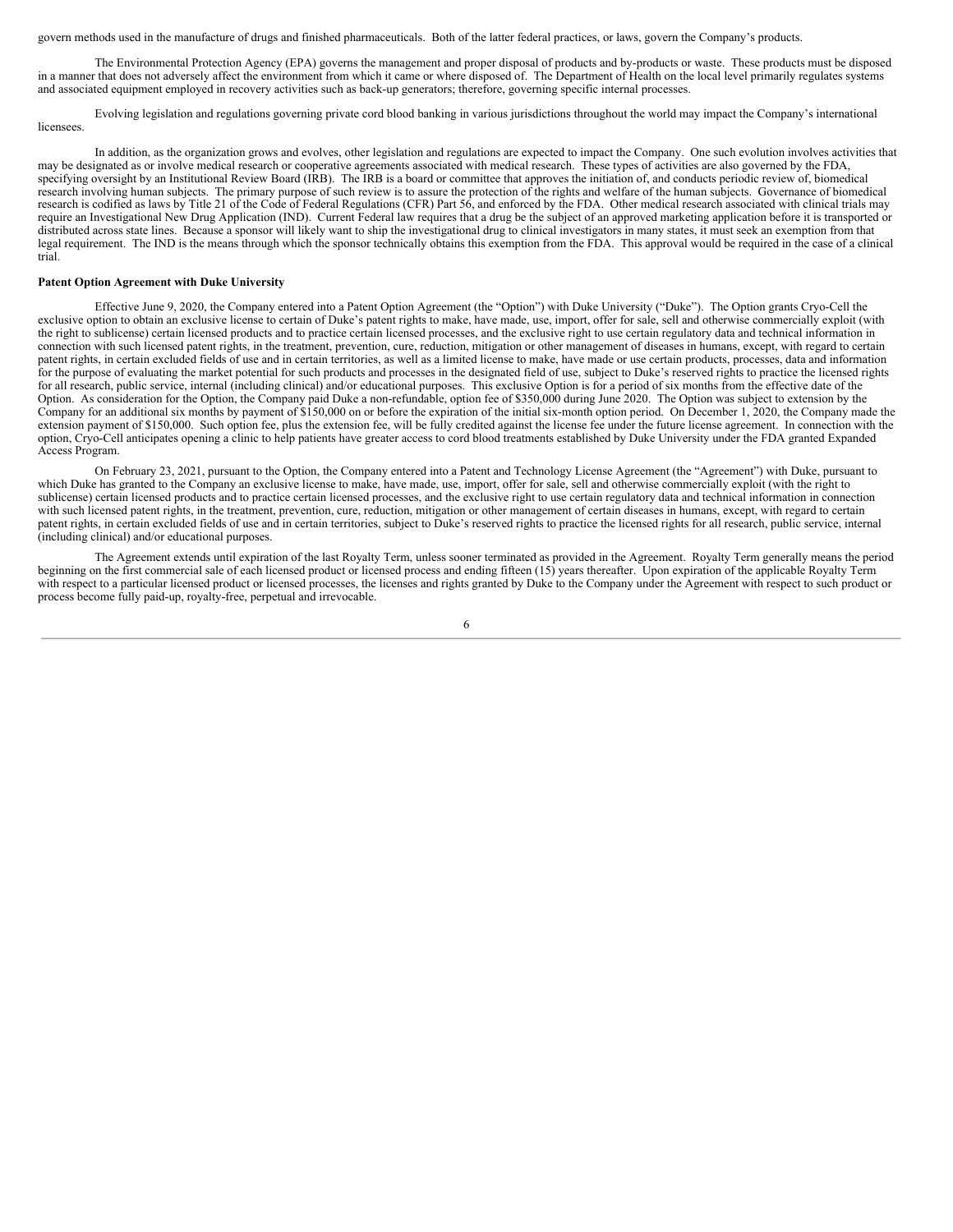govern methods used in the manufacture of drugs and finished pharmaceuticals. Both of the latter federal practices, or laws, govern the Company's products.

The Environmental Protection Agency (EPA) governs the management and proper disposal of products and by-products or waste. These products must be disposed in a manner that does not adversely affect the environment from which it came or where disposed of. The Department of Health on the local level primarily regulates systems and associated equipment employed in recovery activities such as back-up generators; therefore, governing specific internal processes.

Evolving legislation and regulations governing private cord blood banking in various jurisdictions throughout the world may impact the Company's international licensees.

In addition, as the organization grows and evolves, other legislation and regulations are expected to impact the Company. One such evolution involves activities that may be designated as or involve medical research or cooperative agreements associated with medical research. These types of activities are also governed by the FDA, specifying oversight by an Institutional Review Board (IRB). The IRB is a board or committee that approves the initiation of, and conducts periodic review of, biomedical research involving human subjects. The primary purpose of such review is to assure the protection of the rights and welfare of the human subjects. Governance of biomedical research is codified as laws by Title 21 of the Code of Federal Regulations (CFR) Part 56, and enforced by the FDA. Other medical research associated with clinical trials may require an Investigational New Drug Application (IND). Current Federal law requires that a drug be the subject of an approved marketing application before it is transported or distributed across state lines. Because a sponsor will likely want to ship the investigational drug to clinical investigators in many states, it must seek an exemption from that legal requirement. The IND is the means through which the sponsor technically obtains this exemption from the FDA. This approval would be required in the case of a clinical trial.

**Patent Option Agreement with Duke University**

Effective June 9, 2020, the Company entered into a Patent Option Agreement (the "Option") with Duke University ("Duke"). The Option grants Cryo-Cell the exclusive option to obtain an exclusive license to certain of Duke's patent rights to make, have made, use, import, offer for sale, sell and otherwise commercially exploit (with the right to sublicense) certain licensed products and to practice certain licensed processes, and the exclusive right to use certain regulatory data and technical information in connection with such licensed patent rights, in the treatment, prevention, cure, reduction, mitigation or other management of diseases in humans, except, with regard to certain patent rights, in certain excluded fields of use and in certain territories, as well as a limited license to make, have made or use certain products, processes, data and information for the purpose of evaluating the market potential for such products and processes in the designated field of use, subject to Duke's reserved rights to practice the licensed rights for all research, public service, internal (including clinical) and/or educational purposes. This exclusive Option is for a period of six months from the effective date of the Option. As consideration for the Option, the Company paid Duke a non-refundable, option fee of $350,000 during June 2020. The Option was subject to extension by the Company for an additional six months by payment of $150,000 on or before the expiration of the initial six-month option period. On December 1, 2020, the Company made the extension payment of $150,000. Such option fee, plus the extension fee, will be fully credited against the license fee under the future license agreement. In connection with the option, Cryo-Cell anticipates opening a clinic to help patients have greater access to cord blood treatments established by Duke University under the FDA granted Expanded Access Program.

On February 23, 2021, pursuant to the Option, the Company entered into a Patent and Technology License Agreement (the "Agreement") with Duke, pursuant to which Duke has granted to the Company an exclusive license to make, have made, use, import, offer for sale, sell and otherwise commercially exploit (with the right to sublicense) certain licensed products and to practice certain licensed processes, and the exclusive right to use certain regulatory data and technical information in connection with such licensed patent rights, in the treatment, prevention, cure, reduction, mitigation or other management of certain diseases in humans, except, with regard to certain patent rights, in certain excluded fields of use and in certain territories, subject to Duke's reserved rights to practice the licensed rights for all research, public service, internal (including clinical) and/or educational purposes.

The Agreement extends until expiration of the last Royalty Term, unless sooner terminated as provided in the Agreement. Royalty Term generally means the period beginning on the first commercial sale of each licensed product or licensed process and ending fifteen (15) years thereafter. Upon expiration of the applicable Royalty Term with respect to a particular licensed product or licensed processes, the licenses and rights granted by Duke to the Company under the Agreement with respect to such product or process become fully paid-up, royalty-free, perpetual and irrevocable.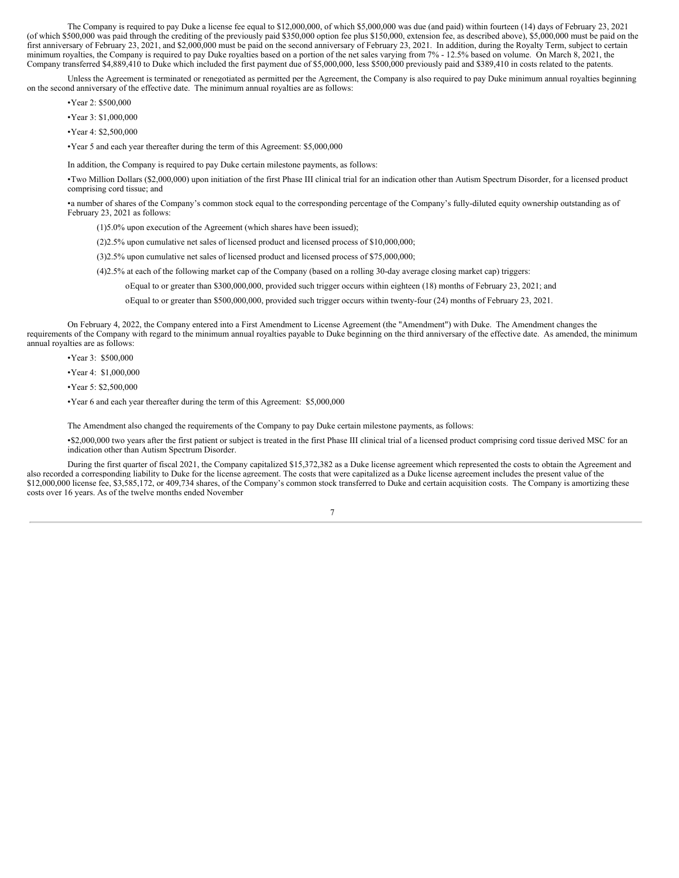The Company is required to pay Duke a license fee equal to $12,000,000, of which $5,000,000 was due (and paid) within fourteen (14) days of February 23, 2021 (of which $500,000 was paid through the crediting of the previously paid $350,000 option fee plus $150,000, extension fee, as described above), $5,000,000 must be paid on the first anniversary of February 23, 2021, and $2,000,000 must be paid on the second anniversary of February 23, 2021. In addition, during the Royalty Term, subject to certain minimum royalties, the Company is required to pay Duke royalties based on a portion of the net sales varying from 7% - 12.5% based on volume. On March 8, 2021, the Company transferred $4,889,410 to Duke which included the first payment due of $5,000,000, less $500,000 previously paid and $389,410 in costs related to the patents.

Unless the Agreement is terminated or renegotiated as permitted per the Agreement, the Company is also required to pay Duke minimum annual royalties beginning on the second anniversary of the effective date. The minimum annual royalties are as follows:

- Year 2: $500,000
- Year 3: $1,000,000
- Year 4: $2,500,000
- Year 5 and each year thereafter during the term of this Agreement: $5,000,000

In addition, the Company is required to pay Duke certain milestone payments, as follows:

- Two Million Dollars ($2,000,000) upon initiation of the first Phase III clinical trial for an indication other than Autism Spectrum Disorder, for a licensed product comprising cord tissue; and
- a number of shares of the Company's common stock equal to the corresponding percentage of the Company's fully-diluted equity ownership outstanding as of February 23, 2021 as follows:
  (1) 5.0% upon execution of the Agreement (which shares have been issued);
  (2) 2.5% upon cumulative net sales of licensed product and licensed process of $10,000,000;
  (3) 2.5% upon cumulative net sales of licensed product and licensed process of $75,000,000;
  (4) 2.5% at each of the following market cap of the Company (based on a rolling 30-day average closing market cap) triggers:
    - Equal to or greater than $300,000,000, provided such trigger occurs within eighteen (18) months of February 23, 2021; and
    - Equal to or greater than $500,000,000, provided such trigger occurs within twenty-four (24) months of February 23, 2021.

On February 4, 2022, the Company entered into a First Amendment to License Agreement (the "Amendment") with Duke. The Amendment changes the requirements of the Company with regard to the minimum annual royalties payable to Duke beginning on the third anniversary of the effective date. As amended, the minimum annual royalties are as follows:

- Year 3: $500,000
- Year 4: $1,000,000
- Year 5: $2,500,000
- Year 6 and each year thereafter during the term of this Agreement: $5,000,000

The Amendment also changed the requirements of the Company to pay Duke certain milestone payments, as follows:

- $2,000,000 two years after the first patient or subject is treated in the first Phase III clinical trial of a licensed product comprising cord tissue derived MSC for an indication other than Autism Spectrum Disorder.

During the first quarter of fiscal 2021, the Company capitalized $15,372,382 as a Duke license agreement which represented the costs to obtain the Agreement and also recorded a corresponding liability to Duke for the license agreement. The costs that were capitalized as a Duke license agreement includes the present value of the $12,000,000 license fee, $3,585,172, or 409,734 shares, of the Company's common stock transferred to Duke and certain acquisition costs. The Company is amortizing these costs over 16 years. As of the twelve months ended November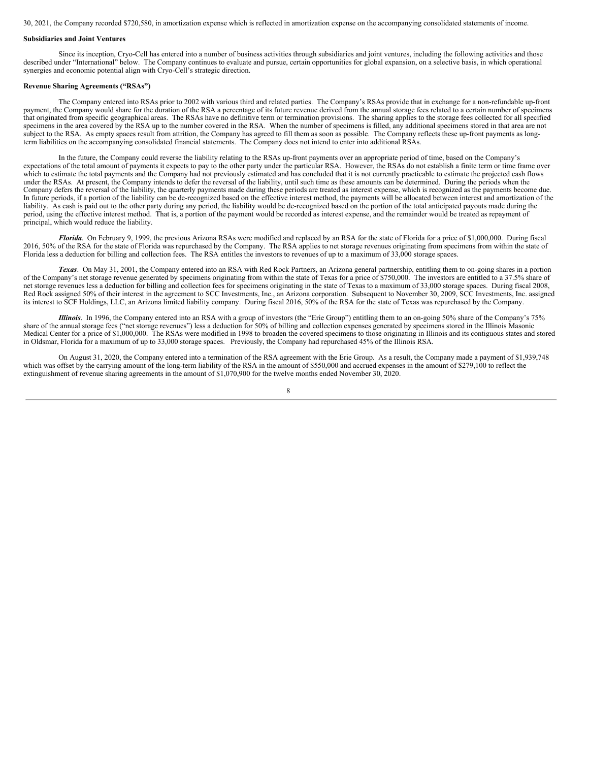30, 2021, the Company recorded $720,580, in amortization expense which is reflected in amortization expense on the accompanying consolidated statements of income.

**Subsidiaries and Joint Ventures**

Since its inception, Cryo-Cell has entered into a number of business activities through subsidiaries and joint ventures, including the following activities and those described under "International" below. The Company continues to evaluate and pursue, certain opportunities for global expansion, on a selective basis, in which operational synergies and economic potential align with Cryo-Cell's strategic direction.

**Revenue Sharing Agreements ("RSAs")**

The Company entered into RSAs prior to 2002 with various third and related parties. The Company's RSAs provide that in exchange for a non-refundable up-front payment, the Company would share for the duration of the RSA a percentage of its future revenue derived from the annual storage fees related to a certain number of specimens that originated from specific geographical areas. The RSAs have no definitive term or termination provisions. The sharing applies to the storage fees collected for all specified specimens in the area covered by the RSA up to the number covered in the RSA. When the number of specimens is filled, any additional specimens stored in that area are not subject to the RSA. As empty spaces result from attrition, the Company has agreed to fill them as soon as possible. The Company reflects these up-front payments as long-term liabilities on the accompanying consolidated financial statements. The Company does not intend to enter into additional RSAs.

In the future, the Company could reverse the liability relating to the RSAs up-front payments over an appropriate period of time, based on the Company's expectations of the total amount of payments it expects to pay to the other party under the particular RSA. However, the RSAs do not establish a finite term or time frame over which to estimate the total payments and the Company had not previously estimated and has concluded that it is not currently practicable to estimate the projected cash flows under the RSAs. At present, the Company intends to defer the reversal of the liability, until such time as these amounts can be determined. During the periods when the Company defers the reversal of the liability, the quarterly payments made during these periods are treated as interest expense, which is recognized as the payments become due. In future periods, if a portion of the liability can be de-recognized based on the effective interest method, the payments will be allocated between interest and amortization of the liability. As cash is paid out to the other party during any period, the liability would be de-recognized based on the portion of the total anticipated payouts made during the period, using the effective interest method. That is, a portion of the payment would be recorded as interest expense, and the remainder would be treated as repayment of principal, which would reduce the liability.

***Florida***. On February 9, 1999, the previous Arizona RSAs were modified and replaced by an RSA for the state of Florida for a price of $1,000,000. During fiscal 2016, 50% of the RSA for the state of Florida was repurchased by the Company. The RSA applies to net storage revenues originating from specimens from within the state of Florida less a deduction for billing and collection fees. The RSA entitles the investors to revenues of up to a maximum of 33,000 storage spaces.

***Texas***. On May 31, 2001, the Company entered into an RSA with Red Rock Partners, an Arizona general partnership, entitling them to on-going shares in a portion of the Company's net storage revenue generated by specimens originating from within the state of Texas for a price of $750,000. The investors are entitled to a 37.5% share of net storage revenues less a deduction for billing and collection fees for specimens originating in the state of Texas to a maximum of 33,000 storage spaces. During fiscal 2008, Red Rock assigned 50% of their interest in the agreement to SCC Investments, Inc., an Arizona corporation. Subsequent to November 30, 2009, SCC Investments, Inc. assigned its interest to SCF Holdings, LLC, an Arizona limited liability company. During fiscal 2016, 50% of the RSA for the state of Texas was repurchased by the Company.

***Illinois***. In 1996, the Company entered into an RSA with a group of investors (the "Erie Group") entitling them to an on-going 50% share of the Company's 75% share of the annual storage fees ("net storage revenues") less a deduction for 50% of billing and collection expenses generated by specimens stored in the Illinois Masonic Medical Center for a price of $1,000,000. The RSAs were modified in 1998 to broaden the covered specimens to those originating in Illinois and its contiguous states and stored in Oldsmar, Florida for a maximum of up to 33,000 storage spaces. Previously, the Company had repurchased 45% of the Illinois RSA.

On August 31, 2020, the Company entered into a termination of the RSA agreement with the Erie Group. As a result, the Company made a payment of $1,939,748 which was offset by the carrying amount of the long-term liability of the RSA in the amount of $550,000 and accrued expenses in the amount of $279,100 to reflect the extinguishment of revenue sharing agreements in the amount of $1,070,900 for the twelve months ended November 30, 2020.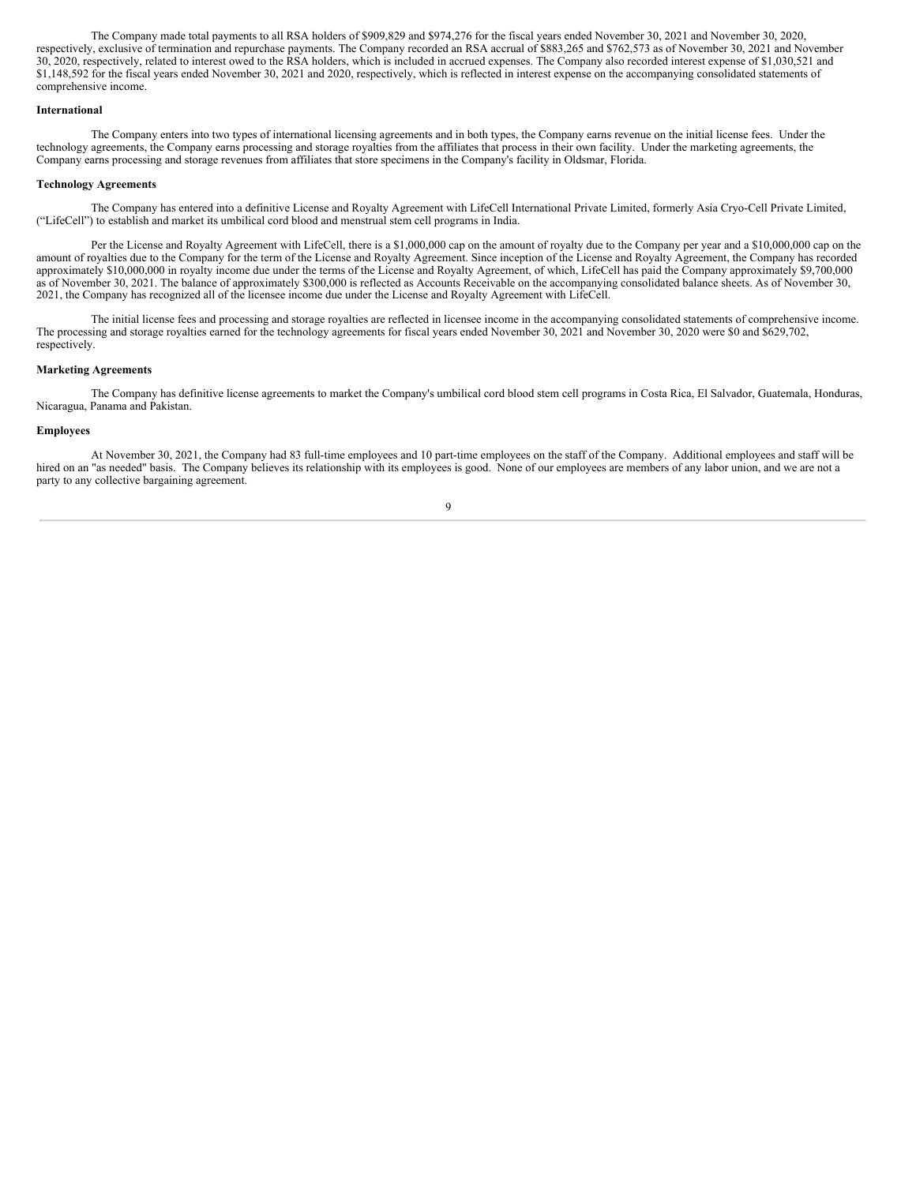The Company made total payments to all RSA holders of $909,829 and $974,276 for the fiscal years ended November 30, 2021 and November 30, 2020, respectively, exclusive of termination and repurchase payments. The Company recorded an RSA accrual of $883,265 and $762,573 as of November 30, 2021 and November 30, 2020, respectively, related to interest owed to the RSA holders, which is included in accrued expenses. The Company also recorded interest expense of $1,030,521 and $1,148,592 for the fiscal years ended November 30, 2021 and 2020, respectively, which is reflected in interest expense on the accompanying consolidated statements of comprehensive income.

**International**

The Company enters into two types of international licensing agreements and in both types, the Company earns revenue on the initial license fees. Under the technology agreements, the Company earns processing and storage royalties from the affiliates that process in their own facility. Under the marketing agreements, the Company earns processing and storage revenues from affiliates that store specimens in the Company's facility in Oldsmar, Florida.

**Technology Agreements**

The Company has entered into a definitive License and Royalty Agreement with LifeCell International Private Limited, formerly Asia Cryo-Cell Private Limited, ("LifeCell") to establish and market its umbilical cord blood and menstrual stem cell programs in India.

Per the License and Royalty Agreement with LifeCell, there is a $1,000,000 cap on the amount of royalty due to the Company per year and a $10,000,000 cap on the amount of royalties due to the Company for the term of the License and Royalty Agreement. Since inception of the License and Royalty Agreement, the Company has recorded approximately $10,000,000 in royalty income due under the terms of the License and Royalty Agreement, of which, LifeCell has paid the Company approximately $9,700,000 as of November 30, 2021. The balance of approximately $300,000 is reflected as Accounts Receivable on the accompanying consolidated balance sheets. As of November 30, 2021, the Company has recognized all of the licensee income due under the License and Royalty Agreement with LifeCell.

The initial license fees and processing and storage royalties are reflected in licensee income in the accompanying consolidated statements of comprehensive income. The processing and storage royalties earned for the technology agreements for fiscal years ended November 30, 2021 and November 30, 2020 were $0 and $629,702, respectively.

**Marketing Agreements**

The Company has definitive license agreements to market the Company's umbilical cord blood stem cell programs in Costa Rica, El Salvador, Guatemala, Honduras, Nicaragua, Panama and Pakistan.

**Employees**

At November 30, 2021, the Company had 83 full-time employees and 10 part-time employees on the staff of the Company. Additional employees and staff will be hired on an "as needed" basis. The Company believes its relationship with its employees is good. None of our employees are members of any labor union, and we are not a party to any collective bargaining agreement.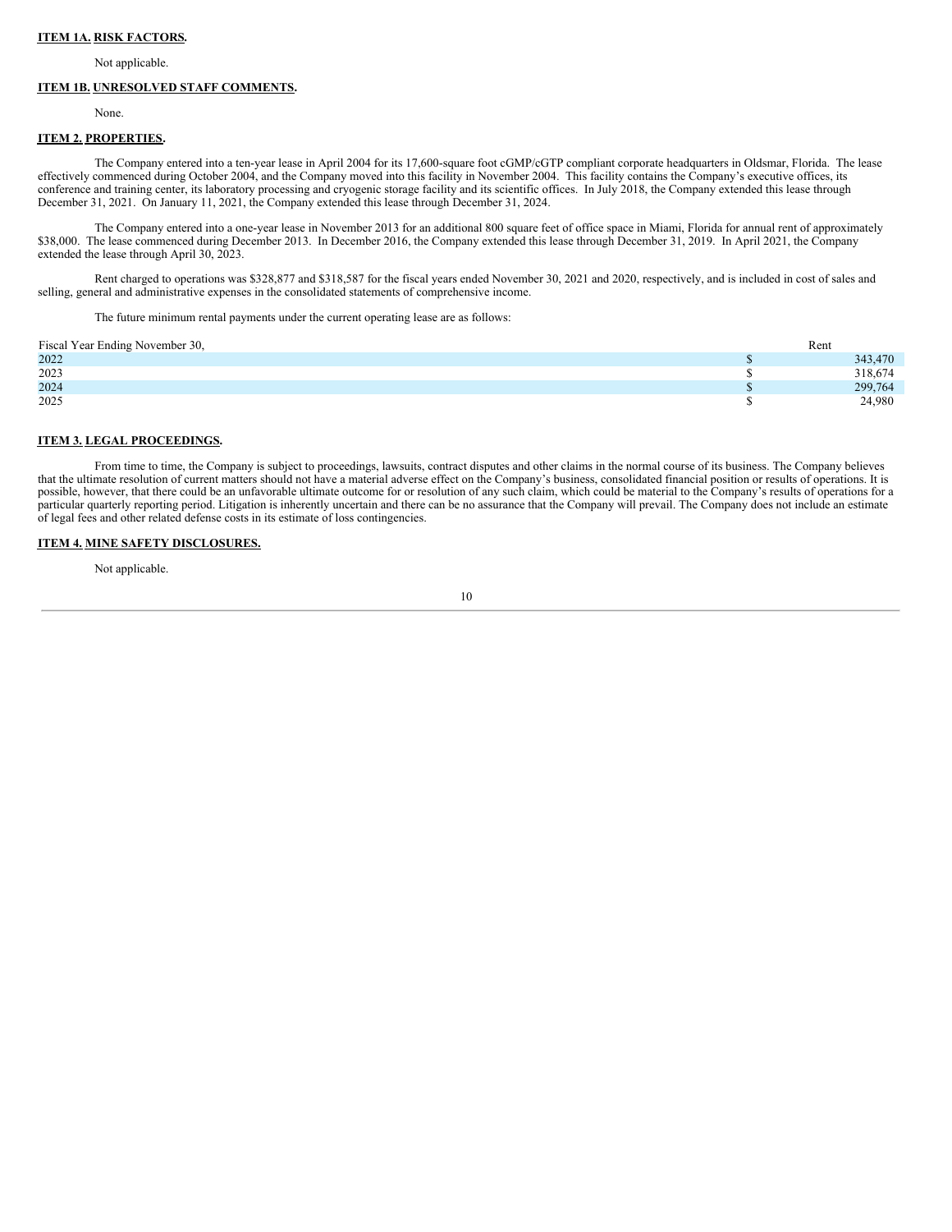## ITEM 1A. RISK FACTORS.

Not applicable.

## ITEM 1B. UNRESOLVED STAFF COMMENTS.

None.

## ITEM 2. PROPERTIES.

The Company entered into a ten-year lease in April 2004 for its 17,600-square foot cGMP/cGTP compliant corporate headquarters in Oldsmar, Florida. The lease effectively commenced during October 2004, and the Company moved into this facility in November 2004. This facility contains the Company's executive offices, its conference and training center, its laboratory processing and cryogenic storage facility and its scientific offices. In July 2018, the Company extended this lease through December 31, 2021. On January 11, 2021, the Company extended this lease through December 31, 2024.

The Company entered into a one-year lease in November 2013 for an additional 800 square feet of office space in Miami, Florida for annual rent of approximately $38,000. The lease commenced during December 2013. In December 2016, the Company extended this lease through December 31, 2019. In April 2021, the Company extended the lease through April 30, 2023.

Rent charged to operations was $328,877 and $318,587 for the fiscal years ended November 30, 2021 and 2020, respectively, and is included in cost of sales and selling, general and administrative expenses in the consolidated statements of comprehensive income.

The future minimum rental payments under the current operating lease are as follows:

| Fiscal Year Ending November 30, | Rent |
|---|---|
| 2022 | $ 343,470 |
| 2023 | $ 318,674 |
| 2024 | $ 299,764 |
| 2025 | $ 24,980 |

## ITEM 3. LEGAL PROCEEDINGS.

From time to time, the Company is subject to proceedings, lawsuits, contract disputes and other claims in the normal course of its business. The Company believes that the ultimate resolution of current matters should not have a material adverse effect on the Company's business, consolidated financial position or results of operations. It is possible, however, that there could be an unfavorable ultimate outcome for or resolution of any such claim, which could be material to the Company's results of operations for a particular quarterly reporting period. Litigation is inherently uncertain and there can be no assurance that the Company will prevail. The Company does not include an estimate of legal fees and other related defense costs in its estimate of loss contingencies.

## ITEM 4. MINE SAFETY DISCLOSURES.

Not applicable.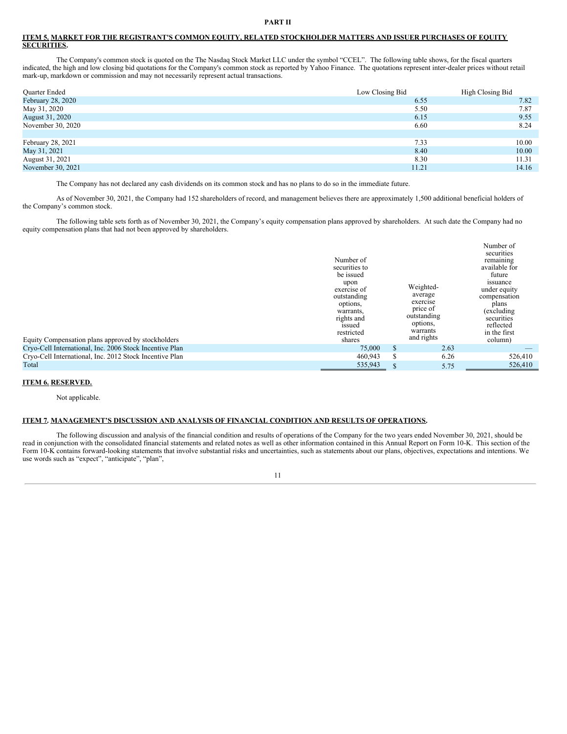**PART II**

## ITEM 5. MARKET FOR THE REGISTRANT'S COMMON EQUITY, RELATED STOCKHOLDER MATTERS AND ISSUER PURCHASES OF EQUITY SECURITIES.

The Company's common stock is quoted on the The Nasdaq Stock Market LLC under the symbol "CCEL". The following table shows, for the fiscal quarters indicated, the high and low closing bid quotations for the Company's common stock as reported by Yahoo Finance. The quotations represent inter-dealer prices without retail mark-up, markdown or commission and may not necessarily represent actual transactions.

| Quarter Ended | Low Closing Bid | High Closing Bid |
|---|---|---|
| February 28, 2020 | 6.55 | 7.82 |
| May 31, 2020 | 5.50 | 7.87 |
| August 31, 2020 | 6.15 | 9.55 |
| November 30, 2020 | 6.60 | 8.24 |
| | | |
| February 28, 2021 | 7.33 | 10.00 |
| May 31, 2021 | 8.40 | 10.00 |
| August 31, 2021 | 8.30 | 11.31 |
| November 30, 2021 | 11.21 | 14.16 |

The Company has not declared any cash dividends on its common stock and has no plans to do so in the immediate future.

As of November 30, 2021, the Company had 152 shareholders of record, and management believes there are approximately 1,500 additional beneficial holders of the Company's common stock.

The following table sets forth as of November 30, 2021, the Company's equity compensation plans approved by shareholders. At such date the Company had no equity compensation plans that had not been approved by shareholders.

| Equity Compensation plans approved by stockholders | Number of securities to be issued upon exercise of outstanding options, warrants, rights and issued restricted shares | Weighted-average exercise price of outstanding options, warrants and rights | Number of securities remaining available for future issuance under equity compensation plans (excluding securities reflected in the first column) |
|---|---|---|---|
| Cryo-Cell International, Inc. 2006 Stock Incentive Plan | 75,000 | $ 2.63 | — |
| Cryo-Cell International, Inc. 2012 Stock Incentive Plan | 460,943 | $ 6.26 | 526,410 |
| Total | 535,943 | $ 5.75 | 526,410 |

## ITEM 6. RESERVED.

Not applicable.

## ITEM 7. MANAGEMENT'S DISCUSSION AND ANALYSIS OF FINANCIAL CONDITION AND RESULTS OF OPERATIONS.

The following discussion and analysis of the financial condition and results of operations of the Company for the two years ended November 30, 2021, should be read in conjunction with the consolidated financial statements and related notes as well as other information contained in this Annual Report on Form 10-K. This section of the Form 10-K contains forward-looking statements that involve substantial risks and uncertainties, such as statements about our plans, objectives, expectations and intentions. We use words such as "expect", "anticipate", "plan",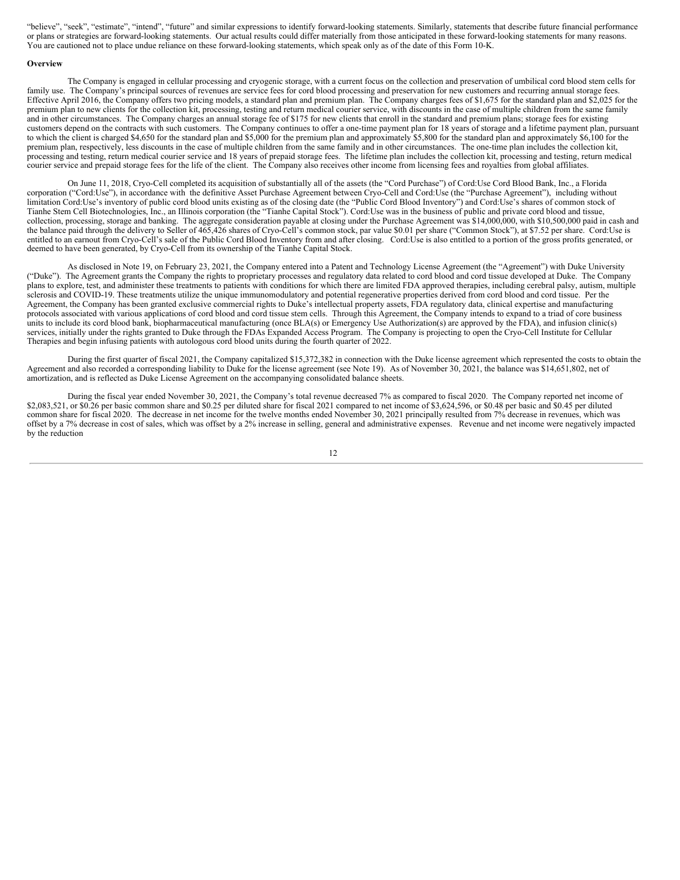"believe", "seek", "estimate", "intend", "future" and similar expressions to identify forward-looking statements. Similarly, statements that describe future financial performance or plans or strategies are forward-looking statements. Our actual results could differ materially from those anticipated in these forward-looking statements for many reasons. You are cautioned not to place undue reliance on these forward-looking statements, which speak only as of the date of this Form 10-K.

**Overview**

The Company is engaged in cellular processing and cryogenic storage, with a current focus on the collection and preservation of umbilical cord blood stem cells for family use. The Company's principal sources of revenues are service fees for cord blood processing and preservation for new customers and recurring annual storage fees. Effective April 2016, the Company offers two pricing models, a standard plan and premium plan. The Company charges fees of $1,675 for the standard plan and $2,025 for the premium plan to new clients for the collection kit, processing, testing and return medical courier service, with discounts in the case of multiple children from the same family and in other circumstances. The Company charges an annual storage fee of $175 for new clients that enroll in the standard and premium plans; storage fees for existing customers depend on the contracts with such customers. The Company continues to offer a one-time payment plan for 18 years of storage and a lifetime payment plan, pursuant to which the client is charged $4,650 for the standard plan and $5,000 for the premium plan and approximately $5,800 for the standard plan and approximately $6,100 for the premium plan, respectively, less discounts in the case of multiple children from the same family and in other circumstances. The one-time plan includes the collection kit, processing and testing, return medical courier service and 18 years of prepaid storage fees. The lifetime plan includes the collection kit, processing and testing, return medical courier service and prepaid storage fees for the life of the client. The Company also receives other income from licensing fees and royalties from global affiliates.

On June 11, 2018, Cryo-Cell completed its acquisition of substantially all of the assets (the "Cord Purchase") of Cord:Use Cord Blood Bank, Inc., a Florida corporation ("Cord:Use"), in accordance with the definitive Asset Purchase Agreement between Cryo-Cell and Cord:Use (the "Purchase Agreement"), including without limitation Cord:Use's inventory of public cord blood units existing as of the closing date (the "Public Cord Blood Inventory") and Cord:Use's shares of common stock of Tianhe Stem Cell Biotechnologies, Inc., an Illinois corporation (the "Tianhe Capital Stock"). Cord:Use was in the business of public and private cord blood and tissue, collection, processing, storage and banking. The aggregate consideration payable at closing under the Purchase Agreement was $14,000,000, with $10,500,000 paid in cash and the balance paid through the delivery to Seller of 465,426 shares of Cryo-Cell's common stock, par value $0.01 per share ("Common Stock"), at $7.52 per share. Cord:Use is entitled to an earnout from Cryo-Cell's sale of the Public Cord Blood Inventory from and after closing. Cord:Use is also entitled to a portion of the gross profits generated, or deemed to have been generated, by Cryo-Cell from its ownership of the Tianhe Capital Stock.

As disclosed in Note 19, on February 23, 2021, the Company entered into a Patent and Technology License Agreement (the "Agreement") with Duke University ("Duke"). The Agreement grants the Company the rights to proprietary processes and regulatory data related to cord blood and cord tissue developed at Duke. The Company plans to explore, test, and administer these treatments to patients with conditions for which there are limited FDA approved therapies, including cerebral palsy, autism, multiple sclerosis and COVID-19. These treatments utilize the unique immunomodulatory and potential regenerative properties derived from cord blood and cord tissue. Per the Agreement, the Company has been granted exclusive commercial rights to Duke's intellectual property assets, FDA regulatory data, clinical expertise and manufacturing protocols associated with various applications of cord blood and cord tissue stem cells. Through this Agreement, the Company intends to expand to a triad of core business units to include its cord blood bank, biopharmaceutical manufacturing (once BLA(s) or Emergency Use Authorization(s) are approved by the FDA), and infusion clinic(s) services, initially under the rights granted to Duke through the FDAs Expanded Access Program. The Company is projecting to open the Cryo-Cell Institute for Cellular Therapies and begin infusing patients with autologous cord blood units during the fourth quarter of 2022.

During the first quarter of fiscal 2021, the Company capitalized $15,372,382 in connection with the Duke license agreement which represented the costs to obtain the Agreement and also recorded a corresponding liability to Duke for the license agreement (see Note 19). As of November 30, 2021, the balance was $14,651,802, net of amortization, and is reflected as Duke License Agreement on the accompanying consolidated balance sheets.

During the fiscal year ended November 30, 2021, the Company's total revenue decreased 7% as compared to fiscal 2020. The Company reported net income of $2,083,521, or $0.26 per basic common share and $0.25 per diluted share for fiscal 2021 compared to net income of $3,624,596, or $0.48 per basic and $0.45 per diluted common share for fiscal 2020. The decrease in net income for the twelve months ended November 30, 2021 principally resulted from 7% decrease in revenues, which was offset by a 7% decrease in cost of sales, which was offset by a 2% increase in selling, general and administrative expenses. Revenue and net income were negatively impacted by the reduction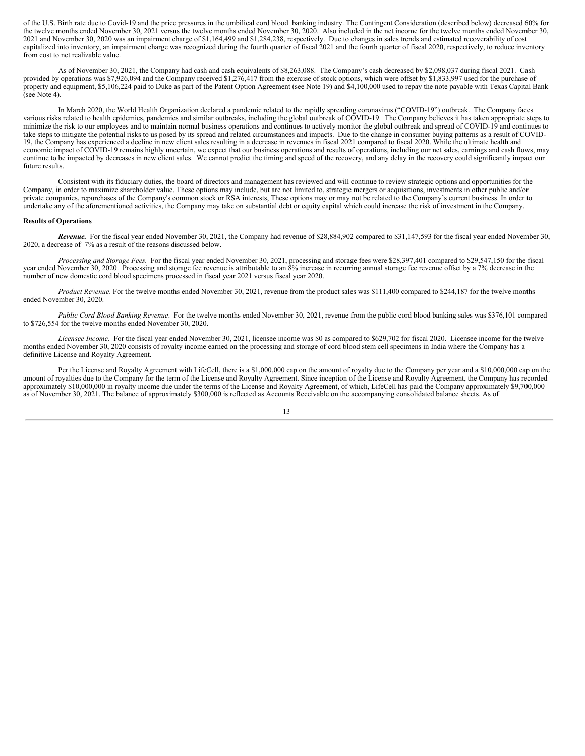of the U.S. Birth rate due to Covid-19 and the price pressures in the umbilical cord blood banking industry. The Contingent Consideration (described below) decreased 60% for the twelve months ended November 30, 2021 versus the twelve months ended November 30, 2020. Also included in the net income for the twelve months ended November 30, 2021 and November 30, 2020 was an impairment charge of $1,164,499 and $1,284,238, respectively. Due to changes in sales trends and estimated recoverability of cost capitalized into inventory, an impairment charge was recognized during the fourth quarter of fiscal 2021 and the fourth quarter of fiscal 2020, respectively, to reduce inventory from cost to net realizable value.

As of November 30, 2021, the Company had cash and cash equivalents of $8,263,088. The Company's cash decreased by $2,098,037 during fiscal 2021. Cash provided by operations was $7,926,094 and the Company received $1,276,417 from the exercise of stock options, which were offset by $1,833,997 used for the purchase of property and equipment, $5,106,224 paid to Duke as part of the Patent Option Agreement (see Note 19) and $4,100,000 used to repay the note payable with Texas Capital Bank (see Note 4).

In March 2020, the World Health Organization declared a pandemic related to the rapidly spreading coronavirus ("COVID-19") outbreak. The Company faces various risks related to health epidemics, pandemics and similar outbreaks, including the global outbreak of COVID-19. The Company believes it has taken appropriate steps to minimize the risk to our employees and to maintain normal business operations and continues to actively monitor the global outbreak and spread of COVID-19 and continues to take steps to mitigate the potential risks to us posed by its spread and related circumstances and impacts. Due to the change in consumer buying patterns as a result of COVID-19, the Company has experienced a decline in new client sales resulting in a decrease in revenues in fiscal 2021 compared to fiscal 2020. While the ultimate health and economic impact of COVID-19 remains highly uncertain, we expect that our business operations and results of operations, including our net sales, earnings and cash flows, may continue to be impacted by decreases in new client sales. We cannot predict the timing and speed of the recovery, and any delay in the recovery could significantly impact our future results.

Consistent with its fiduciary duties, the board of directors and management has reviewed and will continue to review strategic options and opportunities for the Company, in order to maximize shareholder value. These options may include, but are not limited to, strategic mergers or acquisitions, investments in other public and/or private companies, repurchases of the Company's common stock or RSA interests, These options may or may not be related to the Company's current business. In order to undertake any of the aforementioned activities, the Company may take on substantial debt or equity capital which could increase the risk of investment in the Company.

**Results of Operations**

***Revenue.*** For the fiscal year ended November 30, 2021, the Company had revenue of $28,884,902 compared to $31,147,593 for the fiscal year ended November 30, 2020, a decrease of 7% as a result of the reasons discussed below.

*Processing and Storage Fees.* For the fiscal year ended November 30, 2021, processing and storage fees were $28,397,401 compared to $29,547,150 for the fiscal year ended November 30, 2020. Processing and storage fee revenue is attributable to an 8% increase in recurring annual storage fee revenue offset by a 7% decrease in the number of new domestic cord blood specimens processed in fiscal year 2021 versus fiscal year 2020.

*Product Revenue*. For the twelve months ended November 30, 2021, revenue from the product sales was $111,400 compared to $244,187 for the twelve months ended November 30, 2020.

*Public Cord Blood Banking Revenue*. For the twelve months ended November 30, 2021, revenue from the public cord blood banking sales was $376,101 compared to $726,554 for the twelve months ended November 30, 2020.

*Licensee Income*. For the fiscal year ended November 30, 2021, licensee income was $0 as compared to $629,702 for fiscal 2020. Licensee income for the twelve months ended November 30, 2020 consists of royalty income earned on the processing and storage of cord blood stem cell specimens in India where the Company has a definitive License and Royalty Agreement.

Per the License and Royalty Agreement with LifeCell, there is a $1,000,000 cap on the amount of royalty due to the Company per year and a $10,000,000 cap on the amount of royalties due to the Company for the term of the License and Royalty Agreement. Since inception of the License and Royalty Agreement, the Company has recorded approximately $10,000,000 in royalty income due under the terms of the License and Royalty Agreement, of which, LifeCell has paid the Company approximately $9,700,000 as of November 30, 2021. The balance of approximately $300,000 is reflected as Accounts Receivable on the accompanying consolidated balance sheets. As of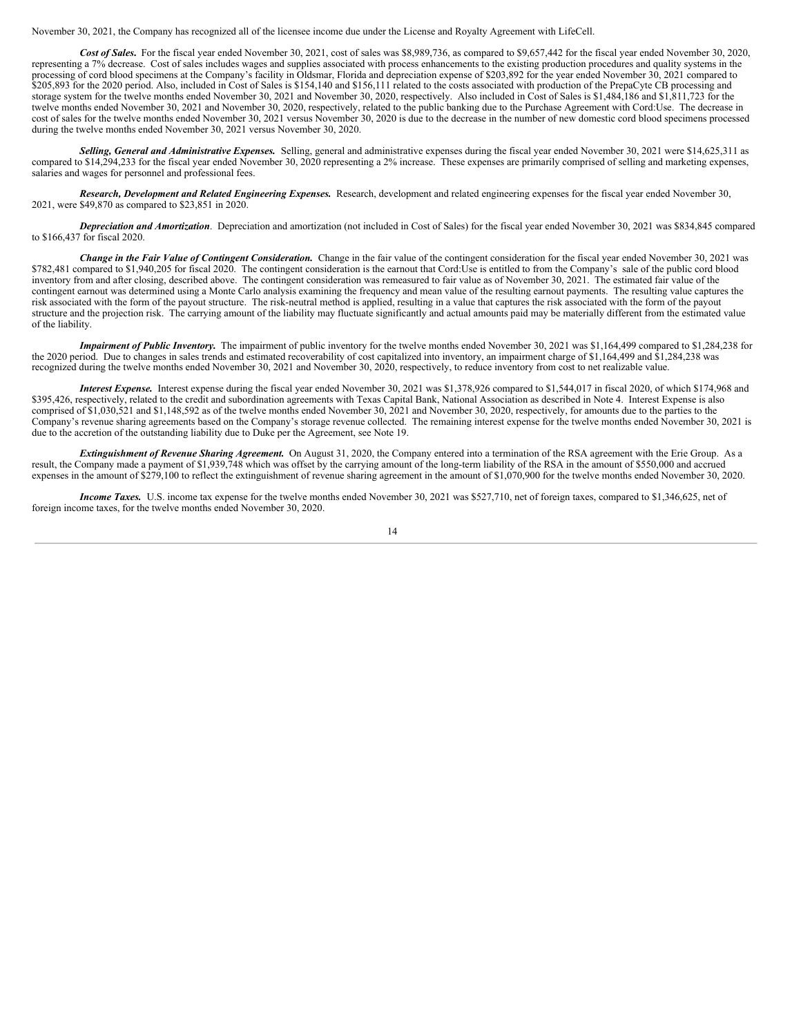November 30, 2021, the Company has recognized all of the licensee income due under the License and Royalty Agreement with LifeCell.

***Cost of Sales.*** For the fiscal year ended November 30, 2021, cost of sales was $8,989,736, as compared to $9,657,442 for the fiscal year ended November 30, 2020, representing a 7% decrease. Cost of sales includes wages and supplies associated with process enhancements to the existing production procedures and quality systems in the processing of cord blood specimens at the Company's facility in Oldsmar, Florida and depreciation expense of $203,892 for the year ended November 30, 2021 compared to $205,893 for the 2020 period. Also, included in Cost of Sales is $154,140 and $156,111 related to the costs associated with production of the PrepaCyte CB processing and storage system for the twelve months ended November 30, 2021 and November 30, 2020, respectively. Also included in Cost of Sales is $1,484,186 and $1,811,723 for the twelve months ended November 30, 2021 and November 30, 2020, respectively, related to the public banking due to the Purchase Agreement with Cord:Use. The decrease in cost of sales for the twelve months ended November 30, 2021 versus November 30, 2020 is due to the decrease in the number of new domestic cord blood specimens processed during the twelve months ended November 30, 2021 versus November 30, 2020.

***Selling, General and Administrative Expenses.*** Selling, general and administrative expenses during the fiscal year ended November 30, 2021 were $14,625,311 as compared to $14,294,233 for the fiscal year ended November 30, 2020 representing a 2% increase. These expenses are primarily comprised of selling and marketing expenses, salaries and wages for personnel and professional fees.

***Research, Development and Related Engineering Expenses.*** Research, development and related engineering expenses for the fiscal year ended November 30, 2021, were $49,870 as compared to $23,851 in 2020.

***Depreciation and Amortization***. Depreciation and amortization (not included in Cost of Sales) for the fiscal year ended November 30, 2021 was $834,845 compared to $166,437 for fiscal 2020.

***Change in the Fair Value of Contingent Consideration.*** Change in the fair value of the contingent consideration for the fiscal year ended November 30, 2021 was $782,481 compared to $1,940,205 for fiscal 2020. The contingent consideration is the earnout that Cord:Use is entitled to from the Company's sale of the public cord blood inventory from and after closing, described above. The contingent consideration was remeasured to fair value as of November 30, 2021. The estimated fair value of the contingent earnout was determined using a Monte Carlo analysis examining the frequency and mean value of the resulting earnout payments. The resulting value captures the risk associated with the form of the payout structure. The risk-neutral method is applied, resulting in a value that captures the risk associated with the form of the payout structure and the projection risk. The carrying amount of the liability may fluctuate significantly and actual amounts paid may be materially different from the estimated value of the liability.

***Impairment of Public Inventory.*** The impairment of public inventory for the twelve months ended November 30, 2021 was $1,164,499 compared to $1,284,238 for the 2020 period. Due to changes in sales trends and estimated recoverability of cost capitalized into inventory, an impairment charge of $1,164,499 and $1,284,238 was recognized during the twelve months ended November 30, 2021 and November 30, 2020, respectively, to reduce inventory from cost to net realizable value.

***Interest Expense.*** Interest expense during the fiscal year ended November 30, 2021 was $1,378,926 compared to $1,544,017 in fiscal 2020, of which $174,968 and $395,426, respectively, related to the credit and subordination agreements with Texas Capital Bank, National Association as described in Note 4. Interest Expense is also comprised of $1,030,521 and $1,148,592 as of the twelve months ended November 30, 2021 and November 30, 2020, respectively, for amounts due to the parties to the Company's revenue sharing agreements based on the Company's storage revenue collected. The remaining interest expense for the twelve months ended November 30, 2021 is due to the accretion of the outstanding liability due to Duke per the Agreement, see Note 19.

***Extinguishment of Revenue Sharing Agreement.*** On August 31, 2020, the Company entered into a termination of the RSA agreement with the Erie Group. As a result, the Company made a payment of $1,939,748 which was offset by the carrying amount of the long-term liability of the RSA in the amount of $550,000 and accrued expenses in the amount of $279,100 to reflect the extinguishment of revenue sharing agreement in the amount of $1,070,900 for the twelve months ended November 30, 2020.

***Income Taxes.*** U.S. income tax expense for the twelve months ended November 30, 2021 was $527,710, net of foreign taxes, compared to $1,346,625, net of foreign income taxes, for the twelve months ended November 30, 2020.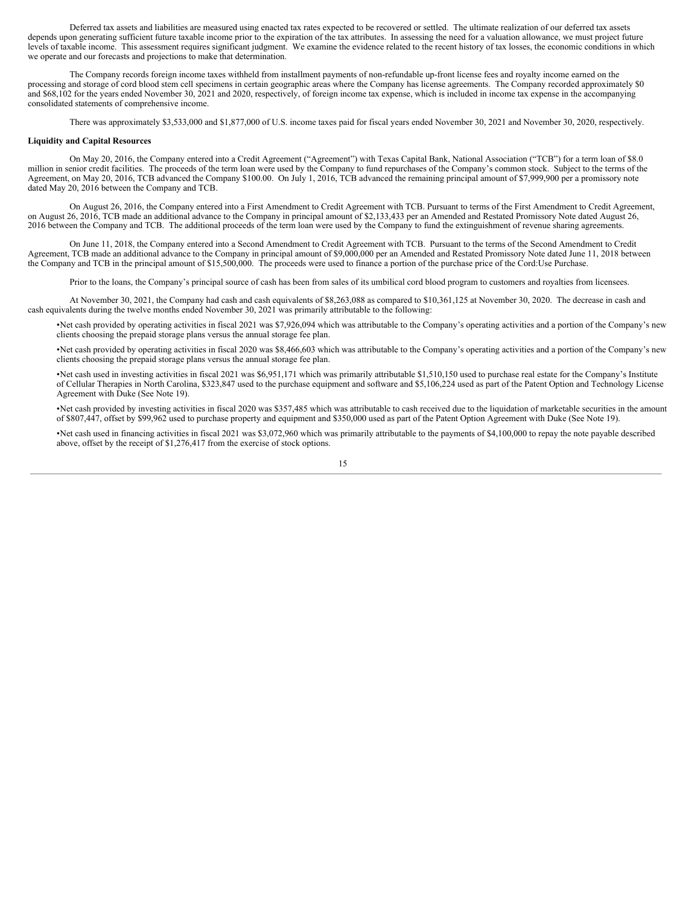Deferred tax assets and liabilities are measured using enacted tax rates expected to be recovered or settled. The ultimate realization of our deferred tax assets depends upon generating sufficient future taxable income prior to the expiration of the tax attributes. In assessing the need for a valuation allowance, we must project future levels of taxable income. This assessment requires significant judgment. We examine the evidence related to the recent history of tax losses, the economic conditions in which we operate and our forecasts and projections to make that determination.

The Company records foreign income taxes withheld from installment payments of non-refundable up-front license fees and royalty income earned on the processing and storage of cord blood stem cell specimens in certain geographic areas where the Company has license agreements. The Company recorded approximately $0 and $68,102 for the years ended November 30, 2021 and 2020, respectively, of foreign income tax expense, which is included in income tax expense in the accompanying consolidated statements of comprehensive income.

There was approximately $3,533,000 and $1,877,000 of U.S. income taxes paid for fiscal years ended November 30, 2021 and November 30, 2020, respectively.

**Liquidity and Capital Resources**

On May 20, 2016, the Company entered into a Credit Agreement ("Agreement") with Texas Capital Bank, National Association ("TCB") for a term loan of $8.0 million in senior credit facilities. The proceeds of the term loan were used by the Company to fund repurchases of the Company's common stock. Subject to the terms of the Agreement, on May 20, 2016, TCB advanced the Company $100.00. On July 1, 2016, TCB advanced the remaining principal amount of $7,999,900 per a promissory note dated May 20, 2016 between the Company and TCB.

On August 26, 2016, the Company entered into a First Amendment to Credit Agreement with TCB. Pursuant to terms of the First Amendment to Credit Agreement, on August 26, 2016, TCB made an additional advance to the Company in principal amount of $2,133,433 per an Amended and Restated Promissory Note dated August 26, 2016 between the Company and TCB. The additional proceeds of the term loan were used by the Company to fund the extinguishment of revenue sharing agreements.

On June 11, 2018, the Company entered into a Second Amendment to Credit Agreement with TCB. Pursuant to the terms of the Second Amendment to Credit Agreement, TCB made an additional advance to the Company in principal amount of $9,000,000 per an Amended and Restated Promissory Note dated June 11, 2018 between the Company and TCB in the principal amount of $15,500,000. The proceeds were used to finance a portion of the purchase price of the Cord:Use Purchase.

Prior to the loans, the Company's principal source of cash has been from sales of its umbilical cord blood program to customers and royalties from licensees.

At November 30, 2021, the Company had cash and cash equivalents of $8,263,088 as compared to $10,361,125 at November 30, 2020. The decrease in cash and cash equivalents during the twelve months ended November 30, 2021 was primarily attributable to the following:

- Net cash provided by operating activities in fiscal 2021 was $7,926,094 which was attributable to the Company's operating activities and a portion of the Company's new clients choosing the prepaid storage plans versus the annual storage fee plan.
- Net cash provided by operating activities in fiscal 2020 was $8,466,603 which was attributable to the Company's operating activities and a portion of the Company's new clients choosing the prepaid storage plans versus the annual storage fee plan.
- Net cash used in investing activities in fiscal 2021 was $6,951,171 which was primarily attributable $1,510,150 used to purchase real estate for the Company's Institute of Cellular Therapies in North Carolina, $323,847 used to the purchase equipment and software and $5,106,224 used as part of the Patent Option and Technology License Agreement with Duke (See Note 19).
- Net cash provided by investing activities in fiscal 2020 was $357,485 which was attributable to cash received due to the liquidation of marketable securities in the amount of $807,447, offset by $99,962 used to purchase property and equipment and $350,000 used as part of the Patent Option Agreement with Duke (See Note 19).
- Net cash used in financing activities in fiscal 2021 was $3,072,960 which was primarily attributable to the payments of $4,100,000 to repay the note payable described above, offset by the receipt of $1,276,417 from the exercise of stock options.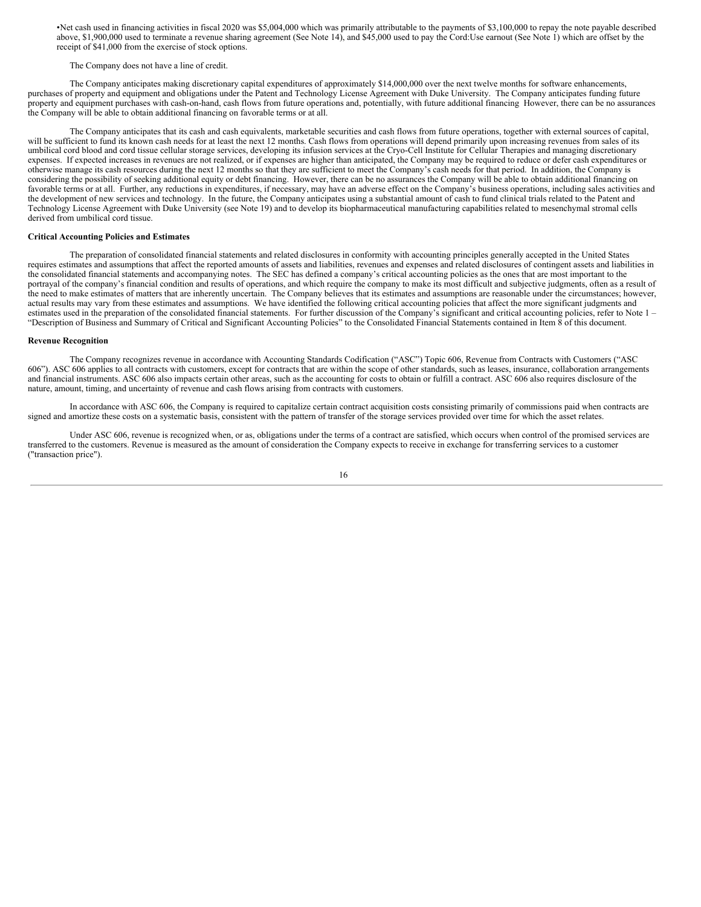- Net cash used in financing activities in fiscal 2020 was $5,004,000 which was primarily attributable to the payments of $3,100,000 to repay the note payable described above, $1,900,000 used to terminate a revenue sharing agreement (See Note 14), and $45,000 used to pay the Cord:Use earnout (See Note 1) which are offset by the receipt of $41,000 from the exercise of stock options.

The Company does not have a line of credit.

The Company anticipates making discretionary capital expenditures of approximately $14,000,000 over the next twelve months for software enhancements, purchases of property and equipment and obligations under the Patent and Technology License Agreement with Duke University. The Company anticipates funding future property and equipment purchases with cash-on-hand, cash flows from future operations and, potentially, with future additional financing However, there can be no assurances the Company will be able to obtain additional financing on favorable terms or at all.

The Company anticipates that its cash and cash equivalents, marketable securities and cash flows from future operations, together with external sources of capital, will be sufficient to fund its known cash needs for at least the next 12 months. Cash flows from operations will depend primarily upon increasing revenues from sales of its umbilical cord blood and cord tissue cellular storage services, developing its infusion services at the Cryo-Cell Institute for Cellular Therapies and managing discretionary expenses. If expected increases in revenues are not realized, or if expenses are higher than anticipated, the Company may be required to reduce or defer cash expenditures or otherwise manage its cash resources during the next 12 months so that they are sufficient to meet the Company's cash needs for that period. In addition, the Company is considering the possibility of seeking additional equity or debt financing. However, there can be no assurances the Company will be able to obtain additional financing on favorable terms or at all. Further, any reductions in expenditures, if necessary, may have an adverse effect on the Company's business operations, including sales activities and the development of new services and technology. In the future, the Company anticipates using a substantial amount of cash to fund clinical trials related to the Patent and Technology License Agreement with Duke University (see Note 19) and to develop its biopharmaceutical manufacturing capabilities related to mesenchymal stromal cells derived from umbilical cord tissue.

**Critical Accounting Policies and Estimates**

The preparation of consolidated financial statements and related disclosures in conformity with accounting principles generally accepted in the United States requires estimates and assumptions that affect the reported amounts of assets and liabilities, revenues and expenses and related disclosures of contingent assets and liabilities in the consolidated financial statements and accompanying notes. The SEC has defined a company's critical accounting policies as the ones that are most important to the portrayal of the company's financial condition and results of operations, and which require the company to make its most difficult and subjective judgments, often as a result of the need to make estimates of matters that are inherently uncertain. The Company believes that its estimates and assumptions are reasonable under the circumstances; however, actual results may vary from these estimates and assumptions. We have identified the following critical accounting policies that affect the more significant judgments and estimates used in the preparation of the consolidated financial statements. For further discussion of the Company's significant and critical accounting policies, refer to Note 1 – "Description of Business and Summary of Critical and Significant Accounting Policies" to the Consolidated Financial Statements contained in Item 8 of this document.

**Revenue Recognition**

The Company recognizes revenue in accordance with Accounting Standards Codification ("ASC") Topic 606, Revenue from Contracts with Customers ("ASC 606"). ASC 606 applies to all contracts with customers, except for contracts that are within the scope of other standards, such as leases, insurance, collaboration arrangements and financial instruments. ASC 606 also impacts certain other areas, such as the accounting for costs to obtain or fulfill a contract. ASC 606 also requires disclosure of the nature, amount, timing, and uncertainty of revenue and cash flows arising from contracts with customers.

In accordance with ASC 606, the Company is required to capitalize certain contract acquisition costs consisting primarily of commissions paid when contracts are signed and amortize these costs on a systematic basis, consistent with the pattern of transfer of the storage services provided over time for which the asset relates.

Under ASC 606, revenue is recognized when, or as, obligations under the terms of a contract are satisfied, which occurs when control of the promised services are transferred to the customers. Revenue is measured as the amount of consideration the Company expects to receive in exchange for transferring services to a customer ("transaction price").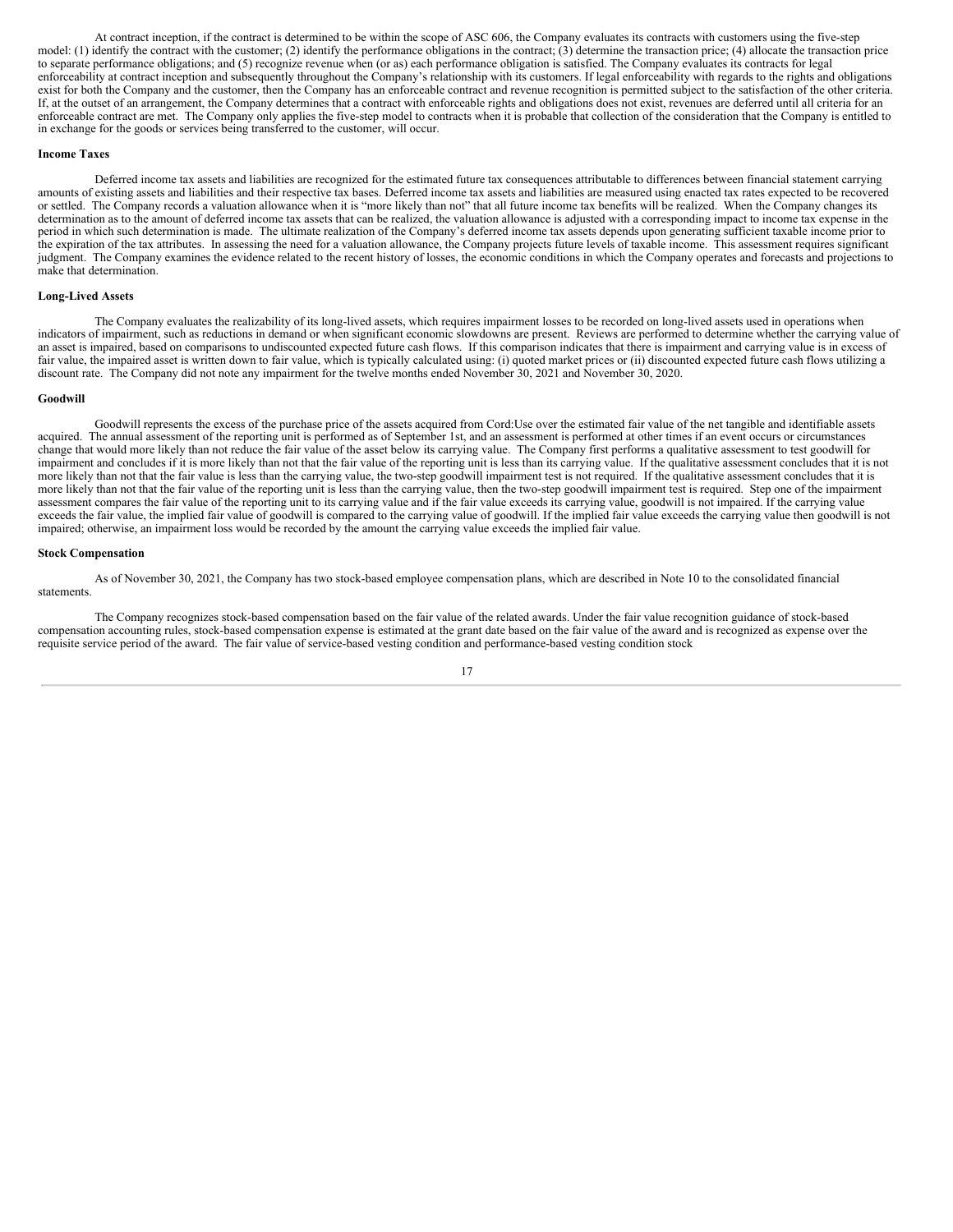At contract inception, if the contract is determined to be within the scope of ASC 606, the Company evaluates its contracts with customers using the five-step model: (1) identify the contract with the customer; (2) identify the performance obligations in the contract; (3) determine the transaction price; (4) allocate the transaction price to separate performance obligations; and (5) recognize revenue when (or as) each performance obligation is satisfied. The Company evaluates its contracts for legal enforceability at contract inception and subsequently throughout the Company's relationship with its customers. If legal enforceability with regards to the rights and obligations exist for both the Company and the customer, then the Company has an enforceable contract and revenue recognition is permitted subject to the satisfaction of the other criteria. If, at the outset of an arrangement, the Company determines that a contract with enforceable rights and obligations does not exist, revenues are deferred until all criteria for an enforceable contract are met. The Company only applies the five-step model to contracts when it is probable that collection of the consideration that the Company is entitled to in exchange for the goods or services being transferred to the customer, will occur.

**Income Taxes**

Deferred income tax assets and liabilities are recognized for the estimated future tax consequences attributable to differences between financial statement carrying amounts of existing assets and liabilities and their respective tax bases. Deferred income tax assets and liabilities are measured using enacted tax rates expected to be recovered or settled. The Company records a valuation allowance when it is "more likely than not" that all future income tax benefits will be realized. When the Company changes its determination as to the amount of deferred income tax assets that can be realized, the valuation allowance is adjusted with a corresponding impact to income tax expense in the period in which such determination is made. The ultimate realization of the Company's deferred income tax assets depends upon generating sufficient taxable income prior to the expiration of the tax attributes. In assessing the need for a valuation allowance, the Company projects future levels of taxable income. This assessment requires significant judgment. The Company examines the evidence related to the recent history of losses, the economic conditions in which the Company operates and forecasts and projections to make that determination.

**Long-Lived Assets**

The Company evaluates the realizability of its long-lived assets, which requires impairment losses to be recorded on long-lived assets used in operations when indicators of impairment, such as reductions in demand or when significant economic slowdowns are present. Reviews are performed to determine whether the carrying value of an asset is impaired, based on comparisons to undiscounted expected future cash flows. If this comparison indicates that there is impairment and carrying value is in excess of fair value, the impaired asset is written down to fair value, which is typically calculated using: (i) quoted market prices or (ii) discounted expected future cash flows utilizing a discount rate. The Company did not note any impairment for the twelve months ended November 30, 2021 and November 30, 2020.

**Goodwill**

Goodwill represents the excess of the purchase price of the assets acquired from Cord:Use over the estimated fair value of the net tangible and identifiable assets acquired. The annual assessment of the reporting unit is performed as of September 1st, and an assessment is performed at other times if an event occurs or circumstances change that would more likely than not reduce the fair value of the asset below its carrying value. The Company first performs a qualitative assessment to test goodwill for impairment and concludes if it is more likely than not that the fair value of the reporting unit is less than its carrying value. If the qualitative assessment concludes that it is not more likely than not that the fair value is less than the carrying value, the two-step goodwill impairment test is not required. If the qualitative assessment concludes that it is more likely than not that the fair value of the reporting unit is less than the carrying value, then the two-step goodwill impairment test is required. Step one of the impairment assessment compares the fair value of the reporting unit to its carrying value and if the fair value exceeds its carrying value, goodwill is not impaired. If the carrying value exceeds the fair value, the implied fair value of goodwill is compared to the carrying value of goodwill. If the implied fair value exceeds the carrying value then goodwill is not impaired; otherwise, an impairment loss would be recorded by the amount the carrying value exceeds the implied fair value.

**Stock Compensation**

As of November 30, 2021, the Company has two stock-based employee compensation plans, which are described in Note 10 to the consolidated financial statements.

The Company recognizes stock-based compensation based on the fair value of the related awards. Under the fair value recognition guidance of stock-based compensation accounting rules, stock-based compensation expense is estimated at the grant date based on the fair value of the award and is recognized as expense over the requisite service period of the award. The fair value of service-based vesting condition and performance-based vesting condition stock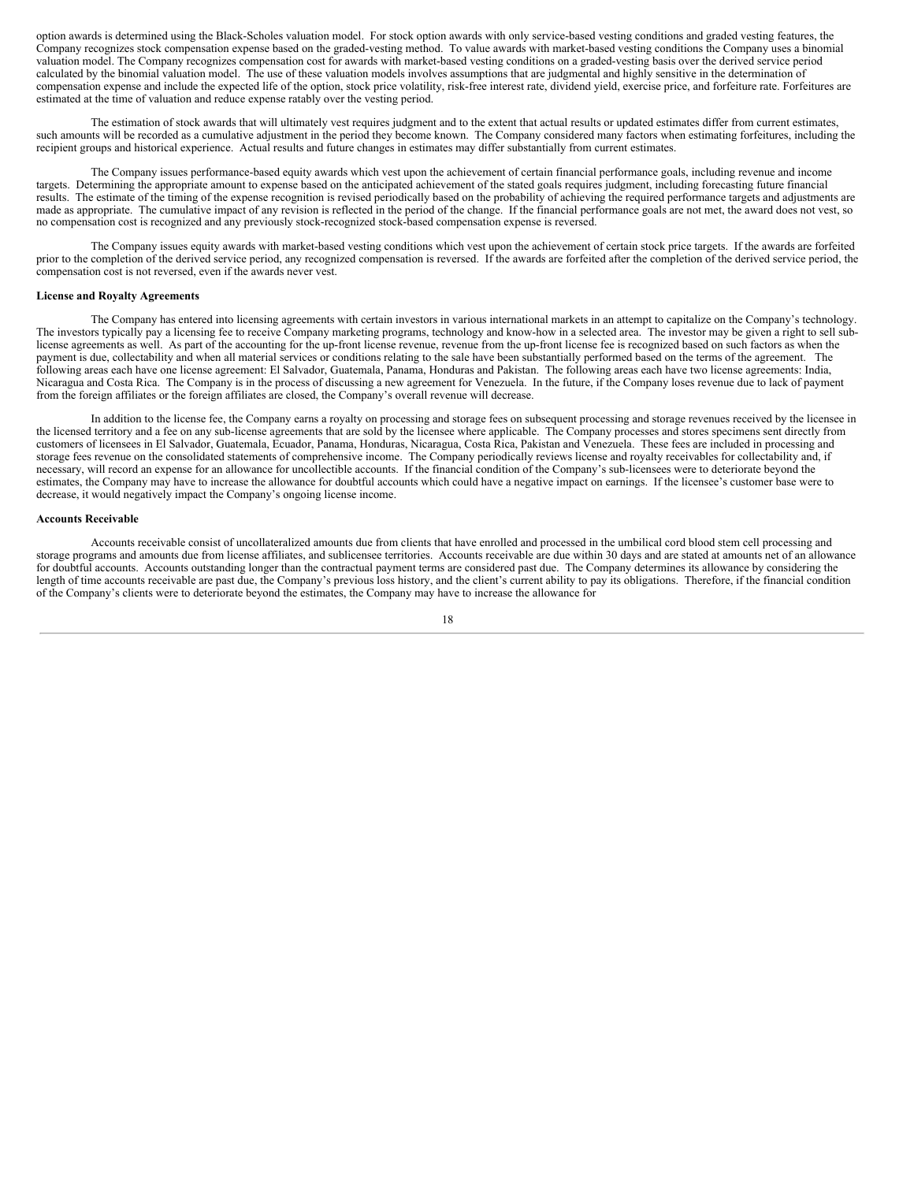option awards is determined using the Black-Scholes valuation model. For stock option awards with only service-based vesting conditions and graded vesting features, the Company recognizes stock compensation expense based on the graded-vesting method. To value awards with market-based vesting conditions the Company uses a binomial valuation model. The Company recognizes compensation cost for awards with market-based vesting conditions on a graded-vesting basis over the derived service period calculated by the binomial valuation model. The use of these valuation models involves assumptions that are judgmental and highly sensitive in the determination of compensation expense and include the expected life of the option, stock price volatility, risk-free interest rate, dividend yield, exercise price, and forfeiture rate. Forfeitures are estimated at the time of valuation and reduce expense ratably over the vesting period.

The estimation of stock awards that will ultimately vest requires judgment and to the extent that actual results or updated estimates differ from current estimates, such amounts will be recorded as a cumulative adjustment in the period they become known. The Company considered many factors when estimating forfeitures, including the recipient groups and historical experience. Actual results and future changes in estimates may differ substantially from current estimates.

The Company issues performance-based equity awards which vest upon the achievement of certain financial performance goals, including revenue and income targets. Determining the appropriate amount to expense based on the anticipated achievement of the stated goals requires judgment, including forecasting future financial results. The estimate of the timing of the expense recognition is revised periodically based on the probability of achieving the required performance targets and adjustments are made as appropriate. The cumulative impact of any revision is reflected in the period of the change. If the financial performance goals are not met, the award does not vest, so no compensation cost is recognized and any previously stock-recognized stock-based compensation expense is reversed.

The Company issues equity awards with market-based vesting conditions which vest upon the achievement of certain stock price targets. If the awards are forfeited prior to the completion of the derived service period, any recognized compensation is reversed. If the awards are forfeited after the completion of the derived service period, the compensation cost is not reversed, even if the awards never vest.

**License and Royalty Agreements**

The Company has entered into licensing agreements with certain investors in various international markets in an attempt to capitalize on the Company's technology. The investors typically pay a licensing fee to receive Company marketing programs, technology and know-how in a selected area. The investor may be given a right to sell sub-license agreements as well. As part of the accounting for the up-front license revenue, revenue from the up-front license fee is recognized based on such factors as when the payment is due, collectability and when all material services or conditions relating to the sale have been substantially performed based on the terms of the agreement. The following areas each have one license agreement: El Salvador, Guatemala, Panama, Honduras and Pakistan. The following areas each have two license agreements: India, Nicaragua and Costa Rica. The Company is in the process of discussing a new agreement for Venezuela. In the future, if the Company loses revenue due to lack of payment from the foreign affiliates or the foreign affiliates are closed, the Company's overall revenue will decrease.

In addition to the license fee, the Company earns a royalty on processing and storage fees on subsequent processing and storage revenues received by the licensee in the licensed territory and a fee on any sub-license agreements that are sold by the licensee where applicable. The Company processes and stores specimens sent directly from customers of licensees in El Salvador, Guatemala, Ecuador, Panama, Honduras, Nicaragua, Costa Rica, Pakistan and Venezuela. These fees are included in processing and storage fees revenue on the consolidated statements of comprehensive income. The Company periodically reviews license and royalty receivables for collectability and, if necessary, will record an expense for an allowance for uncollectible accounts. If the financial condition of the Company's sub-licensees were to deteriorate beyond the estimates, the Company may have to increase the allowance for doubtful accounts which could have a negative impact on earnings. If the licensee's customer base were to decrease, it would negatively impact the Company's ongoing license income.

**Accounts Receivable**

Accounts receivable consist of uncollateralized amounts due from clients that have enrolled and processed in the umbilical cord blood stem cell processing and storage programs and amounts due from license affiliates, and sublicensee territories. Accounts receivable are due within 30 days and are stated at amounts net of an allowance for doubtful accounts. Accounts outstanding longer than the contractual payment terms are considered past due. The Company determines its allowance by considering the length of time accounts receivable are past due, the Company's previous loss history, and the client's current ability to pay its obligations. Therefore, if the financial condition of the Company's clients were to deteriorate beyond the estimates, the Company may have to increase the allowance for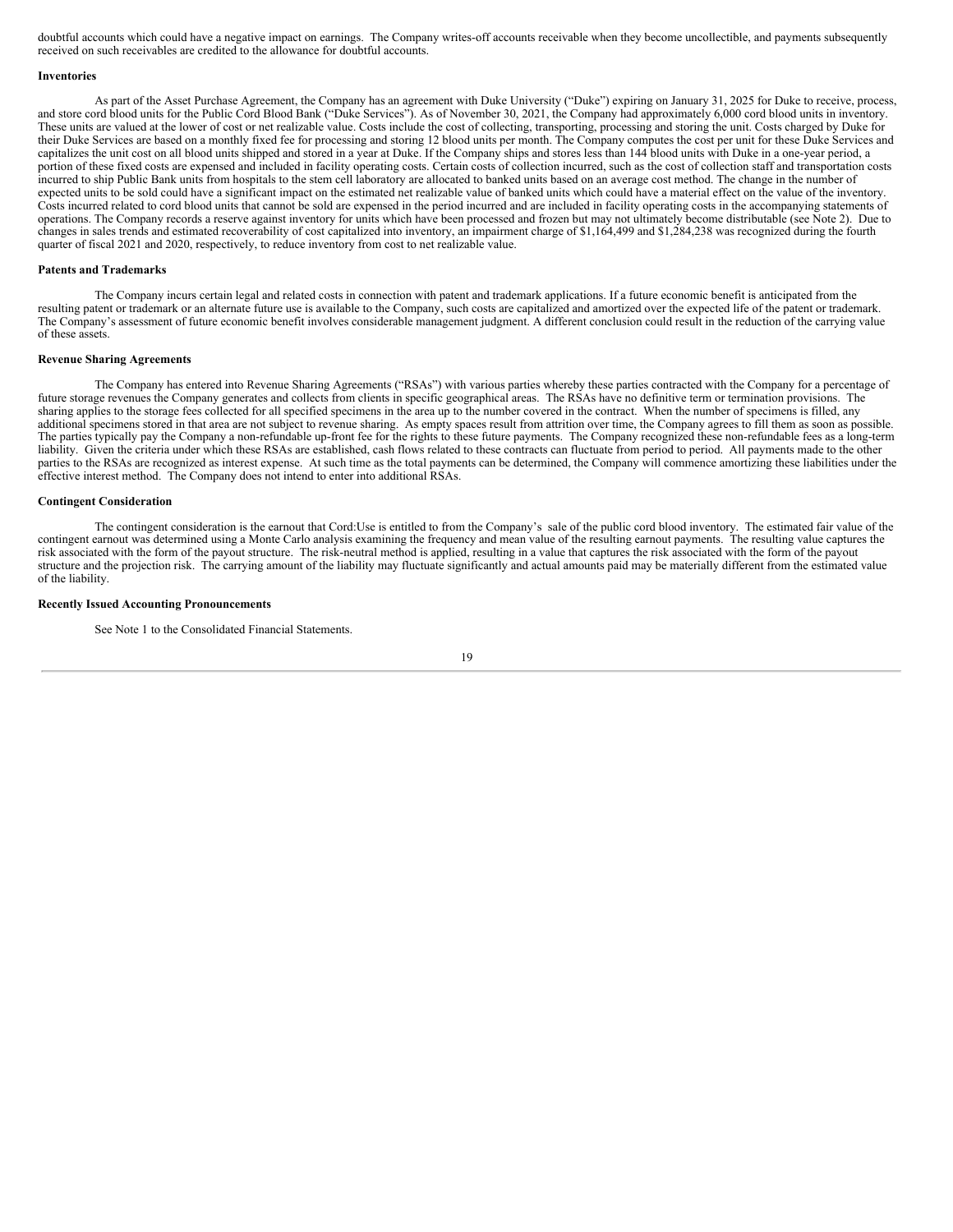doubtful accounts which could have a negative impact on earnings. The Company writes-off accounts receivable when they become uncollectible, and payments subsequently received on such receivables are credited to the allowance for doubtful accounts.

**Inventories**

As part of the Asset Purchase Agreement, the Company has an agreement with Duke University ("Duke") expiring on January 31, 2025 for Duke to receive, process, and store cord blood units for the Public Cord Blood Bank ("Duke Services"). As of November 30, 2021, the Company had approximately 6,000 cord blood units in inventory. These units are valued at the lower of cost or net realizable value. Costs include the cost of collecting, transporting, processing and storing the unit. Costs charged by Duke for their Duke Services are based on a monthly fixed fee for processing and storing 12 blood units per month. The Company computes the cost per unit for these Duke Services and capitalizes the unit cost on all blood units shipped and stored in a year at Duke. If the Company ships and stores less than 144 blood units with Duke in a one-year period, a portion of these fixed costs are expensed and included in facility operating costs. Certain costs of collection incurred, such as the cost of collection staff and transportation costs incurred to ship Public Bank units from hospitals to the stem cell laboratory are allocated to banked units based on an average cost method. The change in the number of expected units to be sold could have a significant impact on the estimated net realizable value of banked units which could have a material effect on the value of the inventory. Costs incurred related to cord blood units that cannot be sold are expensed in the period incurred and are included in facility operating costs in the accompanying statements of operations. The Company records a reserve against inventory for units which have been processed and frozen but may not ultimately become distributable (see Note 2). Due to changes in sales trends and estimated recoverability of cost capitalized into inventory, an impairment charge of $1,164,499 and $1,284,238 was recognized during the fourth quarter of fiscal 2021 and 2020, respectively, to reduce inventory from cost to net realizable value.

**Patents and Trademarks**

The Company incurs certain legal and related costs in connection with patent and trademark applications. If a future economic benefit is anticipated from the resulting patent or trademark or an alternate future use is available to the Company, such costs are capitalized and amortized over the expected life of the patent or trademark. The Company's assessment of future economic benefit involves considerable management judgment. A different conclusion could result in the reduction of the carrying value of these assets.

**Revenue Sharing Agreements**

The Company has entered into Revenue Sharing Agreements ("RSAs") with various parties whereby these parties contracted with the Company for a percentage of future storage revenues the Company generates and collects from clients in specific geographical areas. The RSAs have no definitive term or termination provisions. The sharing applies to the storage fees collected for all specified specimens in the area up to the number covered in the contract. When the number of specimens is filled, any additional specimens stored in that area are not subject to revenue sharing. As empty spaces result from attrition over time, the Company agrees to fill them as soon as possible. The parties typically pay the Company a non-refundable up-front fee for the rights to these future payments. The Company recognized these non-refundable fees as a long-term liability. Given the criteria under which these RSAs are established, cash flows related to these contracts can fluctuate from period to period. All payments made to the other parties to the RSAs are recognized as interest expense. At such time as the total payments can be determined, the Company will commence amortizing these liabilities under the effective interest method. The Company does not intend to enter into additional RSAs.

**Contingent Consideration**

The contingent consideration is the earnout that Cord:Use is entitled to from the Company's sale of the public cord blood inventory. The estimated fair value of the contingent earnout was determined using a Monte Carlo analysis examining the frequency and mean value of the resulting earnout payments. The resulting value captures the risk associated with the form of the payout structure. The risk-neutral method is applied, resulting in a value that captures the risk associated with the form of the payout structure and the projection risk. The carrying amount of the liability may fluctuate significantly and actual amounts paid may be materially different from the estimated value of the liability.

**Recently Issued Accounting Pronouncements**

See Note 1 to the Consolidated Financial Statements.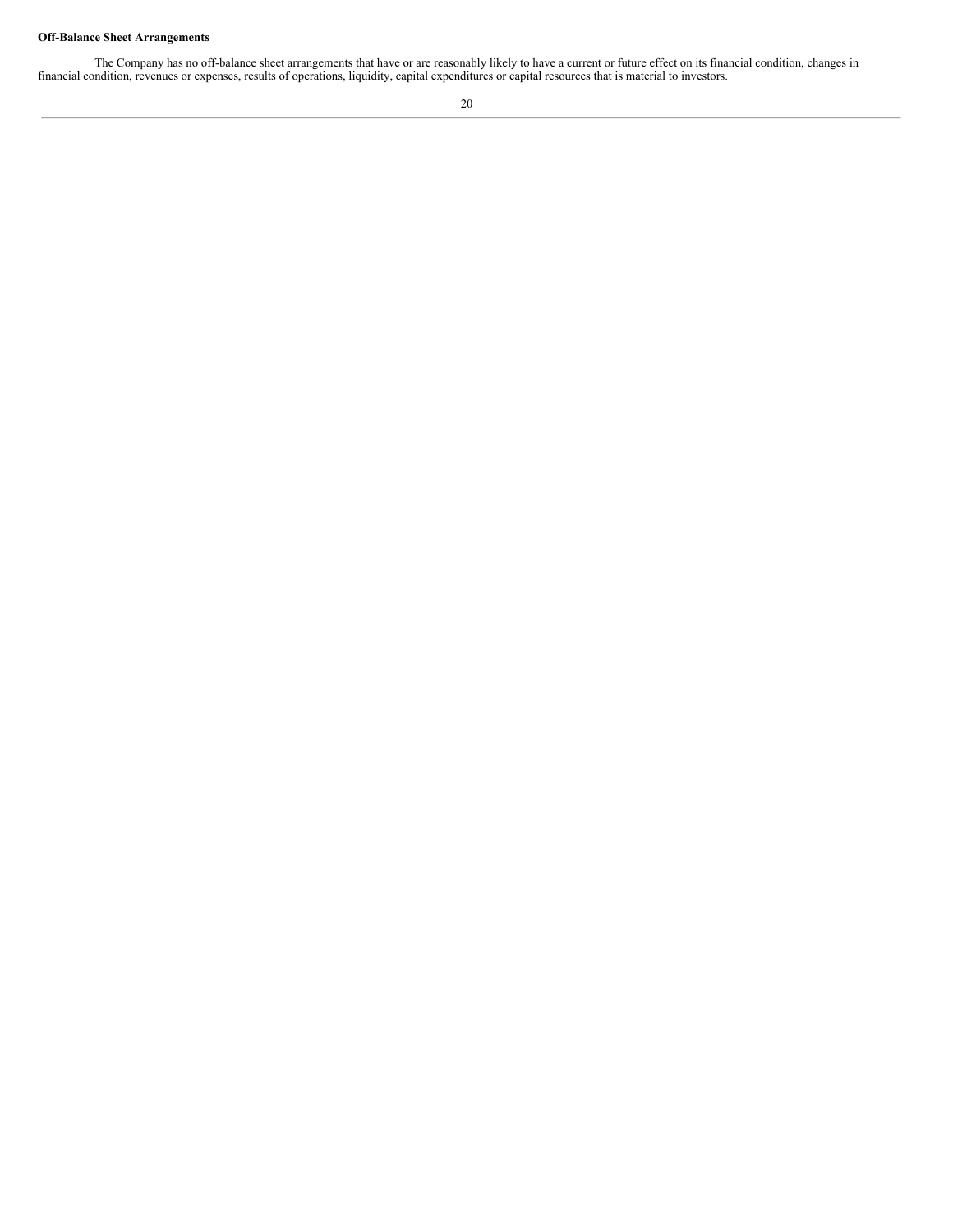**Off-Balance Sheet Arrangements**

The Company has no off-balance sheet arrangements that have or are reasonably likely to have a current or future effect on its financial condition, changes in financial condition, revenues or expenses, results of operations, liquidity, capital expenditures or capital resources that is material to investors.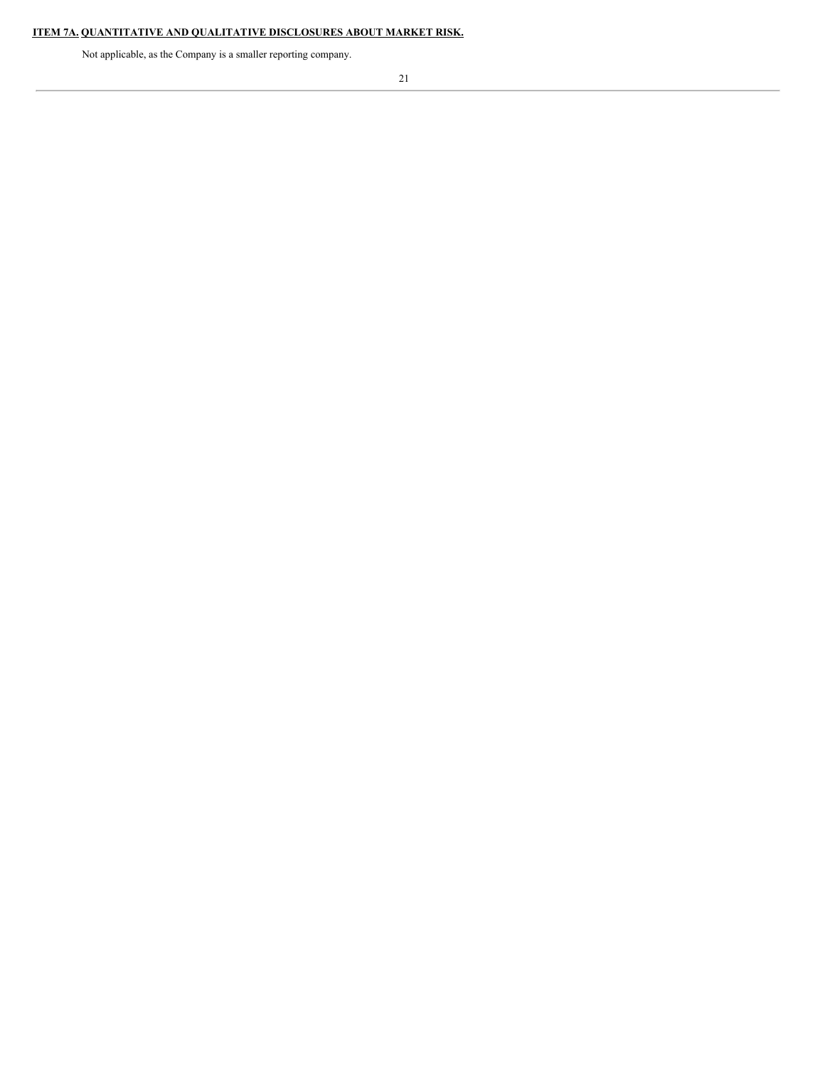## ITEM 7A. QUANTITATIVE AND QUALITATIVE DISCLOSURES ABOUT MARKET RISK.

Not applicable, as the Company is a smaller reporting company.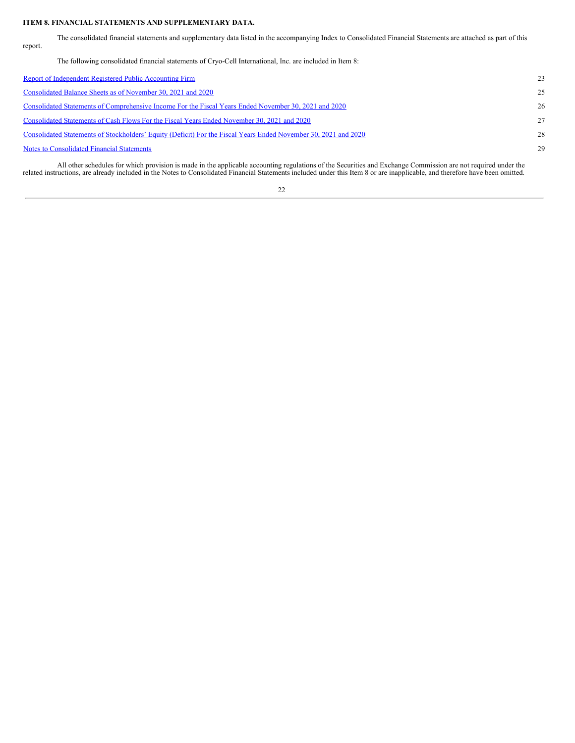**ITEM 8. FINANCIAL STATEMENTS AND SUPPLEMENTARY DATA.**

The consolidated financial statements and supplementary data listed in the accompanying Index to Consolidated Financial Statements are attached as part of this report.

The following consolidated financial statements of Cryo-Cell International, Inc. are included in Item 8:

| | |
|---|---|
| Report of Independent Registered Public Accounting Firm | 23 |
| Consolidated Balance Sheets as of November 30, 2021 and 2020 | 25 |
| Consolidated Statements of Comprehensive Income For the Fiscal Years Ended November 30, 2021 and 2020 | 26 |
| Consolidated Statements of Cash Flows For the Fiscal Years Ended November 30, 2021 and 2020 | 27 |
| Consolidated Statements of Stockholders' Equity (Deficit) For the Fiscal Years Ended November 30, 2021 and 2020 | 28 |
| Notes to Consolidated Financial Statements | 29 |

All other schedules for which provision is made in the applicable accounting regulations of the Securities and Exchange Commission are not required under the related instructions, are already included in the Notes to Consolidated Financial Statements included under this Item 8 or are inapplicable, and therefore have been omitted.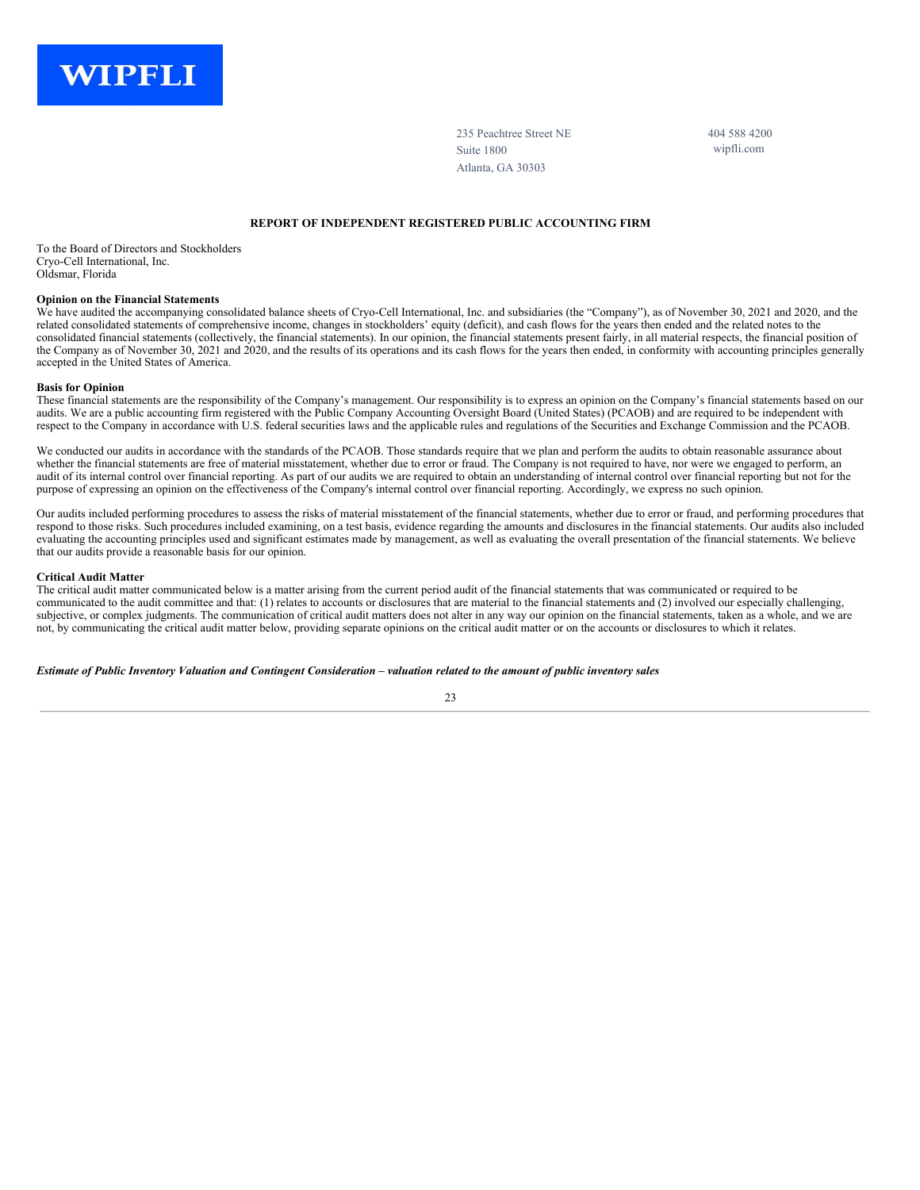**WIPFLI**

235 Peachtree Street NE
Suite 1800
Atlanta, GA 30303

404 588 4200
wipfli.com

**REPORT OF INDEPENDENT REGISTERED PUBLIC ACCOUNTING FIRM**

To the Board of Directors and Stockholders
Cryo-Cell International, Inc.
Oldsmar, Florida

**Opinion on the Financial Statements**

We have audited the accompanying consolidated balance sheets of Cryo-Cell International, Inc. and subsidiaries (the "Company"), as of November 30, 2021 and 2020, and the related consolidated statements of comprehensive income, changes in stockholders' equity (deficit), and cash flows for the years then ended and the related notes to the consolidated financial statements (collectively, the financial statements). In our opinion, the financial statements present fairly, in all material respects, the financial position of the Company as of November 30, 2021 and 2020, and the results of its operations and its cash flows for the years then ended, in conformity with accounting principles generally accepted in the United States of America.

**Basis for Opinion**

These financial statements are the responsibility of the Company's management. Our responsibility is to express an opinion on the Company's financial statements based on our audits. We are a public accounting firm registered with the Public Company Accounting Oversight Board (United States) (PCAOB) and are required to be independent with respect to the Company in accordance with U.S. federal securities laws and the applicable rules and regulations of the Securities and Exchange Commission and the PCAOB.

We conducted our audits in accordance with the standards of the PCAOB. Those standards require that we plan and perform the audits to obtain reasonable assurance about whether the financial statements are free of material misstatement, whether due to error or fraud. The Company is not required to have, nor were we engaged to perform, an audit of its internal control over financial reporting. As part of our audits we are required to obtain an understanding of internal control over financial reporting but not for the purpose of expressing an opinion on the effectiveness of the Company's internal control over financial reporting. Accordingly, we express no such opinion.

Our audits included performing procedures to assess the risks of material misstatement of the financial statements, whether due to error or fraud, and performing procedures that respond to those risks. Such procedures included examining, on a test basis, evidence regarding the amounts and disclosures in the financial statements. Our audits also included evaluating the accounting principles used and significant estimates made by management, as well as evaluating the overall presentation of the financial statements. We believe that our audits provide a reasonable basis for our opinion.

**Critical Audit Matter**

The critical audit matter communicated below is a matter arising from the current period audit of the financial statements that was communicated or required to be communicated to the audit committee and that: (1) relates to accounts or disclosures that are material to the financial statements and (2) involved our especially challenging, subjective, or complex judgments. The communication of critical audit matters does not alter in any way our opinion on the financial statements, taken as a whole, and we are not, by communicating the critical audit matter below, providing separate opinions on the critical audit matter or on the accounts or disclosures to which it relates.

***Estimate of Public Inventory Valuation and Contingent Consideration – valuation related to the amount of public inventory sales***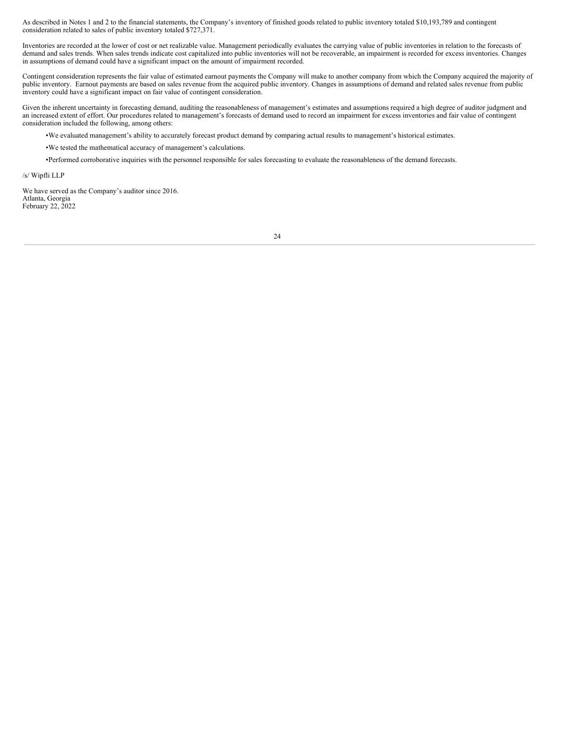As described in Notes 1 and 2 to the financial statements, the Company's inventory of finished goods related to public inventory totaled $10,193,789 and contingent consideration related to sales of public inventory totaled $727,371.

Inventories are recorded at the lower of cost or net realizable value. Management periodically evaluates the carrying value of public inventories in relation to the forecasts of demand and sales trends. When sales trends indicate cost capitalized into public inventories will not be recoverable, an impairment is recorded for excess inventories. Changes in assumptions of demand could have a significant impact on the amount of impairment recorded.

Contingent consideration represents the fair value of estimated earnout payments the Company will make to another company from which the Company acquired the majority of public inventory. Earnout payments are based on sales revenue from the acquired public inventory. Changes in assumptions of demand and related sales revenue from public inventory could have a significant impact on fair value of contingent consideration.

Given the inherent uncertainty in forecasting demand, auditing the reasonableness of management's estimates and assumptions required a high degree of auditor judgment and an increased extent of effort. Our procedures related to management's forecasts of demand used to record an impairment for excess inventories and fair value of contingent consideration included the following, among others:

- We evaluated management's ability to accurately forecast product demand by comparing actual results to management's historical estimates.
- We tested the mathematical accuracy of management's calculations.
- Performed corroborative inquiries with the personnel responsible for sales forecasting to evaluate the reasonableness of the demand forecasts.

/s/ Wipfli LLP

We have served as the Company's auditor since 2016.
Atlanta, Georgia
February 22, 2022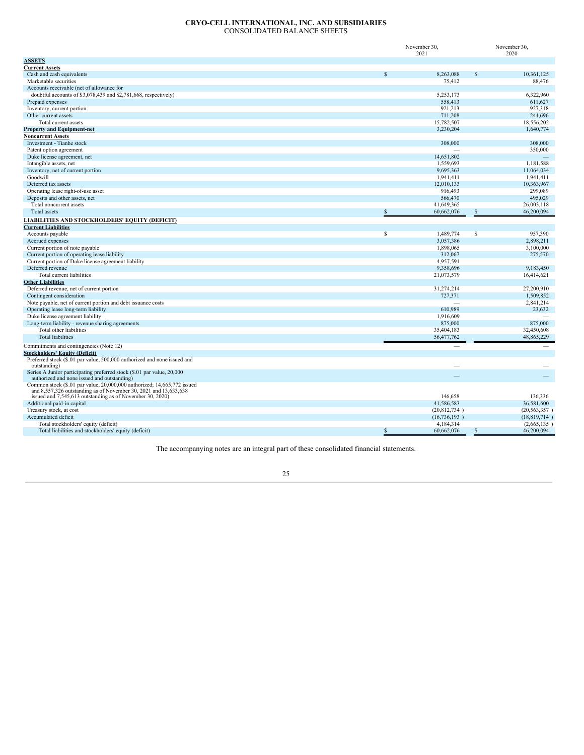# CRYO-CELL INTERNATIONAL, INC. AND SUBSIDIARIES

## CONSOLIDATED BALANCE SHEETS

| | November 30, 2021 | November 30, 2020 |
|---|---|---|
| **ASSETS** | | |
| **Current Assets** | | |
| Cash and cash equivalents | $ 8,263,088 | $ 10,361,125 |
| Marketable securities | 75,412 | 88,476 |
| Accounts receivable (net of allowance for doubtful accounts of $3,078,439 and $2,781,668, respectively) | 5,253,173 | 6,322,960 |
| Prepaid expenses | 558,413 | 611,627 |
| Inventory, current portion | 921,213 | 927,318 |
| Other current assets | 711,208 | 244,696 |
| Total current assets | 15,782,507 | 18,556,202 |
| **Property and Equipment-net** | 3,230,204 | 1,640,774 |
| **Noncurrent Assets** | | |
| Investment - Tianhe stock | 308,000 | 308,000 |
| Patent option agreement | — | 350,000 |
| Duke license agreement, net | 14,651,802 | — |
| Intangible assets, net | 1,559,693 | 1,181,588 |
| Inventory, net of current portion | 9,695,363 | 11,064,034 |
| Goodwill | 1,941,411 | 1,941,411 |
| Deferred tax assets | 12,010,133 | 10,363,967 |
| Operating lease right-of-use asset | 916,493 | 299,089 |
| Deposits and other assets, net | 566,470 | 495,029 |
| Total noncurrent assets | 41,649,365 | 26,003,118 |
| Total assets | $ 60,662,076 | $ 46,200,094 |
| **LIABILITIES AND STOCKHOLDERS' EQUITY (DEFICIT)** | | |
| **Current Liabilities** | | |
| Accounts payable | $ 1,489,774 | $ 957,390 |
| Accrued expenses | 3,057,386 | 2,898,211 |
| Current portion of note payable | 1,898,065 | 3,100,000 |
| Current portion of operating lease liability | 312,067 | 275,570 |
| Current portion of Duke license agreement liability | 4,957,591 | — |
| Deferred revenue | 9,358,696 | 9,183,450 |
| Total current liabilities | 21,073,579 | 16,414,621 |
| **Other Liabilities** | | |
| Deferred revenue, net of current portion | 31,274,214 | 27,200,910 |
| Contingent consideration | 727,371 | 1,509,852 |
| Note payable, net of current portion and debt issuance costs | — | 2,841,214 |
| Operating lease long-term liability | 610,989 | 23,632 |
| Duke license agreement liability | 1,916,609 | — |
| Long-term liability - revenue sharing agreements | 875,000 | 875,000 |
| Total other liabilities | 35,404,183 | 32,450,608 |
| Total liabilities | 56,477,762 | 48,865,229 |
| Commitments and contingencies (Note 12) | — | — |
| **Stockholders' Equity (Deficit)** | | |
| Preferred stock ($.01 par value, 500,000 authorized and none issued and outstanding) | — | — |
| Series A Junior participating preferred stock ($.01 par value, 20,000 authorized and none issued and outstanding) | — | — |
| Common stock ($.01 par value, 20,000,000 authorized; 14,665,772 issued and 8,557,326 outstanding as of November 30, 2021 and 13,633,638 issued and 7,545,613 outstanding as of November 30, 2020) | 146,658 | 136,336 |
| Additional paid-in capital | 41,586,583 | 36,581,600 |
| Treasury stock, at cost | (20,812,734 ) | (20,563,357 ) |
| Accumulated deficit | (16,736,193 ) | (18,819,714 ) |
| Total stockholders' equity (deficit) | 4,184,314 | (2,665,135 ) |
| Total liabilities and stockholders' equity (deficit) | $ 60,662,076 | $ 46,200,094 |

The accompanying notes are an integral part of these consolidated financial statements.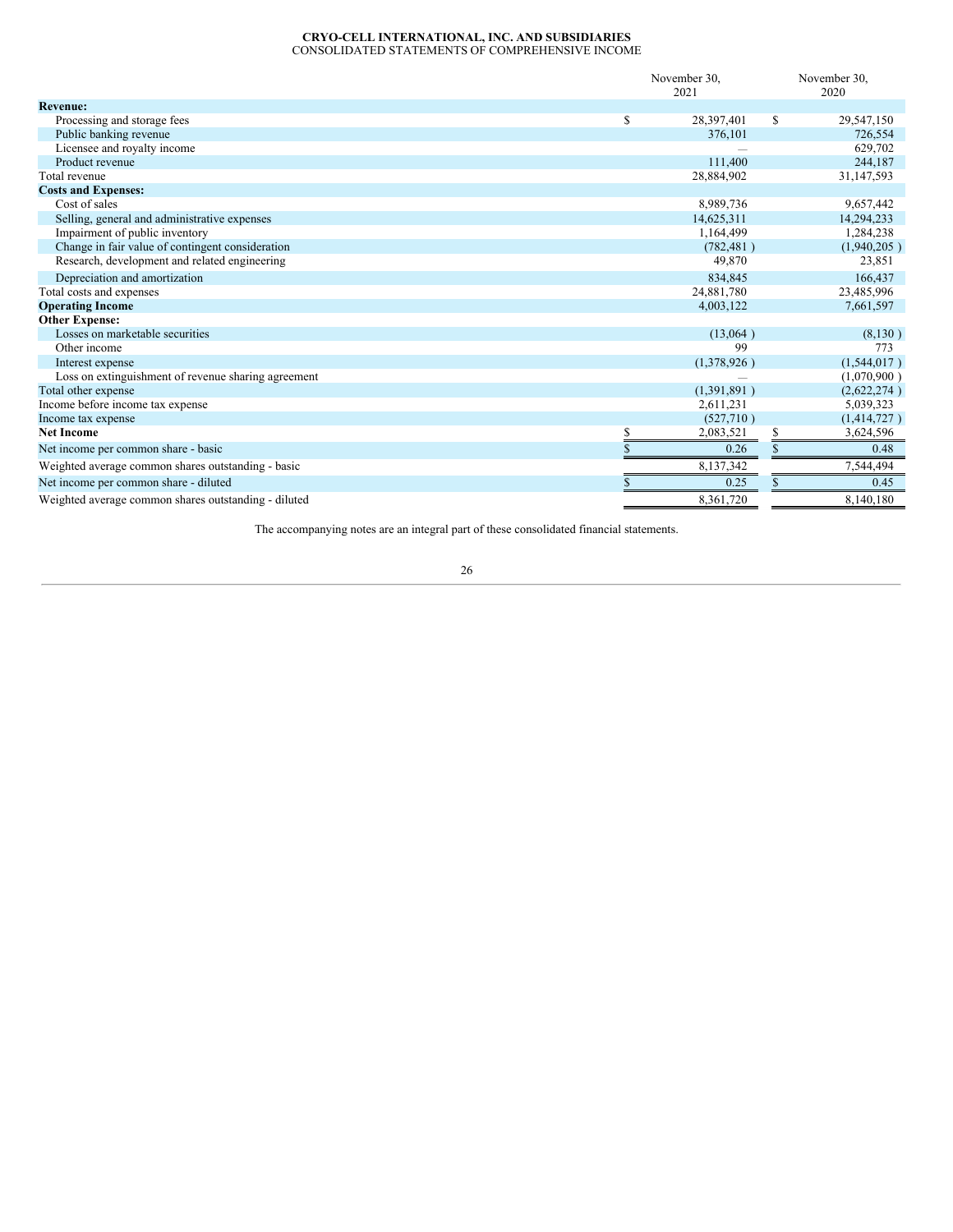**CRYO-CELL INTERNATIONAL, INC. AND SUBSIDIARIES**
CONSOLIDATED STATEMENTS OF COMPREHENSIVE INCOME

| | November 30, 2021 | November 30, 2020 |
|---|---|---|
| **Revenue:** | | |
| Processing and storage fees | $ 28,397,401 | $ 29,547,150 |
| Public banking revenue | 376,101 | 726,554 |
| Licensee and royalty income | — | 629,702 |
| Product revenue | 111,400 | 244,187 |
| Total revenue | 28,884,902 | 31,147,593 |
| **Costs and Expenses:** | | |
| Cost of sales | 8,989,736 | 9,657,442 |
| Selling, general and administrative expenses | 14,625,311 | 14,294,233 |
| Impairment of public inventory | 1,164,499 | 1,284,238 |
| Change in fair value of contingent consideration | (782,481 ) | (1,940,205 ) |
| Research, development and related engineering | 49,870 | 23,851 |
| Depreciation and amortization | 834,845 | 166,437 |
| Total costs and expenses | 24,881,780 | 23,485,996 |
| **Operating Income** | 4,003,122 | 7,661,597 |
| **Other Expense:** | | |
| Losses on marketable securities | (13,064 ) | (8,130 ) |
| Other income | 99 | 773 |
| Interest expense | (1,378,926 ) | (1,544,017 ) |
| Loss on extinguishment of revenue sharing agreement | — | (1,070,900 ) |
| Total other expense | (1,391,891 ) | (2,622,274 ) |
| Income before income tax expense | 2,611,231 | 5,039,323 |
| Income tax expense | (527,710 ) | (1,414,727 ) |
| **Net Income** | $ 2,083,521 | $ 3,624,596 |
| Net income per common share - basic | $ 0.26 | $ 0.48 |
| Weighted average common shares outstanding - basic | 8,137,342 | 7,544,494 |
| Net income per common share - diluted | $ 0.25 | $ 0.45 |
| Weighted average common shares outstanding - diluted | 8,361,720 | 8,140,180 |

The accompanying notes are an integral part of these consolidated financial statements.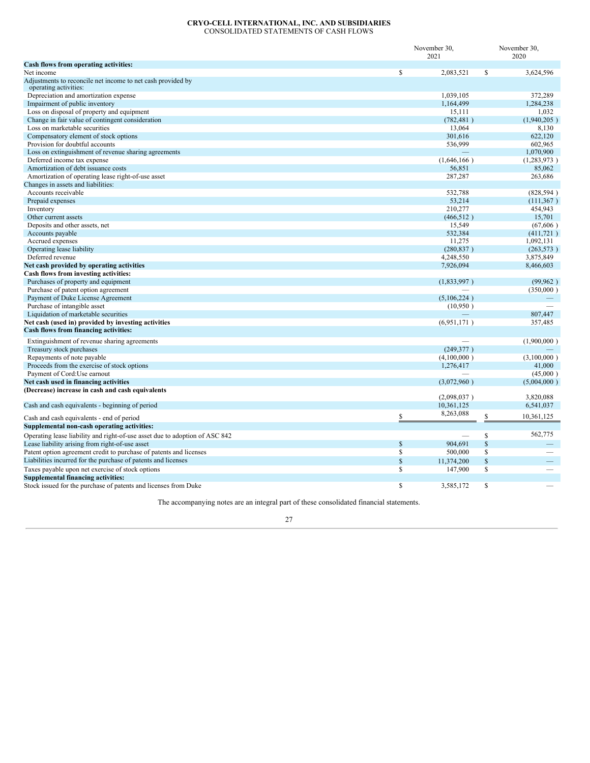**CRYO-CELL INTERNATIONAL, INC. AND SUBSIDIARIES**
CONSOLIDATED STATEMENTS OF CASH FLOWS

| | November 30, 2021 | November 30, 2020 |
|---|---|---|
| **Cash flows from operating activities:** | | |
| Net income | $ 2,083,521 | $ 3,624,596 |
| Adjustments to reconcile net income to net cash provided by operating activities: | | |
| Depreciation and amortization expense | 1,039,105 | 372,289 |
| Impairment of public inventory | 1,164,499 | 1,284,238 |
| Loss on disposal of property and equipment | 15,111 | 1,032 |
| Change in fair value of contingent consideration | (782,481 ) | (1,940,205 ) |
| Loss on marketable securities | 13,064 | 8,130 |
| Compensatory element of stock options | 301,616 | 622,120 |
| Provision for doubtful accounts | 536,999 | 602,965 |
| Loss on extinguishment of revenue sharing agreements | — | 1,070,900 |
| Deferred income tax expense | (1,646,166 ) | (1,283,973 ) |
| Amortization of debt issuance costs | 56,851 | 85,062 |
| Amortization of operating lease right-of-use asset | 287,287 | 263,686 |
| Changes in assets and liabilities: | | |
| Accounts receivable | 532,788 | (828,594 ) |
| Prepaid expenses | 53,214 | (111,367 ) |
| Inventory | 210,277 | 454,943 |
| Other current assets | (466,512 ) | 15,701 |
| Deposits and other assets, net | 15,549 | (67,606 ) |
| Accounts payable | 532,384 | (411,721 ) |
| Accrued expenses | 11,275 | 1,092,131 |
| Operating lease liability | (280,837 ) | (263,573 ) |
| Deferred revenue | 4,248,550 | 3,875,849 |
| **Net cash provided by operating activities** | 7,926,094 | 8,466,603 |
| **Cash flows from investing activities:** | | |
| Purchases of property and equipment | (1,833,997 ) | (99,962 ) |
| Purchase of patent option agreement | — | (350,000 ) |
| Payment of Duke License Agreement | (5,106,224 ) | — |
| Purchase of intangible asset | (10,950 ) | — |
| Liquidation of marketable securities | — | 807,447 |
| **Net cash (used in) provided by investing activities** | (6,951,171 ) | 357,485 |
| **Cash flows from financing activities:** | | |
| Extinguishment of revenue sharing agreements | — | (1,900,000 ) |
| Treasury stock purchases | (249,377 ) | — |
| Repayments of note payable | (4,100,000 ) | (3,100,000 ) |
| Proceeds from the exercise of stock options | 1,276,417 | 41,000 |
| Payment of Cord:Use earnout | — | (45,000 ) |
| **Net cash used in financing activities** | (3,072,960 ) | (5,004,000 ) |
| **(Decrease) increase in cash and cash equivalents** | (2,098,037 ) | 3,820,088 |
| Cash and cash equivalents - beginning of period | 10,361,125 | 6,541,037 |
| Cash and cash equivalents - end of period | $ 8,263,088 | $ 10,361,125 |
| **Supplemental non-cash operating activities:** | | |
| Operating lease liability and right-of-use asset due to adoption of ASC 842 | — | $ 562,775 |
| Lease liability arising from right-of-use asset | $ 904,691 | $ — |
| Patent option agreement credit to purchase of patents and licenses | $ 500,000 | $ — |
| Liabilities incurred for the purchase of patents and licenses | $ 11,374,200 | $ — |
| Taxes payable upon net exercise of stock options | $ 147,900 | $ — |
| **Supplemental financing activities:** | | |
| Stock issued for the purchase of patents and licenses from Duke | $ 3,585,172 | $ — |

The accompanying notes are an integral part of these consolidated financial statements.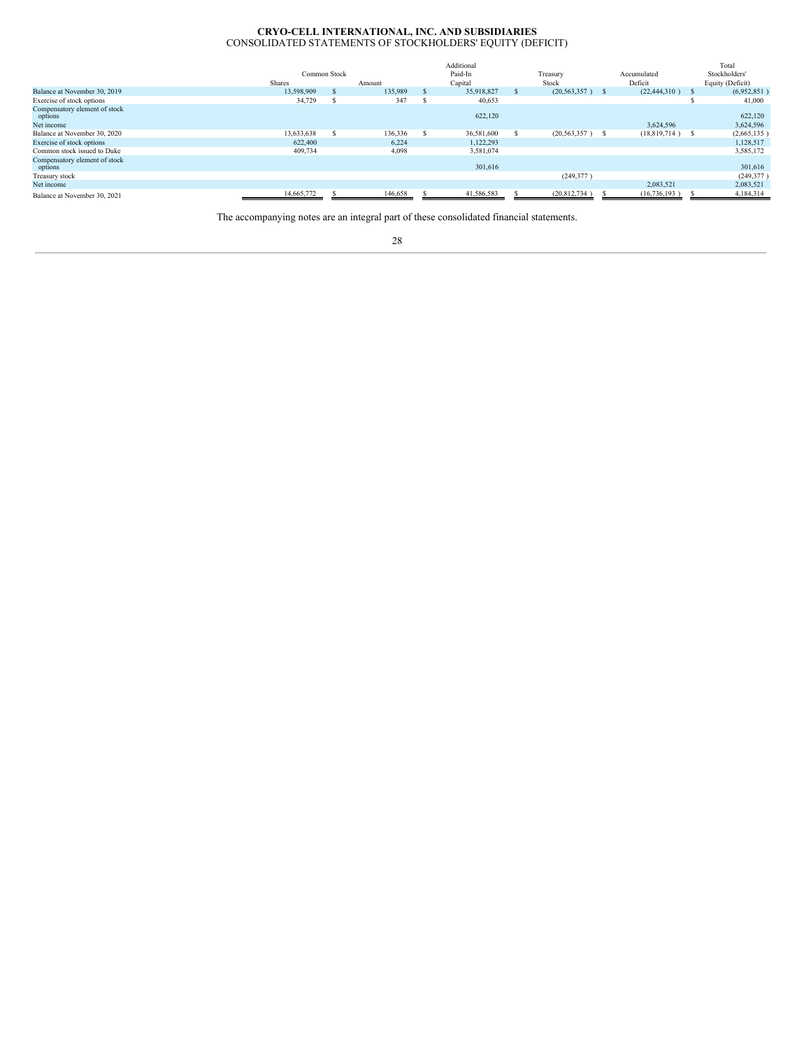**CRYO-CELL INTERNATIONAL, INC. AND SUBSIDIARIES**
CONSOLIDATED STATEMENTS OF STOCKHOLDERS' EQUITY (DEFICIT)

| | Common Stock | | Additional Paid-In | Treasury | Accumulated | Total Stockholders' |
|---|---|---|---|---|---|---|
| | Shares | Amount | Capital | Stock | Deficit | Equity (Deficit) |
| Balance at November 30, 2019 | 13,598,909 | $ 135,989 | $ 35,918,827 | $ (20,563,357 ) | $ (22,444,310 ) | $ (6,952,851 ) |
| Exercise of stock options | 34,729 | $ 347 | $ 40,653 | | | $ 41,000 |
| Compensatory element of stock options | | | 622,120 | | | 622,120 |
| Net income | | | | | 3,624,596 | 3,624,596 |
| Balance at November 30, 2020 | 13,633,638 | $ 136,336 | $ 36,581,600 | $ (20,563,357 ) | $ (18,819,714 ) | $ (2,665,135 ) |
| Exercise of stock options | 622,400 | 6,224 | 1,122,293 | | | 1,128,517 |
| Common stock issued to Duke | 409,734 | 4,098 | 3,581,074 | | | 3,585,172 |
| Compensatory element of stock options | | | 301,616 | | | 301,616 |
| Treasury stock | | | | (249,377 ) | | (249,377 ) |
| Net income | | | | | 2,083,521 | 2,083,521 |
| Balance at November 30, 2021 | 14,665,772 | $ 146,658 | $ 41,586,583 | $ (20,812,734 ) | $ (16,736,193 ) | $ 4,184,314 |

The accompanying notes are an integral part of these consolidated financial statements.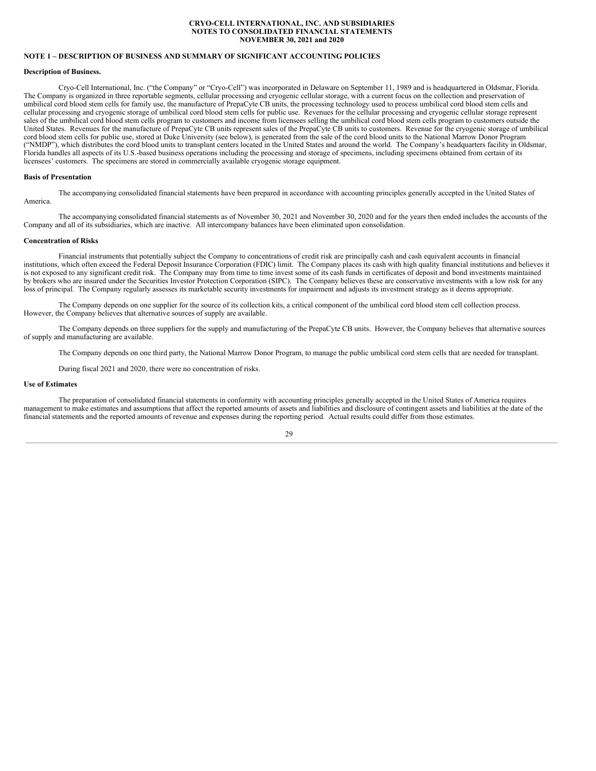**CRYO-CELL INTERNATIONAL, INC. AND SUBSIDIARIES**
**NOTES TO CONSOLIDATED FINANCIAL STATEMENTS**
**NOVEMBER 30, 2021 and 2020**

## NOTE 1 – DESCRIPTION OF BUSINESS AND SUMMARY OF SIGNIFICANT ACCOUNTING POLICIES

**Description of Business.**

Cryo-Cell International, Inc. ("the Company" or "Cryo-Cell") was incorporated in Delaware on September 11, 1989 and is headquartered in Oldsmar, Florida. The Company is organized in three reportable segments, cellular processing and cryogenic cellular storage, with a current focus on the collection and preservation of umbilical cord blood stem cells for family use, the manufacture of PrepaCyte CB units, the processing technology used to process umbilical cord blood stem cells and cellular processing and cryogenic storage of umbilical cord blood stem cells for public use. Revenues for the cellular processing and cryogenic cellular storage represent sales of the umbilical cord blood stem cells program to customers and income from licensees selling the umbilical cord blood stem cells program to customers outside the United States. Revenues for the manufacture of PrepaCyte CB units represent sales of the PrepaCyte CB units to customers. Revenue for the cryogenic storage of umbilical cord blood stem cells for public use, stored at Duke University (see below), is generated from the sale of the cord blood units to the National Marrow Donor Program ("NMDP"), which distributes the cord blood units to transplant centers located in the United States and around the world. The Company's headquarters facility in Oldsmar, Florida handles all aspects of its U.S.-based business operations including the processing and storage of specimens, including specimens obtained from certain of its licensees' customers. The specimens are stored in commercially available cryogenic storage equipment.

**Basis of Presentation**

The accompanying consolidated financial statements have been prepared in accordance with accounting principles generally accepted in the United States of America.

The accompanying consolidated financial statements as of November 30, 2021 and November 30, 2020 and for the years then ended includes the accounts of the Company and all of its subsidiaries, which are inactive. All intercompany balances have been eliminated upon consolidation.

**Concentration of Risks**

Financial instruments that potentially subject the Company to concentrations of credit risk are principally cash and cash equivalent accounts in financial institutions, which often exceed the Federal Deposit Insurance Corporation (FDIC) limit. The Company places its cash with high quality financial institutions and believes it is not exposed to any significant credit risk. The Company may from time to time invest some of its cash funds in certificates of deposit and bond investments maintained by brokers who are insured under the Securities Investor Protection Corporation (SIPC). The Company believes these are conservative investments with a low risk for any loss of principal. The Company regularly assesses its marketable security investments for impairment and adjusts its investment strategy as it deems appropriate.

The Company depends on one supplier for the source of its collection kits, a critical component of the umbilical cord blood stem cell collection process. However, the Company believes that alternative sources of supply are available.

The Company depends on three suppliers for the supply and manufacturing of the PrepaCyte CB units. However, the Company believes that alternative sources of supply and manufacturing are available.

The Company depends on one third party, the National Marrow Donor Program, to manage the public umbilical cord stem cells that are needed for transplant.

During fiscal 2021 and 2020, there were no concentration of risks.

**Use of Estimates**

The preparation of consolidated financial statements in conformity with accounting principles generally accepted in the United States of America requires management to make estimates and assumptions that affect the reported amounts of assets and liabilities and disclosure of contingent assets and liabilities at the date of the financial statements and the reported amounts of revenue and expenses during the reporting period. Actual results could differ from those estimates.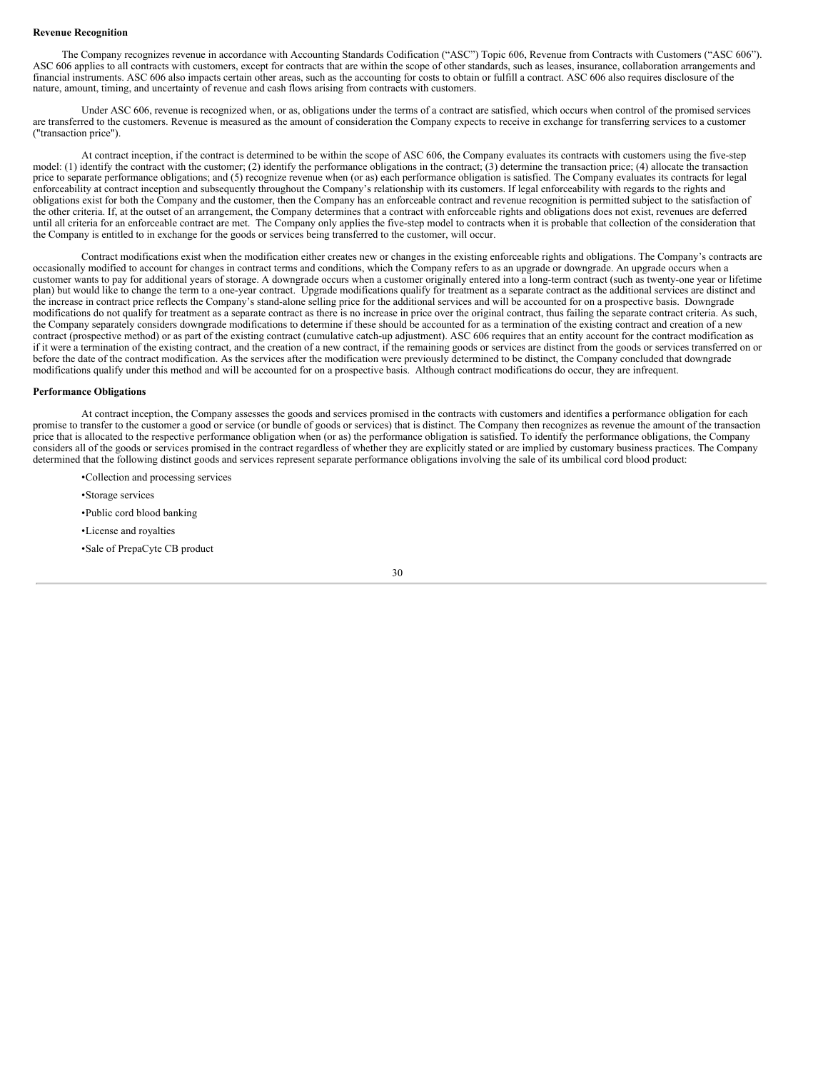**Revenue Recognition**

The Company recognizes revenue in accordance with Accounting Standards Codification ("ASC") Topic 606, Revenue from Contracts with Customers ("ASC 606"). ASC 606 applies to all contracts with customers, except for contracts that are within the scope of other standards, such as leases, insurance, collaboration arrangements and financial instruments. ASC 606 also impacts certain other areas, such as the accounting for costs to obtain or fulfill a contract. ASC 606 also requires disclosure of the nature, amount, timing, and uncertainty of revenue and cash flows arising from contracts with customers.

Under ASC 606, revenue is recognized when, or as, obligations under the terms of a contract are satisfied, which occurs when control of the promised services are transferred to the customers. Revenue is measured as the amount of consideration the Company expects to receive in exchange for transferring services to a customer ("transaction price").

At contract inception, if the contract is determined to be within the scope of ASC 606, the Company evaluates its contracts with customers using the five-step model: (1) identify the contract with the customer; (2) identify the performance obligations in the contract; (3) determine the transaction price; (4) allocate the transaction price to separate performance obligations; and (5) recognize revenue when (or as) each performance obligation is satisfied. The Company evaluates its contracts for legal enforceability at contract inception and subsequently throughout the Company's relationship with its customers. If legal enforceability with regards to the rights and obligations exist for both the Company and the customer, then the Company has an enforceable contract and revenue recognition is permitted subject to the satisfaction of the other criteria. If, at the outset of an arrangement, the Company determines that a contract with enforceable rights and obligations does not exist, revenues are deferred until all criteria for an enforceable contract are met. The Company only applies the five-step model to contracts when it is probable that collection of the consideration that the Company is entitled to in exchange for the goods or services being transferred to the customer, will occur.

Contract modifications exist when the modification either creates new or changes in the existing enforceable rights and obligations. The Company's contracts are occasionally modified to account for changes in contract terms and conditions, which the Company refers to as an upgrade or downgrade. An upgrade occurs when a customer wants to pay for additional years of storage. A downgrade occurs when a customer originally entered into a long-term contract (such as twenty-one year or lifetime plan) but would like to change the term to a one-year contract. Upgrade modifications qualify for treatment as a separate contract as the additional services are distinct and the increase in contract price reflects the Company's stand-alone selling price for the additional services and will be accounted for on a prospective basis. Downgrade modifications do not qualify for treatment as a separate contract as there is no increase in price over the original contract, thus failing the separate contract criteria. As such, the Company separately considers downgrade modifications to determine if these should be accounted for as a termination of the existing contract and creation of a new contract (prospective method) or as part of the existing contract (cumulative catch-up adjustment). ASC 606 requires that an entity account for the contract modification as if it were a termination of the existing contract, and the creation of a new contract, if the remaining goods or services are distinct from the goods or services transferred on or before the date of the contract modification. As the services after the modification were previously determined to be distinct, the Company concluded that downgrade modifications qualify under this method and will be accounted for on a prospective basis. Although contract modifications do occur, they are infrequent.

**Performance Obligations**

At contract inception, the Company assesses the goods and services promised in the contracts with customers and identifies a performance obligation for each promise to transfer to the customer a good or service (or bundle of goods or services) that is distinct. The Company then recognizes as revenue the amount of the transaction price that is allocated to the respective performance obligation when (or as) the performance obligation is satisfied. To identify the performance obligations, the Company considers all of the goods or services promised in the contract regardless of whether they are explicitly stated or are implied by customary business practices. The Company determined that the following distinct goods and services represent separate performance obligations involving the sale of its umbilical cord blood product:

- Collection and processing services
- Storage services
- Public cord blood banking
- License and royalties
- Sale of PrepaCyte CB product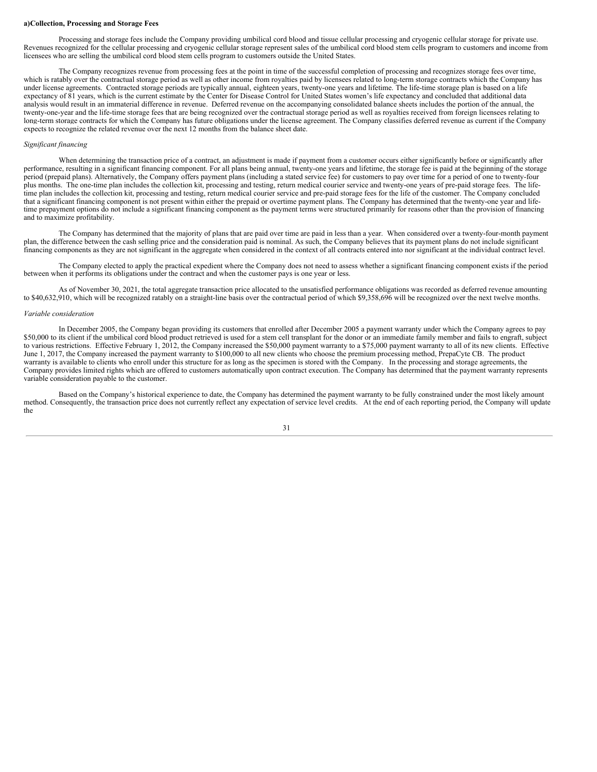**a)Collection, Processing and Storage Fees**

Processing and storage fees include the Company providing umbilical cord blood and tissue cellular processing and cryogenic cellular storage for private use. Revenues recognized for the cellular processing and cryogenic cellular storage represent sales of the umbilical cord blood stem cells program to customers and income from licensees who are selling the umbilical cord blood stem cells program to customers outside the United States.

The Company recognizes revenue from processing fees at the point in time of the successful completion of processing and recognizes storage fees over time, which is ratably over the contractual storage period as well as other income from royalties paid by licensees related to long-term storage contracts which the Company has under license agreements. Contracted storage periods are typically annual, eighteen years, twenty-one years and lifetime. The life-time storage plan is based on a life expectancy of 81 years, which is the current estimate by the Center for Disease Control for United States women's life expectancy and concluded that additional data analysis would result in an immaterial difference in revenue. Deferred revenue on the accompanying consolidated balance sheets includes the portion of the annual, the twenty-one-year and the life-time storage fees that are being recognized over the contractual storage period as well as royalties received from foreign licensees relating to long-term storage contracts for which the Company has future obligations under the license agreement. The Company classifies deferred revenue as current if the Company expects to recognize the related revenue over the next 12 months from the balance sheet date.

*Significant financing*

When determining the transaction price of a contract, an adjustment is made if payment from a customer occurs either significantly before or significantly after performance, resulting in a significant financing component. For all plans being annual, twenty-one years and lifetime, the storage fee is paid at the beginning of the storage period (prepaid plans). Alternatively, the Company offers payment plans (including a stated service fee) for customers to pay over time for a period of one to twenty-four plus months. The one-time plan includes the collection kit, processing and testing, return medical courier service and twenty-one years of pre-paid storage fees. The life-time plan includes the collection kit, processing and testing, return medical courier service and pre-paid storage fees for the life of the customer. The Company concluded that a significant financing component is not present within either the prepaid or overtime payment plans. The Company has determined that the twenty-one year and life-time prepayment options do not include a significant financing component as the payment terms were structured primarily for reasons other than the provision of financing and to maximize profitability.

The Company has determined that the majority of plans that are paid over time are paid in less than a year. When considered over a twenty-four-month payment plan, the difference between the cash selling price and the consideration paid is nominal. As such, the Company believes that its payment plans do not include significant financing components as they are not significant in the aggregate when considered in the context of all contracts entered into nor significant at the individual contract level.

The Company elected to apply the practical expedient where the Company does not need to assess whether a significant financing component exists if the period between when it performs its obligations under the contract and when the customer pays is one year or less.

As of November 30, 2021, the total aggregate transaction price allocated to the unsatisfied performance obligations was recorded as deferred revenue amounting to $40,632,910, which will be recognized ratably on a straight-line basis over the contractual period of which $9,358,696 will be recognized over the next twelve months.

*Variable consideration*

In December 2005, the Company began providing its customers that enrolled after December 2005 a payment warranty under which the Company agrees to pay $50,000 to its client if the umbilical cord blood product retrieved is used for a stem cell transplant for the donor or an immediate family member and fails to engraft, subject to various restrictions. Effective February 1, 2012, the Company increased the $50,000 payment warranty to a $75,000 payment warranty to all of its new clients. Effective June 1, 2017, the Company increased the payment warranty to $100,000 to all new clients who choose the premium processing method, PrepaCyte CB. The product warranty is available to clients who enroll under this structure for as long as the specimen is stored with the Company. In the processing and storage agreements, the Company provides limited rights which are offered to customers automatically upon contract execution. The Company has determined that the payment warranty represents variable consideration payable to the customer.

Based on the Company's historical experience to date, the Company has determined the payment warranty to be fully constrained under the most likely amount method. Consequently, the transaction price does not currently reflect any expectation of service level credits. At the end of each reporting period, the Company will update the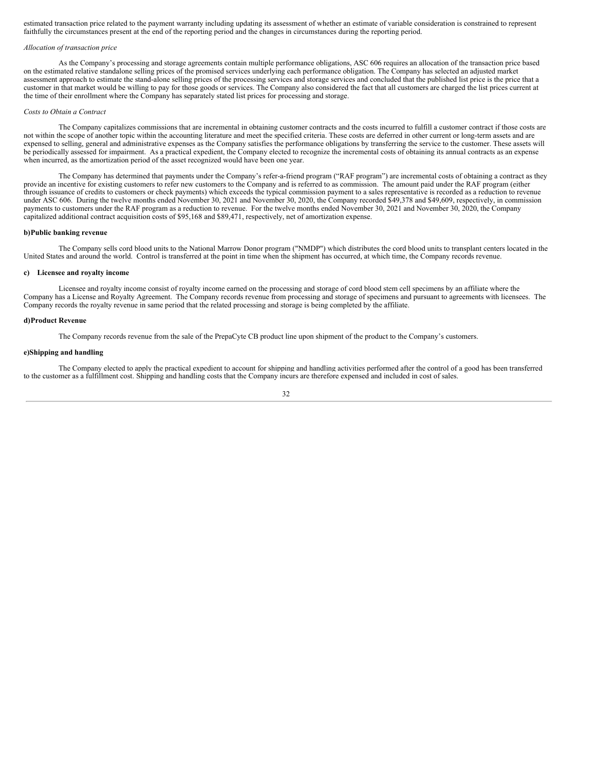estimated transaction price related to the payment warranty including updating its assessment of whether an estimate of variable consideration is constrained to represent faithfully the circumstances present at the end of the reporting period and the changes in circumstances during the reporting period.

*Allocation of transaction price*

As the Company's processing and storage agreements contain multiple performance obligations, ASC 606 requires an allocation of the transaction price based on the estimated relative standalone selling prices of the promised services underlying each performance obligation. The Company has selected an adjusted market assessment approach to estimate the stand-alone selling prices of the processing services and storage services and concluded that the published list price is the price that a customer in that market would be willing to pay for those goods or services. The Company also considered the fact that all customers are charged the list prices current at the time of their enrollment where the Company has separately stated list prices for processing and storage.

*Costs to Obtain a Contract*

The Company capitalizes commissions that are incremental in obtaining customer contracts and the costs incurred to fulfill a customer contract if those costs are not within the scope of another topic within the accounting literature and meet the specified criteria. These costs are deferred in other current or long-term assets and are expensed to selling, general and administrative expenses as the Company satisfies the performance obligations by transferring the service to the customer. These assets will be periodically assessed for impairment. As a practical expedient, the Company elected to recognize the incremental costs of obtaining its annual contracts as an expense when incurred, as the amortization period of the asset recognized would have been one year.

The Company has determined that payments under the Company's refer-a-friend program ("RAF program") are incremental costs of obtaining a contract as they provide an incentive for existing customers to refer new customers to the Company and is referred to as commission. The amount paid under the RAF program (either through issuance of credits to customers or check payments) which exceeds the typical commission payment to a sales representative is recorded as a reduction to revenue under ASC 606. During the twelve months ended November 30, 2021 and November 30, 2020, the Company recorded $49,378 and $49,609, respectively, in commission payments to customers under the RAF program as a reduction to revenue. For the twelve months ended November 30, 2021 and November 30, 2020, the Company capitalized additional contract acquisition costs of $95,168 and $89,471, respectively, net of amortization expense.

**b)Public banking revenue**

The Company sells cord blood units to the National Marrow Donor program ("NMDP") which distributes the cord blood units to transplant centers located in the United States and around the world. Control is transferred at the point in time when the shipment has occurred, at which time, the Company records revenue.

**c) Licensee and royalty income**

Licensee and royalty income consist of royalty income earned on the processing and storage of cord blood stem cell specimens by an affiliate where the Company has a License and Royalty Agreement. The Company records revenue from processing and storage of specimens and pursuant to agreements with licensees. The Company records the royalty revenue in same period that the related processing and storage is being completed by the affiliate.

**d)Product Revenue**

The Company records revenue from the sale of the PrepaCyte CB product line upon shipment of the product to the Company's customers.

**e)Shipping and handling**

The Company elected to apply the practical expedient to account for shipping and handling activities performed after the control of a good has been transferred to the customer as a fulfillment cost. Shipping and handling costs that the Company incurs are therefore expensed and included in cost of sales.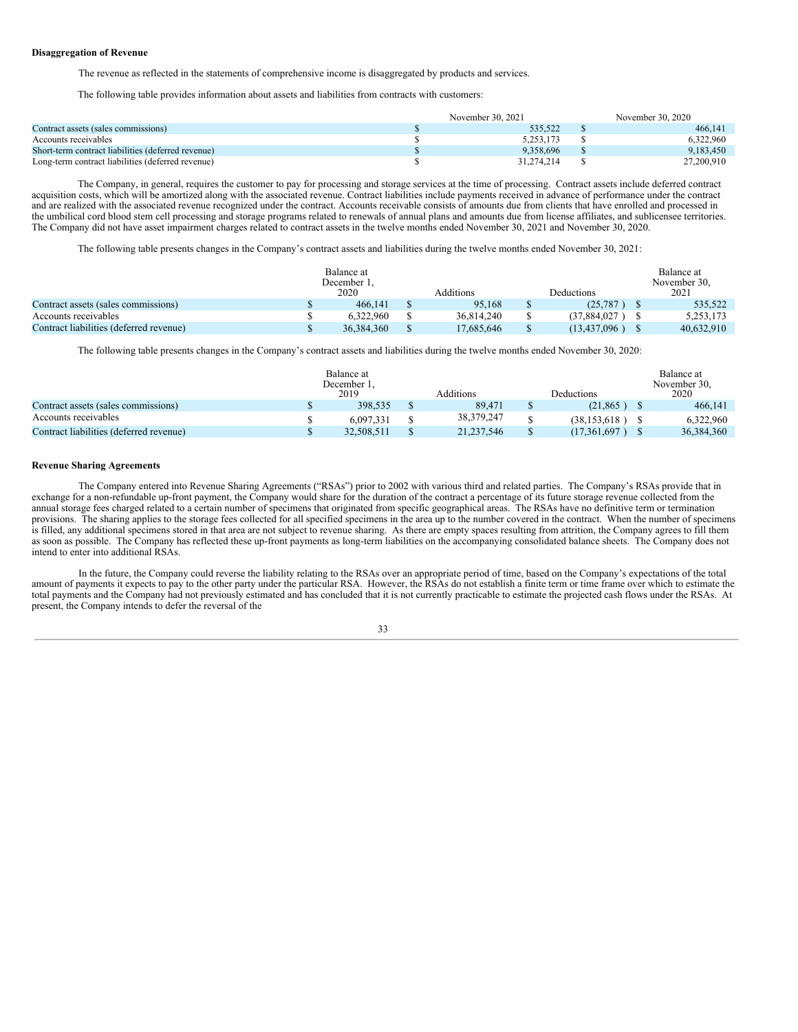**Disaggregation of Revenue**

The revenue as reflected in the statements of comprehensive income is disaggregated by products and services.

The following table provides information about assets and liabilities from contracts with customers:

| | November 30, 2021 | November 30, 2020 |
|---|---|---|
| Contract assets (sales commissions) | $ 535,522 | $ 466,141 |
| Accounts receivables | $ 5,253,173 | $ 6,322,960 |
| Short-term contract liabilities (deferred revenue) | $ 9,358,696 | $ 9,183,450 |
| Long-term contract liabilities (deferred revenue) | $ 31,274,214 | $ 27,200,910 |

The Company, in general, requires the customer to pay for processing and storage services at the time of processing. Contract assets include deferred contract acquisition costs, which will be amortized along with the associated revenue. Contract liabilities include payments received in advance of performance under the contract and are realized with the associated revenue recognized under the contract. Accounts receivable consists of amounts due from clients that have enrolled and processed in the umbilical cord blood stem cell processing and storage programs related to renewals of annual plans and amounts due from license affiliates, and sublicensee territories. The Company did not have asset impairment charges related to contract assets in the twelve months ended November 30, 2021 and November 30, 2020.

The following table presents changes in the Company's contract assets and liabilities during the twelve months ended November 30, 2021:

| | Balance at December 1, 2020 | Additions | Deductions | Balance at November 30, 2021 |
|---|---|---|---|---|
| Contract assets (sales commissions) | $ 466,141 | $ 95,168 | $ (25,787 ) | $ 535,522 |
| Accounts receivables | $ 6,322,960 | $ 36,814,240 | $ (37,884,027 ) | $ 5,253,173 |
| Contract liabilities (deferred revenue) | $ 36,384,360 | $ 17,685,646 | $ (13,437,096 ) | $ 40,632,910 |

The following table presents changes in the Company's contract assets and liabilities during the twelve months ended November 30, 2020:

| | Balance at December 1, 2019 | Additions | Deductions | Balance at November 30, 2020 |
|---|---|---|---|---|
| Contract assets (sales commissions) | $ 398,535 | $ 89,471 | $ (21,865 ) | $ 466,141 |
| Accounts receivables | $ 6,097,331 | $ 38,379,247 | $ (38,153,618 ) | $ 6,322,960 |
| Contract liabilities (deferred revenue) | $ 32,508,511 | $ 21,237,546 | $ (17,361,697 ) | $ 36,384,360 |

**Revenue Sharing Agreements**

The Company entered into Revenue Sharing Agreements ("RSAs") prior to 2002 with various third and related parties. The Company's RSAs provide that in exchange for a non-refundable up-front payment, the Company would share for the duration of the contract a percentage of its future storage revenue collected from the annual storage fees charged related to a certain number of specimens that originated from specific geographical areas. The RSAs have no definitive term or termination provisions. The sharing applies to the storage fees collected for all specified specimens in the area up to the number covered in the contract. When the number of specimens is filled, any additional specimens stored in that area are not subject to revenue sharing. As there are empty spaces resulting from attrition, the Company agrees to fill them as soon as possible. The Company has reflected these up-front payments as long-term liabilities on the accompanying consolidated balance sheets. The Company does not intend to enter into additional RSAs.

In the future, the Company could reverse the liability relating to the RSAs over an appropriate period of time, based on the Company's expectations of the total amount of payments it expects to pay to the other party under the particular RSA. However, the RSAs do not establish a finite term or time frame over which to estimate the total payments and the Company had not previously estimated and has concluded that it is not currently practicable to estimate the projected cash flows under the RSAs. At present, the Company intends to defer the reversal of the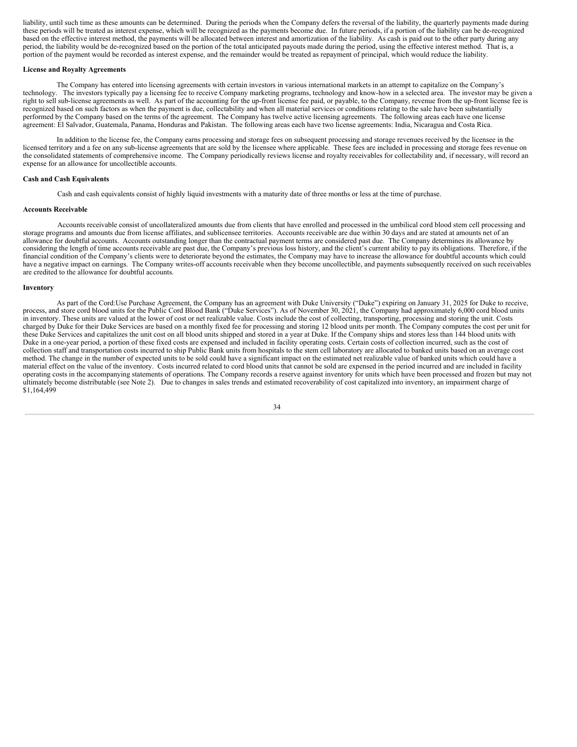liability, until such time as these amounts can be determined. During the periods when the Company defers the reversal of the liability, the quarterly payments made during these periods will be treated as interest expense, which will be recognized as the payments become due. In future periods, if a portion of the liability can be de-recognized based on the effective interest method, the payments will be allocated between interest and amortization of the liability. As cash is paid out to the other party during any period, the liability would be de-recognized based on the portion of the total anticipated payouts made during the period, using the effective interest method. That is, a portion of the payment would be recorded as interest expense, and the remainder would be treated as repayment of principal, which would reduce the liability.

**License and Royalty Agreements**

The Company has entered into licensing agreements with certain investors in various international markets in an attempt to capitalize on the Company's technology. The investors typically pay a licensing fee to receive Company marketing programs, technology and know-how in a selected area. The investor may be given a right to sell sub-license agreements as well. As part of the accounting for the up-front license fee paid, or payable, to the Company, revenue from the up-front license fee is recognized based on such factors as when the payment is due, collectability and when all material services or conditions relating to the sale have been substantially performed by the Company based on the terms of the agreement. The Company has twelve active licensing agreements. The following areas each have one license agreement: El Salvador, Guatemala, Panama, Honduras and Pakistan. The following areas each have two license agreements: India, Nicaragua and Costa Rica.

In addition to the license fee, the Company earns processing and storage fees on subsequent processing and storage revenues received by the licensee in the licensed territory and a fee on any sub-license agreements that are sold by the licensee where applicable. These fees are included in processing and storage fees revenue on the consolidated statements of comprehensive income. The Company periodically reviews license and royalty receivables for collectability and, if necessary, will record an expense for an allowance for uncollectible accounts.

**Cash and Cash Equivalents**

Cash and cash equivalents consist of highly liquid investments with a maturity date of three months or less at the time of purchase.

**Accounts Receivable**

Accounts receivable consist of uncollateralized amounts due from clients that have enrolled and processed in the umbilical cord blood stem cell processing and storage programs and amounts due from license affiliates, and sublicensee territories. Accounts receivable are due within 30 days and are stated at amounts net of an allowance for doubtful accounts. Accounts outstanding longer than the contractual payment terms are considered past due. The Company determines its allowance by considering the length of time accounts receivable are past due, the Company's previous loss history, and the client's current ability to pay its obligations. Therefore, if the financial condition of the Company's clients were to deteriorate beyond the estimates, the Company may have to increase the allowance for doubtful accounts which could have a negative impact on earnings. The Company writes-off accounts receivable when they become uncollectible, and payments subsequently received on such receivables are credited to the allowance for doubtful accounts.

**Inventory**

As part of the Cord:Use Purchase Agreement, the Company has an agreement with Duke University ("Duke") expiring on January 31, 2025 for Duke to receive, process, and store cord blood units for the Public Cord Blood Bank ("Duke Services"). As of November 30, 2021, the Company had approximately 6,000 cord blood units in inventory. These units are valued at the lower of cost or net realizable value. Costs include the cost of collecting, transporting, processing and storing the unit. Costs charged by Duke for their Duke Services are based on a monthly fixed fee for processing and storing 12 blood units per month. The Company computes the cost per unit for these Duke Services and capitalizes the unit cost on all blood units shipped and stored in a year at Duke. If the Company ships and stores less than 144 blood units with Duke in a one-year period, a portion of these fixed costs are expensed and included in facility operating costs. Certain costs of collection incurred, such as the cost of collection staff and transportation costs incurred to ship Public Bank units from hospitals to the stem cell laboratory are allocated to banked units based on an average cost method. The change in the number of expected units to be sold could have a significant impact on the estimated net realizable value of banked units which could have a material effect on the value of the inventory. Costs incurred related to cord blood units that cannot be sold are expensed in the period incurred and are included in facility operating costs in the accompanying statements of operations. The Company records a reserve against inventory for units which have been processed and frozen but may not ultimately become distributable (see Note 2). Due to changes in sales trends and estimated recoverability of cost capitalized into inventory, an impairment charge of $1,164,499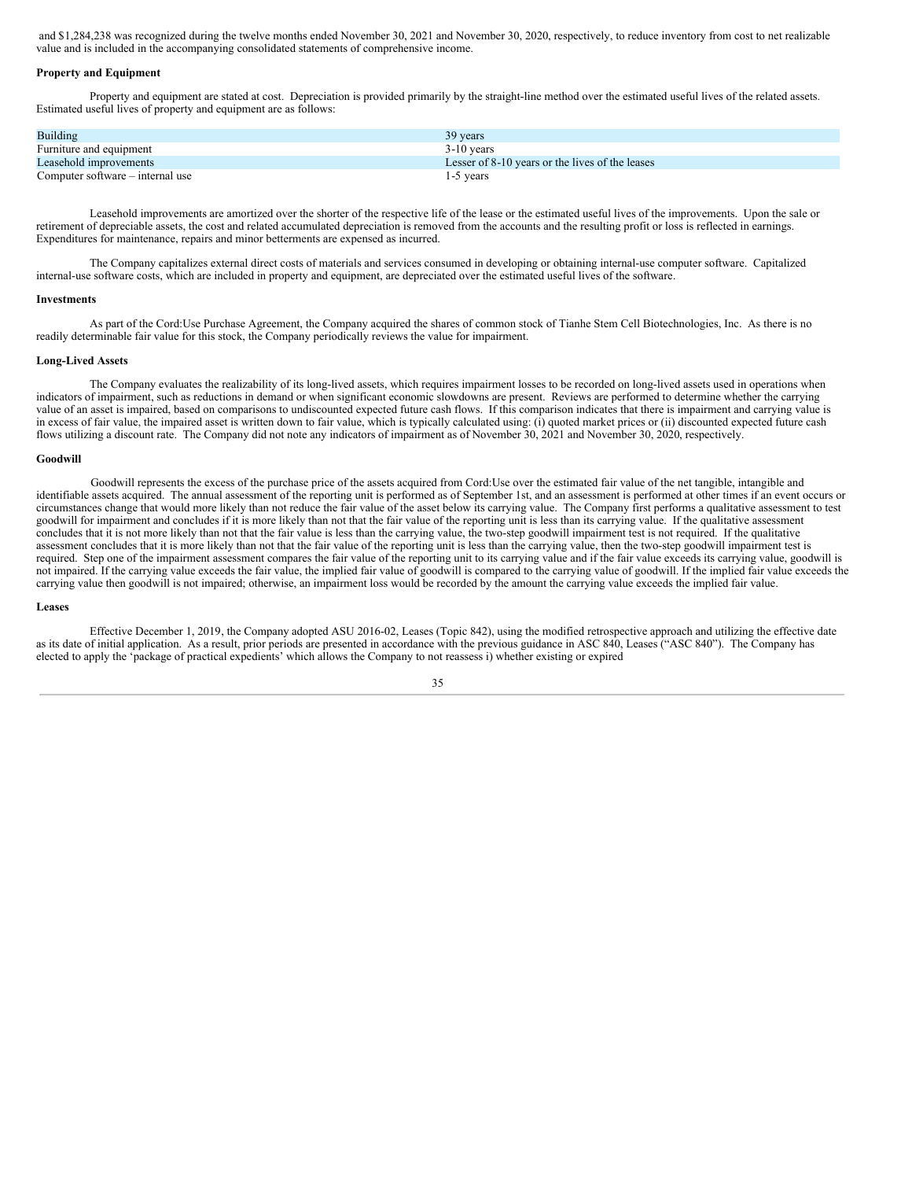and $1,284,238 was recognized during the twelve months ended November 30, 2021 and November 30, 2020, respectively, to reduce inventory from cost to net realizable value and is included in the accompanying consolidated statements of comprehensive income.

**Property and Equipment**

Property and equipment are stated at cost. Depreciation is provided primarily by the straight-line method over the estimated useful lives of the related assets. Estimated useful lives of property and equipment are as follows:

| | |
|---|---|
| Building | 39 years |
| Furniture and equipment | 3-10 years |
| Leasehold improvements | Lesser of 8-10 years or the lives of the leases |
| Computer software – internal use | 1-5 years |

Leasehold improvements are amortized over the shorter of the respective life of the lease or the estimated useful lives of the improvements. Upon the sale or retirement of depreciable assets, the cost and related accumulated depreciation is removed from the accounts and the resulting profit or loss is reflected in earnings. Expenditures for maintenance, repairs and minor betterments are expensed as incurred.

The Company capitalizes external direct costs of materials and services consumed in developing or obtaining internal-use computer software. Capitalized internal-use software costs, which are included in property and equipment, are depreciated over the estimated useful lives of the software.

**Investments**

As part of the Cord:Use Purchase Agreement, the Company acquired the shares of common stock of Tianhe Stem Cell Biotechnologies, Inc. As there is no readily determinable fair value for this stock, the Company periodically reviews the value for impairment.

**Long-Lived Assets**

The Company evaluates the realizability of its long-lived assets, which requires impairment losses to be recorded on long-lived assets used in operations when indicators of impairment, such as reductions in demand or when significant economic slowdowns are present. Reviews are performed to determine whether the carrying value of an asset is impaired, based on comparisons to undiscounted expected future cash flows. If this comparison indicates that there is impairment and carrying value is in excess of fair value, the impaired asset is written down to fair value, which is typically calculated using: (i) quoted market prices or (ii) discounted expected future cash flows utilizing a discount rate. The Company did not note any indicators of impairment as of November 30, 2021 and November 30, 2020, respectively.

**Goodwill**

Goodwill represents the excess of the purchase price of the assets acquired from Cord:Use over the estimated fair value of the net tangible, intangible and identifiable assets acquired. The annual assessment of the reporting unit is performed as of September 1st, and an assessment is performed at other times if an event occurs or circumstances change that would more likely than not reduce the fair value of the asset below its carrying value. The Company first performs a qualitative assessment to test goodwill for impairment and concludes if it is more likely than not that the fair value of the reporting unit is less than its carrying value. If the qualitative assessment concludes that it is not more likely than not that the fair value is less than the carrying value, the two-step goodwill impairment test is not required. If the qualitative assessment concludes that it is more likely than not that the fair value of the reporting unit is less than the carrying value, then the two-step goodwill impairment test is required. Step one of the impairment assessment compares the fair value of the reporting unit to its carrying value and if the fair value exceeds its carrying value, goodwill is not impaired. If the carrying value exceeds the fair value, the implied fair value of goodwill is compared to the carrying value of goodwill. If the implied fair value exceeds the carrying value then goodwill is not impaired; otherwise, an impairment loss would be recorded by the amount the carrying value exceeds the implied fair value.

**Leases**

Effective December 1, 2019, the Company adopted ASU 2016-02, Leases (Topic 842), using the modified retrospective approach and utilizing the effective date as its date of initial application. As a result, prior periods are presented in accordance with the previous guidance in ASC 840, Leases ("ASC 840"). The Company has elected to apply the 'package of practical expedients' which allows the Company to not reassess i) whether existing or expired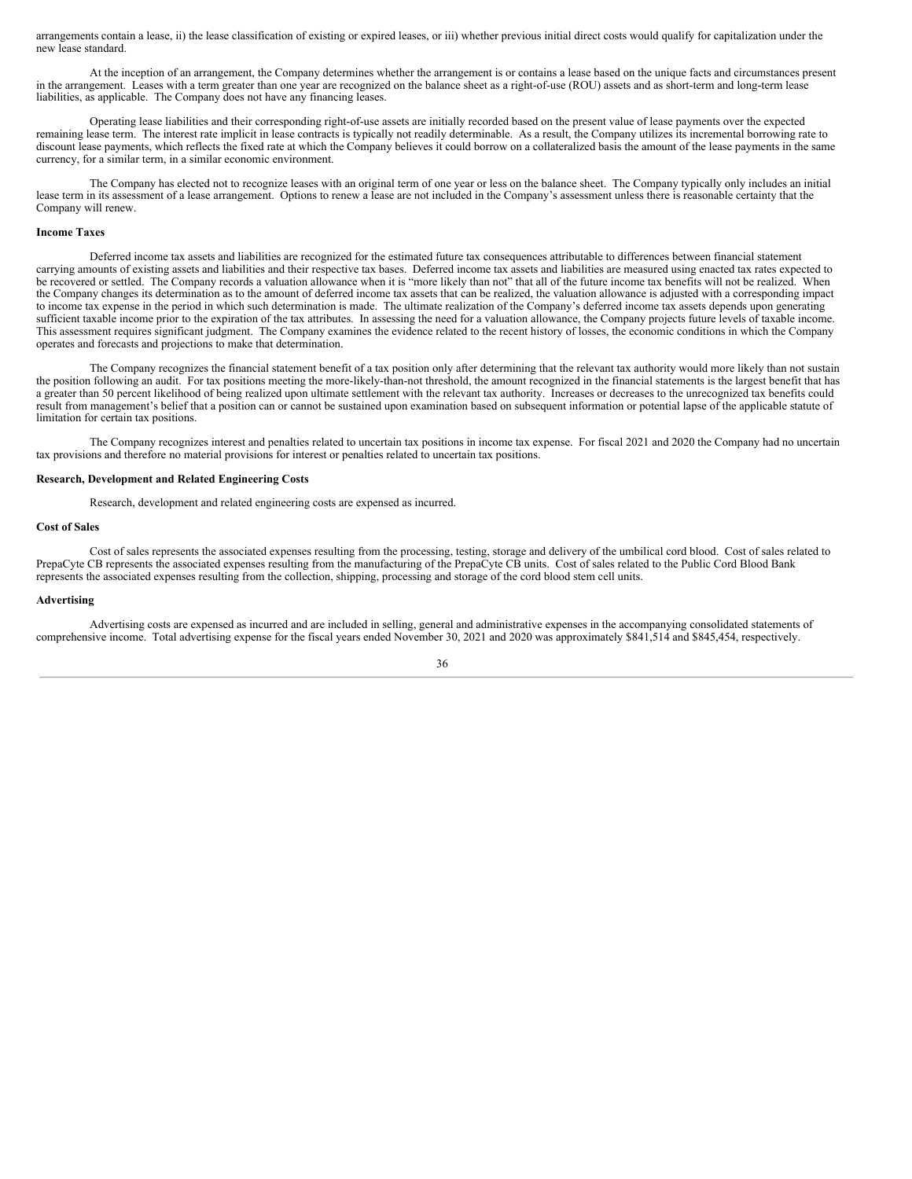arrangements contain a lease, ii) the lease classification of existing or expired leases, or iii) whether previous initial direct costs would qualify for capitalization under the new lease standard.

At the inception of an arrangement, the Company determines whether the arrangement is or contains a lease based on the unique facts and circumstances present in the arrangement. Leases with a term greater than one year are recognized on the balance sheet as a right-of-use (ROU) assets and as short-term and long-term lease liabilities, as applicable. The Company does not have any financing leases.

Operating lease liabilities and their corresponding right-of-use assets are initially recorded based on the present value of lease payments over the expected remaining lease term. The interest rate implicit in lease contracts is typically not readily determinable. As a result, the Company utilizes its incremental borrowing rate to discount lease payments, which reflects the fixed rate at which the Company believes it could borrow on a collateralized basis the amount of the lease payments in the same currency, for a similar term, in a similar economic environment.

The Company has elected not to recognize leases with an original term of one year or less on the balance sheet. The Company typically only includes an initial lease term in its assessment of a lease arrangement. Options to renew a lease are not included in the Company's assessment unless there is reasonable certainty that the Company will renew.

**Income Taxes**

Deferred income tax assets and liabilities are recognized for the estimated future tax consequences attributable to differences between financial statement carrying amounts of existing assets and liabilities and their respective tax bases. Deferred income tax assets and liabilities are measured using enacted tax rates expected to be recovered or settled. The Company records a valuation allowance when it is "more likely than not" that all of the future income tax benefits will not be realized. When the Company changes its determination as to the amount of deferred income tax assets that can be realized, the valuation allowance is adjusted with a corresponding impact to income tax expense in the period in which such determination is made. The ultimate realization of the Company's deferred income tax assets depends upon generating sufficient taxable income prior to the expiration of the tax attributes. In assessing the need for a valuation allowance, the Company projects future levels of taxable income. This assessment requires significant judgment. The Company examines the evidence related to the recent history of losses, the economic conditions in which the Company operates and forecasts and projections to make that determination.

The Company recognizes the financial statement benefit of a tax position only after determining that the relevant tax authority would more likely than not sustain the position following an audit. For tax positions meeting the more-likely-than-not threshold, the amount recognized in the financial statements is the largest benefit that has a greater than 50 percent likelihood of being realized upon ultimate settlement with the relevant tax authority. Increases or decreases to the unrecognized tax benefits could result from management's belief that a position can or cannot be sustained upon examination based on subsequent information or potential lapse of the applicable statute of limitation for certain tax positions.

The Company recognizes interest and penalties related to uncertain tax positions in income tax expense. For fiscal 2021 and 2020 the Company had no uncertain tax provisions and therefore no material provisions for interest or penalties related to uncertain tax positions.

**Research, Development and Related Engineering Costs**

Research, development and related engineering costs are expensed as incurred.

**Cost of Sales**

Cost of sales represents the associated expenses resulting from the processing, testing, storage and delivery of the umbilical cord blood. Cost of sales related to PrepaCyte CB represents the associated expenses resulting from the manufacturing of the PrepaCyte CB units. Cost of sales related to the Public Cord Blood Bank represents the associated expenses resulting from the collection, shipping, processing and storage of the cord blood stem cell units.

**Advertising**

Advertising costs are expensed as incurred and are included in selling, general and administrative expenses in the accompanying consolidated statements of comprehensive income. Total advertising expense for the fiscal years ended November 30, 2021 and 2020 was approximately $841,514 and $845,454, respectively.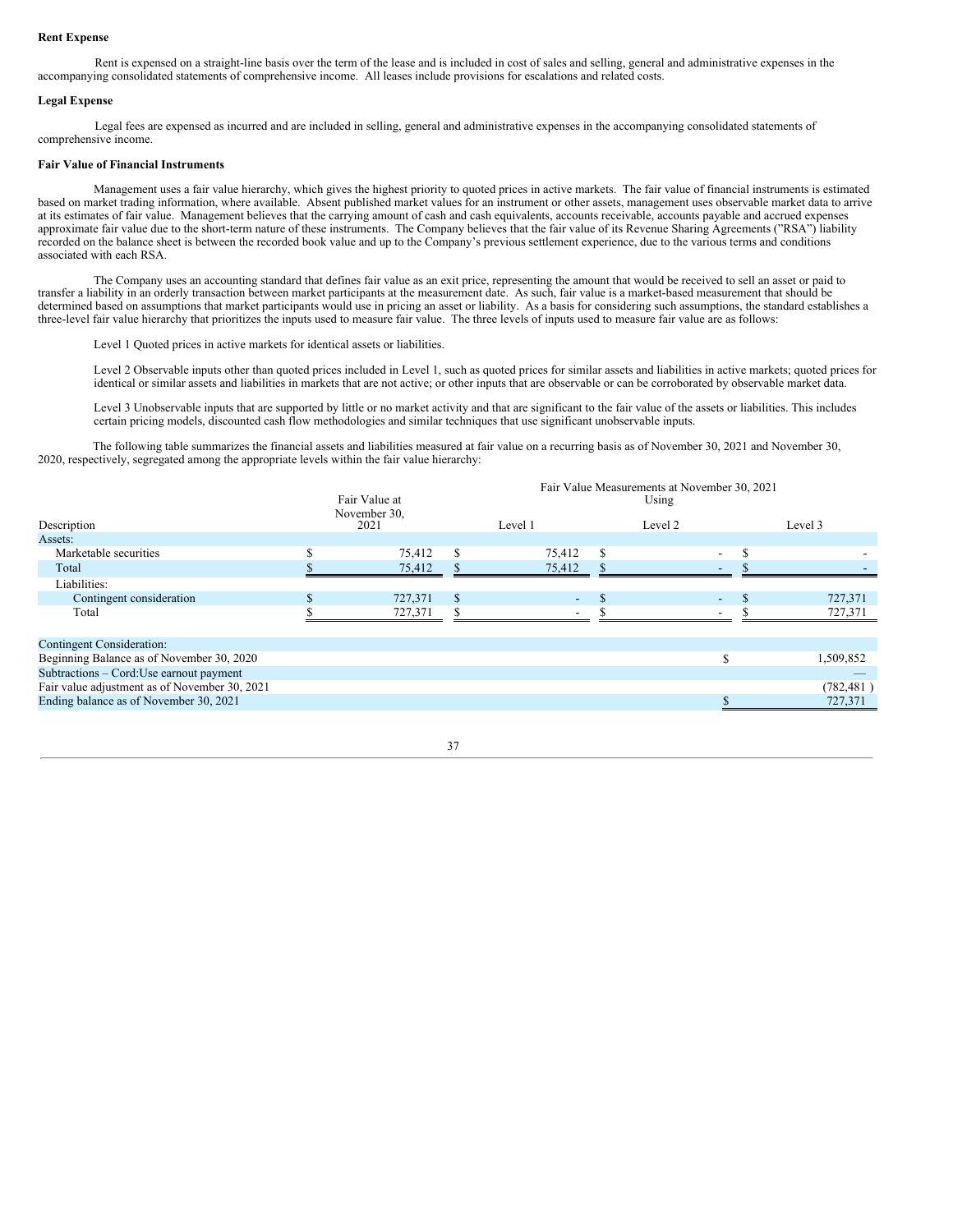**Rent Expense**

Rent is expensed on a straight-line basis over the term of the lease and is included in cost of sales and selling, general and administrative expenses in the accompanying consolidated statements of comprehensive income. All leases include provisions for escalations and related costs.

**Legal Expense**

Legal fees are expensed as incurred and are included in selling, general and administrative expenses in the accompanying consolidated statements of comprehensive income.

**Fair Value of Financial Instruments**

Management uses a fair value hierarchy, which gives the highest priority to quoted prices in active markets. The fair value of financial instruments is estimated based on market trading information, where available. Absent published market values for an instrument or other assets, management uses observable market data to arrive at its estimates of fair value. Management believes that the carrying amount of cash and cash equivalents, accounts receivable, accounts payable and accrued expenses approximate fair value due to the short-term nature of these instruments. The Company believes that the fair value of its Revenue Sharing Agreements ("RSA") liability recorded on the balance sheet is between the recorded book value and up to the Company's previous settlement experience, due to the various terms and conditions associated with each RSA.

The Company uses an accounting standard that defines fair value as an exit price, representing the amount that would be received to sell an asset or paid to transfer a liability in an orderly transaction between market participants at the measurement date. As such, fair value is a market-based measurement that should be determined based on assumptions that market participants would use in pricing an asset or liability. As a basis for considering such assumptions, the standard establishes a three-level fair value hierarchy that prioritizes the inputs used to measure fair value. The three levels of inputs used to measure fair value are as follows:

Level 1 Quoted prices in active markets for identical assets or liabilities.

Level 2 Observable inputs other than quoted prices included in Level 1, such as quoted prices for similar assets and liabilities in active markets; quoted prices for identical or similar assets and liabilities in markets that are not active; or other inputs that are observable or can be corroborated by observable market data.

Level 3 Unobservable inputs that are supported by little or no market activity and that are significant to the fair value of the assets or liabilities. This includes certain pricing models, discounted cash flow methodologies and similar techniques that use significant unobservable inputs.

The following table summarizes the financial assets and liabilities measured at fair value on a recurring basis as of November 30, 2021 and November 30, 2020, respectively, segregated among the appropriate levels within the fair value hierarchy:

| | | Fair Value Measurements at November 30, 2021 Using | | |
|---|---|---|---|---|
| Description | Fair Value at November 30, 2021 | Level 1 | Level 2 | Level 3 |
| Assets: | | | | |
| Marketable securities | $ 75,412 | $ 75,412 | $ - | $ - |
| Total | $ 75,412 | $ 75,412 | $ - | $ - |
| Liabilities: | | | | |
| Contingent consideration | $ 727,371 | $ - | $ - | $ 727,371 |
| Total | $ 727,371 | $ - | $ - | $ 727,371 |

| Contingent Consideration: | |
|---|---|
| Beginning Balance as of November 30, 2020 | $ 1,509,852 |
| Subtractions – Cord:Use earnout payment | — |
| Fair value adjustment as of November 30, 2021 | (782,481 ) |
| Ending balance as of November 30, 2021 | $ 727,371 |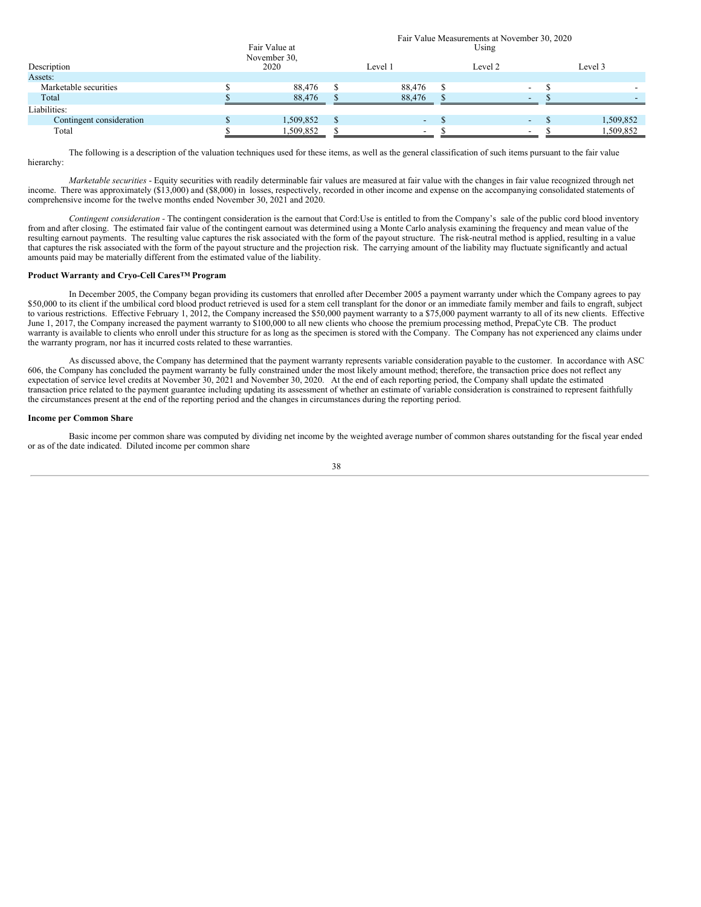| Description | Fair Value at November 30, 2020 | Fair Value Measurements at November 30, 2020 Using Level 1 | Level 2 | Level 3 |
|---|---|---|---|---|
| Assets: | | | | |
| Marketable securities | $ 88,476 | $ 88,476 | $ - | $ - |
| Total | $ 88,476 | $ 88,476 | $ - | $ - |
| Liabilities: | | | | |
| Contingent consideration | $ 1,509,852 | $ - | $ - | $ 1,509,852 |
| Total | $ 1,509,852 | $ - | $ - | $ 1,509,852 |

The following is a description of the valuation techniques used for these items, as well as the general classification of such items pursuant to the fair value hierarchy:

*Marketable securities* - Equity securities with readily determinable fair values are measured at fair value with the changes in fair value recognized through net income. There was approximately ($13,000) and ($8,000) in losses, respectively, recorded in other income and expense on the accompanying consolidated statements of comprehensive income for the twelve months ended November 30, 2021 and 2020.

*Contingent consideration* - The contingent consideration is the earnout that Cord:Use is entitled to from the Company's sale of the public cord blood inventory from and after closing. The estimated fair value of the contingent earnout was determined using a Monte Carlo analysis examining the frequency and mean value of the resulting earnout payments. The resulting value captures the risk associated with the form of the payout structure. The risk-neutral method is applied, resulting in a value that captures the risk associated with the form of the payout structure and the projection risk. The carrying amount of the liability may fluctuate significantly and actual amounts paid may be materially different from the estimated value of the liability.

**Product Warranty and Cryo-Cell Cares™ Program**

In December 2005, the Company began providing its customers that enrolled after December 2005 a payment warranty under which the Company agrees to pay $50,000 to its client if the umbilical cord blood product retrieved is used for a stem cell transplant for the donor or an immediate family member and fails to engraft, subject to various restrictions. Effective February 1, 2012, the Company increased the $50,000 payment warranty to a $75,000 payment warranty to all of its new clients. Effective June 1, 2017, the Company increased the payment warranty to $100,000 to all new clients who choose the premium processing method, PrepaCyte CB. The product warranty is available to clients who enroll under this structure for as long as the specimen is stored with the Company. The Company has not experienced any claims under the warranty program, nor has it incurred costs related to these warranties.

As discussed above, the Company has determined that the payment warranty represents variable consideration payable to the customer. In accordance with ASC 606, the Company has concluded the payment warranty be fully constrained under the most likely amount method; therefore, the transaction price does not reflect any expectation of service level credits at November 30, 2021 and November 30, 2020. At the end of each reporting period, the Company shall update the estimated transaction price related to the payment guarantee including updating its assessment of whether an estimate of variable consideration is constrained to represent faithfully the circumstances present at the end of the reporting period and the changes in circumstances during the reporting period.

**Income per Common Share**

Basic income per common share was computed by dividing net income by the weighted average number of common shares outstanding for the fiscal year ended or as of the date indicated. Diluted income per common share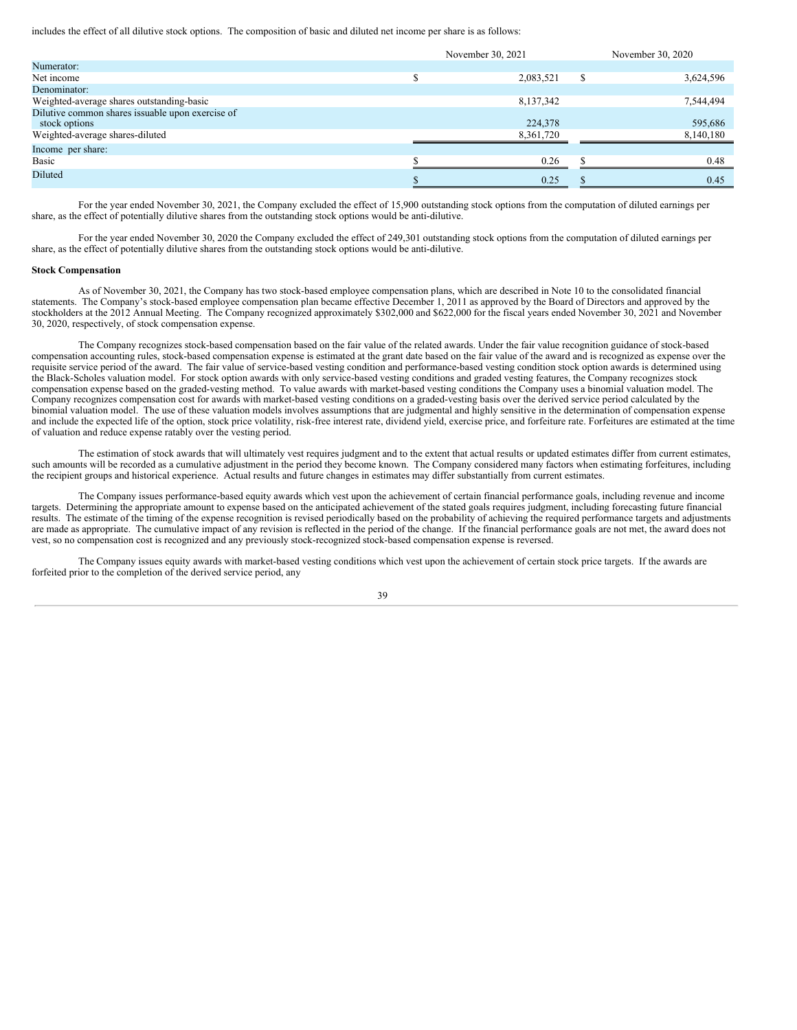includes the effect of all dilutive stock options. The composition of basic and diluted net income per share is as follows:

| | November 30, 2021 | November 30, 2020 |
|---|---|---|
| Numerator: | | |
| Net income | $ 2,083,521 | $ 3,624,596 |
| Denominator: | | |
| Weighted-average shares outstanding-basic | 8,137,342 | 7,544,494 |
| Dilutive common shares issuable upon exercise of stock options | 224,378 | 595,686 |
| Weighted-average shares-diluted | 8,361,720 | 8,140,180 |
| Income per share: | | |
| Basic | $ 0.26 | $ 0.48 |
| Diluted | $ 0.25 | $ 0.45 |

For the year ended November 30, 2021, the Company excluded the effect of 15,900 outstanding stock options from the computation of diluted earnings per share, as the effect of potentially dilutive shares from the outstanding stock options would be anti-dilutive.

For the year ended November 30, 2020 the Company excluded the effect of 249,301 outstanding stock options from the computation of diluted earnings per share, as the effect of potentially dilutive shares from the outstanding stock options would be anti-dilutive.

**Stock Compensation**

As of November 30, 2021, the Company has two stock-based employee compensation plans, which are described in Note 10 to the consolidated financial statements. The Company's stock-based employee compensation plan became effective December 1, 2011 as approved by the Board of Directors and approved by the stockholders at the 2012 Annual Meeting. The Company recognized approximately $302,000 and $622,000 for the fiscal years ended November 30, 2021 and November 30, 2020, respectively, of stock compensation expense.

The Company recognizes stock-based compensation based on the fair value of the related awards. Under the fair value recognition guidance of stock-based compensation accounting rules, stock-based compensation expense is estimated at the grant date based on the fair value of the award and is recognized as expense over the requisite service period of the award. The fair value of service-based vesting condition and performance-based vesting condition stock option awards is determined using the Black-Scholes valuation model. For stock option awards with only service-based vesting conditions and graded vesting features, the Company recognizes stock compensation expense based on the graded-vesting method. To value awards with market-based vesting conditions the Company uses a binomial valuation model. The Company recognizes compensation cost for awards with market-based vesting conditions on a graded-vesting basis over the derived service period calculated by the binomial valuation model. The use of these valuation models involves assumptions that are judgmental and highly sensitive in the determination of compensation expense and include the expected life of the option, stock price volatility, risk-free interest rate, dividend yield, exercise price, and forfeiture rate. Forfeitures are estimated at the time of valuation and reduce expense ratably over the vesting period.

The estimation of stock awards that will ultimately vest requires judgment and to the extent that actual results or updated estimates differ from current estimates, such amounts will be recorded as a cumulative adjustment in the period they become known. The Company considered many factors when estimating forfeitures, including the recipient groups and historical experience. Actual results and future changes in estimates may differ substantially from current estimates.

The Company issues performance-based equity awards which vest upon the achievement of certain financial performance goals, including revenue and income targets. Determining the appropriate amount to expense based on the anticipated achievement of the stated goals requires judgment, including forecasting future financial results. The estimate of the timing of the expense recognition is revised periodically based on the probability of achieving the required performance targets and adjustments are made as appropriate. The cumulative impact of any revision is reflected in the period of the change. If the financial performance goals are not met, the award does not vest, so no compensation cost is recognized and any previously stock-recognized stock-based compensation expense is reversed.

The Company issues equity awards with market-based vesting conditions which vest upon the achievement of certain stock price targets. If the awards are forfeited prior to the completion of the derived service period, any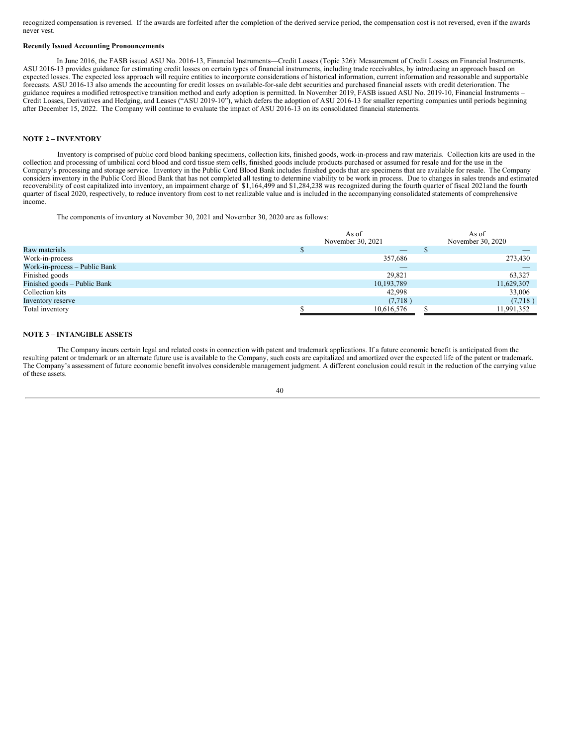recognized compensation is reversed. If the awards are forfeited after the completion of the derived service period, the compensation cost is not reversed, even if the awards never vest.

**Recently Issued Accounting Pronouncements**

In June 2016, the FASB issued ASU No. 2016-13, Financial Instruments—Credit Losses (Topic 326): Measurement of Credit Losses on Financial Instruments. ASU 2016-13 provides guidance for estimating credit losses on certain types of financial instruments, including trade receivables, by introducing an approach based on expected losses. The expected loss approach will require entities to incorporate considerations of historical information, current information and reasonable and supportable forecasts. ASU 2016-13 also amends the accounting for credit losses on available-for-sale debt securities and purchased financial assets with credit deterioration. The guidance requires a modified retrospective transition method and early adoption is permitted. In November 2019, FASB issued ASU No. 2019-10, Financial Instruments – Credit Losses, Derivatives and Hedging, and Leases ("ASU 2019-10"), which defers the adoption of ASU 2016-13 for smaller reporting companies until periods beginning after December 15, 2022. The Company will continue to evaluate the impact of ASU 2016-13 on its consolidated financial statements.

**NOTE 2 – INVENTORY**

Inventory is comprised of public cord blood banking specimens, collection kits, finished goods, work-in-process and raw materials. Collection kits are used in the collection and processing of umbilical cord blood and cord tissue stem cells, finished goods include products purchased or assumed for resale and for the use in the Company's processing and storage service. Inventory in the Public Cord Blood Bank includes finished goods that are specimens that are available for resale. The Company considers inventory in the Public Cord Blood Bank that has not completed all testing to determine viability to be work in process. Due to changes in sales trends and estimated recoverability of cost capitalized into inventory, an impairment charge of $1,164,499 and $1,284,238 was recognized during the fourth quarter of fiscal 2021and the fourth quarter of fiscal 2020, respectively, to reduce inventory from cost to net realizable value and is included in the accompanying consolidated statements of comprehensive income.

The components of inventory at November 30, 2021 and November 30, 2020 are as follows:

| | As of November 30, 2021 | As of November 30, 2020 |
|---|---|---|
| Raw materials | $ — | $ — |
| Work-in-process | 357,686 | 273,430 |
| Work-in-process – Public Bank | — | — |
| Finished goods | 29,821 | 63,327 |
| Finished goods – Public Bank | 10,193,789 | 11,629,307 |
| Collection kits | 42,998 | 33,006 |
| Inventory reserve | (7,718 ) | (7,718 ) |
| Total inventory | $ 10,616,576 | $ 11,991,352 |

**NOTE 3 – INTANGIBLE ASSETS**

The Company incurs certain legal and related costs in connection with patent and trademark applications. If a future economic benefit is anticipated from the resulting patent or trademark or an alternate future use is available to the Company, such costs are capitalized and amortized over the expected life of the patent or trademark. The Company's assessment of future economic benefit involves considerable management judgment. A different conclusion could result in the reduction of the carrying value of these assets.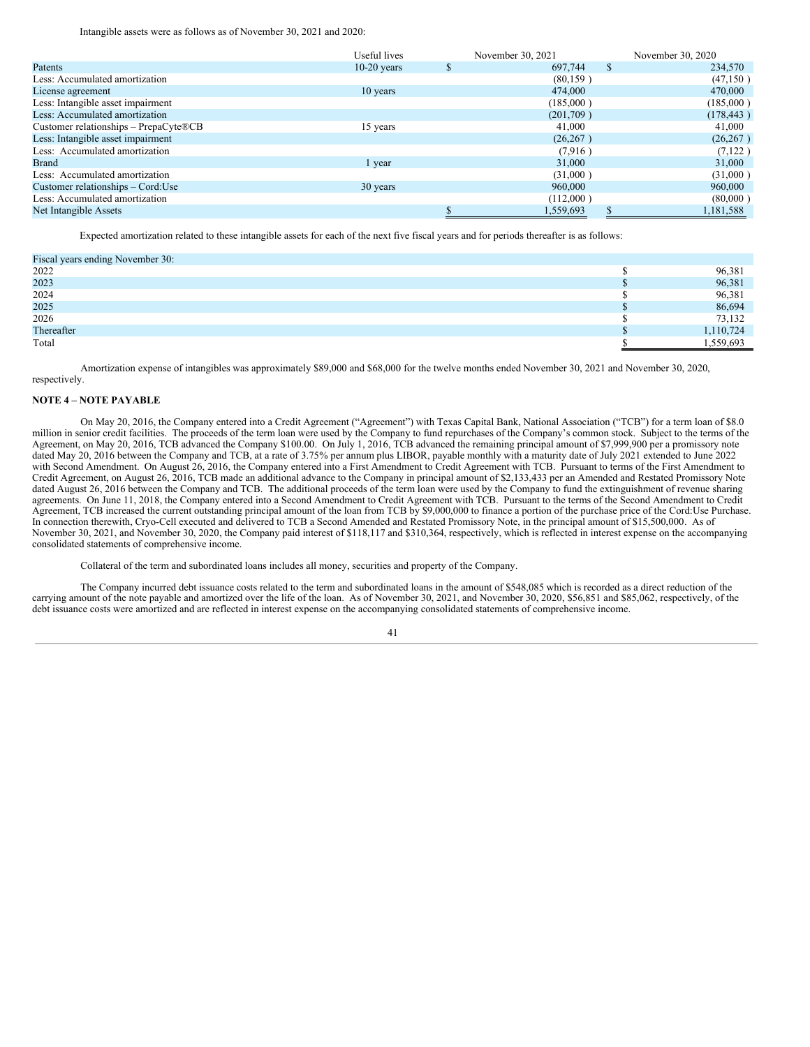Intangible assets were as follows as of November 30, 2021 and 2020:

| | Useful lives | November 30, 2021 | November 30, 2020 |
|---|---|---|---|
| Patents | 10-20 years | $ 697,744 | $ 234,570 |
| Less: Accumulated amortization | | (80,159 ) | (47,150 ) |
| License agreement | 10 years | 474,000 | 470,000 |
| Less: Intangible asset impairment | | (185,000 ) | (185,000 ) |
| Less: Accumulated amortization | | (201,709 ) | (178,443 ) |
| Customer relationships – PrepaCyte®CB | 15 years | 41,000 | 41,000 |
| Less: Intangible asset impairment | | (26,267 ) | (26,267 ) |
| Less: Accumulated amortization | | (7,916 ) | (7,122 ) |
| Brand | 1 year | 31,000 | 31,000 |
| Less: Accumulated amortization | | (31,000 ) | (31,000 ) |
| Customer relationships – Cord:Use | 30 years | 960,000 | 960,000 |
| Less: Accumulated amortization | | (112,000 ) | (80,000 ) |
| Net Intangible Assets | | $ 1,559,693 | $ 1,181,588 |

Expected amortization related to these intangible assets for each of the next five fiscal years and for periods thereafter is as follows:

| Fiscal years ending November 30: | |
|---|---|
| 2022 | $ 96,381 |
| 2023 | $ 96,381 |
| 2024 | $ 96,381 |
| 2025 | $ 86,694 |
| 2026 | $ 73,132 |
| Thereafter | $ 1,110,724 |
| Total | $ 1,559,693 |

Amortization expense of intangibles was approximately $89,000 and $68,000 for the twelve months ended November 30, 2021 and November 30, 2020, respectively.

**NOTE 4 – NOTE PAYABLE**

On May 20, 2016, the Company entered into a Credit Agreement ("Agreement") with Texas Capital Bank, National Association ("TCB") for a term loan of $8.0 million in senior credit facilities. The proceeds of the term loan were used by the Company to fund repurchases of the Company's common stock. Subject to the terms of the Agreement, on May 20, 2016, TCB advanced the Company $100.00. On July 1, 2016, TCB advanced the remaining principal amount of $7,999,900 per a promissory note dated May 20, 2016 between the Company and TCB, at a rate of 3.75% per annum plus LIBOR, payable monthly with a maturity date of July 2021 extended to June 2022 with Second Amendment. On August 26, 2016, the Company entered into a First Amendment to Credit Agreement with TCB. Pursuant to terms of the First Amendment to Credit Agreement, on August 26, 2016, TCB made an additional advance to the Company in principal amount of $2,133,433 per an Amended and Restated Promissory Note dated August 26, 2016 between the Company and TCB. The additional proceeds of the term loan were used by the Company to fund the extinguishment of revenue sharing agreements. On June 11, 2018, the Company entered into a Second Amendment to Credit Agreement with TCB. Pursuant to the terms of the Second Amendment to Credit Agreement, TCB increased the current outstanding principal amount of the loan from TCB by $9,000,000 to finance a portion of the purchase price of the Cord:Use Purchase. In connection therewith, Cryo-Cell executed and delivered to TCB a Second Amended and Restated Promissory Note, in the principal amount of $15,500,000. As of November 30, 2021, and November 30, 2020, the Company paid interest of $118,117 and $310,364, respectively, which is reflected in interest expense on the accompanying consolidated statements of comprehensive income.

Collateral of the term and subordinated loans includes all money, securities and property of the Company.

The Company incurred debt issuance costs related to the term and subordinated loans in the amount of $548,085 which is recorded as a direct reduction of the carrying amount of the note payable and amortized over the life of the loan. As of November 30, 2021, and November 30, 2020, $56,851 and $85,062, respectively, of the debt issuance costs were amortized and are reflected in interest expense on the accompanying consolidated statements of comprehensive income.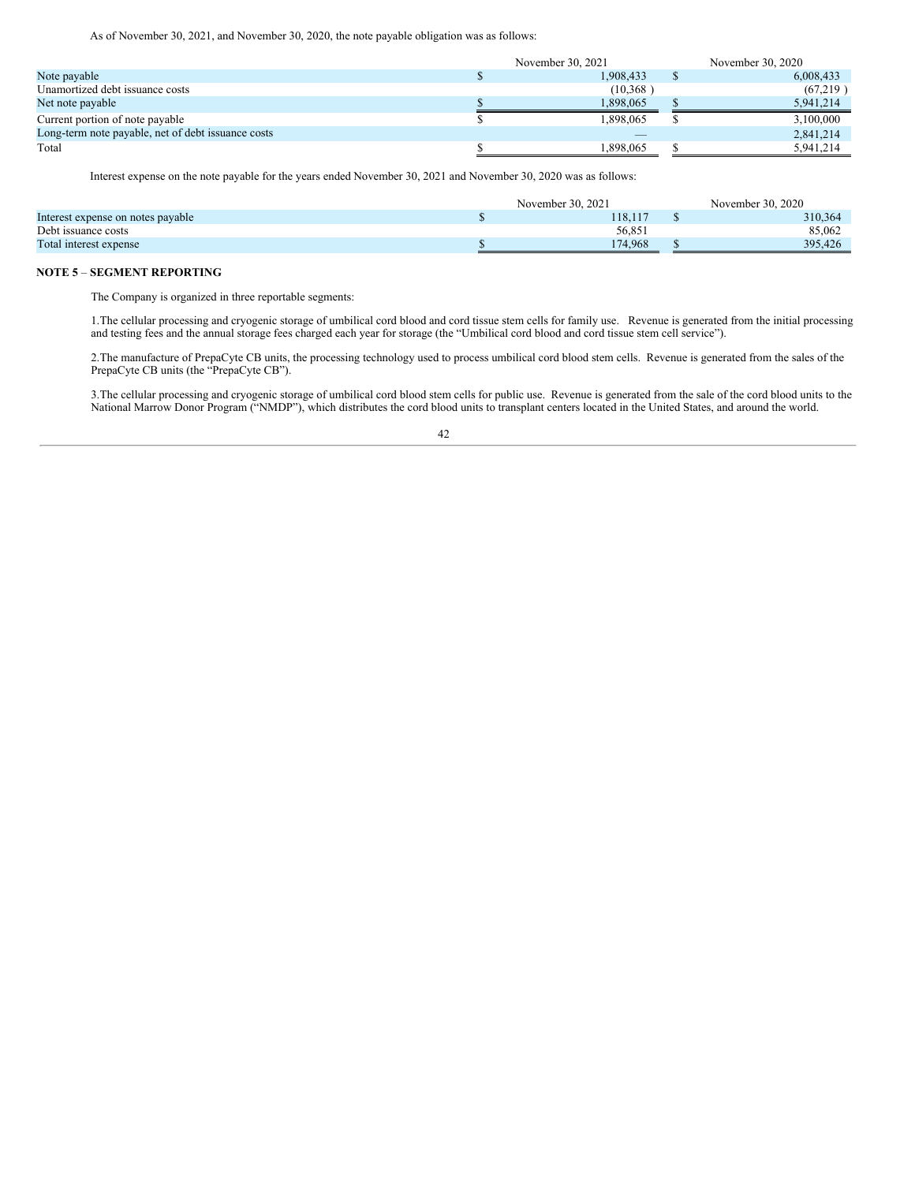As of November 30, 2021, and November 30, 2020, the note payable obligation was as follows:

| | November 30, 2021 | November 30, 2020 |
|---|---|---|
| Note payable | $ 1,908,433 | $ 6,008,433 |
| Unamortized debt issuance costs | (10,368 ) | (67,219 ) |
| Net note payable | $ 1,898,065 | $ 5,941,214 |
| Current portion of note payable | $ 1,898,065 | $ 3,100,000 |
| Long-term note payable, net of debt issuance costs | — | 2,841,214 |
| Total | $ 1,898,065 | $ 5,941,214 |

Interest expense on the note payable for the years ended November 30, 2021 and November 30, 2020 was as follows:

| | November 30, 2021 | November 30, 2020 |
|---|---|---|
| Interest expense on notes payable | $ 118,117 | $ 310,364 |
| Debt issuance costs | 56,851 | 85,062 |
| Total interest expense | $ 174,968 | $ 395,426 |

**NOTE 5 – SEGMENT REPORTING**

The Company is organized in three reportable segments:

1.The cellular processing and cryogenic storage of umbilical cord blood and cord tissue stem cells for family use. Revenue is generated from the initial processing and testing fees and the annual storage fees charged each year for storage (the "Umbilical cord blood and cord tissue stem cell service").

2.The manufacture of PrepaCyte CB units, the processing technology used to process umbilical cord blood stem cells. Revenue is generated from the sales of the PrepaCyte CB units (the "PrepaCyte CB").

3.The cellular processing and cryogenic storage of umbilical cord blood stem cells for public use. Revenue is generated from the sale of the cord blood units to the National Marrow Donor Program ("NMDP"), which distributes the cord blood units to transplant centers located in the United States, and around the world.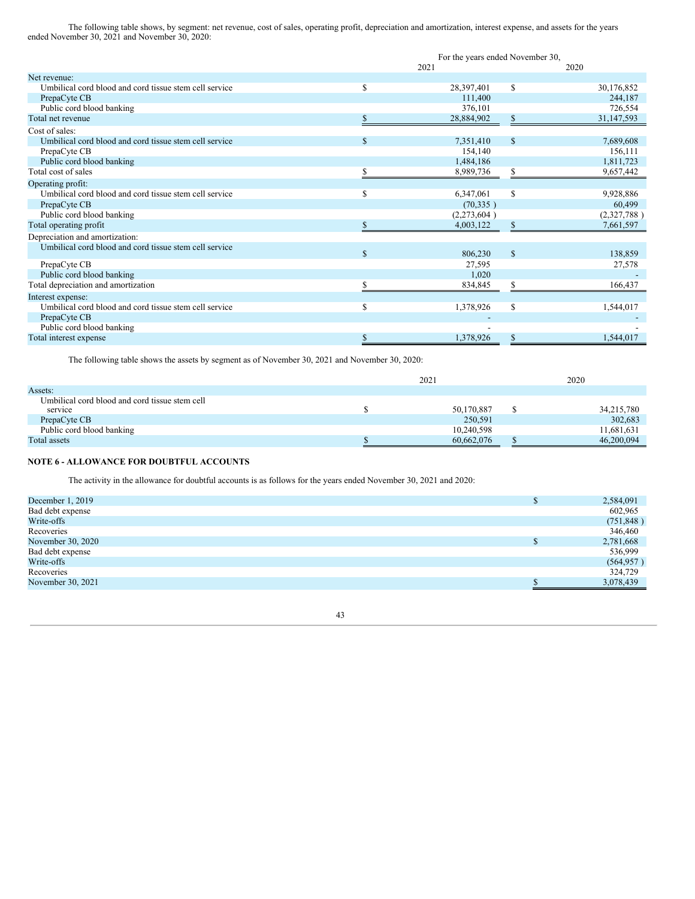The following table shows, by segment: net revenue, cost of sales, operating profit, depreciation and amortization, interest expense, and assets for the years ended November 30, 2021 and November 30, 2020:

| | For the years ended November 30, | |
|---|---|---|
| | 2021 | 2020 |
| Net revenue: | | |
| Umbilical cord blood and cord tissue stem cell service | $ 28,397,401 | $ 30,176,852 |
| PrepaCyte CB | 111,400 | 244,187 |
| Public cord blood banking | 376,101 | 726,554 |
| Total net revenue | $ 28,884,902 | $ 31,147,593 |
| Cost of sales: | | |
| Umbilical cord blood and cord tissue stem cell service | $ 7,351,410 | $ 7,689,608 |
| PrepaCyte CB | 154,140 | 156,111 |
| Public cord blood banking | 1,484,186 | 1,811,723 |
| Total cost of sales | $ 8,989,736 | $ 9,657,442 |
| Operating profit: | | |
| Umbilical cord blood and cord tissue stem cell service | $ 6,347,061 | $ 9,928,886 |
| PrepaCyte CB | (70,335 ) | 60,499 |
| Public cord blood banking | (2,273,604 ) | (2,327,788 ) |
| Total operating profit | $ 4,003,122 | $ 7,661,597 |
| Depreciation and amortization: | | |
| Umbilical cord blood and cord tissue stem cell service | $ 806,230 | $ 138,859 |
| PrepaCyte CB | 27,595 | 27,578 |
| Public cord blood banking | 1,020 | - |
| Total depreciation and amortization | $ 834,845 | $ 166,437 |
| Interest expense: | | |
| Umbilical cord blood and cord tissue stem cell service | $ 1,378,926 | $ 1,544,017 |
| PrepaCyte CB | - | - |
| Public cord blood banking | - | - |
| Total interest expense | $ 1,378,926 | $ 1,544,017 |

The following table shows the assets by segment as of November 30, 2021 and November 30, 2020:

| | 2021 | 2020 |
|---|---|---|
| Assets: | | |
| Umbilical cord blood and cord tissue stem cell service | $ 50,170,887 | $ 34,215,780 |
| PrepaCyte CB | 250,591 | 302,683 |
| Public cord blood banking | 10,240,598 | 11,681,631 |
| Total assets | $ 60,662,076 | $ 46,200,094 |

**NOTE 6 - ALLOWANCE FOR DOUBTFUL ACCOUNTS**

The activity in the allowance for doubtful accounts is as follows for the years ended November 30, 2021 and 2020:

| | |
|---|---|
| December 1, 2019 | $ 2,584,091 |
| Bad debt expense | 602,965 |
| Write-offs | (751,848 ) |
| Recoveries | 346,460 |
| November 30, 2020 | $ 2,781,668 |
| Bad debt expense | 536,999 |
| Write-offs | (564,957 ) |
| Recoveries | 324,729 |
| November 30, 2021 | $ 3,078,439 |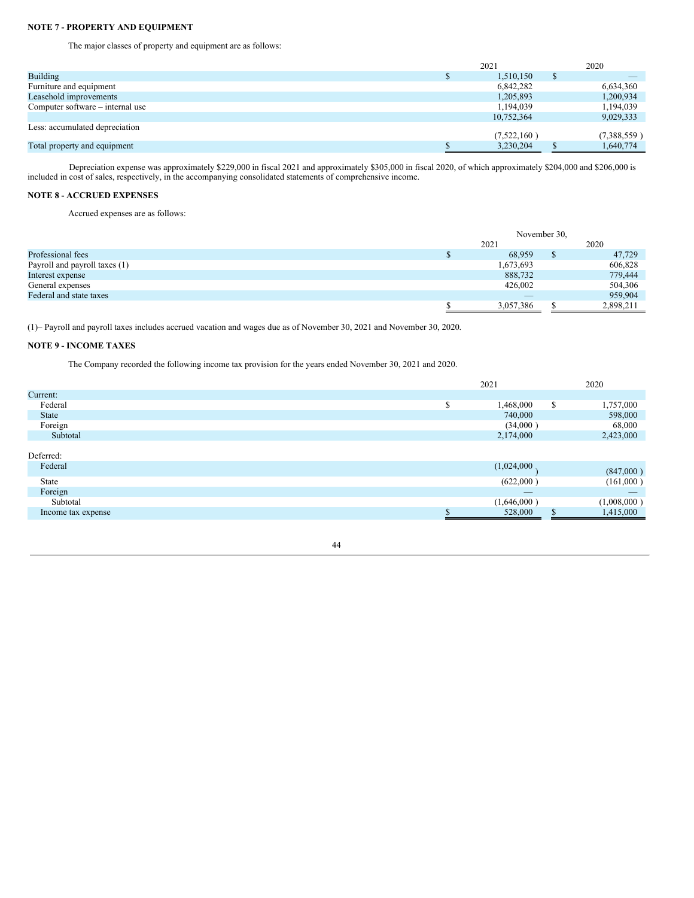**NOTE 7 - PROPERTY AND EQUIPMENT**

The major classes of property and equipment are as follows:

| | 2021 | 2020 |
|---|---|---|
| Building | $ 1,510,150 | $ — |
| Furniture and equipment | 6,842,282 | 6,634,360 |
| Leasehold improvements | 1,205,893 | 1,200,934 |
| Computer software – internal use | 1,194,039 | 1,194,039 |
| | 10,752,364 | 9,029,333 |
| Less: accumulated depreciation | (7,522,160 ) | (7,388,559 ) |
| Total property and equipment | $ 3,230,204 | $ 1,640,774 |

Depreciation expense was approximately $229,000 in fiscal 2021 and approximately $305,000 in fiscal 2020, of which approximately $204,000 and $206,000 is included in cost of sales, respectively, in the accompanying consolidated statements of comprehensive income.

**NOTE 8 - ACCRUED EXPENSES**

Accrued expenses are as follows:

| | November 30, | |
|---|---|---|
| | 2021 | 2020 |
| Professional fees | $ 68,959 | $ 47,729 |
| Payroll and payroll taxes (1) | 1,673,693 | 606,828 |
| Interest expense | 888,732 | 779,444 |
| General expenses | 426,002 | 504,306 |
| Federal and state taxes | — | 959,904 |
| | $ 3,057,386 | $ 2,898,211 |

(1)– Payroll and payroll taxes includes accrued vacation and wages due as of November 30, 2021 and November 30, 2020.

**NOTE 9 - INCOME TAXES**

The Company recorded the following income tax provision for the years ended November 30, 2021 and 2020.

| | 2021 | 2020 |
|---|---|---|
| Current: | | |
| Federal | $ 1,468,000 | $ 1,757,000 |
| State | 740,000 | 598,000 |
| Foreign | (34,000 ) | 68,000 |
| Subtotal | 2,174,000 | 2,423,000 |
| | | |
| Deferred: | | |
| Federal | (1,024,000 ) | (847,000 ) |
| State | (622,000 ) | (161,000 ) |
| Foreign | — | — |
| Subtotal | (1,646,000 ) | (1,008,000 ) |
| Income tax expense | $ 528,000 | $ 1,415,000 |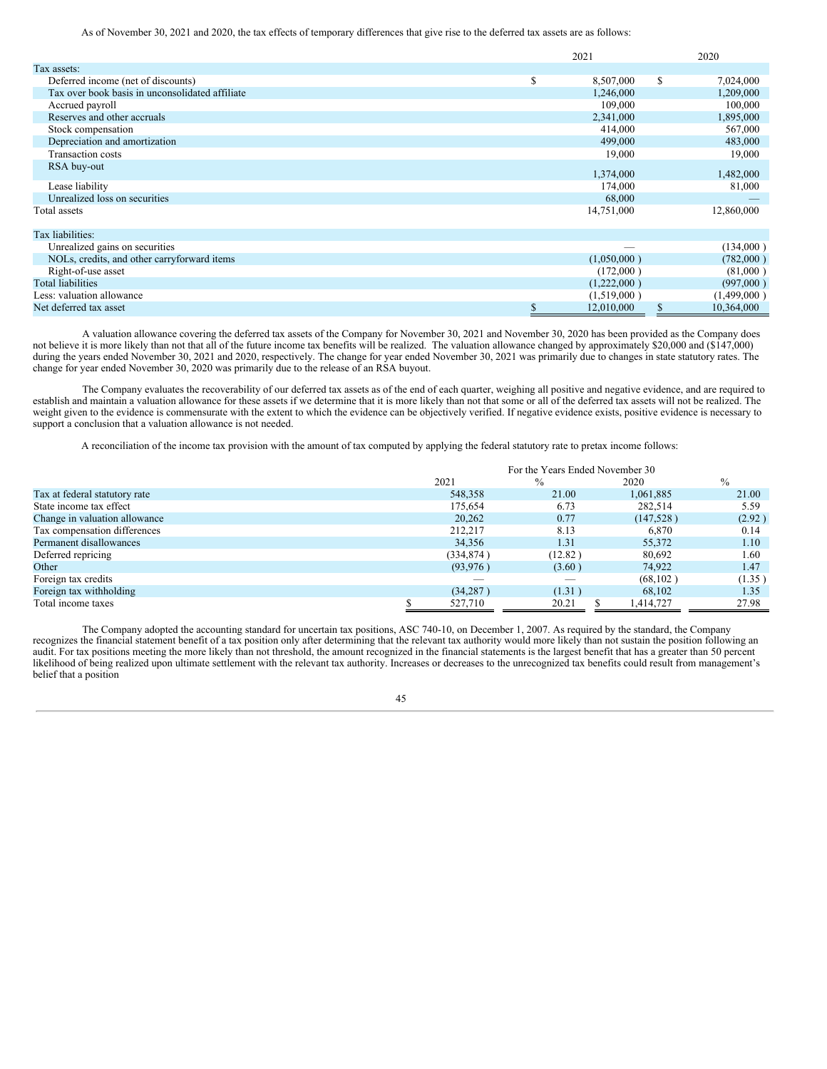As of November 30, 2021 and 2020, the tax effects of temporary differences that give rise to the deferred tax assets are as follows:

| | 2021 | 2020 |
|---|---|---|
| Tax assets: | | |
| Deferred income (net of discounts) | $ 8,507,000 | $ 7,024,000 |
| Tax over book basis in unconsolidated affiliate | 1,246,000 | 1,209,000 |
| Accrued payroll | 109,000 | 100,000 |
| Reserves and other accruals | 2,341,000 | 1,895,000 |
| Stock compensation | 414,000 | 567,000 |
| Depreciation and amortization | 499,000 | 483,000 |
| Transaction costs | 19,000 | 19,000 |
| RSA buy-out | 1,374,000 | 1,482,000 |
| Lease liability | 174,000 | 81,000 |
| Unrealized loss on securities | 68,000 | — |
| Total assets | 14,751,000 | 12,860,000 |
| | | |
| Tax liabilities: | | |
| Unrealized gains on securities | — | (134,000 ) |
| NOLs, credits, and other carryforward items | (1,050,000 ) | (782,000 ) |
| Right-of-use asset | (172,000 ) | (81,000 ) |
| Total liabilities | (1,222,000 ) | (997,000 ) |
| Less: valuation allowance | (1,519,000 ) | (1,499,000 ) |
| Net deferred tax asset | $ 12,010,000 | $ 10,364,000 |

A valuation allowance covering the deferred tax assets of the Company for November 30, 2021 and November 30, 2020 has been provided as the Company does not believe it is more likely than not that all of the future income tax benefits will be realized. The valuation allowance changed by approximately $20,000 and ($147,000) during the years ended November 30, 2021 and 2020, respectively. The change for year ended November 30, 2021 was primarily due to changes in state statutory rates. The change for year ended November 30, 2020 was primarily due to the release of an RSA buyout.

The Company evaluates the recoverability of our deferred tax assets as of the end of each quarter, weighing all positive and negative evidence, and are required to establish and maintain a valuation allowance for these assets if we determine that it is more likely than not that some or all of the deferred tax assets will not be realized. The weight given to the evidence is commensurate with the extent to which the evidence can be objectively verified. If negative evidence exists, positive evidence is necessary to support a conclusion that a valuation allowance is not needed.

A reconciliation of the income tax provision with the amount of tax computed by applying the federal statutory rate to pretax income follows:

| | For the Years Ended November 30 | | | |
|---|---|---|---|---|
| | 2021 | % | 2020 | % |
| Tax at federal statutory rate | 548,358 | 21.00 | 1,061,885 | 21.00 |
| State income tax effect | 175,654 | 6.73 | 282,514 | 5.59 |
| Change in valuation allowance | 20,262 | 0.77 | (147,528 ) | (2.92 ) |
| Tax compensation differences | 212,217 | 8.13 | 6,870 | 0.14 |
| Permanent disallowances | 34,356 | 1.31 | 55,372 | 1.10 |
| Deferred repricing | (334,874 ) | (12.82 ) | 80,692 | 1.60 |
| Other | (93,976 ) | (3.60 ) | 74,922 | 1.47 |
| Foreign tax credits | — | — | (68,102 ) | (1.35 ) |
| Foreign tax withholding | (34,287 ) | (1.31 ) | 68,102 | 1.35 |
| Total income taxes | $ 527,710 | 20.21 | $ 1,414,727 | 27.98 |

The Company adopted the accounting standard for uncertain tax positions, ASC 740-10, on December 1, 2007. As required by the standard, the Company recognizes the financial statement benefit of a tax position only after determining that the relevant tax authority would more likely than not sustain the position following an audit. For tax positions meeting the more likely than not threshold, the amount recognized in the financial statements is the largest benefit that has a greater than 50 percent likelihood of being realized upon ultimate settlement with the relevant tax authority. Increases or decreases to the unrecognized tax benefits could result from management's belief that a position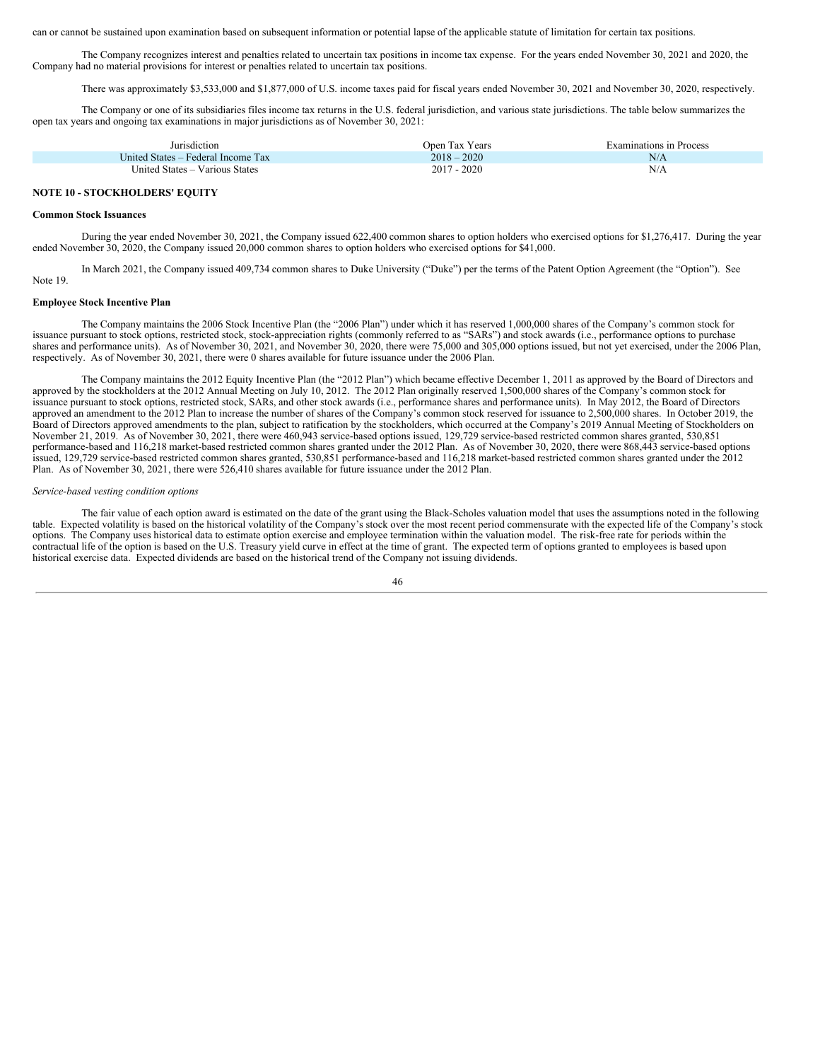can or cannot be sustained upon examination based on subsequent information or potential lapse of the applicable statute of limitation for certain tax positions.

The Company recognizes interest and penalties related to uncertain tax positions in income tax expense. For the years ended November 30, 2021 and 2020, the Company had no material provisions for interest or penalties related to uncertain tax positions.

There was approximately $3,533,000 and $1,877,000 of U.S. income taxes paid for fiscal years ended November 30, 2021 and November 30, 2020, respectively.

The Company or one of its subsidiaries files income tax returns in the U.S. federal jurisdiction, and various state jurisdictions. The table below summarizes the open tax years and ongoing tax examinations in major jurisdictions as of November 30, 2021:

| Jurisdiction | Open Tax Years | Examinations in Process |
| --- | --- | --- |
| United States – Federal Income Tax | 2018 – 2020 | N/A |
| United States – Various States | 2017 - 2020 | N/A |

## NOTE 10 - STOCKHOLDERS' EQUITY

**Common Stock Issuances**

During the year ended November 30, 2021, the Company issued 622,400 common shares to option holders who exercised options for $1,276,417. During the year ended November 30, 2020, the Company issued 20,000 common shares to option holders who exercised options for $41,000.

In March 2021, the Company issued 409,734 common shares to Duke University ("Duke") per the terms of the Patent Option Agreement (the "Option"). See Note 19.

**Employee Stock Incentive Plan**

The Company maintains the 2006 Stock Incentive Plan (the "2006 Plan") under which it has reserved 1,000,000 shares of the Company's common stock for issuance pursuant to stock options, restricted stock, stock-appreciation rights (commonly referred to as "SARs") and stock awards (i.e., performance options to purchase shares and performance units). As of November 30, 2021, and November 30, 2020, there were 75,000 and 305,000 options issued, but not yet exercised, under the 2006 Plan, respectively. As of November 30, 2021, there were 0 shares available for future issuance under the 2006 Plan.

The Company maintains the 2012 Equity Incentive Plan (the "2012 Plan") which became effective December 1, 2011 as approved by the Board of Directors and approved by the stockholders at the 2012 Annual Meeting on July 10, 2012. The 2012 Plan originally reserved 1,500,000 shares of the Company's common stock for issuance pursuant to stock options, restricted stock, SARs, and other stock awards (i.e., performance shares and performance units). In May 2012, the Board of Directors approved an amendment to the 2012 Plan to increase the number of shares of the Company's common stock reserved for issuance to 2,500,000 shares. In October 2019, the Board of Directors approved amendments to the plan, subject to ratification by the stockholders, which occurred at the Company's 2019 Annual Meeting of Stockholders on November 21, 2019. As of November 30, 2021, there were 460,943 service-based options issued, 129,729 service-based restricted common shares granted, 530,851 performance-based and 116,218 market-based restricted common shares granted under the 2012 Plan. As of November 30, 2020, there were 868,443 service-based options issued, 129,729 service-based restricted common shares granted, 530,851 performance-based and 116,218 market-based restricted common shares granted under the 2012 Plan. As of November 30, 2021, there were 526,410 shares available for future issuance under the 2012 Plan.

*Service-based vesting condition options*

The fair value of each option award is estimated on the date of the grant using the Black-Scholes valuation model that uses the assumptions noted in the following table. Expected volatility is based on the historical volatility of the Company's stock over the most recent period commensurate with the expected life of the Company's stock options. The Company uses historical data to estimate option exercise and employee termination within the valuation model. The risk-free rate for periods within the contractual life of the option is based on the U.S. Treasury yield curve in effect at the time of grant. The expected term of options granted to employees is based upon historical exercise data. Expected dividends are based on the historical trend of the Company not issuing dividends.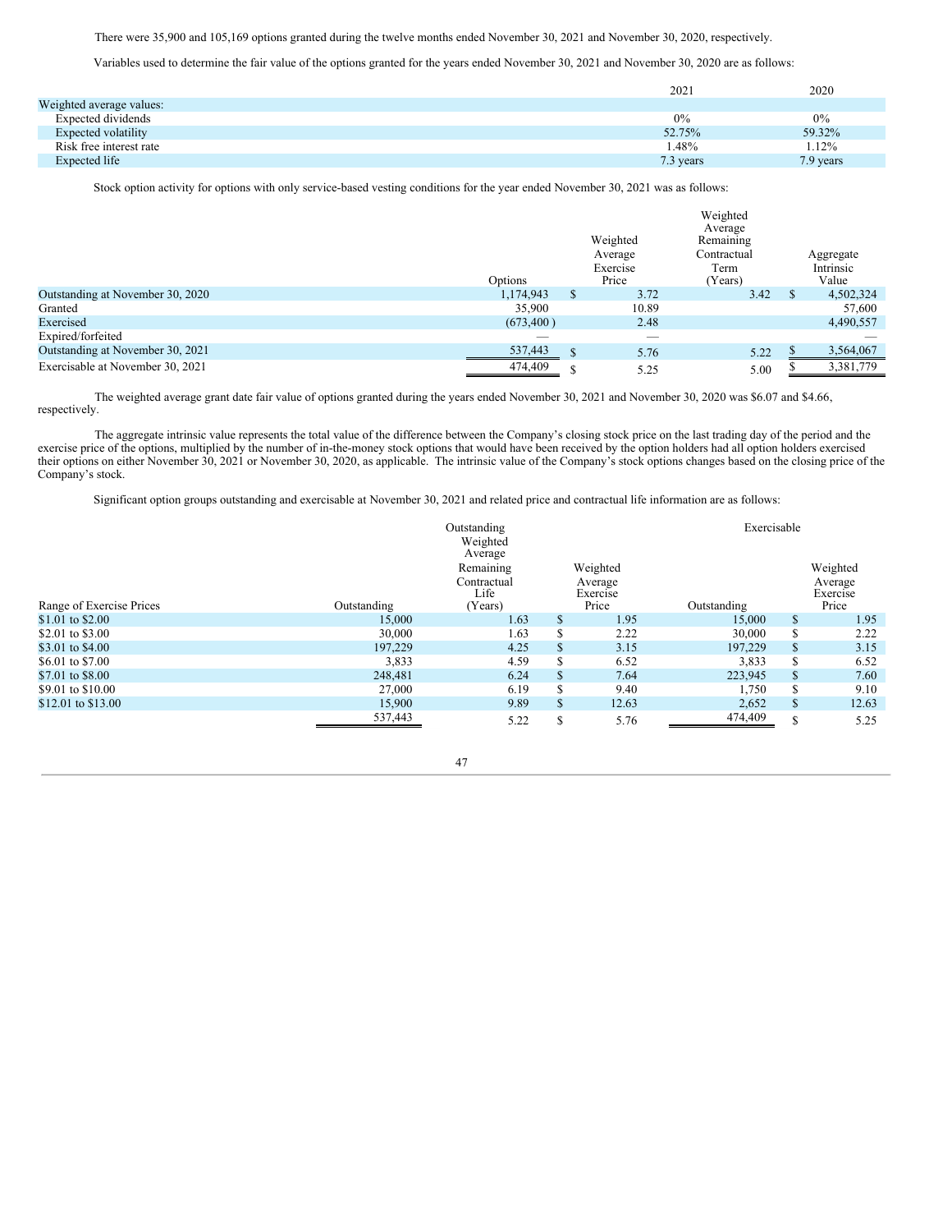There were 35,900 and 105,169 options granted during the twelve months ended November 30, 2021 and November 30, 2020, respectively.

Variables used to determine the fair value of the options granted for the years ended November 30, 2021 and November 30, 2020 are as follows:

| | 2021 | 2020 |
|---|---|---|
| Weighted average values: | | |
| Expected dividends | 0% | 0% |
| Expected volatility | 52.75% | 59.32% |
| Risk free interest rate | 1.48% | 1.12% |
| Expected life | 7.3 years | 7.9 years |

Stock option activity for options with only service-based vesting conditions for the year ended November 30, 2021 was as follows:

| | Options | Weighted Average Exercise Price | Weighted Average Remaining Contractual Term (Years) | Aggregate Intrinsic Value |
|---|---|---|---|---|
| Outstanding at November 30, 2020 | 1,174,943 | $ 3.72 | 3.42 | $ 4,502,324 |
| Granted | 35,900 | 10.89 | | 57,600 |
| Exercised | (673,400 ) | 2.48 | | 4,490,557 |
| Expired/forfeited | — | — | | — |
| Outstanding at November 30, 2021 | 537,443 | $ 5.76 | 5.22 | $ 3,564,067 |
| Exercisable at November 30, 2021 | 474,409 | $ 5.25 | 5.00 | $ 3,381,779 |

The weighted average grant date fair value of options granted during the years ended November 30, 2021 and November 30, 2020 was $6.07 and $4.66, respectively.

The aggregate intrinsic value represents the total value of the difference between the Company's closing stock price on the last trading day of the period and the exercise price of the options, multiplied by the number of in-the-money stock options that would have been received by the option holders had all option holders exercised their options on either November 30, 2021 or November 30, 2020, as applicable. The intrinsic value of the Company's stock options changes based on the closing price of the Company's stock.

Significant option groups outstanding and exercisable at November 30, 2021 and related price and contractual life information are as follows:

| | Outstanding | | | Exercisable | |
|---|---|---|---|---|---|
| Range of Exercise Prices | Outstanding | Weighted Average Remaining Contractual Life (Years) | Weighted Average Exercise Price | Outstanding | Weighted Average Exercise Price |
| $1.01 to $2.00 | 15,000 | 1.63 | $ 1.95 | 15,000 | $ 1.95 |
| $2.01 to $3.00 | 30,000 | 1.63 | $ 2.22 | 30,000 | $ 2.22 |
| $3.01 to $4.00 | 197,229 | 4.25 | $ 3.15 | 197,229 | $ 3.15 |
| $6.01 to $7.00 | 3,833 | 4.59 | $ 6.52 | 3,833 | $ 6.52 |
| $7.01 to $8.00 | 248,481 | 6.24 | $ 7.64 | 223,945 | $ 7.60 |
| $9.01 to $10.00 | 27,000 | 6.19 | $ 9.40 | 1,750 | $ 9.10 |
| $12.01 to $13.00 | 15,900 | 9.89 | $ 12.63 | 2,652 | $ 12.63 |
| | 537,443 | 5.22 | $ 5.76 | 474,409 | $ 5.25 |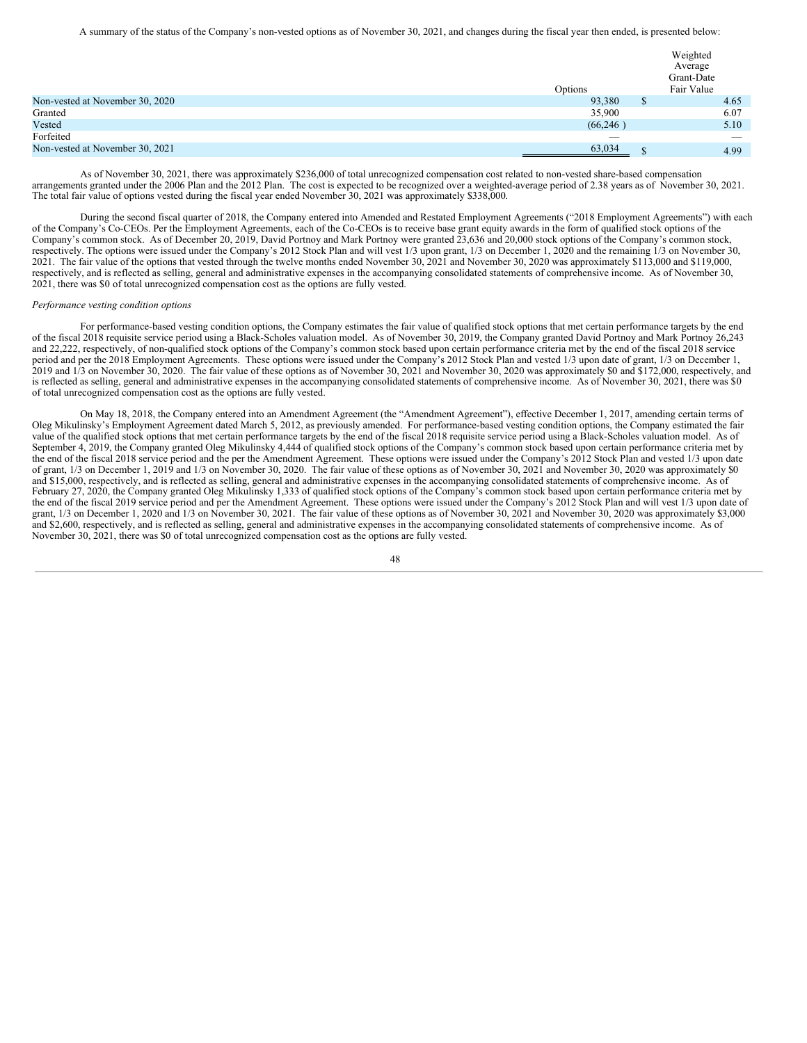A summary of the status of the Company's non-vested options as of November 30, 2021, and changes during the fiscal year then ended, is presented below:

| | Options | Weighted Average Grant-Date Fair Value |
|---|---|---|
| Non-vested at November 30, 2020 | 93,380 | $ 4.65 |
| Granted | 35,900 | 6.07 |
| Vested | (66,246 ) | 5.10 |
| Forfeited | — | — |
| Non-vested at November 30, 2021 | 63,034 | $ 4.99 |

As of November 30, 2021, there was approximately $236,000 of total unrecognized compensation cost related to non-vested share-based compensation arrangements granted under the 2006 Plan and the 2012 Plan. The cost is expected to be recognized over a weighted-average period of 2.38 years as of November 30, 2021. The total fair value of options vested during the fiscal year ended November 30, 2021 was approximately $338,000.

During the second fiscal quarter of 2018, the Company entered into Amended and Restated Employment Agreements ("2018 Employment Agreements") with each of the Company's Co-CEOs. Per the Employment Agreements, each of the Co-CEOs is to receive base grant equity awards in the form of qualified stock options of the Company's common stock. As of December 20, 2019, David Portnoy and Mark Portnoy were granted 23,636 and 20,000 stock options of the Company's common stock, respectively. The options were issued under the Company's 2012 Stock Plan and will vest 1/3 upon grant, 1/3 on December 1, 2020 and the remaining 1/3 on November 30, 2021. The fair value of the options that vested through the twelve months ended November 30, 2021 and November 30, 2020 was approximately $113,000 and $119,000, respectively, and is reflected as selling, general and administrative expenses in the accompanying consolidated statements of comprehensive income. As of November 30, 2021, there was $0 of total unrecognized compensation cost as the options are fully vested.

*Performance vesting condition options*

For performance-based vesting condition options, the Company estimates the fair value of qualified stock options that met certain performance targets by the end of the fiscal 2018 requisite service period using a Black-Scholes valuation model. As of November 30, 2019, the Company granted David Portnoy and Mark Portnoy 26,243 and 22,222, respectively, of non-qualified stock options of the Company's common stock based upon certain performance criteria met by the end of the fiscal 2018 service period and per the 2018 Employment Agreements. These options were issued under the Company's 2012 Stock Plan and vested 1/3 upon date of grant, 1/3 on December 1, 2019 and 1/3 on November 30, 2020. The fair value of these options as of November 30, 2021 and November 30, 2020 was approximately $0 and $172,000, respectively, and is reflected as selling, general and administrative expenses in the accompanying consolidated statements of comprehensive income. As of November 30, 2021, there was $0 of total unrecognized compensation cost as the options are fully vested.

On May 18, 2018, the Company entered into an Amendment Agreement (the "Amendment Agreement"), effective December 1, 2017, amending certain terms of Oleg Mikulinsky's Employment Agreement dated March 5, 2012, as previously amended. For performance-based vesting condition options, the Company estimated the fair value of the qualified stock options that met certain performance targets by the end of the fiscal 2018 requisite service period using a Black-Scholes valuation model. As of September 4, 2019, the Company granted Oleg Mikulinsky 4,444 of qualified stock options of the Company's common stock based upon certain performance criteria met by the end of the fiscal 2018 service period and the per the Amendment Agreement. These options were issued under the Company's 2012 Stock Plan and vested 1/3 upon date of grant, 1/3 on December 1, 2019 and 1/3 on November 30, 2020. The fair value of these options as of November 30, 2021 and November 30, 2020 was approximately $0 and $15,000, respectively, and is reflected as selling, general and administrative expenses in the accompanying consolidated statements of comprehensive income. As of February 27, 2020, the Company granted Oleg Mikulinsky 1,333 of qualified stock options of the Company's common stock based upon certain performance criteria met by the end of the fiscal 2019 service period and per the Amendment Agreement. These options were issued under the Company's 2012 Stock Plan and will vest 1/3 upon date of grant, 1/3 on December 1, 2020 and 1/3 on November 30, 2021. The fair value of these options as of November 30, 2021 and November 30, 2020 was approximately $3,000 and $2,600, respectively, and is reflected as selling, general and administrative expenses in the accompanying consolidated statements of comprehensive income. As of November 30, 2021, there was $0 of total unrecognized compensation cost as the options are fully vested.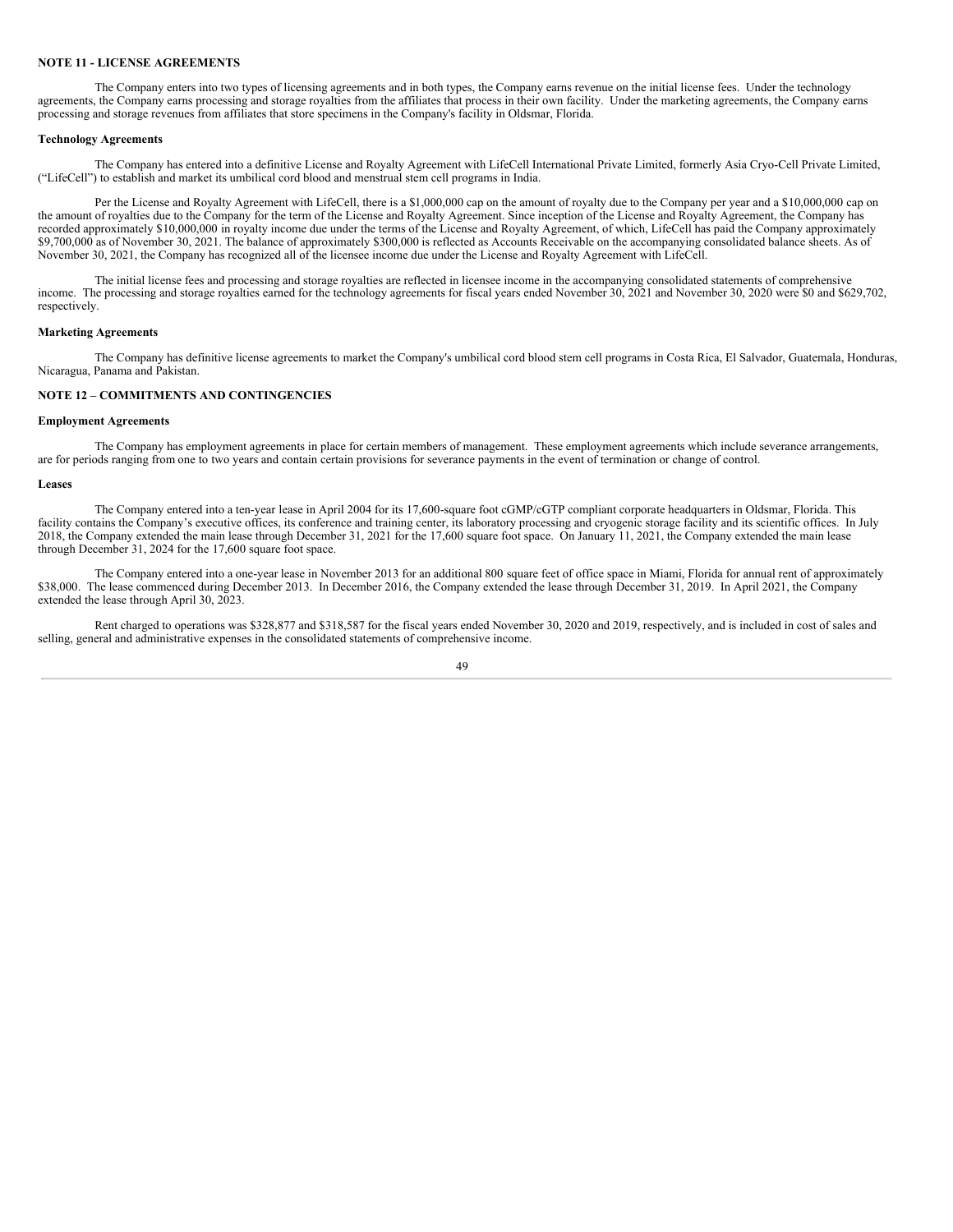## NOTE 11 - LICENSE AGREEMENTS

The Company enters into two types of licensing agreements and in both types, the Company earns revenue on the initial license fees. Under the technology agreements, the Company earns processing and storage royalties from the affiliates that process in their own facility. Under the marketing agreements, the Company earns processing and storage revenues from affiliates that store specimens in the Company's facility in Oldsmar, Florida.

### Technology Agreements

The Company has entered into a definitive License and Royalty Agreement with LifeCell International Private Limited, formerly Asia Cryo-Cell Private Limited, ("LifeCell") to establish and market its umbilical cord blood and menstrual stem cell programs in India.

Per the License and Royalty Agreement with LifeCell, there is a $1,000,000 cap on the amount of royalty due to the Company per year and a $10,000,000 cap on the amount of royalties due to the Company for the term of the License and Royalty Agreement. Since inception of the License and Royalty Agreement, the Company has recorded approximately $10,000,000 in royalty income due under the terms of the License and Royalty Agreement, of which, LifeCell has paid the Company approximately $9,700,000 as of November 30, 2021. The balance of approximately $300,000 is reflected as Accounts Receivable on the accompanying consolidated balance sheets. As of November 30, 2021, the Company has recognized all of the licensee income due under the License and Royalty Agreement with LifeCell.

The initial license fees and processing and storage royalties are reflected in licensee income in the accompanying consolidated statements of comprehensive income. The processing and storage royalties earned for the technology agreements for fiscal years ended November 30, 2021 and November 30, 2020 were $0 and $629,702, respectively.

### Marketing Agreements

The Company has definitive license agreements to market the Company's umbilical cord blood stem cell programs in Costa Rica, El Salvador, Guatemala, Honduras, Nicaragua, Panama and Pakistan.

## NOTE 12 – COMMITMENTS AND CONTINGENCIES

### Employment Agreements

The Company has employment agreements in place for certain members of management. These employment agreements which include severance arrangements, are for periods ranging from one to two years and contain certain provisions for severance payments in the event of termination or change of control.

### Leases

The Company entered into a ten-year lease in April 2004 for its 17,600-square foot cGMP/cGTP compliant corporate headquarters in Oldsmar, Florida. This facility contains the Company's executive offices, its conference and training center, its laboratory processing and cryogenic storage facility and its scientific offices. In July 2018, the Company extended the main lease through December 31, 2021 for the 17,600 square foot space. On January 11, 2021, the Company extended the main lease through December 31, 2024 for the 17,600 square foot space.

The Company entered into a one-year lease in November 2013 for an additional 800 square feet of office space in Miami, Florida for annual rent of approximately $38,000. The lease commenced during December 2013. In December 2016, the Company extended the lease through December 31, 2019. In April 2021, the Company extended the lease through April 30, 2023.

Rent charged to operations was $328,877 and $318,587 for the fiscal years ended November 30, 2020 and 2019, respectively, and is included in cost of sales and selling, general and administrative expenses in the consolidated statements of comprehensive income.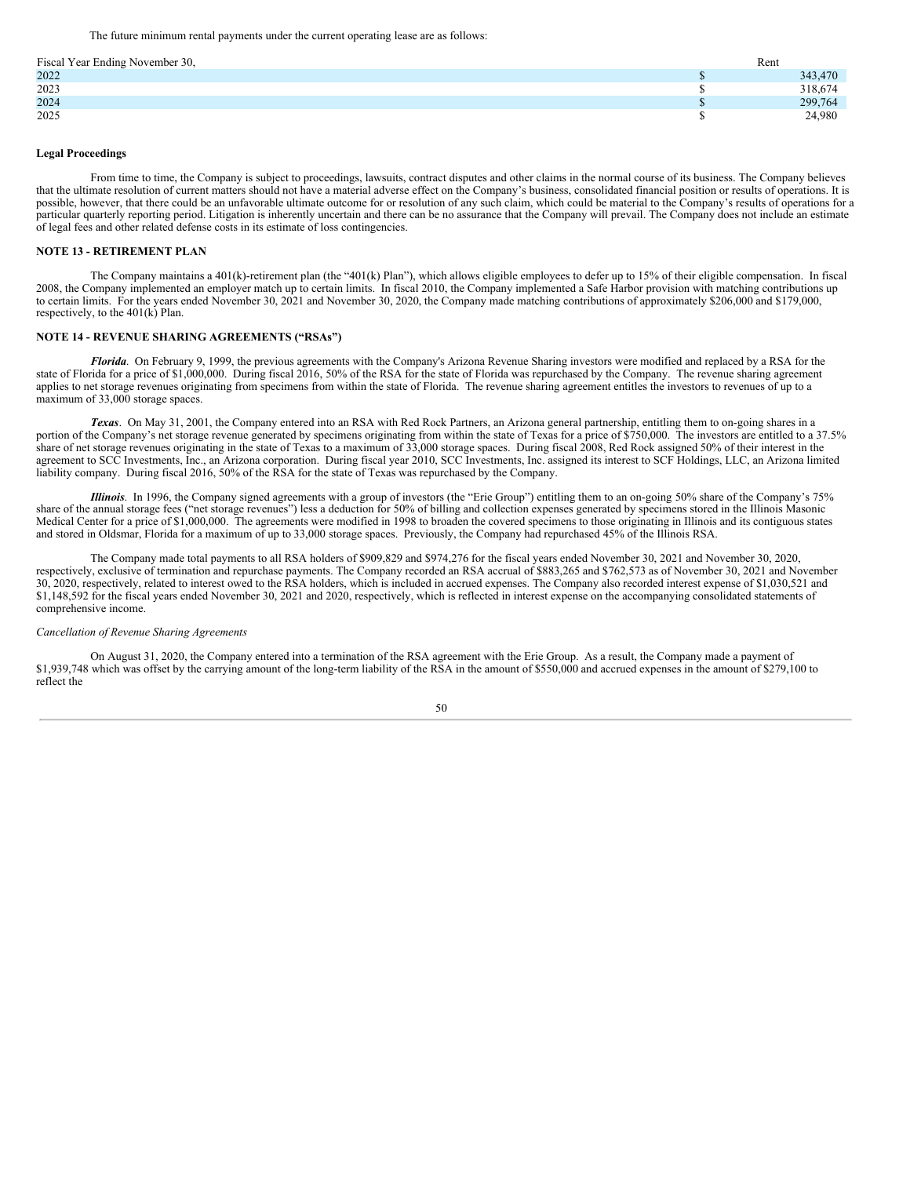The future minimum rental payments under the current operating lease are as follows:

| Fiscal Year Ending November 30, | Rent |
|---|---|
| 2022 | $ 343,470 |
| 2023 | $ 318,674 |
| 2024 | $ 299,764 |
| 2025 | $ 24,980 |

**Legal Proceedings**

From time to time, the Company is subject to proceedings, lawsuits, contract disputes and other claims in the normal course of its business. The Company believes that the ultimate resolution of current matters should not have a material adverse effect on the Company's business, consolidated financial position or results of operations. It is possible, however, that there could be an unfavorable ultimate outcome for or resolution of any such claim, which could be material to the Company's results of operations for a particular quarterly reporting period. Litigation is inherently uncertain and there can be no assurance that the Company will prevail. The Company does not include an estimate of legal fees and other related defense costs in its estimate of loss contingencies.

**NOTE 13 - RETIREMENT PLAN**

The Company maintains a 401(k)-retirement plan (the "401(k) Plan"), which allows eligible employees to defer up to 15% of their eligible compensation. In fiscal 2008, the Company implemented an employer match up to certain limits. In fiscal 2010, the Company implemented a Safe Harbor provision with matching contributions up to certain limits. For the years ended November 30, 2021 and November 30, 2020, the Company made matching contributions of approximately $206,000 and $179,000, respectively, to the 401(k) Plan.

**NOTE 14 - REVENUE SHARING AGREEMENTS ("RSAs")**

***Florida***. On February 9, 1999, the previous agreements with the Company's Arizona Revenue Sharing investors were modified and replaced by a RSA for the state of Florida for a price of $1,000,000. During fiscal 2016, 50% of the RSA for the state of Florida was repurchased by the Company. The revenue sharing agreement applies to net storage revenues originating from specimens from within the state of Florida. The revenue sharing agreement entitles the investors to revenues of up to a maximum of 33,000 storage spaces.

***Texas***. On May 31, 2001, the Company entered into an RSA with Red Rock Partners, an Arizona general partnership, entitling them to on-going shares in a portion of the Company's net storage revenue generated by specimens originating from within the state of Texas for a price of $750,000. The investors are entitled to a 37.5% share of net storage revenues originating in the state of Texas to a maximum of 33,000 storage spaces. During fiscal 2008, Red Rock assigned 50% of their interest in the agreement to SCC Investments, Inc., an Arizona corporation. During fiscal year 2010, SCC Investments, Inc. assigned its interest to SCF Holdings, LLC, an Arizona limited liability company. During fiscal 2016, 50% of the RSA for the state of Texas was repurchased by the Company.

***Illinois***. In 1996, the Company signed agreements with a group of investors (the "Erie Group") entitling them to an on-going 50% share of the Company's 75% share of the annual storage fees ("net storage revenues") less a deduction for 50% of billing and collection expenses generated by specimens stored in the Illinois Masonic Medical Center for a price of $1,000,000. The agreements were modified in 1998 to broaden the covered specimens to those originating in Illinois and its contiguous states and stored in Oldsmar, Florida for a maximum of up to 33,000 storage spaces. Previously, the Company had repurchased 45% of the Illinois RSA.

The Company made total payments to all RSA holders of $909,829 and $974,276 for the fiscal years ended November 30, 2021 and November 30, 2020, respectively, exclusive of termination and repurchase payments. The Company recorded an RSA accrual of $883,265 and $762,573 as of November 30, 2021 and November 30, 2020, respectively, related to interest owed to the RSA holders, which is included in accrued expenses. The Company also recorded interest expense of $1,030,521 and $1,148,592 for the fiscal years ended November 30, 2021 and 2020, respectively, which is reflected in interest expense on the accompanying consolidated statements of comprehensive income.

*Cancellation of Revenue Sharing Agreements*

On August 31, 2020, the Company entered into a termination of the RSA agreement with the Erie Group. As a result, the Company made a payment of $1,939,748 which was offset by the carrying amount of the long-term liability of the RSA in the amount of $550,000 and accrued expenses in the amount of $279,100 to reflect the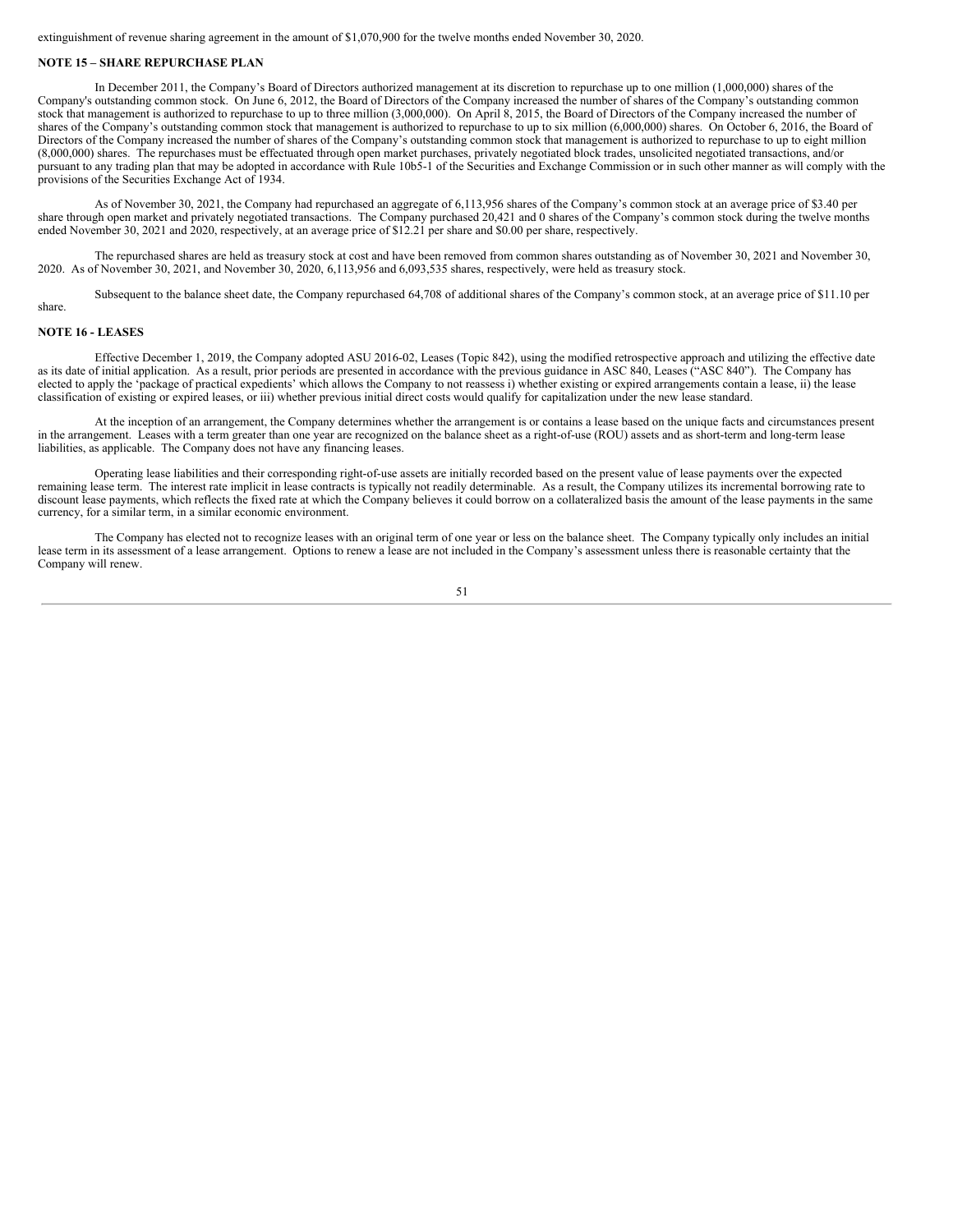extinguishment of revenue sharing agreement in the amount of $1,070,900 for the twelve months ended November 30, 2020.

**NOTE 15 – SHARE REPURCHASE PLAN**

In December 2011, the Company's Board of Directors authorized management at its discretion to repurchase up to one million (1,000,000) shares of the Company's outstanding common stock. On June 6, 2012, the Board of Directors of the Company increased the number of shares of the Company's outstanding common stock that management is authorized to repurchase to up to three million (3,000,000). On April 8, 2015, the Board of Directors of the Company increased the number of shares of the Company's outstanding common stock that management is authorized to repurchase to up to six million (6,000,000) shares. On October 6, 2016, the Board of Directors of the Company increased the number of shares of the Company's outstanding common stock that management is authorized to repurchase to up to eight million (8,000,000) shares. The repurchases must be effectuated through open market purchases, privately negotiated block trades, unsolicited negotiated transactions, and/or pursuant to any trading plan that may be adopted in accordance with Rule 10b5-1 of the Securities and Exchange Commission or in such other manner as will comply with the provisions of the Securities Exchange Act of 1934.

As of November 30, 2021, the Company had repurchased an aggregate of 6,113,956 shares of the Company's common stock at an average price of $3.40 per share through open market and privately negotiated transactions. The Company purchased 20,421 and 0 shares of the Company's common stock during the twelve months ended November 30, 2021 and 2020, respectively, at an average price of $12.21 per share and $0.00 per share, respectively.

The repurchased shares are held as treasury stock at cost and have been removed from common shares outstanding as of November 30, 2021 and November 30, 2020. As of November 30, 2021, and November 30, 2020, 6,113,956 and 6,093,535 shares, respectively, were held as treasury stock.

Subsequent to the balance sheet date, the Company repurchased 64,708 of additional shares of the Company's common stock, at an average price of $11.10 per share.

**NOTE 16 - LEASES**

Effective December 1, 2019, the Company adopted ASU 2016-02, Leases (Topic 842), using the modified retrospective approach and utilizing the effective date as its date of initial application. As a result, prior periods are presented in accordance with the previous guidance in ASC 840, Leases ("ASC 840"). The Company has elected to apply the 'package of practical expedients' which allows the Company to not reassess i) whether existing or expired arrangements contain a lease, ii) the lease classification of existing or expired leases, or iii) whether previous initial direct costs would qualify for capitalization under the new lease standard.

At the inception of an arrangement, the Company determines whether the arrangement is or contains a lease based on the unique facts and circumstances present in the arrangement. Leases with a term greater than one year are recognized on the balance sheet as a right-of-use (ROU) assets and as short-term and long-term lease liabilities, as applicable. The Company does not have any financing leases.

Operating lease liabilities and their corresponding right-of-use assets are initially recorded based on the present value of lease payments over the expected remaining lease term. The interest rate implicit in lease contracts is typically not readily determinable. As a result, the Company utilizes its incremental borrowing rate to discount lease payments, which reflects the fixed rate at which the Company believes it could borrow on a collateralized basis the amount of the lease payments in the same currency, for a similar term, in a similar economic environment.

The Company has elected not to recognize leases with an original term of one year or less on the balance sheet. The Company typically only includes an initial lease term in its assessment of a lease arrangement. Options to renew a lease are not included in the Company's assessment unless there is reasonable certainty that the Company will renew.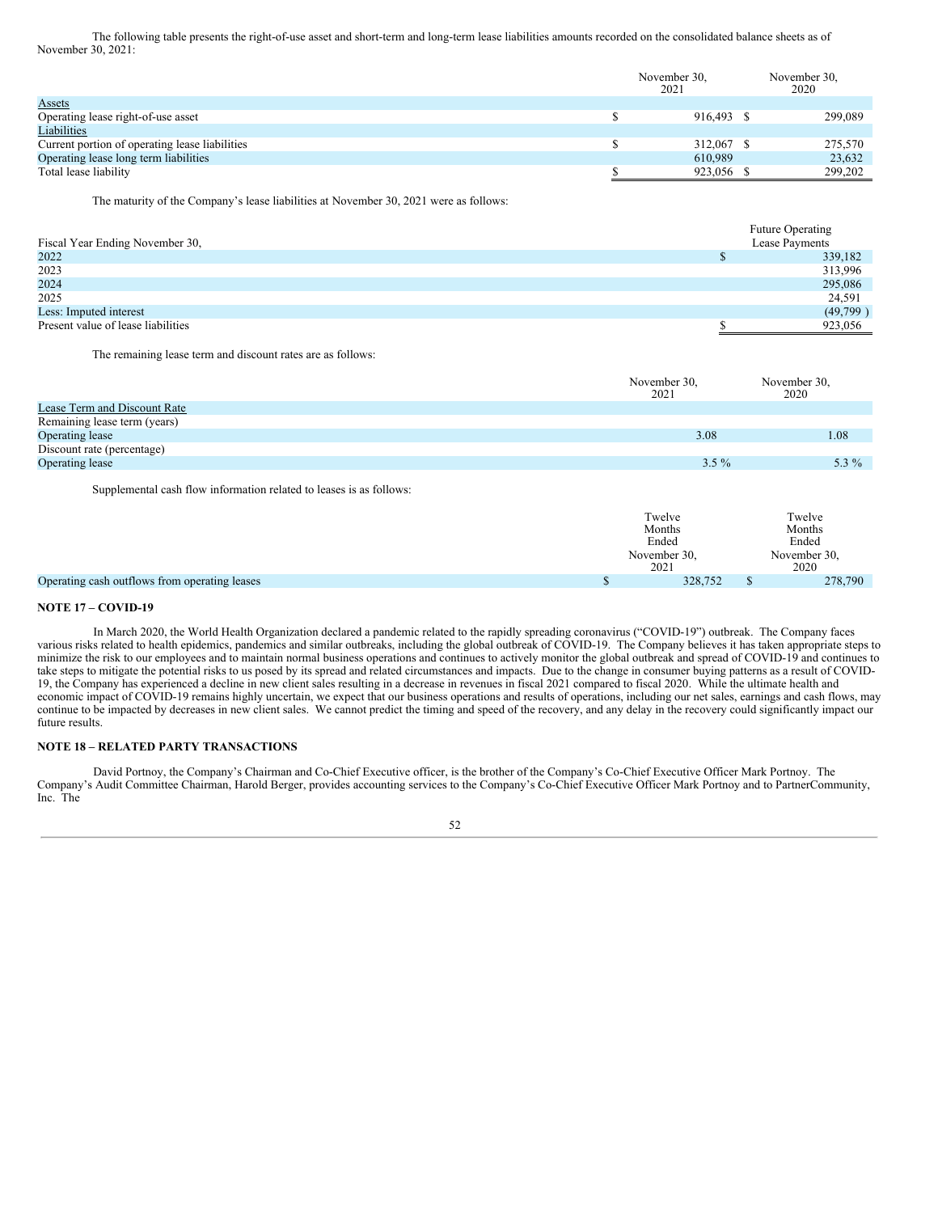The following table presents the right-of-use asset and short-term and long-term lease liabilities amounts recorded on the consolidated balance sheets as of November 30, 2021:

| | November 30, 2021 | November 30, 2020 |
|---|---|---|
| Assets | | |
| Operating lease right-of-use asset | $ 916,493 | $ 299,089 |
| Liabilities | | |
| Current portion of operating lease liabilities | $ 312,067 | $ 275,570 |
| Operating lease long term liabilities | 610,989 | 23,632 |
| Total lease liability | $ 923,056 | $ 299,202 |

The maturity of the Company's lease liabilities at November 30, 2021 were as follows:

| Fiscal Year Ending November 30, | Future Operating Lease Payments |
|---|---|
| 2022 | $ 339,182 |
| 2023 | 313,996 |
| 2024 | 295,086 |
| 2025 | 24,591 |
| Less: Imputed interest | (49,799 ) |
| Present value of lease liabilities | $ 923,056 |

The remaining lease term and discount rates are as follows:

| | November 30, 2021 | November 30, 2020 |
|---|---|---|
| Lease Term and Discount Rate | | |
| Remaining lease term (years) | | |
| Operating lease | 3.08 | 1.08 |
| Discount rate (percentage) | | |
| Operating lease | 3.5 % | 5.3 % |

Supplemental cash flow information related to leases is as follows:

| | Twelve Months Ended November 30, 2021 | Twelve Months Ended November 30, 2020 |
|---|---|---|
| Operating cash outflows from operating leases | $ 328,752 | $ 278,790 |

**NOTE 17 – COVID-19**

In March 2020, the World Health Organization declared a pandemic related to the rapidly spreading coronavirus ("COVID-19") outbreak. The Company faces various risks related to health epidemics, pandemics and similar outbreaks, including the global outbreak of COVID-19. The Company believes it has taken appropriate steps to minimize the risk to our employees and to maintain normal business operations and continues to actively monitor the global outbreak and spread of COVID-19 and continues to take steps to mitigate the potential risks to us posed by its spread and related circumstances and impacts. Due to the change in consumer buying patterns as a result of COVID-19, the Company has experienced a decline in new client sales resulting in a decrease in revenues in fiscal 2021 compared to fiscal 2020. While the ultimate health and economic impact of COVID-19 remains highly uncertain, we expect that our business operations and results of operations, including our net sales, earnings and cash flows, may continue to be impacted by decreases in new client sales. We cannot predict the timing and speed of the recovery, and any delay in the recovery could significantly impact our future results.

**NOTE 18 – RELATED PARTY TRANSACTIONS**

David Portnoy, the Company's Chairman and Co-Chief Executive officer, is the brother of the Company's Co-Chief Executive Officer Mark Portnoy. The Company's Audit Committee Chairman, Harold Berger, provides accounting services to the Company's Co-Chief Executive Officer Mark Portnoy and to PartnerCommunity, Inc. The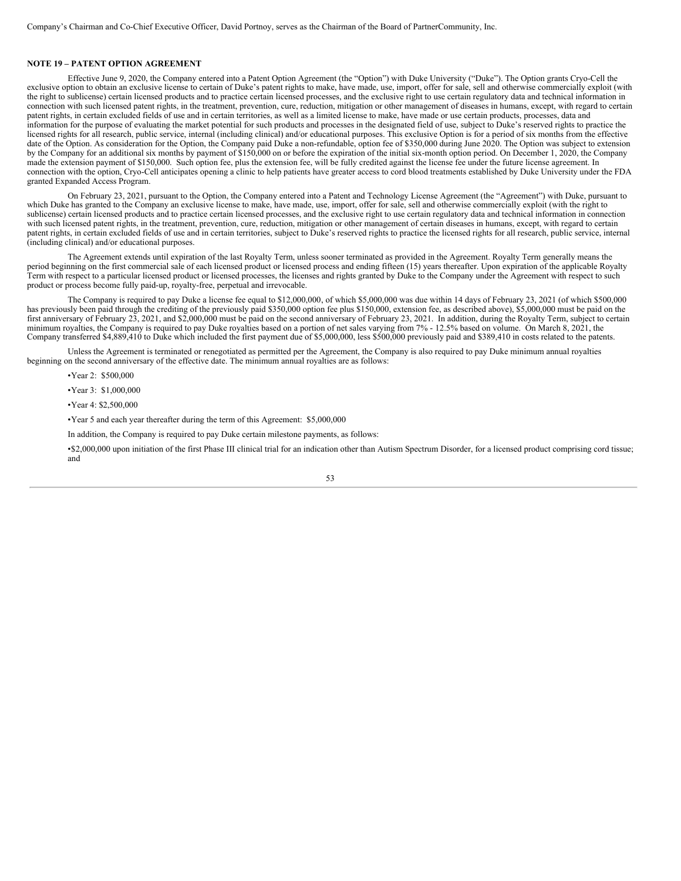Company's Chairman and Co-Chief Executive Officer, David Portnoy, serves as the Chairman of the Board of PartnerCommunity, Inc.

**NOTE 19 – PATENT OPTION AGREEMENT**

Effective June 9, 2020, the Company entered into a Patent Option Agreement (the "Option") with Duke University ("Duke"). The Option grants Cryo-Cell the exclusive option to obtain an exclusive license to certain of Duke's patent rights to make, have made, use, import, offer for sale, sell and otherwise commercially exploit (with the right to sublicense) certain licensed products and to practice certain licensed processes, and the exclusive right to use certain regulatory data and technical information in connection with such licensed patent rights, in the treatment, prevention, cure, reduction, mitigation or other management of diseases in humans, except, with regard to certain patent rights, in certain excluded fields of use and in certain territories, as well as a limited license to make, have made or use certain products, processes, data and information for the purpose of evaluating the market potential for such products and processes in the designated field of use, subject to Duke's reserved rights to practice the licensed rights for all research, public service, internal (including clinical) and/or educational purposes. This exclusive Option is for a period of six months from the effective date of the Option. As consideration for the Option, the Company paid Duke a non-refundable, option fee of $350,000 during June 2020. The Option was subject to extension by the Company for an additional six months by payment of $150,000 on or before the expiration of the initial six-month option period. On December 1, 2020, the Company made the extension payment of $150,000. Such option fee, plus the extension fee, will be fully credited against the license fee under the future license agreement. In connection with the option, Cryo-Cell anticipates opening a clinic to help patients have greater access to cord blood treatments established by Duke University under the FDA granted Expanded Access Program.

On February 23, 2021, pursuant to the Option, the Company entered into a Patent and Technology License Agreement (the "Agreement") with Duke, pursuant to which Duke has granted to the Company an exclusive license to make, have made, use, import, offer for sale, sell and otherwise commercially exploit (with the right to sublicense) certain licensed products and to practice certain licensed processes, and the exclusive right to use certain regulatory data and technical information in connection with such licensed patent rights, in the treatment, prevention, cure, reduction, mitigation or other management of certain diseases in humans, except, with regard to certain patent rights, in certain excluded fields of use and in certain territories, subject to Duke's reserved rights to practice the licensed rights for all research, public service, internal (including clinical) and/or educational purposes.

The Agreement extends until expiration of the last Royalty Term, unless sooner terminated as provided in the Agreement. Royalty Term generally means the period beginning on the first commercial sale of each licensed product or licensed process and ending fifteen (15) years thereafter. Upon expiration of the applicable Royalty Term with respect to a particular licensed product or licensed processes, the licenses and rights granted by Duke to the Company under the Agreement with respect to such product or process become fully paid-up, royalty-free, perpetual and irrevocable.

The Company is required to pay Duke a license fee equal to $12,000,000, of which $5,000,000 was due within 14 days of February 23, 2021 (of which $500,000 has previously been paid through the crediting of the previously paid $350,000 option fee plus $150,000, extension fee, as described above), $5,000,000 must be paid on the first anniversary of February 23, 2021, and $2,000,000 must be paid on the second anniversary of February 23, 2021. In addition, during the Royalty Term, subject to certain minimum royalties, the Company is required to pay Duke royalties based on a portion of net sales varying from 7% - 12.5% based on volume. On March 8, 2021, the Company transferred $4,889,410 to Duke which included the first payment due of $5,000,000, less $500,000 previously paid and $389,410 in costs related to the patents.

Unless the Agreement is terminated or renegotiated as permitted per the Agreement, the Company is also required to pay Duke minimum annual royalties beginning on the second anniversary of the effective date. The minimum annual royalties are as follows:

- Year 2: $500,000
- Year 3: $1,000,000
- Year 4: $2,500,000
- Year 5 and each year thereafter during the term of this Agreement: $5,000,000

In addition, the Company is required to pay Duke certain milestone payments, as follows:

- $2,000,000 upon initiation of the first Phase III clinical trial for an indication other than Autism Spectrum Disorder, for a licensed product comprising cord tissue; and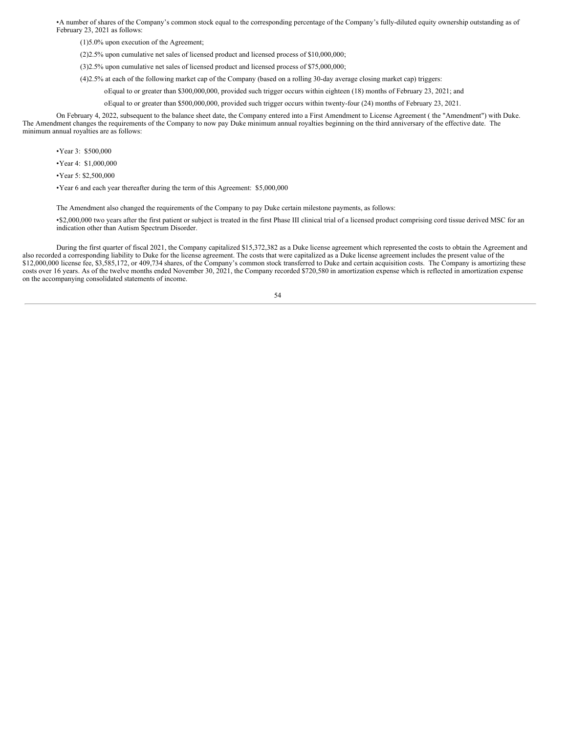- A number of shares of the Company's common stock equal to the corresponding percentage of the Company's fully-diluted equity ownership outstanding as of February 23, 2021 as follows:

  (1) 5.0% upon execution of the Agreement;

  (2) 2.5% upon cumulative net sales of licensed product and licensed process of $10,000,000;

  (3) 2.5% upon cumulative net sales of licensed product and licensed process of $75,000,000;

  (4) 2.5% at each of the following market cap of the Company (based on a rolling 30-day average closing market cap) triggers:

  - Equal to or greater than $300,000,000, provided such trigger occurs within eighteen (18) months of February 23, 2021; and
  - Equal to or greater than $500,000,000, provided such trigger occurs within twenty-four (24) months of February 23, 2021.

On February 4, 2022, subsequent to the balance sheet date, the Company entered into a First Amendment to License Agreement ( the "Amendment") with Duke. The Amendment changes the requirements of the Company to now pay Duke minimum annual royalties beginning on the third anniversary of the effective date. The minimum annual royalties are as follows:

- Year 3: $500,000
- Year 4: $1,000,000
- Year 5: $2,500,000
- Year 6 and each year thereafter during the term of this Agreement: $5,000,000

The Amendment also changed the requirements of the Company to pay Duke certain milestone payments, as follows:

- $2,000,000 two years after the first patient or subject is treated in the first Phase III clinical trial of a licensed product comprising cord tissue derived MSC for an indication other than Autism Spectrum Disorder.

During the first quarter of fiscal 2021, the Company capitalized $15,372,382 as a Duke license agreement which represented the costs to obtain the Agreement and also recorded a corresponding liability to Duke for the license agreement. The costs that were capitalized as a Duke license agreement includes the present value of the $12,000,000 license fee, $3,585,172, or 409,734 shares, of the Company's common stock transferred to Duke and certain acquisition costs. The Company is amortizing these costs over 16 years. As of the twelve months ended November 30, 2021, the Company recorded $720,580 in amortization expense which is reflected in amortization expense on the accompanying consolidated statements of income.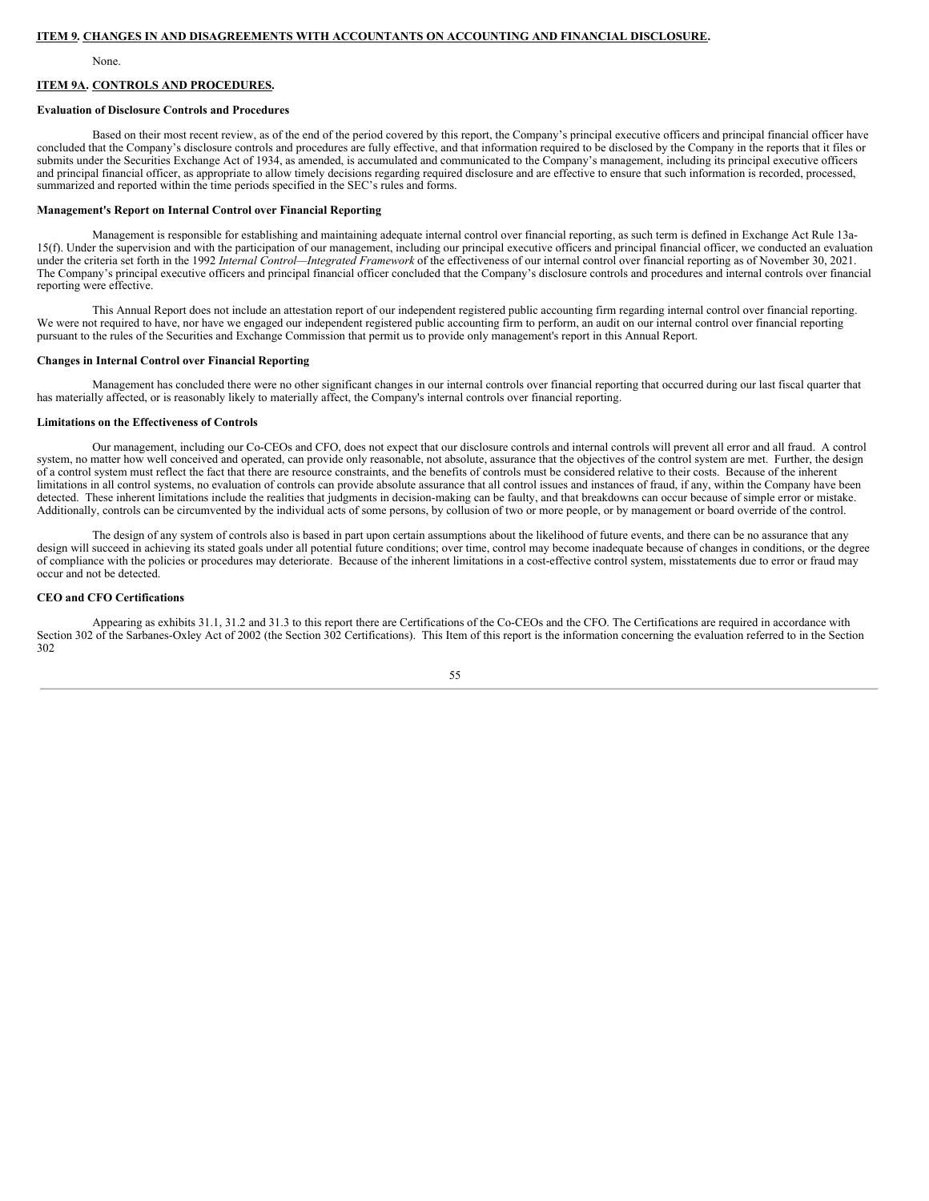## ITEM 9. CHANGES IN AND DISAGREEMENTS WITH ACCOUNTANTS ON ACCOUNTING AND FINANCIAL DISCLOSURE.

None.

## ITEM 9A. CONTROLS AND PROCEDURES.

**Evaluation of Disclosure Controls and Procedures**

Based on their most recent review, as of the end of the period covered by this report, the Company's principal executive officers and principal financial officer have concluded that the Company's disclosure controls and procedures are fully effective, and that information required to be disclosed by the Company in the reports that it files or submits under the Securities Exchange Act of 1934, as amended, is accumulated and communicated to the Company's management, including its principal executive officers and principal financial officer, as appropriate to allow timely decisions regarding required disclosure and are effective to ensure that such information is recorded, processed, summarized and reported within the time periods specified in the SEC's rules and forms.

**Management's Report on Internal Control over Financial Reporting**

Management is responsible for establishing and maintaining adequate internal control over financial reporting, as such term is defined in Exchange Act Rule 13a-15(f). Under the supervision and with the participation of our management, including our principal executive officers and principal financial officer, we conducted an evaluation under the criteria set forth in the 1992 *Internal Control—Integrated Framework* of the effectiveness of our internal control over financial reporting as of November 30, 2021. The Company's principal executive officers and principal financial officer concluded that the Company's disclosure controls and procedures and internal controls over financial reporting were effective.

This Annual Report does not include an attestation report of our independent registered public accounting firm regarding internal control over financial reporting. We were not required to have, nor have we engaged our independent registered public accounting firm to perform, an audit on our internal control over financial reporting pursuant to the rules of the Securities and Exchange Commission that permit us to provide only management's report in this Annual Report.

**Changes in Internal Control over Financial Reporting**

Management has concluded there were no other significant changes in our internal controls over financial reporting that occurred during our last fiscal quarter that has materially affected, or is reasonably likely to materially affect, the Company's internal controls over financial reporting.

**Limitations on the Effectiveness of Controls**

Our management, including our Co-CEOs and CFO, does not expect that our disclosure controls and internal controls will prevent all error and all fraud. A control system, no matter how well conceived and operated, can provide only reasonable, not absolute, assurance that the objectives of the control system are met. Further, the design of a control system must reflect the fact that there are resource constraints, and the benefits of controls must be considered relative to their costs. Because of the inherent limitations in all control systems, no evaluation of controls can provide absolute assurance that all control issues and instances of fraud, if any, within the Company have been detected. These inherent limitations include the realities that judgments in decision-making can be faulty, and that breakdowns can occur because of simple error or mistake. Additionally, controls can be circumvented by the individual acts of some persons, by collusion of two or more people, or by management or board override of the control.

The design of any system of controls also is based in part upon certain assumptions about the likelihood of future events, and there can be no assurance that any design will succeed in achieving its stated goals under all potential future conditions; over time, control may become inadequate because of changes in conditions, or the degree of compliance with the policies or procedures may deteriorate. Because of the inherent limitations in a cost-effective control system, misstatements due to error or fraud may occur and not be detected.

**CEO and CFO Certifications**

Appearing as exhibits 31.1, 31.2 and 31.3 to this report there are Certifications of the Co-CEOs and the CFO. The Certifications are required in accordance with Section 302 of the Sarbanes-Oxley Act of 2002 (the Section 302 Certifications). This Item of this report is the information concerning the evaluation referred to in the Section 302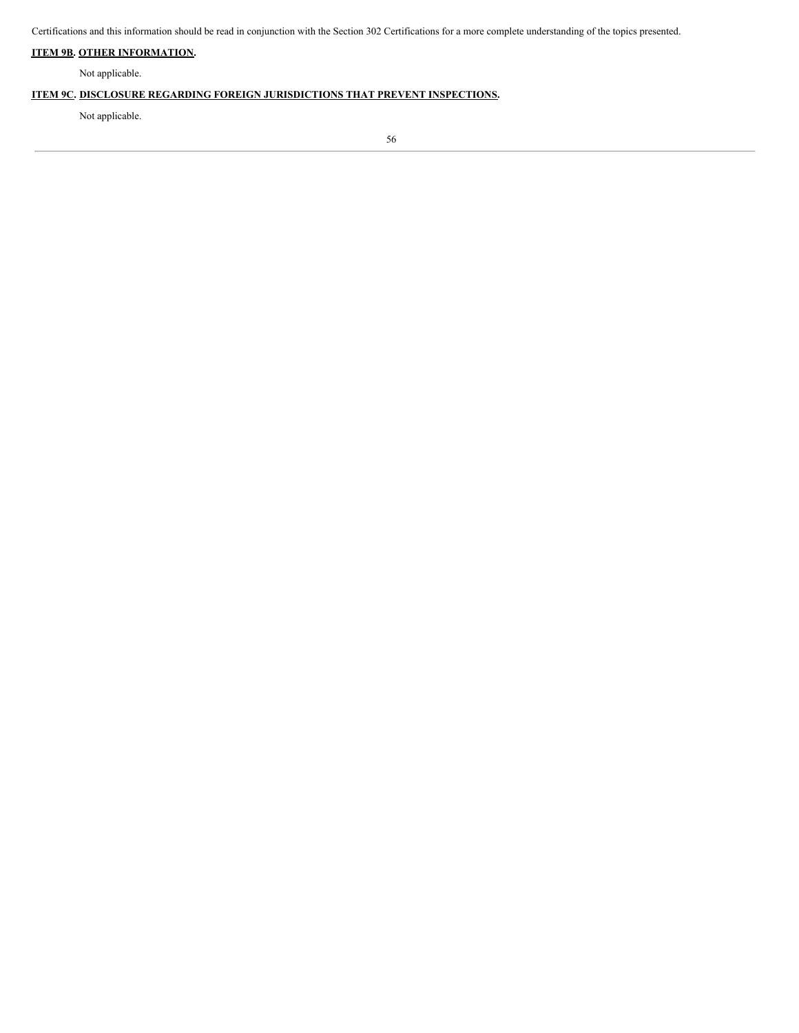Certifications and this information should be read in conjunction with the Section 302 Certifications for a more complete understanding of the topics presented.

## ITEM 9B. OTHER INFORMATION.

Not applicable.

## ITEM 9C. DISCLOSURE REGARDING FOREIGN JURISDICTIONS THAT PREVENT INSPECTIONS.

Not applicable.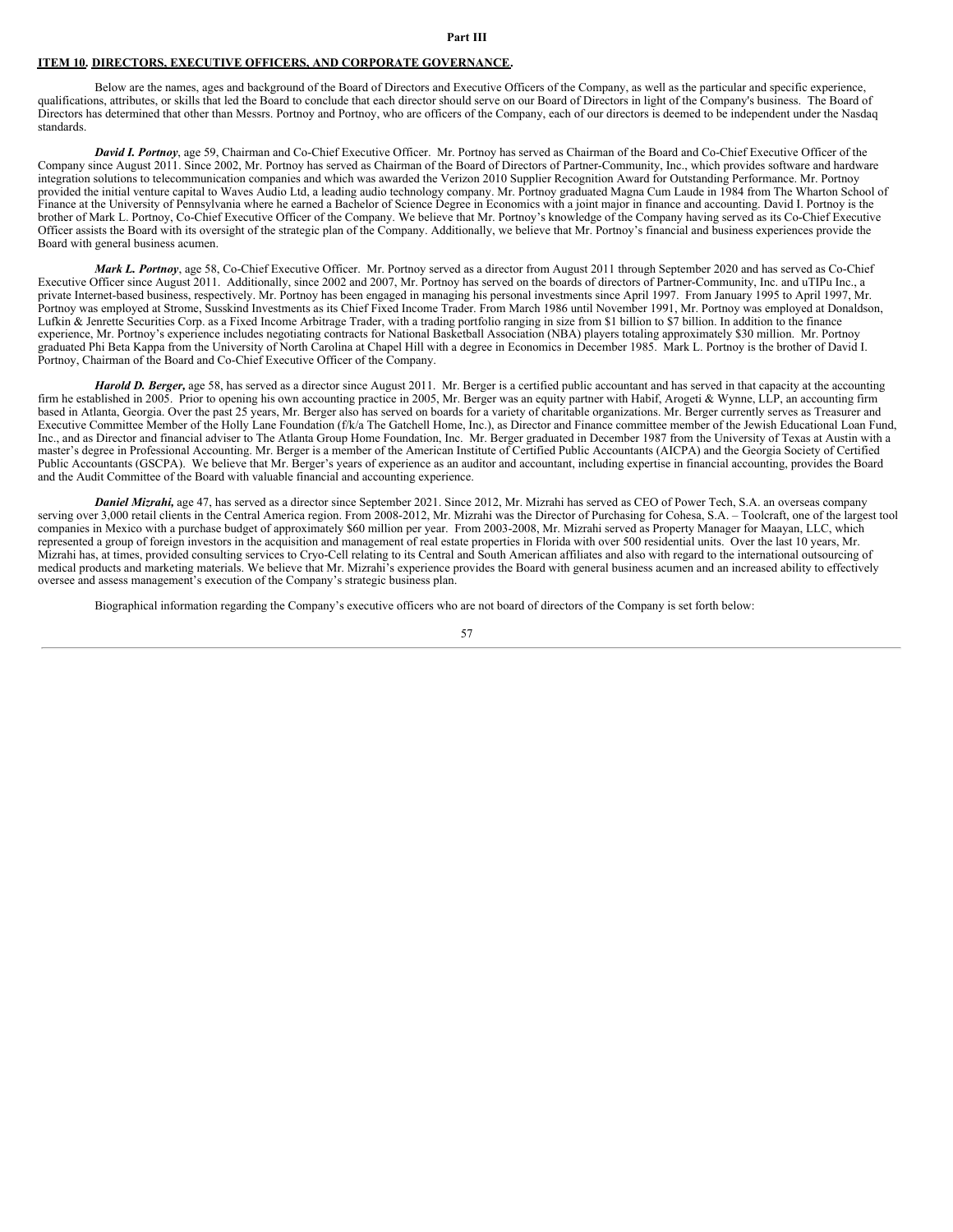**Part III**

## ITEM 10. DIRECTORS, EXECUTIVE OFFICERS, AND CORPORATE GOVERNANCE.

Below are the names, ages and background of the Board of Directors and Executive Officers of the Company, as well as the particular and specific experience, qualifications, attributes, or skills that led the Board to conclude that each director should serve on our Board of Directors in light of the Company's business. The Board of Directors has determined that other than Messrs. Portnoy and Portnoy, who are officers of the Company, each of our directors is deemed to be independent under the Nasdaq standards.

***David I. Portnoy***, age 59, Chairman and Co-Chief Executive Officer. Mr. Portnoy has served as Chairman of the Board and Co-Chief Executive Officer of the Company since August 2011. Since 2002, Mr. Portnoy has served as Chairman of the Board of Directors of Partner-Community, Inc., which provides software and hardware integration solutions to telecommunication companies and which was awarded the Verizon 2010 Supplier Recognition Award for Outstanding Performance. Mr. Portnoy provided the initial venture capital to Waves Audio Ltd, a leading audio technology company. Mr. Portnoy graduated Magna Cum Laude in 1984 from The Wharton School of Finance at the University of Pennsylvania where he earned a Bachelor of Science Degree in Economics with a joint major in finance and accounting. David I. Portnoy is the brother of Mark L. Portnoy, Co-Chief Executive Officer of the Company. We believe that Mr. Portnoy's knowledge of the Company having served as its Co-Chief Executive Officer assists the Board with its oversight of the strategic plan of the Company. Additionally, we believe that Mr. Portnoy's financial and business experiences provide the Board with general business acumen.

***Mark L. Portnoy***, age 58, Co-Chief Executive Officer. Mr. Portnoy served as a director from August 2011 through September 2020 and has served as Co-Chief Executive Officer since August 2011. Additionally, since 2002 and 2007, Mr. Portnoy has served on the boards of directors of Partner-Community, Inc. and uTIPu Inc., a private Internet-based business, respectively. Mr. Portnoy has been engaged in managing his personal investments since April 1997. From January 1995 to April 1997, Mr. Portnoy was employed at Strome, Susskind Investments as its Chief Fixed Income Trader. From March 1986 until November 1991, Mr. Portnoy was employed at Donaldson, Lufkin & Jenrette Securities Corp. as a Fixed Income Arbitrage Trader, with a trading portfolio ranging in size from $1 billion to $7 billion. In addition to the finance experience, Mr. Portnoy's experience includes negotiating contracts for National Basketball Association (NBA) players totaling approximately $30 million. Mr. Portnoy graduated Phi Beta Kappa from the University of North Carolina at Chapel Hill with a degree in Economics in December 1985. Mark L. Portnoy is the brother of David I. Portnoy, Chairman of the Board and Co-Chief Executive Officer of the Company.

***Harold D. Berger,*** age 58, has served as a director since August 2011. Mr. Berger is a certified public accountant and has served in that capacity at the accounting firm he established in 2005. Prior to opening his own accounting practice in 2005, Mr. Berger was an equity partner with Habif, Arogeti & Wynne, LLP, an accounting firm based in Atlanta, Georgia. Over the past 25 years, Mr. Berger also has served on boards for a variety of charitable organizations. Mr. Berger currently serves as Treasurer and Executive Committee Member of the Holly Lane Foundation (f/k/a The Gatchell Home, Inc.), as Director and Finance committee member of the Jewish Educational Loan Fund, Inc., and as Director and financial adviser to The Atlanta Group Home Foundation, Inc. Mr. Berger graduated in December 1987 from the University of Texas at Austin with a master's degree in Professional Accounting. Mr. Berger is a member of the American Institute of Certified Public Accountants (AICPA) and the Georgia Society of Certified Public Accountants (GSCPA). We believe that Mr. Berger's years of experience as an auditor and accountant, including expertise in financial accounting, provides the Board and the Audit Committee of the Board with valuable financial and accounting experience.

***Daniel Mizrahi,*** age 47, has served as a director since September 2021. Since 2012, Mr. Mizrahi has served as CEO of Power Tech, S.A. an overseas company serving over 3,000 retail clients in the Central America region. From 2008-2012, Mr. Mizrahi was the Director of Purchasing for Cohesa, S.A. – Toolcraft, one of the largest tool companies in Mexico with a purchase budget of approximately $60 million per year. From 2003-2008, Mr. Mizrahi served as Property Manager for Maayan, LLC, which represented a group of foreign investors in the acquisition and management of real estate properties in Florida with over 500 residential units. Over the last 10 years, Mr. Mizrahi has, at times, provided consulting services to Cryo-Cell relating to its Central and South American affiliates and also with regard to the international outsourcing of medical products and marketing materials. We believe that Mr. Mizrahi's experience provides the Board with general business acumen and an increased ability to effectively oversee and assess management's execution of the Company's strategic business plan.

Biographical information regarding the Company's executive officers who are not board of directors of the Company is set forth below: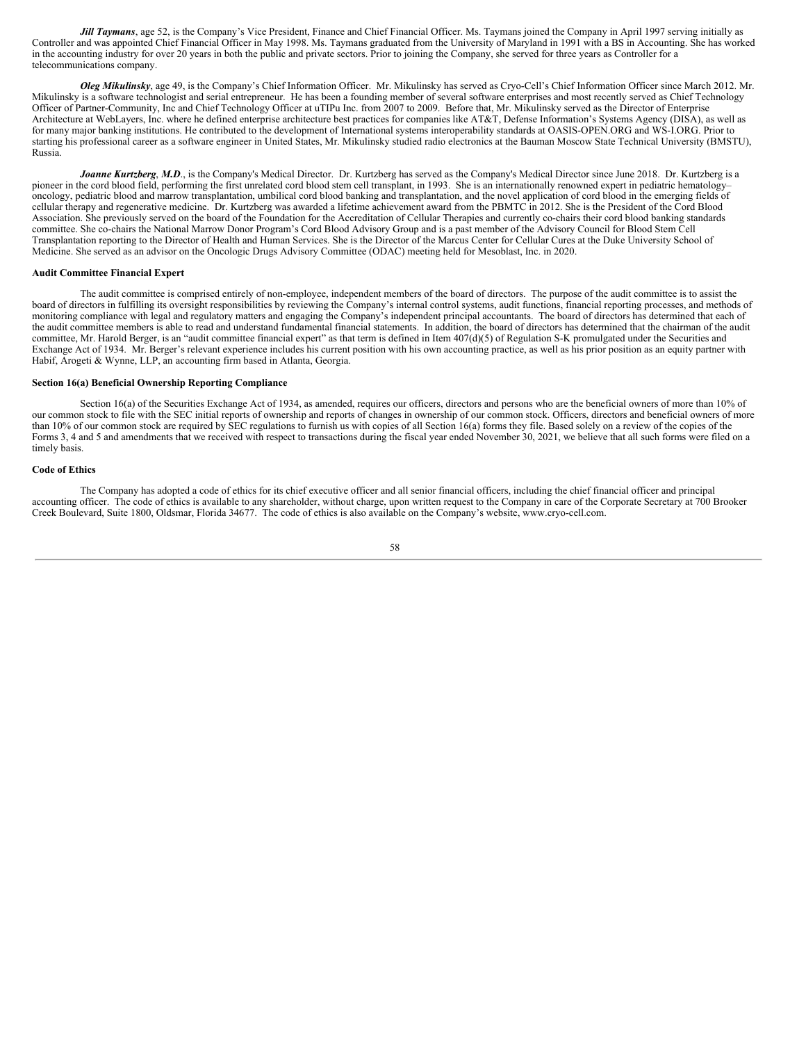***Jill Taymans***, age 52, is the Company's Vice President, Finance and Chief Financial Officer. Ms. Taymans joined the Company in April 1997 serving initially as Controller and was appointed Chief Financial Officer in May 1998. Ms. Taymans graduated from the University of Maryland in 1991 with a BS in Accounting. She has worked in the accounting industry for over 20 years in both the public and private sectors. Prior to joining the Company, she served for three years as Controller for a telecommunications company.

***Oleg Mikulinsky***, age 49, is the Company's Chief Information Officer. Mr. Mikulinsky has served as Cryo-Cell's Chief Information Officer since March 2012. Mr. Mikulinsky is a software technologist and serial entrepreneur. He has been a founding member of several software enterprises and most recently served as Chief Technology Officer of Partner-Community, Inc and Chief Technology Officer at uTIPu Inc. from 2007 to 2009. Before that, Mr. Mikulinsky served as the Director of Enterprise Architecture at WebLayers, Inc. where he defined enterprise architecture best practices for companies like AT&T, Defense Information's Systems Agency (DISA), as well as for many major banking institutions. He contributed to the development of International systems interoperability standards at OASIS-OPEN.ORG and WS-I.ORG. Prior to starting his professional career as a software engineer in United States, Mr. Mikulinsky studied radio electronics at the Bauman Moscow State Technical University (BMSTU), Russia.

***Joanne Kurtzberg, M.D***., is the Company's Medical Director. Dr. Kurtzberg has served as the Company's Medical Director since June 2018. Dr. Kurtzberg is a pioneer in the cord blood field, performing the first unrelated cord blood stem cell transplant, in 1993. She is an internationally renowned expert in pediatric hematology–oncology, pediatric blood and marrow transplantation, umbilical cord blood banking and transplantation, and the novel application of cord blood in the emerging fields of cellular therapy and regenerative medicine. Dr. Kurtzberg was awarded a lifetime achievement award from the PBMTC in 2012. She is the President of the Cord Blood Association. She previously served on the board of the Foundation for the Accreditation of Cellular Therapies and currently co-chairs their cord blood banking standards committee. She co-chairs the National Marrow Donor Program's Cord Blood Advisory Group and is a past member of the Advisory Council for Blood Stem Cell Transplantation reporting to the Director of Health and Human Services. She is the Director of the Marcus Center for Cellular Cures at the Duke University School of Medicine. She served as an advisor on the Oncologic Drugs Advisory Committee (ODAC) meeting held for Mesoblast, Inc. in 2020.

**Audit Committee Financial Expert**

The audit committee is comprised entirely of non-employee, independent members of the board of directors. The purpose of the audit committee is to assist the board of directors in fulfilling its oversight responsibilities by reviewing the Company's internal control systems, audit functions, financial reporting processes, and methods of monitoring compliance with legal and regulatory matters and engaging the Company's independent principal accountants. The board of directors has determined that each of the audit committee members is able to read and understand fundamental financial statements. In addition, the board of directors has determined that the chairman of the audit committee, Mr. Harold Berger, is an "audit committee financial expert" as that term is defined in Item 407(d)(5) of Regulation S-K promulgated under the Securities and Exchange Act of 1934. Mr. Berger's relevant experience includes his current position with his own accounting practice, as well as his prior position as an equity partner with Habif, Arogeti & Wynne, LLP, an accounting firm based in Atlanta, Georgia.

**Section 16(a) Beneficial Ownership Reporting Compliance**

Section 16(a) of the Securities Exchange Act of 1934, as amended, requires our officers, directors and persons who are the beneficial owners of more than 10% of our common stock to file with the SEC initial reports of ownership and reports of changes in ownership of our common stock. Officers, directors and beneficial owners of more than 10% of our common stock are required by SEC regulations to furnish us with copies of all Section 16(a) forms they file. Based solely on a review of the copies of the Forms 3, 4 and 5 and amendments that we received with respect to transactions during the fiscal year ended November 30, 2021, we believe that all such forms were filed on a timely basis.

**Code of Ethics**

The Company has adopted a code of ethics for its chief executive officer and all senior financial officers, including the chief financial officer and principal accounting officer. The code of ethics is available to any shareholder, without charge, upon written request to the Company in care of the Corporate Secretary at 700 Brooker Creek Boulevard, Suite 1800, Oldsmar, Florida 34677. The code of ethics is also available on the Company's website, www.cryo-cell.com.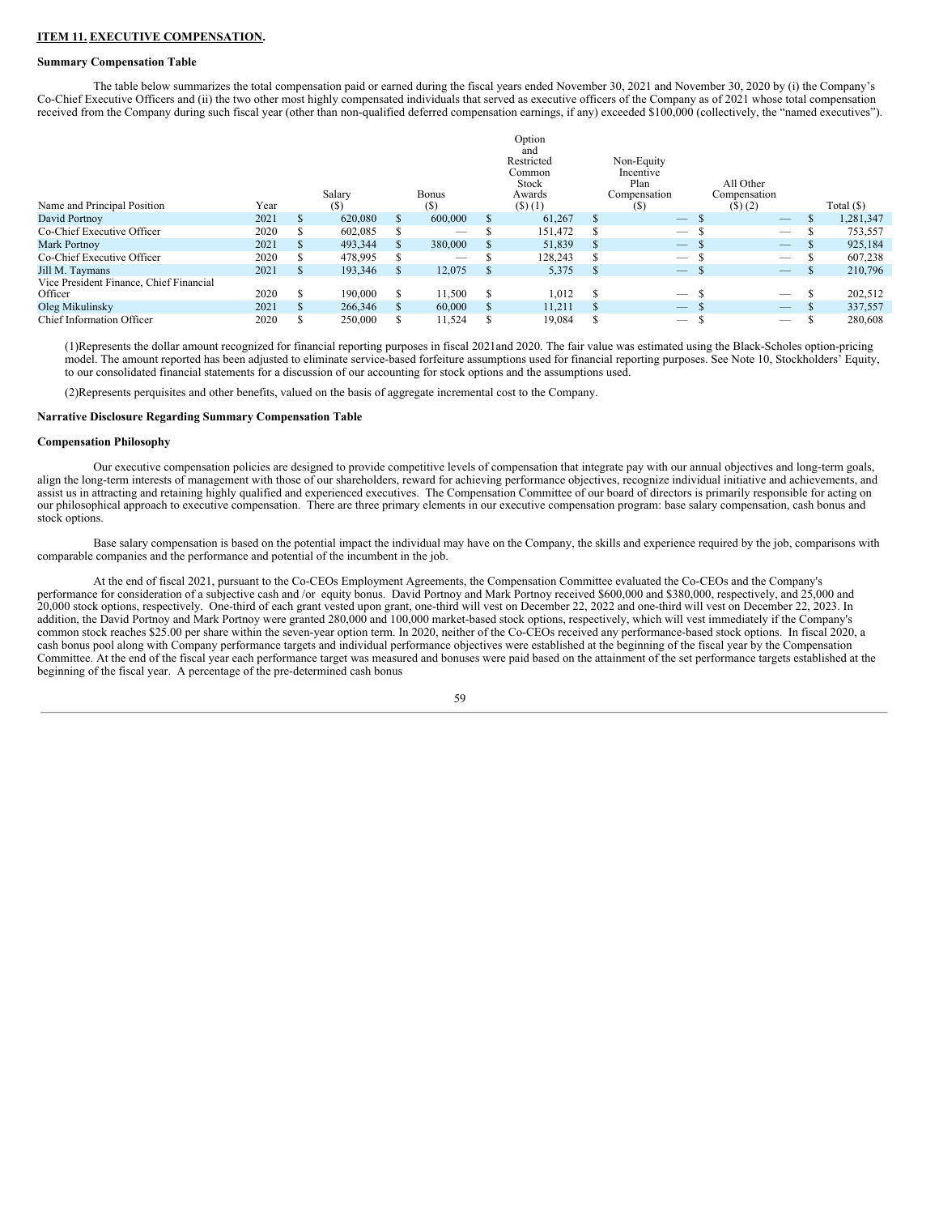**ITEM 11. EXECUTIVE COMPENSATION.**

**Summary Compensation Table**

The table below summarizes the total compensation paid or earned during the fiscal years ended November 30, 2021 and November 30, 2020 by (i) the Company's Co-Chief Executive Officers and (ii) the two other most highly compensated individuals that served as executive officers of the Company as of 2021 whose total compensation received from the Company during such fiscal year (other than non-qualified deferred compensation earnings, if any) exceeded $100,000 (collectively, the "named executives").

| Name and Principal Position | Year | Salary ($) | Bonus ($) | Option and Restricted Common Stock Awards ($) (1) | Non-Equity Incentive Plan Compensation ($) | All Other Compensation ($) (2) | Total ($) |
|---|---|---|---|---|---|---|---|
| David Portnoy | 2021 | $ 620,080 | $ 600,000 | $ 61,267 | $ — | $ — | $ 1,281,347 |
| Co-Chief Executive Officer | 2020 | $ 602,085 | $ — | $ 151,472 | $ — | $ — | $ 753,557 |
| Mark Portnoy | 2021 | $ 493,344 | $ 380,000 | $ 51,839 | $ — | $ — | $ 925,184 |
| Co-Chief Executive Officer | 2020 | $ 478,995 | $ — | $ 128,243 | $ — | $ — | $ 607,238 |
| Jill M. Taymans | 2021 | $ 193,346 | $ 12,075 | $ 5,375 | $ — | $ — | $ 210,796 |
| Vice President Finance, Chief Financial Officer | 2020 | $ 190,000 | $ 11,500 | $ 1,012 | $ — | $ — | $ 202,512 |
| Oleg Mikulinsky | 2021 | $ 266,346 | $ 60,000 | $ 11,211 | $ — | $ — | $ 337,557 |
| Chief Information Officer | 2020 | $ 250,000 | $ 11,524 | $ 19,084 | $ — | $ — | $ 280,608 |

(1)Represents the dollar amount recognized for financial reporting purposes in fiscal 2021and 2020. The fair value was estimated using the Black-Scholes option-pricing model. The amount reported has been adjusted to eliminate service-based forfeiture assumptions used for financial reporting purposes. See Note 10, Stockholders' Equity, to our consolidated financial statements for a discussion of our accounting for stock options and the assumptions used.

(2)Represents perquisites and other benefits, valued on the basis of aggregate incremental cost to the Company.

**Narrative Disclosure Regarding Summary Compensation Table**

**Compensation Philosophy**

Our executive compensation policies are designed to provide competitive levels of compensation that integrate pay with our annual objectives and long-term goals, align the long-term interests of management with those of our shareholders, reward for achieving performance objectives, recognize individual initiative and achievements, and assist us in attracting and retaining highly qualified and experienced executives. The Compensation Committee of our board of directors is primarily responsible for acting on our philosophical approach to executive compensation. There are three primary elements in our executive compensation program: base salary compensation, cash bonus and stock options.

Base salary compensation is based on the potential impact the individual may have on the Company, the skills and experience required by the job, comparisons with comparable companies and the performance and potential of the incumbent in the job.

At the end of fiscal 2021, pursuant to the Co-CEOs Employment Agreements, the Compensation Committee evaluated the Co-CEOs and the Company's performance for consideration of a subjective cash and /or equity bonus. David Portnoy and Mark Portnoy received $600,000 and $380,000, respectively, and 25,000 and 20,000 stock options, respectively. One-third of each grant vested upon grant, one-third will vest on December 22, 2022 and one-third will vest on December 22, 2023. In addition, the David Portnoy and Mark Portnoy were granted 280,000 and 100,000 market-based stock options, respectively, which will vest immediately if the Company's common stock reaches $25.00 per share within the seven-year option term. In 2020, neither of the Co-CEOs received any performance-based stock options. In fiscal 2020, a cash bonus pool along with Company performance targets and individual performance objectives were established at the beginning of the fiscal year by the Compensation Committee. At the end of the fiscal year each performance target was measured and bonuses were paid based on the attainment of the set performance targets established at the beginning of the fiscal year. A percentage of the pre-determined cash bonus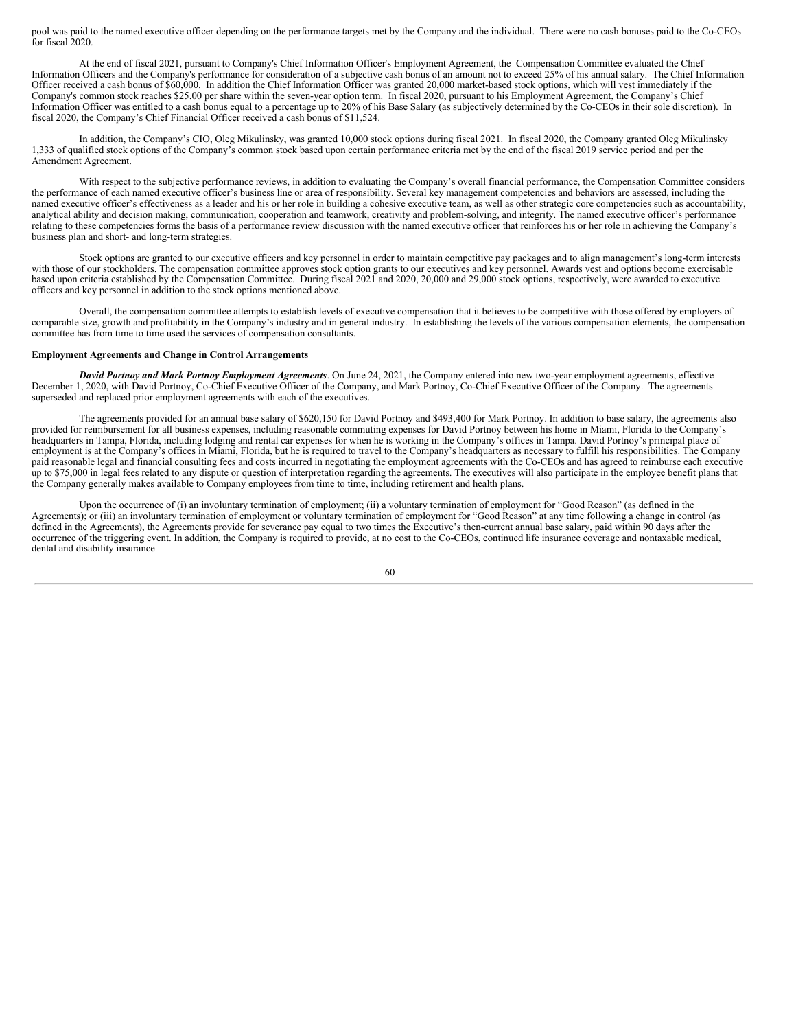pool was paid to the named executive officer depending on the performance targets met by the Company and the individual.  There were no cash bonuses paid to the Co-CEOs for fiscal 2020.

At the end of fiscal 2021, pursuant to Company's Chief Information Officer's Employment Agreement, the  Compensation Committee evaluated the Chief Information Officers and the Company's performance for consideration of a subjective cash bonus of an amount not to exceed 25% of his annual salary.  The Chief Information Officer received a cash bonus of $60,000.  In addition the Chief Information Officer was granted 20,000 market-based stock options, which will vest immediately if the Company's common stock reaches $25.00 per share within the seven-year option term.  In fiscal 2020, pursuant to his Employment Agreement, the Company's Chief Information Officer was entitled to a cash bonus equal to a percentage up to 20% of his Base Salary (as subjectively determined by the Co-CEOs in their sole discretion).  In fiscal 2020, the Company's Chief Financial Officer received a cash bonus of $11,524.

In addition, the Company's CIO, Oleg Mikulinsky, was granted 10,000 stock options during fiscal 2021.  In fiscal 2020, the Company granted Oleg Mikulinsky 1,333 of qualified stock options of the Company's common stock based upon certain performance criteria met by the end of the fiscal 2019 service period and per the Amendment Agreement.

With respect to the subjective performance reviews, in addition to evaluating the Company's overall financial performance, the Compensation Committee considers the performance of each named executive officer's business line or area of responsibility. Several key management competencies and behaviors are assessed, including the named executive officer's effectiveness as a leader and his or her role in building a cohesive executive team, as well as other strategic core competencies such as accountability, analytical ability and decision making, communication, cooperation and teamwork, creativity and problem-solving, and integrity. The named executive officer's performance relating to these competencies forms the basis of a performance review discussion with the named executive officer that reinforces his or her role in achieving the Company's business plan and short- and long-term strategies.

Stock options are granted to our executive officers and key personnel in order to maintain competitive pay packages and to align management's long-term interests with those of our stockholders. The compensation committee approves stock option grants to our executives and key personnel. Awards vest and options become exercisable based upon criteria established by the Compensation Committee.  During fiscal 2021 and 2020, 20,000 and 29,000 stock options, respectively, were awarded to executive officers and key personnel in addition to the stock options mentioned above.

Overall, the compensation committee attempts to establish levels of executive compensation that it believes to be competitive with those offered by employers of comparable size, growth and profitability in the Company's industry and in general industry.  In establishing the levels of the various compensation elements, the compensation committee has from time to time used the services of compensation consultants.

**Employment Agreements and Change in Control Arrangements**

***David Portnoy and Mark Portnoy Employment Agreements***. On June 24, 2021, the Company entered into new two-year employment agreements, effective December 1, 2020, with David Portnoy, Co-Chief Executive Officer of the Company, and Mark Portnoy, Co-Chief Executive Officer of the Company.  The agreements superseded and replaced prior employment agreements with each of the executives.

The agreements provided for an annual base salary of $620,150 for David Portnoy and $493,400 for Mark Portnoy. In addition to base salary, the agreements also provided for reimbursement for all business expenses, including reasonable commuting expenses for David Portnoy between his home in Miami, Florida to the Company's headquarters in Tampa, Florida, including lodging and rental car expenses for when he is working in the Company's offices in Tampa. David Portnoy's principal place of employment is at the Company's offices in Miami, Florida, but he is required to travel to the Company's headquarters as necessary to fulfill his responsibilities. The Company paid reasonable legal and financial consulting fees and costs incurred in negotiating the employment agreements with the Co-CEOs and has agreed to reimburse each executive up to $75,000 in legal fees related to any dispute or question of interpretation regarding the agreements. The executives will also participate in the employee benefit plans that the Company generally makes available to Company employees from time to time, including retirement and health plans.

Upon the occurrence of (i) an involuntary termination of employment; (ii) a voluntary termination of employment for "Good Reason" (as defined in the Agreements); or (iii) an involuntary termination of employment or voluntary termination of employment for "Good Reason" at any time following a change in control (as defined in the Agreements), the Agreements provide for severance pay equal to two times the Executive's then-current annual base salary, paid within 90 days after the occurrence of the triggering event. In addition, the Company is required to provide, at no cost to the Co-CEOs, continued life insurance coverage and nontaxable medical, dental and disability insurance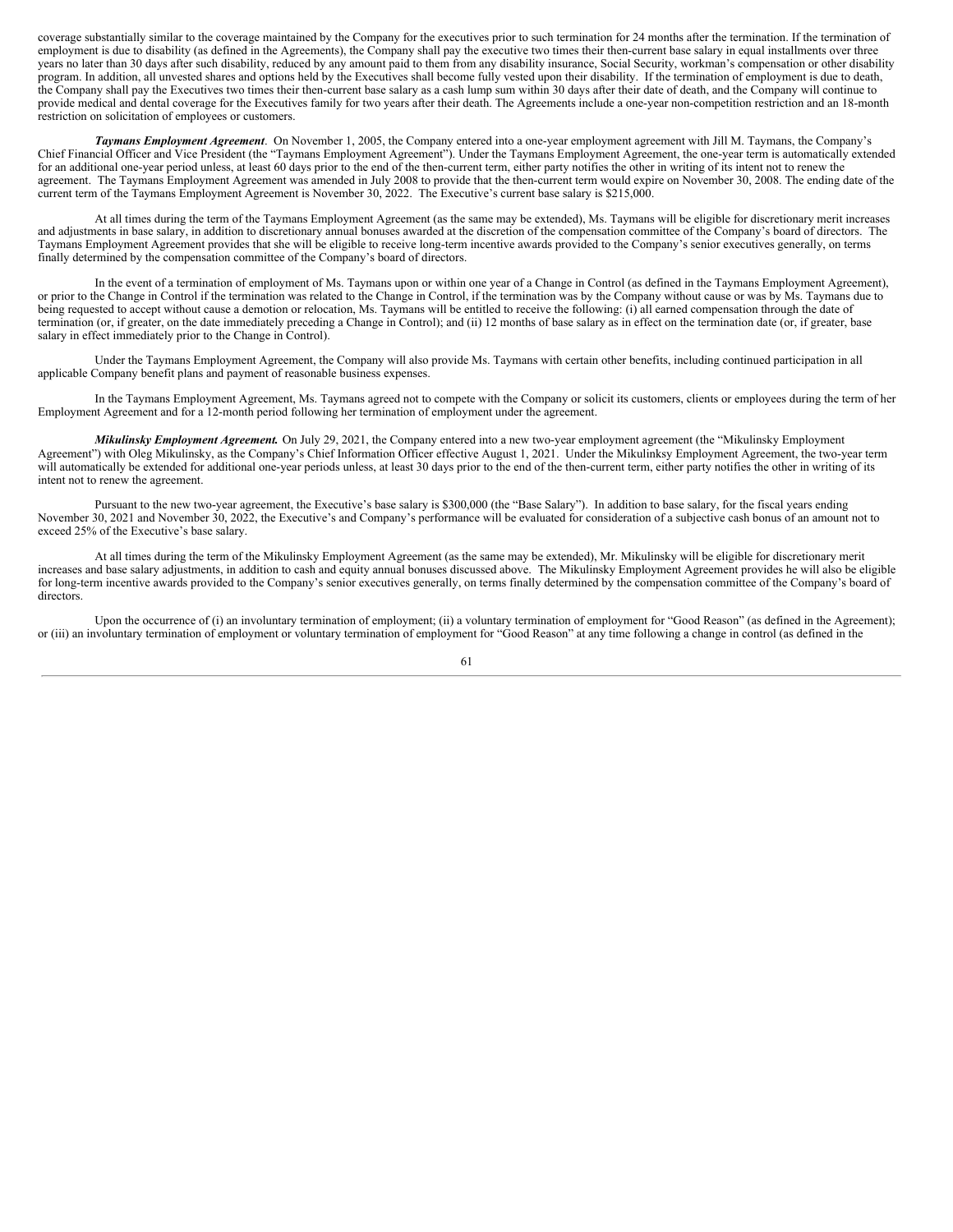coverage substantially similar to the coverage maintained by the Company for the executives prior to such termination for 24 months after the termination. If the termination of employment is due to disability (as defined in the Agreements), the Company shall pay the executive two times their then-current base salary in equal installments over three years no later than 30 days after such disability, reduced by any amount paid to them from any disability insurance, Social Security, workman's compensation or other disability program. In addition, all unvested shares and options held by the Executives shall become fully vested upon their disability. If the termination of employment is due to death, the Company shall pay the Executives two times their then-current base salary as a cash lump sum within 30 days after their date of death, and the Company will continue to provide medical and dental coverage for the Executives family for two years after their death. The Agreements include a one-year non-competition restriction and an 18-month restriction on solicitation of employees or customers.

***Taymans Employment Agreement***. On November 1, 2005, the Company entered into a one-year employment agreement with Jill M. Taymans, the Company's Chief Financial Officer and Vice President (the "Taymans Employment Agreement"). Under the Taymans Employment Agreement, the one-year term is automatically extended for an additional one-year period unless, at least 60 days prior to the end of the then-current term, either party notifies the other in writing of its intent not to renew the agreement. The Taymans Employment Agreement was amended in July 2008 to provide that the then-current term would expire on November 30, 2008. The ending date of the current term of the Taymans Employment Agreement is November 30, 2022. The Executive's current base salary is $215,000.

At all times during the term of the Taymans Employment Agreement (as the same may be extended), Ms. Taymans will be eligible for discretionary merit increases and adjustments in base salary, in addition to discretionary annual bonuses awarded at the discretion of the compensation committee of the Company's board of directors. The Taymans Employment Agreement provides that she will be eligible to receive long-term incentive awards provided to the Company's senior executives generally, on terms finally determined by the compensation committee of the Company's board of directors.

In the event of a termination of employment of Ms. Taymans upon or within one year of a Change in Control (as defined in the Taymans Employment Agreement), or prior to the Change in Control if the termination was related to the Change in Control, if the termination was by the Company without cause or was by Ms. Taymans due to being requested to accept without cause a demotion or relocation, Ms. Taymans will be entitled to receive the following: (i) all earned compensation through the date of termination (or, if greater, on the date immediately preceding a Change in Control); and (ii) 12 months of base salary as in effect on the termination date (or, if greater, base salary in effect immediately prior to the Change in Control).

Under the Taymans Employment Agreement, the Company will also provide Ms. Taymans with certain other benefits, including continued participation in all applicable Company benefit plans and payment of reasonable business expenses.

In the Taymans Employment Agreement, Ms. Taymans agreed not to compete with the Company or solicit its customers, clients or employees during the term of her Employment Agreement and for a 12-month period following her termination of employment under the agreement.

***Mikulinsky Employment Agreement.*** On July 29, 2021, the Company entered into a new two-year employment agreement (the "Mikulinsky Employment Agreement") with Oleg Mikulinsky, as the Company's Chief Information Officer effective August 1, 2021. Under the Mikulinksy Employment Agreement, the two-year term will automatically be extended for additional one-year periods unless, at least 30 days prior to the end of the then-current term, either party notifies the other in writing of its intent not to renew the agreement.

Pursuant to the new two-year agreement, the Executive's base salary is $300,000 (the "Base Salary"). In addition to base salary, for the fiscal years ending November 30, 2021 and November 30, 2022, the Executive's and Company's performance will be evaluated for consideration of a subjective cash bonus of an amount not to exceed 25% of the Executive's base salary.

At all times during the term of the Mikulinsky Employment Agreement (as the same may be extended), Mr. Mikulinsky will be eligible for discretionary merit increases and base salary adjustments, in addition to cash and equity annual bonuses discussed above. The Mikulinsky Employment Agreement provides he will also be eligible for long-term incentive awards provided to the Company's senior executives generally, on terms finally determined by the compensation committee of the Company's board of directors.

Upon the occurrence of (i) an involuntary termination of employment; (ii) a voluntary termination of employment for "Good Reason" (as defined in the Agreement); or (iii) an involuntary termination of employment or voluntary termination of employment for "Good Reason" at any time following a change in control (as defined in the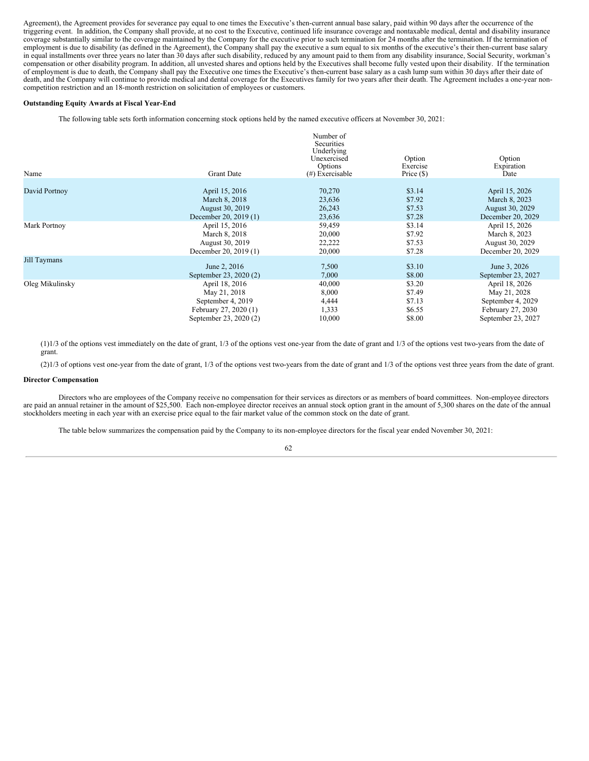Agreement), the Agreement provides for severance pay equal to one times the Executive's then-current annual base salary, paid within 90 days after the occurrence of the triggering event. In addition, the Company shall provide, at no cost to the Executive, continued life insurance coverage and nontaxable medical, dental and disability insurance coverage substantially similar to the coverage maintained by the Company for the executive prior to such termination for 24 months after the termination. If the termination of employment is due to disability (as defined in the Agreement), the Company shall pay the executive a sum equal to six months of the executive's their then-current base salary in equal installments over three years no later than 30 days after such disability, reduced by any amount paid to them from any disability insurance, Social Security, workman's compensation or other disability program. In addition, all unvested shares and options held by the Executives shall become fully vested upon their disability. If the termination of employment is due to death, the Company shall pay the Executive one times the Executive's then-current base salary as a cash lump sum within 30 days after their date of death, and the Company will continue to provide medical and dental coverage for the Executives family for two years after their death. The Agreement includes a one-year non-competition restriction and an 18-month restriction on solicitation of employees or customers.

**Outstanding Equity Awards at Fiscal Year-End**

The following table sets forth information concerning stock options held by the named executive officers at November 30, 2021:

| Name | Grant Date | Number of Securities Underlying Unexercised Options (#) Exercisable | Option Exercise Price ($) | Option Expiration Date |
|---|---|---|---|---|
| David Portnoy | April 15, 2016 | 70,270 | $3.14 | April 15, 2026 |
| | March 8, 2018 | 23,636 | $7.92 | March 8, 2023 |
| | August 30, 2019 | 26,243 | $7.53 | August 30, 2029 |
| | December 20, 2019 (1) | 23,636 | $7.28 | December 20, 2029 |
| Mark Portnoy | April 15, 2016 | 59,459 | $3.14 | April 15, 2026 |
| | March 8, 2018 | 20,000 | $7.92 | March 8, 2023 |
| | August 30, 2019 | 22,222 | $7.53 | August 30, 2029 |
| | December 20, 2019 (1) | 20,000 | $7.28 | December 20, 2029 |
| Jill Taymans | June 2, 2016 | 7,500 | $3.10 | June 3, 2026 |
| | September 23, 2020 (2) | 7,000 | $8.00 | September 23, 2027 |
| Oleg Mikulinsky | April 18, 2016 | 40,000 | $3.20 | April 18, 2026 |
| | May 21, 2018 | 8,000 | $7.49 | May 21, 2028 |
| | September 4, 2019 | 4,444 | $7.13 | September 4, 2029 |
| | February 27, 2020 (1) | 1,333 | $6.55 | February 27, 2030 |
| | September 23, 2020 (2) | 10,000 | $8.00 | September 23, 2027 |

(1)1/3 of the options vest immediately on the date of grant, 1/3 of the options vest one-year from the date of grant and 1/3 of the options vest two-years from the date of grant.

(2)1/3 of options vest one-year from the date of grant, 1/3 of the options vest two-years from the date of grant and 1/3 of the options vest three years from the date of grant.

**Director Compensation**

Directors who are employees of the Company receive no compensation for their services as directors or as members of board committees. Non-employee directors are paid an annual retainer in the amount of $25,500. Each non-employee director receives an annual stock option grant in the amount of 5,300 shares on the date of the annual stockholders meeting in each year with an exercise price equal to the fair market value of the common stock on the date of grant.

The table below summarizes the compensation paid by the Company to its non-employee directors for the fiscal year ended November 30, 2021: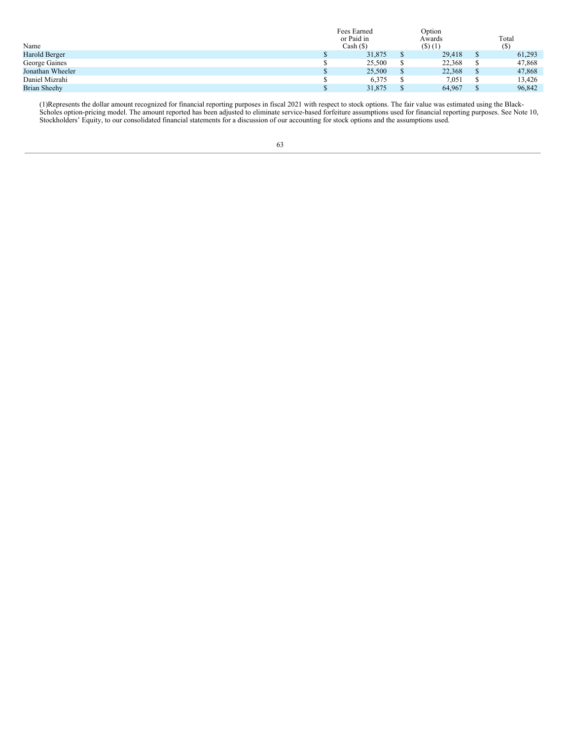| Name | Fees Earned or Paid in Cash ($) | Option Awards ($) (1) | Total ($) |
|---|---|---|---|
| Harold Berger | $ 31,875 | $ 29,418 | $ 61,293 |
| George Gaines | $ 25,500 | $ 22,368 | $ 47,868 |
| Jonathan Wheeler | $ 25,500 | $ 22,368 | $ 47,868 |
| Daniel Mizrahi | $ 6,375 | $ 7,051 | $ 13,426 |
| Brian Sheehy | $ 31,875 | $ 64,967 | $ 96,842 |

(1)Represents the dollar amount recognized for financial reporting purposes in fiscal 2021 with respect to stock options. The fair value was estimated using the Black-Scholes option-pricing model. The amount reported has been adjusted to eliminate service-based forfeiture assumptions used for financial reporting purposes. See Note 10, Stockholders' Equity, to our consolidated financial statements for a discussion of our accounting for stock options and the assumptions used.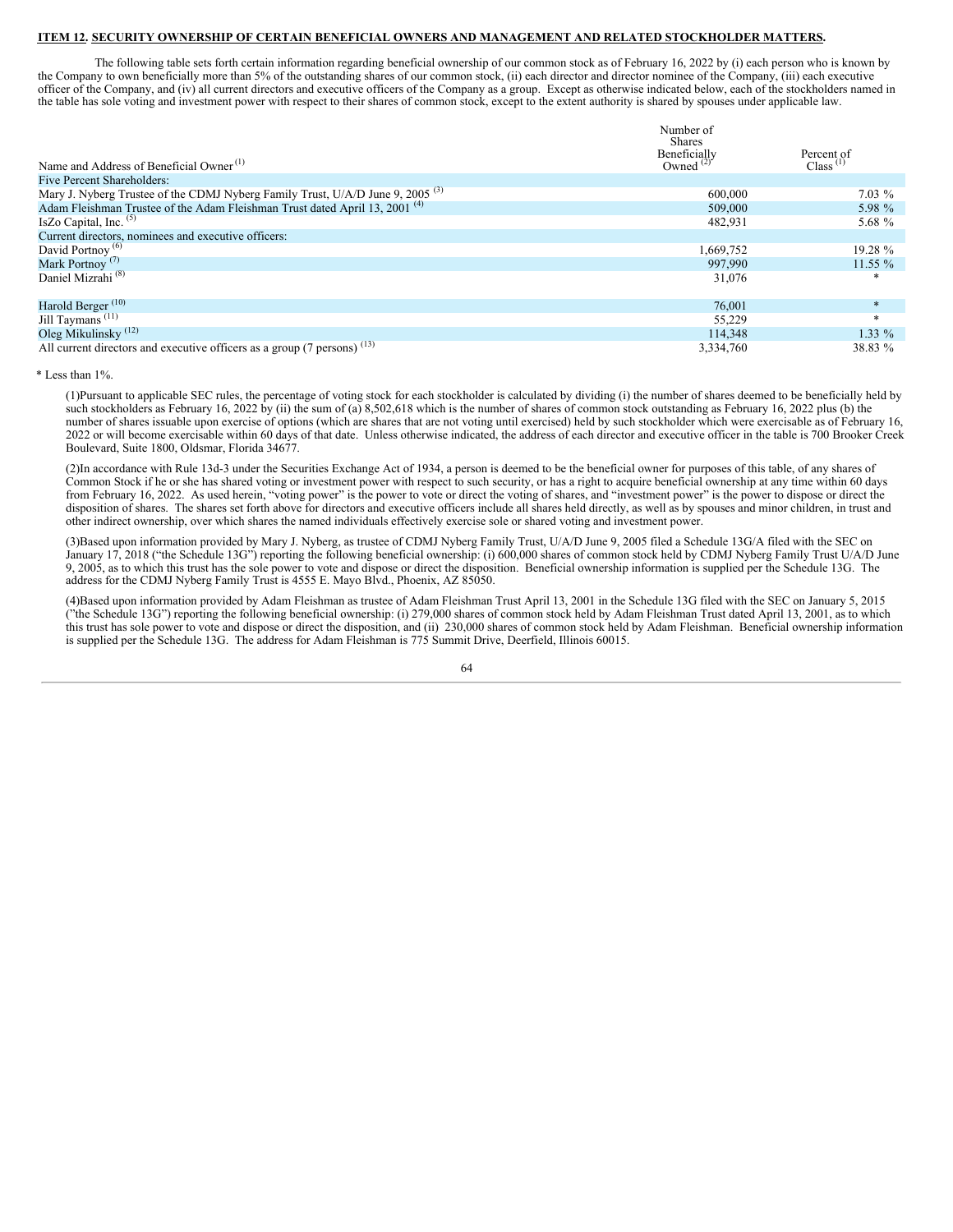**ITEM 12. SECURITY OWNERSHIP OF CERTAIN BENEFICIAL OWNERS AND MANAGEMENT AND RELATED STOCKHOLDER MATTERS.**

The following table sets forth certain information regarding beneficial ownership of our common stock as of February 16, 2022 by (i) each person who is known by the Company to own beneficially more than 5% of the outstanding shares of our common stock, (ii) each director and director nominee of the Company, (iii) each executive officer of the Company, and (iv) all current directors and executive officers of the Company as a group. Except as otherwise indicated below, each of the stockholders named in the table has sole voting and investment power with respect to their shares of common stock, except to the extent authority is shared by spouses under applicable law.

| Name and Address of Beneficial Owner [1] | Number of Shares Beneficially Owned [2] | Percent of Class [1] |
|---|---|---|
| Five Percent Shareholders: | | |
| Mary J. Nyberg Trustee of the CDMJ Nyberg Family Trust, U/A/D June 9, 2005 [3] | 600,000 | 7.03 % |
| Adam Fleishman Trustee of the Adam Fleishman Trust dated April 13, 2001 [4] | 509,000 | 5.98 % |
| IsZo Capital, Inc. [5] | 482,931 | 5.68 % |
| Current directors, nominees and executive officers: | | |
| David Portnoy [6] | 1,669,752 | 19.28 % |
| Mark Portnoy [7] | 997,990 | 11.55 % |
| Daniel Mizrahi [8] | 31,076 | * |
| Harold Berger [10] | 76,001 | * |
| Jill Taymans [11] | 55,229 | * |
| Oleg Mikulinsky [12] | 114,348 | 1.33 % |
| All current directors and executive officers as a group (7 persons) [13] | 3,334,760 | 38.83 % |

\* Less than 1%.

(1)Pursuant to applicable SEC rules, the percentage of voting stock for each stockholder is calculated by dividing (i) the number of shares deemed to be beneficially held by such stockholders as February 16, 2022 by (ii) the sum of (a) 8,502,618 which is the number of shares of common stock outstanding as February 16, 2022 plus (b) the number of shares issuable upon exercise of options (which are shares that are not voting until exercised) held by such stockholder which were exercisable as of February 16, 2022 or will become exercisable within 60 days of that date. Unless otherwise indicated, the address of each director and executive officer in the table is 700 Brooker Creek Boulevard, Suite 1800, Oldsmar, Florida 34677.

(2)In accordance with Rule 13d-3 under the Securities Exchange Act of 1934, a person is deemed to be the beneficial owner for purposes of this table, of any shares of Common Stock if he or she has shared voting or investment power with respect to such security, or has a right to acquire beneficial ownership at any time within 60 days from February 16, 2022. As used herein, "voting power" is the power to vote or direct the voting of shares, and "investment power" is the power to dispose or direct the disposition of shares. The shares set forth above for directors and executive officers include all shares held directly, as well as by spouses and minor children, in trust and other indirect ownership, over which shares the named individuals effectively exercise sole or shared voting and investment power.

(3)Based upon information provided by Mary J. Nyberg, as trustee of CDMJ Nyberg Family Trust, U/A/D June 9, 2005 filed a Schedule 13G/A filed with the SEC on January 17, 2018 ("the Schedule 13G") reporting the following beneficial ownership: (i) 600,000 shares of common stock held by CDMJ Nyberg Family Trust U/A/D June 9, 2005, as to which this trust has the sole power to vote and dispose or direct the disposition. Beneficial ownership information is supplied per the Schedule 13G. The address for the CDMJ Nyberg Family Trust is 4555 E. Mayo Blvd., Phoenix, AZ 85050.

(4)Based upon information provided by Adam Fleishman as trustee of Adam Fleishman Trust April 13, 2001 in the Schedule 13G filed with the SEC on January 5, 2015 ("the Schedule 13G") reporting the following beneficial ownership: (i) 279,000 shares of common stock held by Adam Fleishman Trust dated April 13, 2001, as to which this trust has sole power to vote and dispose or direct the disposition, and (ii) 230,000 shares of common stock held by Adam Fleishman. Beneficial ownership information is supplied per the Schedule 13G. The address for Adam Fleishman is 775 Summit Drive, Deerfield, Illinois 60015.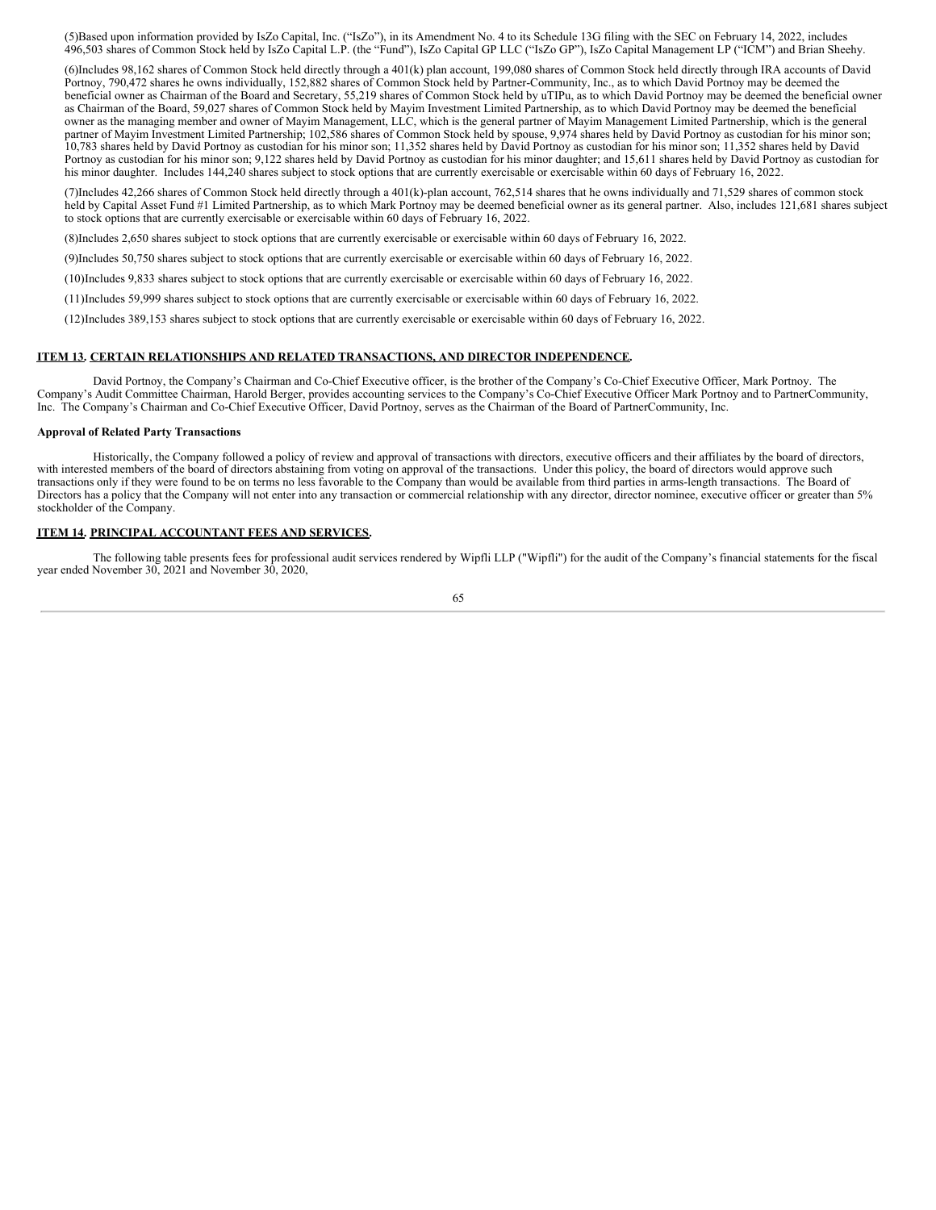(5)Based upon information provided by IsZo Capital, Inc. ("IsZo"), in its Amendment No. 4 to its Schedule 13G filing with the SEC on February 14, 2022, includes 496,503 shares of Common Stock held by IsZo Capital L.P. (the "Fund"), IsZo Capital GP LLC ("IsZo GP"), IsZo Capital Management LP ("ICM") and Brian Sheehy.

(6)Includes 98,162 shares of Common Stock held directly through a 401(k) plan account, 199,080 shares of Common Stock held directly through IRA accounts of David Portnoy, 790,472 shares he owns individually, 152,882 shares of Common Stock held by Partner-Community, Inc., as to which David Portnoy may be deemed the beneficial owner as Chairman of the Board and Secretary, 55,219 shares of Common Stock held by uTIPu, as to which David Portnoy may be deemed the beneficial owner as Chairman of the Board, 59,027 shares of Common Stock held by Mayim Investment Limited Partnership, as to which David Portnoy may be deemed the beneficial owner as the managing member and owner of Mayim Management, LLC, which is the general partner of Mayim Management Limited Partnership, which is the general partner of Mayim Investment Limited Partnership; 102,586 shares of Common Stock held by spouse, 9,974 shares held by David Portnoy as custodian for his minor son; 10,783 shares held by David Portnoy as custodian for his minor son; 11,352 shares held by David Portnoy as custodian for his minor son; 11,352 shares held by David Portnoy as custodian for his minor son; 9,122 shares held by David Portnoy as custodian for his minor daughter; and 15,611 shares held by David Portnoy as custodian for his minor daughter. Includes 144,240 shares subject to stock options that are currently exercisable or exercisable within 60 days of February 16, 2022.

(7)Includes 42,266 shares of Common Stock held directly through a 401(k)-plan account, 762,514 shares that he owns individually and 71,529 shares of common stock held by Capital Asset Fund #1 Limited Partnership, as to which Mark Portnoy may be deemed beneficial owner as its general partner. Also, includes 121,681 shares subject to stock options that are currently exercisable or exercisable within 60 days of February 16, 2022.

(8)Includes 2,650 shares subject to stock options that are currently exercisable or exercisable within 60 days of February 16, 2022.

(9)Includes 50,750 shares subject to stock options that are currently exercisable or exercisable within 60 days of February 16, 2022.

(10)Includes 9,833 shares subject to stock options that are currently exercisable or exercisable within 60 days of February 16, 2022.

(11)Includes 59,999 shares subject to stock options that are currently exercisable or exercisable within 60 days of February 16, 2022.

(12)Includes 389,153 shares subject to stock options that are currently exercisable or exercisable within 60 days of February 16, 2022.

## ITEM 13. CERTAIN RELATIONSHIPS AND RELATED TRANSACTIONS, AND DIRECTOR INDEPENDENCE.

David Portnoy, the Company's Chairman and Co-Chief Executive officer, is the brother of the Company's Co-Chief Executive Officer, Mark Portnoy. The Company's Audit Committee Chairman, Harold Berger, provides accounting services to the Company's Co-Chief Executive Officer Mark Portnoy and to PartnerCommunity, Inc. The Company's Chairman and Co-Chief Executive Officer, David Portnoy, serves as the Chairman of the Board of PartnerCommunity, Inc.

**Approval of Related Party Transactions**

Historically, the Company followed a policy of review and approval of transactions with directors, executive officers and their affiliates by the board of directors, with interested members of the board of directors abstaining from voting on approval of the transactions. Under this policy, the board of directors would approve such transactions only if they were found to be on terms no less favorable to the Company than would be available from third parties in arms-length transactions. The Board of Directors has a policy that the Company will not enter into any transaction or commercial relationship with any director, director nominee, executive officer or greater than 5% stockholder of the Company.

## ITEM 14. PRINCIPAL ACCOUNTANT FEES AND SERVICES.

The following table presents fees for professional audit services rendered by Wipfli LLP ("Wipfli") for the audit of the Company's financial statements for the fiscal year ended November 30, 2021 and November 30, 2020,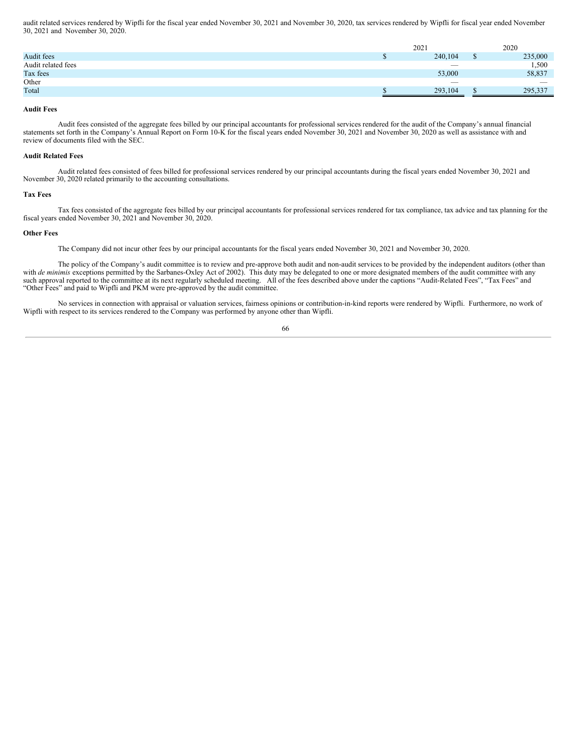audit related services rendered by Wipfli for the fiscal year ended November 30, 2021 and November 30, 2020, tax services rendered by Wipfli for fiscal year ended November 30, 2021 and November 30, 2020.

| | 2021 | 2020 |
|---|---|---|
| Audit fees | $ 240,104 | $ 235,000 |
| Audit related fees | — | 1,500 |
| Tax fees | 53,000 | 58,837 |
| Other | — | — |
| Total | $ 293,104 | $ 295,337 |

**Audit Fees**

Audit fees consisted of the aggregate fees billed by our principal accountants for professional services rendered for the audit of the Company's annual financial statements set forth in the Company's Annual Report on Form 10-K for the fiscal years ended November 30, 2021 and November 30, 2020 as well as assistance with and review of documents filed with the SEC.

**Audit Related Fees**

Audit related fees consisted of fees billed for professional services rendered by our principal accountants during the fiscal years ended November 30, 2021 and November 30, 2020 related primarily to the accounting consultations.

**Tax Fees**

Tax fees consisted of the aggregate fees billed by our principal accountants for professional services rendered for tax compliance, tax advice and tax planning for the fiscal years ended November 30, 2021 and November 30, 2020.

**Other Fees**

The Company did not incur other fees by our principal accountants for the fiscal years ended November 30, 2021 and November 30, 2020.

The policy of the Company's audit committee is to review and pre-approve both audit and non-audit services to be provided by the independent auditors (other than with *de minimis* exceptions permitted by the Sarbanes-Oxley Act of 2002). This duty may be delegated to one or more designated members of the audit committee with any such approval reported to the committee at its next regularly scheduled meeting. All of the fees described above under the captions "Audit-Related Fees", "Tax Fees" and "Other Fees" and paid to Wipfli and PKM were pre-approved by the audit committee.

No services in connection with appraisal or valuation services, fairness opinions or contribution-in-kind reports were rendered by Wipfli. Furthermore, no work of Wipfli with respect to its services rendered to the Company was performed by anyone other than Wipfli.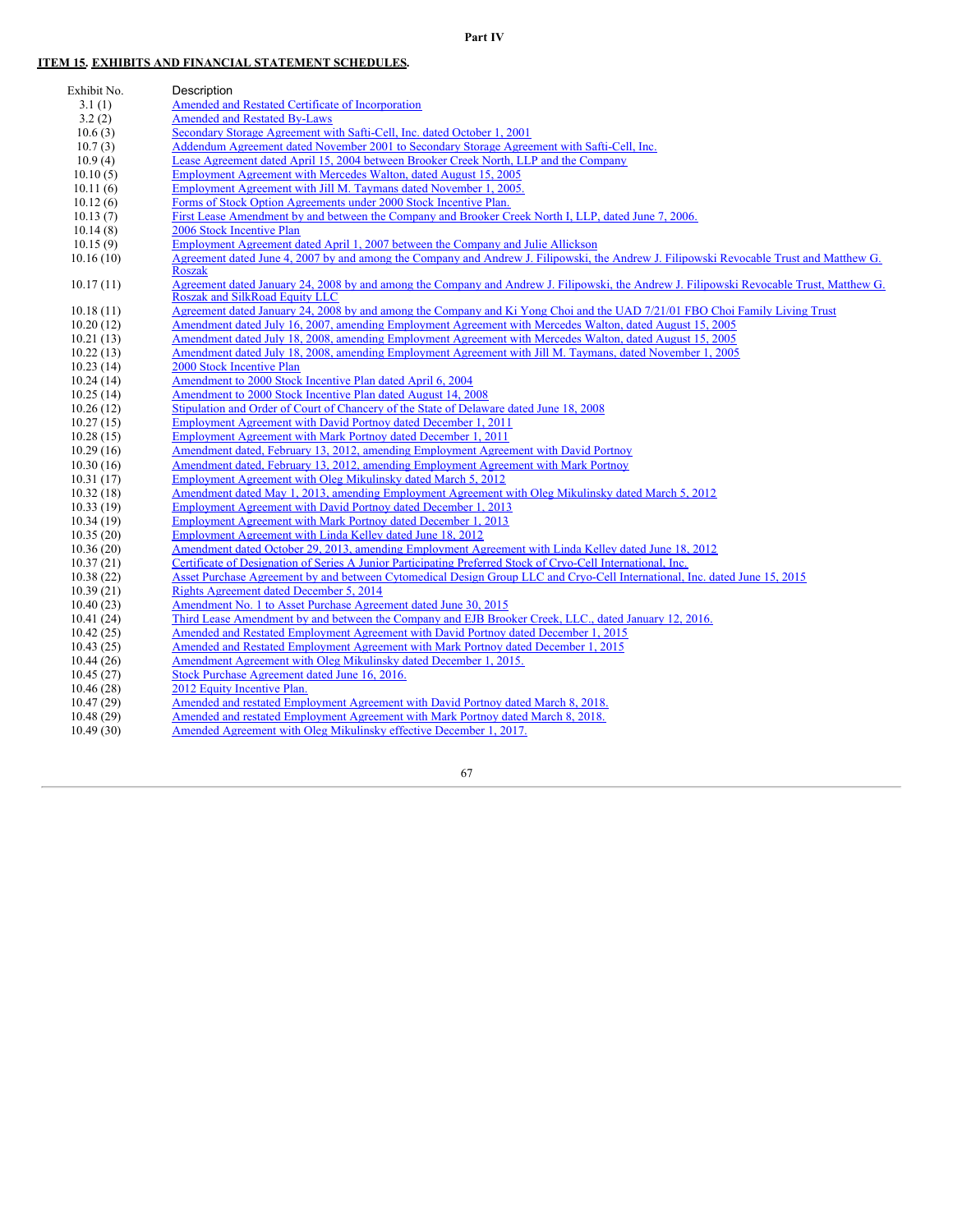**Part IV**

## **ITEM 15. EXHIBITS AND FINANCIAL STATEMENT SCHEDULES.**

| Exhibit No. | Description |
| --- | --- |
| 3.1 (1) | Amended and Restated Certificate of Incorporation |
| 3.2 (2) | Amended and Restated By-Laws |
| 10.6 (3) | Secondary Storage Agreement with Safti-Cell, Inc. dated October 1, 2001 |
| 10.7 (3) | Addendum Agreement dated November 2001 to Secondary Storage Agreement with Safti-Cell, Inc. |
| 10.9 (4) | Lease Agreement dated April 15, 2004 between Brooker Creek North, LLP and the Company |
| 10.10 (5) | Employment Agreement with Mercedes Walton, dated August 15, 2005 |
| 10.11 (6) | Employment Agreement with Jill M. Taymans dated November 1, 2005. |
| 10.12 (6) | Forms of Stock Option Agreements under 2000 Stock Incentive Plan. |
| 10.13 (7) | First Lease Amendment by and between the Company and Brooker Creek North I, LLP, dated June 7, 2006. |
| 10.14 (8) | 2006 Stock Incentive Plan |
| 10.15 (9) | Employment Agreement dated April 1, 2007 between the Company and Julie Allickson |
| 10.16 (10) | Agreement dated June 4, 2007 by and among the Company and Andrew J. Filipowski, the Andrew J. Filipowski Revocable Trust and Matthew G. Roszak |
| 10.17 (11) | Agreement dated January 24, 2008 by and among the Company and Andrew J. Filipowski, the Andrew J. Filipowski Revocable Trust, Matthew G. Roszak and SilkRoad Equity LLC |
| 10.18 (11) | Agreement dated January 24, 2008 by and among the Company and Ki Yong Choi and the UAD 7/21/01 FBO Choi Family Living Trust |
| 10.20 (12) | Amendment dated July 16, 2007, amending Employment Agreement with Mercedes Walton, dated August 15, 2005 |
| 10.21 (13) | Amendment dated July 18, 2008, amending Employment Agreement with Mercedes Walton, dated August 15, 2005 |
| 10.22 (13) | Amendment dated July 18, 2008, amending Employment Agreement with Jill M. Taymans, dated November 1, 2005 |
| 10.23 (14) | 2000 Stock Incentive Plan |
| 10.24 (14) | Amendment to 2000 Stock Incentive Plan dated April 6, 2004 |
| 10.25 (14) | Amendment to 2000 Stock Incentive Plan dated August 14, 2008 |
| 10.26 (12) | Stipulation and Order of Court of Chancery of the State of Delaware dated June 18, 2008 |
| 10.27 (15) | Employment Agreement with David Portnoy dated December 1, 2011 |
| 10.28 (15) | Employment Agreement with Mark Portnoy dated December 1, 2011 |
| 10.29 (16) | Amendment dated, February 13, 2012, amending Employment Agreement with David Portnoy |
| 10.30 (16) | Amendment dated, February 13, 2012, amending Employment Agreement with Mark Portnoy |
| 10.31 (17) | Employment Agreement with Oleg Mikulinsky dated March 5, 2012 |
| 10.32 (18) | Amendment dated May 1, 2013, amending Employment Agreement with Oleg Mikulinsky dated March 5, 2012 |
| 10.33 (19) | Employment Agreement with David Portnoy dated December 1, 2013 |
| 10.34 (19) | Employment Agreement with Mark Portnoy dated December 1, 2013 |
| 10.35 (20) | Employment Agreement with Linda Kelley dated June 18, 2012 |
| 10.36 (20) | Amendment dated October 29, 2013, amending Employment Agreement with Linda Kelley dated June 18, 2012 |
| 10.37 (21) | Certificate of Designation of Series A Junior Participating Preferred Stock of Cryo-Cell International, Inc. |
| 10.38 (22) | Asset Purchase Agreement by and between Cytomedical Design Group LLC and Cryo-Cell International, Inc. dated June 15, 2015 |
| 10.39 (21) | Rights Agreement dated December 5, 2014 |
| 10.40 (23) | Amendment No. 1 to Asset Purchase Agreement dated June 30, 2015 |
| 10.41 (24) | Third Lease Amendment by and between the Company and EJB Brooker Creek, LLC., dated January 12, 2016. |
| 10.42 (25) | Amended and Restated Employment Agreement with David Portnoy dated December 1, 2015 |
| 10.43 (25) | Amended and Restated Employment Agreement with Mark Portnoy dated December 1, 2015 |
| 10.44 (26) | Amendment Agreement with Oleg Mikulinsky dated December 1, 2015. |
| 10.45 (27) | Stock Purchase Agreement dated June 16, 2016. |
| 10.46 (28) | 2012 Equity Incentive Plan. |
| 10.47 (29) | Amended and restated Employment Agreement with David Portnoy dated March 8, 2018. |
| 10.48 (29) | Amended and restated Employment Agreement with Mark Portnoy dated March 8, 2018. |
| 10.49 (30) | Amended Agreement with Oleg Mikulinsky effective December 1, 2017. |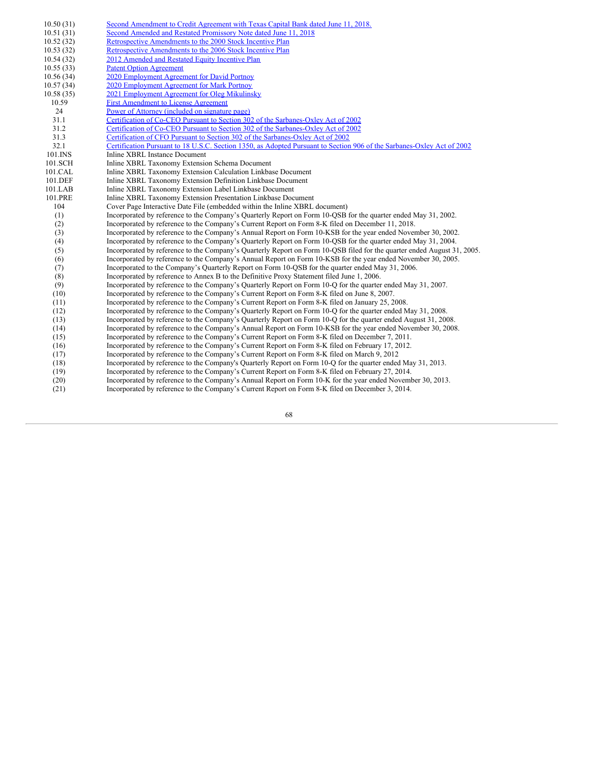| | |
|---|---|
| 10.50 (31) | Second Amendment to Credit Agreement with Texas Capital Bank dated June 11, 2018. |
| 10.51 (31) | Second Amended and Restated Promissory Note dated June 11, 2018 |
| 10.52 (32) | Retrospective Amendments to the 2000 Stock Incentive Plan |
| 10.53 (32) | Retrospective Amendments to the 2006 Stock Incentive Plan |
| 10.54 (32) | 2012 Amended and Restated Equity Incentive Plan |
| 10.55 (33) | Patent Option Agreement |
| 10.56 (34) | 2020 Employment Agreement for David Portnoy |
| 10.57 (34) | 2020 Employment Agreement for Mark Portnoy |
| 10.58 (35) | 2021 Employment Agreement for Oleg Mikulinsky |
| 10.59 | First Amendment to License Agreement |
| 24 | Power of Attorney (included on signature page) |
| 31.1 | Certification of Co-CEO Pursuant to Section 302 of the Sarbanes-Oxley Act of 2002 |
| 31.2 | Certification of Co-CEO Pursuant to Section 302 of the Sarbanes-Oxley Act of 2002 |
| 31.3 | Certification of CFO Pursuant to Section 302 of the Sarbanes-Oxley Act of 2002 |
| 32.1 | Certification Pursuant to 18 U.S.C. Section 1350, as Adopted Pursuant to Section 906 of the Sarbanes-Oxley Act of 2002 |
| 101.INS | Inline XBRL Instance Document |
| 101.SCH | Inline XBRL Taxonomy Extension Schema Document |
| 101.CAL | Inline XBRL Taxonomy Extension Calculation Linkbase Document |
| 101.DEF | Inline XBRL Taxonomy Extension Definition Linkbase Document |
| 101.LAB | Inline XBRL Taxonomy Extension Label Linkbase Document |
| 101.PRE | Inline XBRL Taxonomy Extension Presentation Linkbase Document |
| 104 | Cover Page Interactive Date File (embedded within the Inline XBRL document) |
| (1) | Incorporated by reference to the Company's Quarterly Report on Form 10-QSB for the quarter ended May 31, 2002. |
| (2) | Incorporated by reference to the Company's Current Report on Form 8-K filed on December 11, 2018. |
| (3) | Incorporated by reference to the Company's Annual Report on Form 10-KSB for the year ended November 30, 2002. |
| (4) | Incorporated by reference to the Company's Quarterly Report on Form 10-QSB for the quarter ended May 31, 2004. |
| (5) | Incorporated by reference to the Company's Quarterly Report on Form 10-QSB filed for the quarter ended August 31, 2005. |
| (6) | Incorporated by reference to the Company's Annual Report on Form 10-KSB for the year ended November 30, 2005. |
| (7) | Incorporated to the Company's Quarterly Report on Form 10-QSB for the quarter ended May 31, 2006. |
| (8) | Incorporated by reference to Annex B to the Definitive Proxy Statement filed June 1, 2006. |
| (9) | Incorporated by reference to the Company's Quarterly Report on Form 10-Q for the quarter ended May 31, 2007. |
| (10) | Incorporated by reference to the Company's Current Report on Form 8-K filed on June 8, 2007. |
| (11) | Incorporated by reference to the Company's Current Report on Form 8-K filed on January 25, 2008. |
| (12) | Incorporated by reference to the Company's Quarterly Report on Form 10-Q for the quarter ended May 31, 2008. |
| (13) | Incorporated by reference to the Company's Quarterly Report on Form 10-Q for the quarter ended August 31, 2008. |
| (14) | Incorporated by reference to the Company's Annual Report on Form 10-KSB for the year ended November 30, 2008. |
| (15) | Incorporated by reference to the Company's Current Report on Form 8-K filed on December 7, 2011. |
| (16) | Incorporated by reference to the Company's Current Report on Form 8-K filed on February 17, 2012. |
| (17) | Incorporated by reference to the Company's Current Report on Form 8-K filed on March 9, 2012 |
| (18) | Incorporated by reference to the Company's Quarterly Report on Form 10-Q for the quarter ended May 31, 2013. |
| (19) | Incorporated by reference to the Company's Current Report on Form 8-K filed on February 27, 2014. |
| (20) | Incorporated by reference to the Company's Annual Report on Form 10-K for the year ended November 30, 2013. |
| (21) | Incorporated by reference to the Company's Current Report on Form 8-K filed on December 3, 2014. |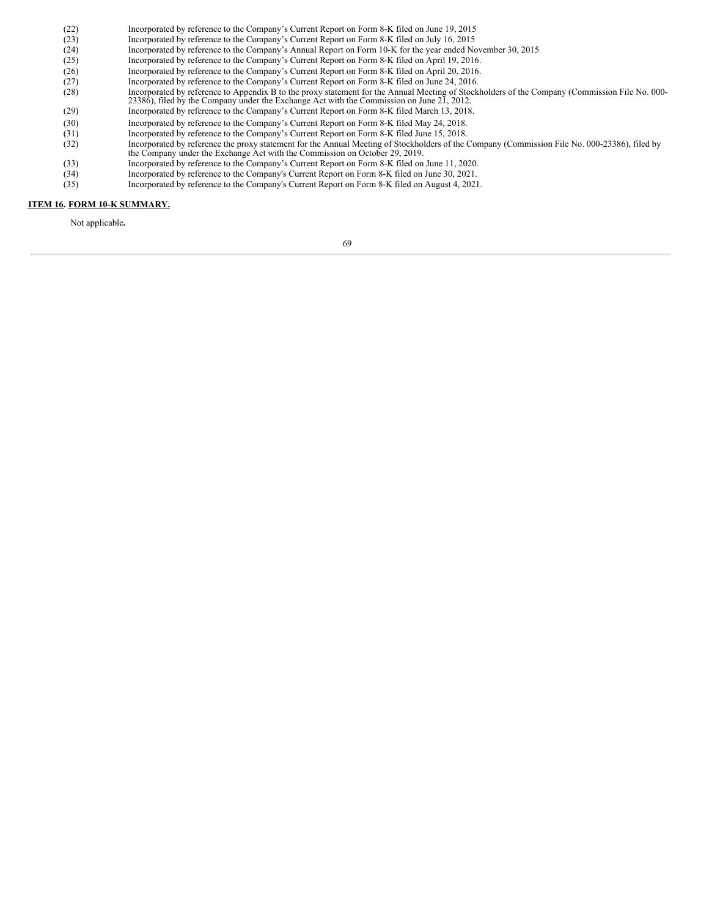(22) Incorporated by reference to the Company's Current Report on Form 8-K filed on June 19, 2015

(23) Incorporated by reference to the Company's Current Report on Form 8-K filed on July 16, 2015

(24) Incorporated by reference to the Company's Annual Report on Form 10-K for the year ended November 30, 2015

(25) Incorporated by reference to the Company's Current Report on Form 8-K filed on April 19, 2016.

(26) Incorporated by reference to the Company's Current Report on Form 8-K filed on April 20, 2016.

(27) Incorporated by reference to the Company's Current Report on Form 8-K filed on June 24, 2016.

(28) Incorporated by reference to Appendix B to the proxy statement for the Annual Meeting of Stockholders of the Company (Commission File No. 000-23386), filed by the Company under the Exchange Act with the Commission on June 21, 2012.

(29) Incorporated by reference to the Company's Current Report on Form 8-K filed March 13, 2018.

(30) Incorporated by reference to the Company's Current Report on Form 8-K filed May 24, 2018.

(31) Incorporated by reference to the Company's Current Report on Form 8-K filed June 15, 2018.

(32) Incorporated by reference the proxy statement for the Annual Meeting of Stockholders of the Company (Commission File No. 000-23386), filed by the Company under the Exchange Act with the Commission on October 29, 2019.

(33) Incorporated by reference to the Company's Current Report on Form 8-K filed on June 11, 2020.

(34) Incorporated by reference to the Company's Current Report on Form 8-K filed on June 30, 2021.

(35) Incorporated by reference to the Company's Current Report on Form 8-K filed on August 4, 2021.

## ITEM 16. FORM 10-K SUMMARY.

Not applicable**.**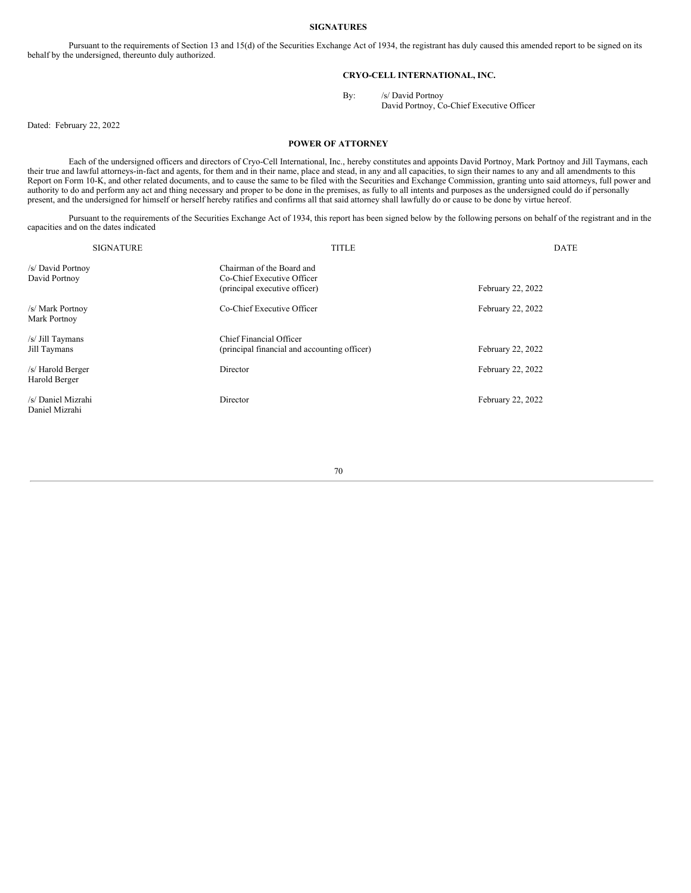**SIGNATURES**

Pursuant to the requirements of Section 13 and 15(d) of the Securities Exchange Act of 1934, the registrant has duly caused this amended report to be signed on its behalf by the undersigned, thereunto duly authorized.

**CRYO-CELL INTERNATIONAL, INC.**

By: /s/ David Portnoy
David Portnoy, Co-Chief Executive Officer

Dated: February 22, 2022

**POWER OF ATTORNEY**

Each of the undersigned officers and directors of Cryo-Cell International, Inc., hereby constitutes and appoints David Portnoy, Mark Portnoy and Jill Taymans, each their true and lawful attorneys-in-fact and agents, for them and in their name, place and stead, in any and all capacities, to sign their names to any and all amendments to this Report on Form 10-K, and other related documents, and to cause the same to be filed with the Securities and Exchange Commission, granting unto said attorneys, full power and authority to do and perform any act and thing necessary and proper to be done in the premises, as fully to all intents and purposes as the undersigned could do if personally present, and the undersigned for himself or herself hereby ratifies and confirms all that said attorney shall lawfully do or cause to be done by virtue hereof.

Pursuant to the requirements of the Securities Exchange Act of 1934, this report has been signed below by the following persons on behalf of the registrant and in the capacities and on the dates indicated

| SIGNATURE | TITLE | DATE |
|---|---|---|
| /s/ David Portnoy<br>David Portnoy | Chairman of the Board and<br>Co-Chief Executive Officer<br>(principal executive officer) | February 22, 2022 |
| /s/ Mark Portnoy<br>Mark Portnoy | Co-Chief Executive Officer | February 22, 2022 |
| /s/ Jill Taymans<br>Jill Taymans | Chief Financial Officer<br>(principal financial and accounting officer) | February 22, 2022 |
| /s/ Harold Berger<br>Harold Berger | Director | February 22, 2022 |
| /s/ Daniel Mizrahi<br>Daniel Mizrahi | Director | February 22, 2022 |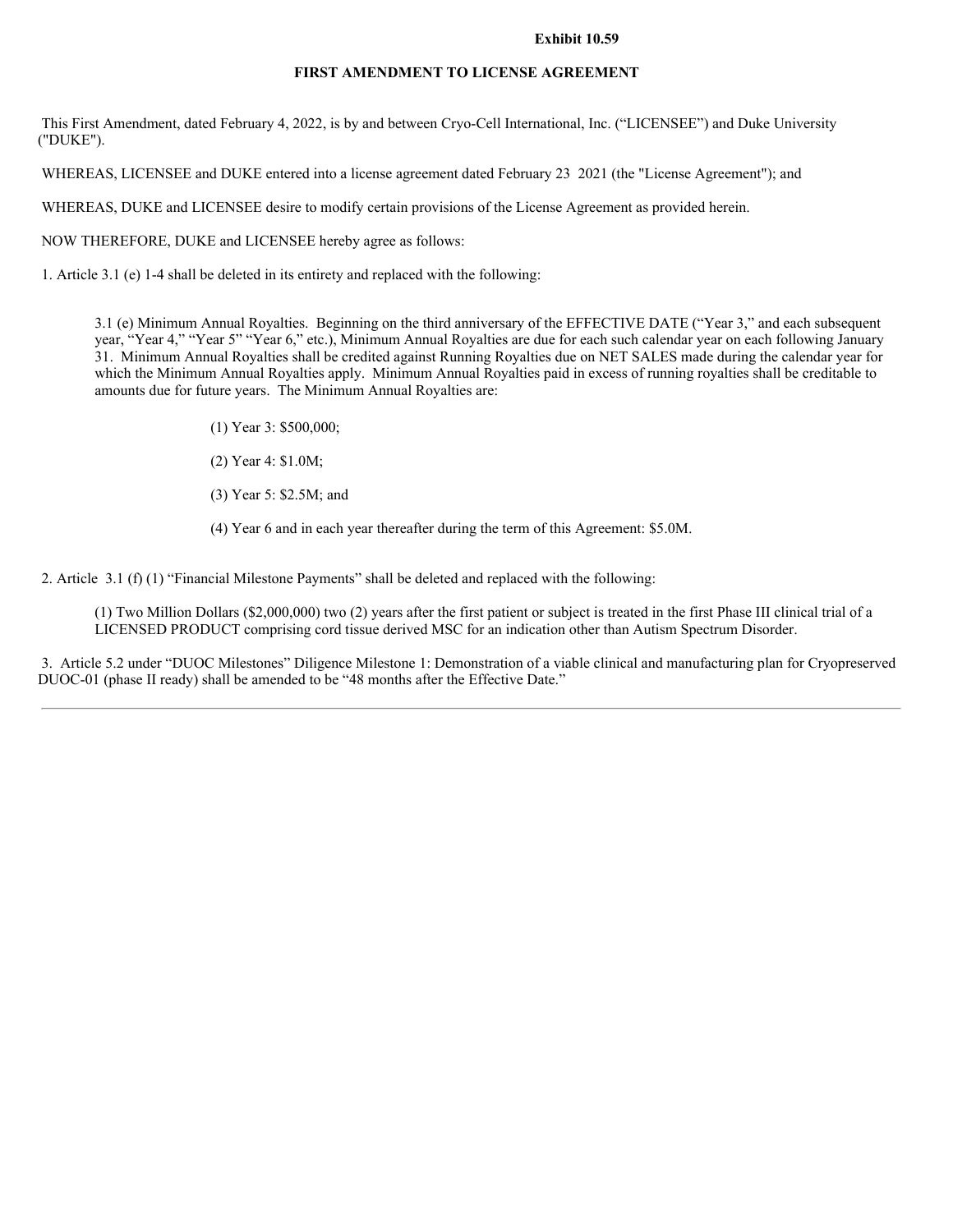**Exhibit 10.59**

# FIRST AMENDMENT TO LICENSE AGREEMENT

This First Amendment, dated February 4, 2022, is by and between Cryo-Cell International, Inc. ("LICENSEE") and Duke University ("DUKE").

WHEREAS, LICENSEE and DUKE entered into a license agreement dated February 23 2021 (the "License Agreement"); and

WHEREAS, DUKE and LICENSEE desire to modify certain provisions of the License Agreement as provided herein.

NOW THEREFORE, DUKE and LICENSEE hereby agree as follows:

1. Article 3.1 (e) 1-4 shall be deleted in its entirety and replaced with the following:

> 3.1 (e) Minimum Annual Royalties. Beginning on the third anniversary of the EFFECTIVE DATE ("Year 3," and each subsequent year, "Year 4," "Year 5" "Year 6," etc.), Minimum Annual Royalties are due for each such calendar year on each following January 31. Minimum Annual Royalties shall be credited against Running Royalties due on NET SALES made during the calendar year for which the Minimum Annual Royalties apply. Minimum Annual Royalties paid in excess of running royalties shall be creditable to amounts due for future years. The Minimum Annual Royalties are:
>
> (1) Year 3: $500,000;
>
> (2) Year 4: $1.0M;
>
> (3) Year 5: $2.5M; and
>
> (4) Year 6 and in each year thereafter during the term of this Agreement: $5.0M.

2. Article 3.1 (f) (1) "Financial Milestone Payments" shall be deleted and replaced with the following:

> (1) Two Million Dollars ($2,000,000) two (2) years after the first patient or subject is treated in the first Phase III clinical trial of a LICENSED PRODUCT comprising cord tissue derived MSC for an indication other than Autism Spectrum Disorder.

3. Article 5.2 under "DUOC Milestones" Diligence Milestone 1: Demonstration of a viable clinical and manufacturing plan for Cryopreserved DUOC-01 (phase II ready) shall be amended to be "48 months after the Effective Date."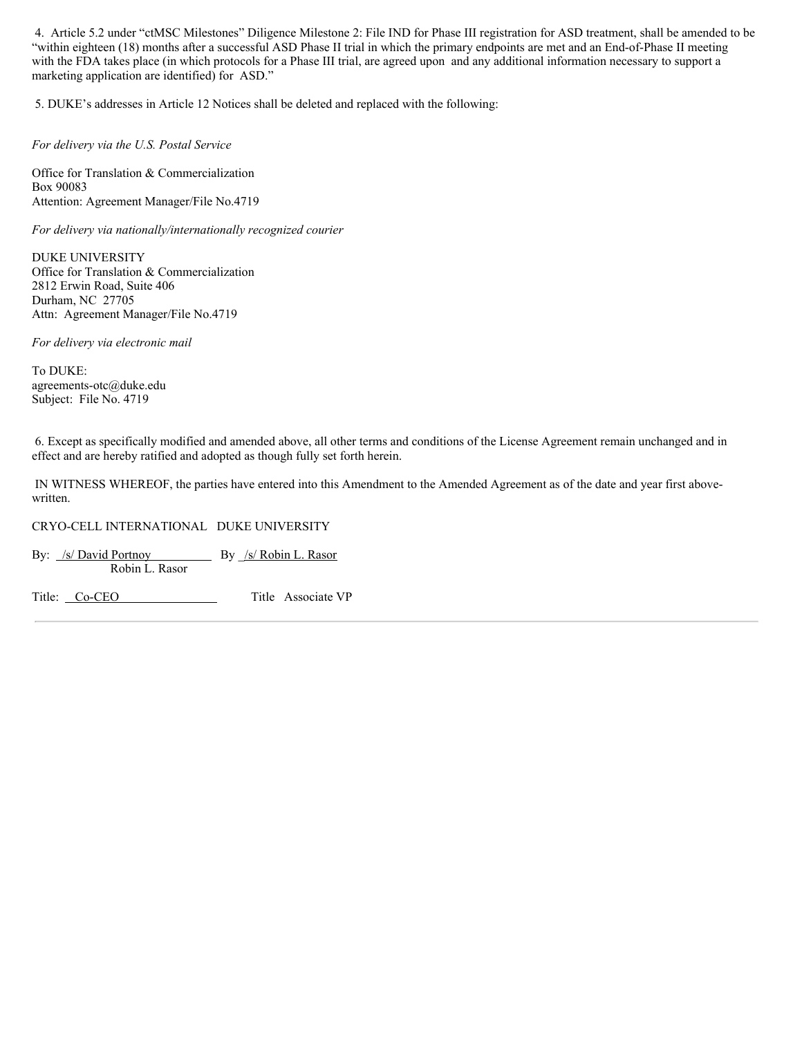4. Article 5.2 under "ctMSC Milestones" Diligence Milestone 2: File IND for Phase III registration for ASD treatment, shall be amended to be "within eighteen (18) months after a successful ASD Phase II trial in which the primary endpoints are met and an End-of-Phase II meeting with the FDA takes place (in which protocols for a Phase III trial, are agreed upon and any additional information necessary to support a marketing application are identified) for ASD."

5. DUKE's addresses in Article 12 Notices shall be deleted and replaced with the following:

*For delivery via the U.S. Postal Service*

Office for Translation & Commercialization  
Box 90083  
Attention: Agreement Manager/File No.4719

*For delivery via nationally/internationally recognized courier*

DUKE UNIVERSITY  
Office for Translation & Commercialization  
2812 Erwin Road, Suite 406  
Durham, NC 27705  
Attn: Agreement Manager/File No.4719

*For delivery via electronic mail*

To DUKE:  
agreements-otc@duke.edu  
Subject: File No. 4719

6. Except as specifically modified and amended above, all other terms and conditions of the License Agreement remain unchanged and in effect and are hereby ratified and adopted as though fully set forth herein.

IN WITNESS WHEREOF, the parties have entered into this Amendment to the Amended Agreement as of the date and year first above-written.

| CRYO-CELL INTERNATIONAL | DUKE UNIVERSITY |
|---|---|
| By: /s/ David Portnoy | By /s/ Robin L. Rasor |
| | Robin L. Rasor |
| Title: Co-CEO | Title Associate VP |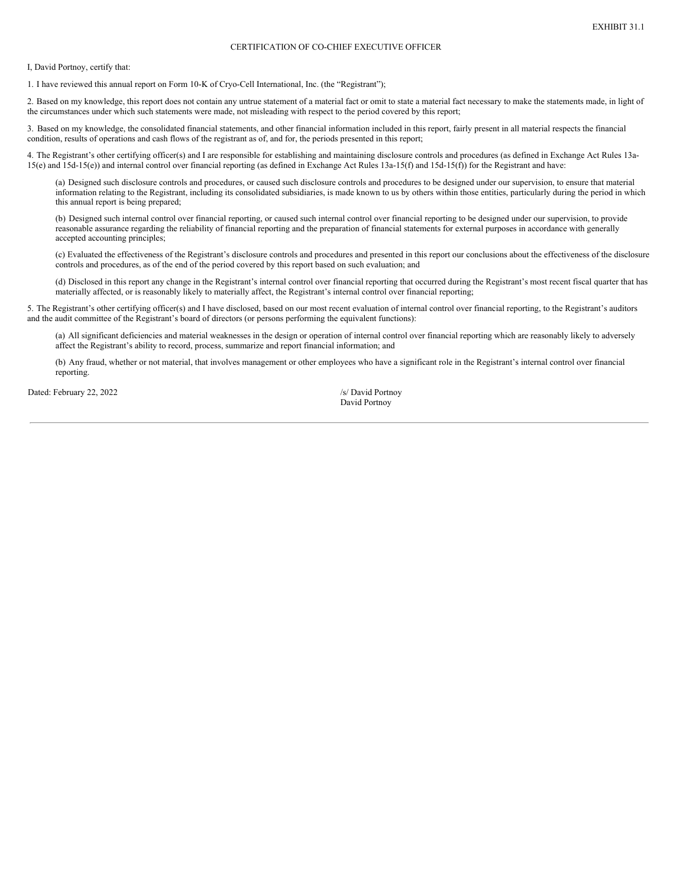EXHIBIT 31.1

CERTIFICATION OF CO-CHIEF EXECUTIVE OFFICER

I, David Portnoy, certify that:

1. I have reviewed this annual report on Form 10-K of Cryo-Cell International, Inc. (the "Registrant");

2. Based on my knowledge, this report does not contain any untrue statement of a material fact or omit to state a material fact necessary to make the statements made, in light of the circumstances under which such statements were made, not misleading with respect to the period covered by this report;

3. Based on my knowledge, the consolidated financial statements, and other financial information included in this report, fairly present in all material respects the financial condition, results of operations and cash flows of the registrant as of, and for, the periods presented in this report;

4. The Registrant's other certifying officer(s) and I are responsible for establishing and maintaining disclosure controls and procedures (as defined in Exchange Act Rules 13a-15(e) and 15d-15(e)) and internal control over financial reporting (as defined in Exchange Act Rules 13a-15(f) and 15d-15(f)) for the Registrant and have:

(a) Designed such disclosure controls and procedures, or caused such disclosure controls and procedures to be designed under our supervision, to ensure that material information relating to the Registrant, including its consolidated subsidiaries, is made known to us by others within those entities, particularly during the period in which this annual report is being prepared;

(b) Designed such internal control over financial reporting, or caused such internal control over financial reporting to be designed under our supervision, to provide reasonable assurance regarding the reliability of financial reporting and the preparation of financial statements for external purposes in accordance with generally accepted accounting principles;

(c) Evaluated the effectiveness of the Registrant's disclosure controls and procedures and presented in this report our conclusions about the effectiveness of the disclosure controls and procedures, as of the end of the period covered by this report based on such evaluation; and

(d) Disclosed in this report any change in the Registrant's internal control over financial reporting that occurred during the Registrant's most recent fiscal quarter that has materially affected, or is reasonably likely to materially affect, the Registrant's internal control over financial reporting;

5. The Registrant's other certifying officer(s) and I have disclosed, based on our most recent evaluation of internal control over financial reporting, to the Registrant's auditors and the audit committee of the Registrant's board of directors (or persons performing the equivalent functions):

(a) All significant deficiencies and material weaknesses in the design or operation of internal control over financial reporting which are reasonably likely to adversely affect the Registrant's ability to record, process, summarize and report financial information; and

(b) Any fraud, whether or not material, that involves management or other employees who have a significant role in the Registrant's internal control over financial reporting.

Dated: February 22, 2022

/s/ David Portnoy
David Portnoy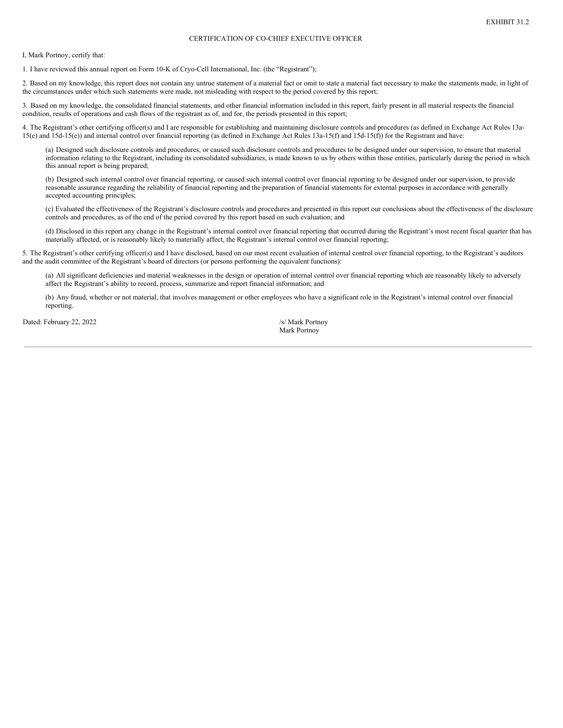EXHIBIT 31.2

CERTIFICATION OF CO-CHIEF EXECUTIVE OFFICER

I, Mark Portnoy, certify that:

1. I have reviewed this annual report on Form 10-K of Cryo-Cell International, Inc. (the "Registrant");

2. Based on my knowledge, this report does not contain any untrue statement of a material fact or omit to state a material fact necessary to make the statements made, in light of the circumstances under which such statements were made, not misleading with respect to the period covered by this report;

3. Based on my knowledge, the consolidated financial statements, and other financial information included in this report, fairly present in all material respects the financial condition, results of operations and cash flows of the registrant as of, and for, the periods presented in this report;

4. The Registrant's other certifying officer(s) and I are responsible for establishing and maintaining disclosure controls and procedures (as defined in Exchange Act Rules 13a-15(e) and 15d-15(e)) and internal control over financial reporting (as defined in Exchange Act Rules 13a-15(f) and 15d-15(f)) for the Registrant and have:

(a) Designed such disclosure controls and procedures, or caused such disclosure controls and procedures to be designed under our supervision, to ensure that material information relating to the Registrant, including its consolidated subsidiaries, is made known to us by others within those entities, particularly during the period in which this annual report is being prepared;

(b) Designed such internal control over financial reporting, or caused such internal control over financial reporting to be designed under our supervision, to provide reasonable assurance regarding the reliability of financial reporting and the preparation of financial statements for external purposes in accordance with generally accepted accounting principles;

(c) Evaluated the effectiveness of the Registrant's disclosure controls and procedures and presented in this report our conclusions about the effectiveness of the disclosure controls and procedures, as of the end of the period covered by this report based on such evaluation; and

(d) Disclosed in this report any change in the Registrant's internal control over financial reporting that occurred during the Registrant's most recent fiscal quarter that has materially affected, or is reasonably likely to materially affect, the Registrant's internal control over financial reporting;

5. The Registrant's other certifying officer(s) and I have disclosed, based on our most recent evaluation of internal control over financial reporting, to the Registrant's auditors and the audit committee of the Registrant's board of directors (or persons performing the equivalent functions):

(a) All significant deficiencies and material weaknesses in the design or operation of internal control over financial reporting which are reasonably likely to adversely affect the Registrant's ability to record, process, summarize and report financial information; and

(b) Any fraud, whether or not material, that involves management or other employees who have a significant role in the Registrant's internal control over financial reporting.

Dated: February 22, 2022

/s/ Mark Portnoy
Mark Portnoy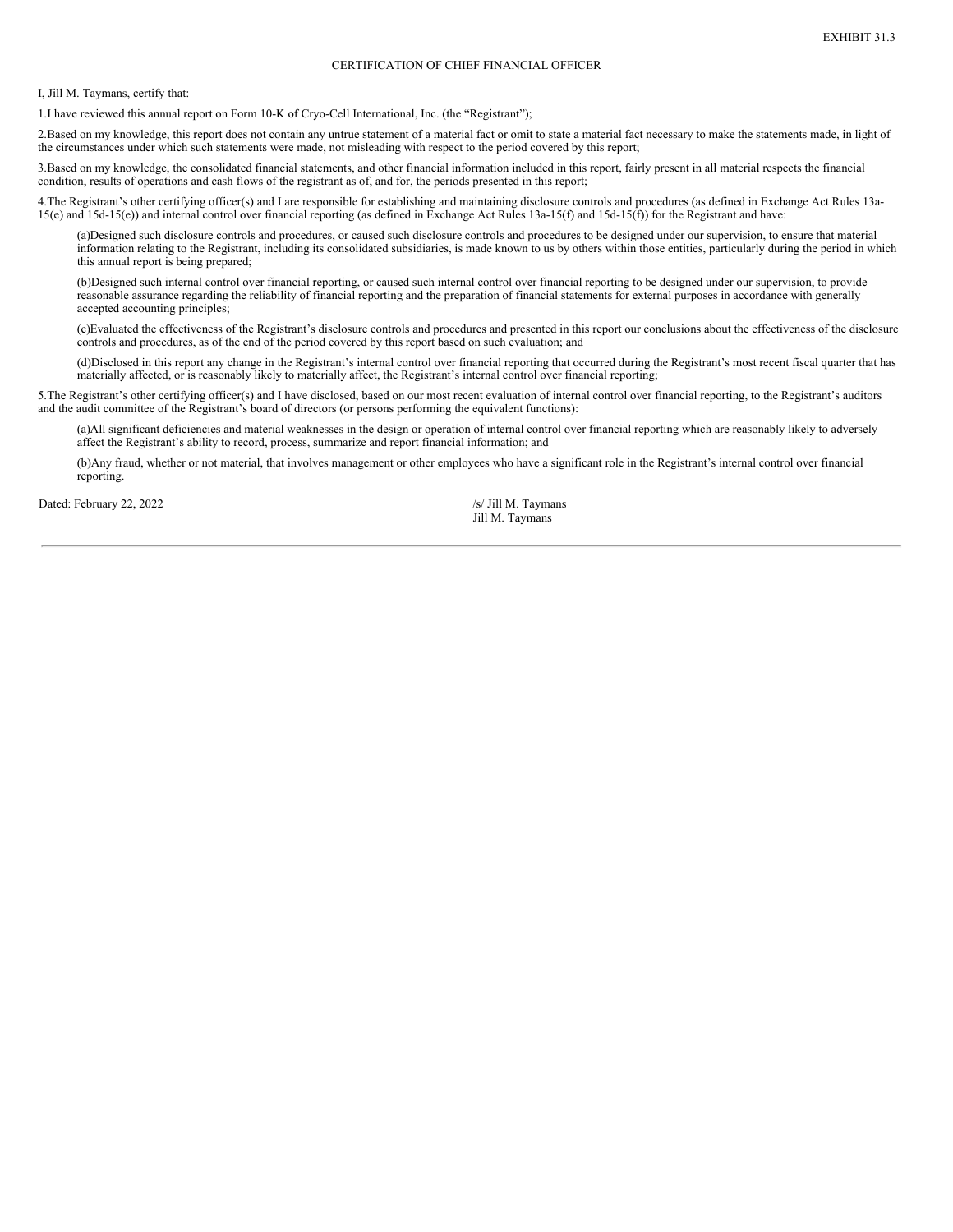EXHIBIT 31.3

CERTIFICATION OF CHIEF FINANCIAL OFFICER

I, Jill M. Taymans, certify that:

1.I have reviewed this annual report on Form 10-K of Cryo-Cell International, Inc. (the "Registrant");

2.Based on my knowledge, this report does not contain any untrue statement of a material fact or omit to state a material fact necessary to make the statements made, in light of the circumstances under which such statements were made, not misleading with respect to the period covered by this report;

3.Based on my knowledge, the consolidated financial statements, and other financial information included in this report, fairly present in all material respects the financial condition, results of operations and cash flows of the registrant as of, and for, the periods presented in this report;

4.The Registrant's other certifying officer(s) and I are responsible for establishing and maintaining disclosure controls and procedures (as defined in Exchange Act Rules 13a-15(e) and 15d-15(e)) and internal control over financial reporting (as defined in Exchange Act Rules 13a-15(f) and 15d-15(f)) for the Registrant and have:

(a)Designed such disclosure controls and procedures, or caused such disclosure controls and procedures to be designed under our supervision, to ensure that material information relating to the Registrant, including its consolidated subsidiaries, is made known to us by others within those entities, particularly during the period in which this annual report is being prepared;

(b)Designed such internal control over financial reporting, or caused such internal control over financial reporting to be designed under our supervision, to provide reasonable assurance regarding the reliability of financial reporting and the preparation of financial statements for external purposes in accordance with generally accepted accounting principles;

(c)Evaluated the effectiveness of the Registrant's disclosure controls and procedures and presented in this report our conclusions about the effectiveness of the disclosure controls and procedures, as of the end of the period covered by this report based on such evaluation; and

(d)Disclosed in this report any change in the Registrant's internal control over financial reporting that occurred during the Registrant's most recent fiscal quarter that has materially affected, or is reasonably likely to materially affect, the Registrant's internal control over financial reporting;

5.The Registrant's other certifying officer(s) and I have disclosed, based on our most recent evaluation of internal control over financial reporting, to the Registrant's auditors and the audit committee of the Registrant's board of directors (or persons performing the equivalent functions):

(a)All significant deficiencies and material weaknesses in the design or operation of internal control over financial reporting which are reasonably likely to adversely affect the Registrant's ability to record, process, summarize and report financial information; and

(b)Any fraud, whether or not material, that involves management or other employees who have a significant role in the Registrant's internal control over financial reporting.

Dated: February 22, 2022

/s/ Jill M. Taymans
Jill M. Taymans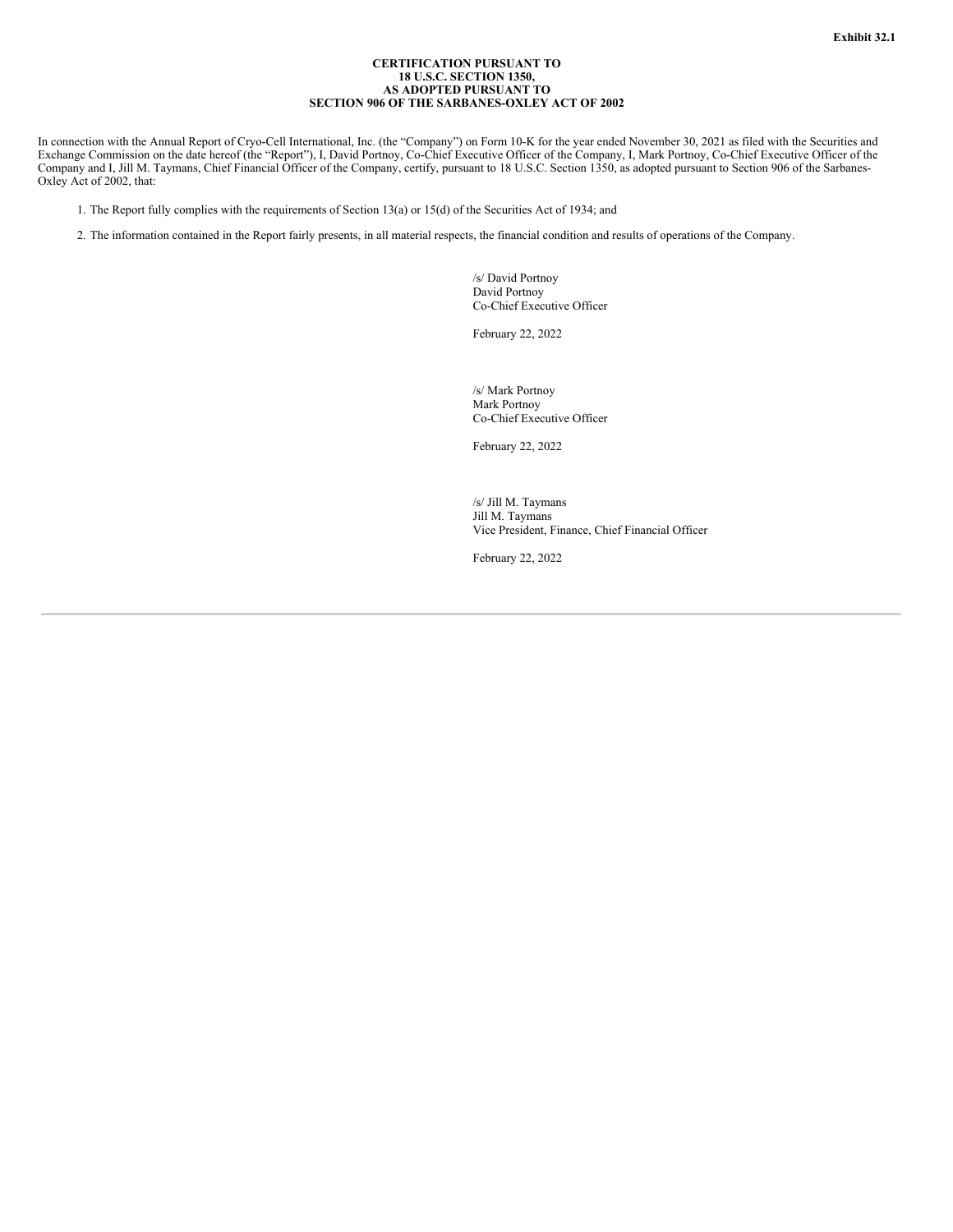**Exhibit 32.1**

**CERTIFICATION PURSUANT TO**
**18 U.S.C. SECTION 1350,**
**AS ADOPTED PURSUANT TO**
**SECTION 906 OF THE SARBANES-OXLEY ACT OF 2002**

In connection with the Annual Report of Cryo-Cell International, Inc. (the "Company") on Form 10-K for the year ended November 30, 2021 as filed with the Securities and Exchange Commission on the date hereof (the "Report"), I, David Portnoy, Co-Chief Executive Officer of the Company, I, Mark Portnoy, Co-Chief Executive Officer of the Company and I, Jill M. Taymans, Chief Financial Officer of the Company, certify, pursuant to 18 U.S.C. Section 1350, as adopted pursuant to Section 906 of the Sarbanes-Oxley Act of 2002, that:

1. The Report fully complies with the requirements of Section 13(a) or 15(d) of the Securities Act of 1934; and

2. The information contained in the Report fairly presents, in all material respects, the financial condition and results of operations of the Company.

/s/ David Portnoy
David Portnoy
Co-Chief Executive Officer

February 22, 2022

/s/ Mark Portnoy
Mark Portnoy
Co-Chief Executive Officer

February 22, 2022

/s/ Jill M. Taymans
Jill M. Taymans
Vice President, Finance, Chief Financial Officer

February 22, 2022